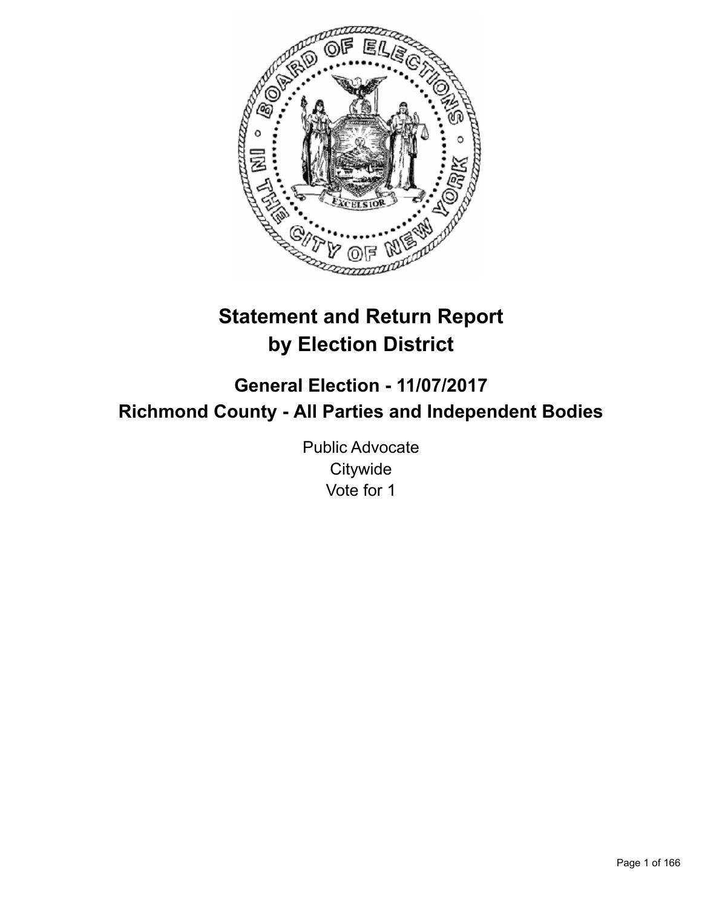# Statement and Return Report by Election District

## General Election - 11/07/2017
## Richmond County - All Parties and Independent Bodies

Public Advocate
Citywide
Vote for 1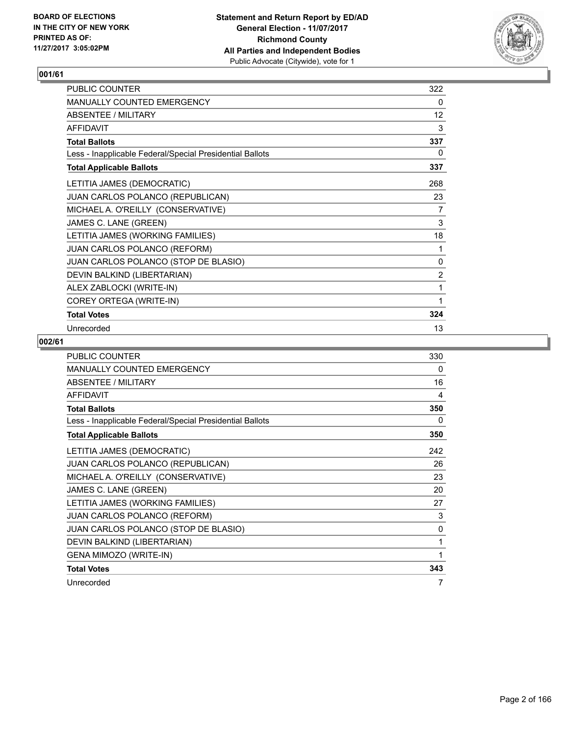**Statement and Return Report by ED/AD**
**General Election - 11/07/2017**
**Richmond County**
**All Parties and Independent Bodies**
Public Advocate (Citywide), vote for 1

BOARD OF ELECTIONS
IN THE CITY OF NEW YORK
PRINTED AS OF:
11/27/2017 3:05:02PM

## 001/61

| | |
|---|---|
| PUBLIC COUNTER | 322 |
| MANUALLY COUNTED EMERGENCY | 0 |
| ABSENTEE / MILITARY | 12 |
| AFFIDAVIT | 3 |
| **Total Ballots** | **337** |
| Less - Inapplicable Federal/Special Presidential Ballots | 0 |
| **Total Applicable Ballots** | **337** |
| LETITIA JAMES (DEMOCRATIC) | 268 |
| JUAN CARLOS POLANCO (REPUBLICAN) | 23 |
| MICHAEL A. O'REILLY (CONSERVATIVE) | 7 |
| JAMES C. LANE (GREEN) | 3 |
| LETITIA JAMES (WORKING FAMILIES) | 18 |
| JUAN CARLOS POLANCO (REFORM) | 1 |
| JUAN CARLOS POLANCO (STOP DE BLASIO) | 0 |
| DEVIN BALKIND (LIBERTARIAN) | 2 |
| ALEX ZABLOCKI (WRITE-IN) | 1 |
| COREY ORTEGA (WRITE-IN) | 1 |
| **Total Votes** | **324** |
| Unrecorded | 13 |

## 002/61

| | |
|---|---|
| PUBLIC COUNTER | 330 |
| MANUALLY COUNTED EMERGENCY | 0 |
| ABSENTEE / MILITARY | 16 |
| AFFIDAVIT | 4 |
| **Total Ballots** | **350** |
| Less - Inapplicable Federal/Special Presidential Ballots | 0 |
| **Total Applicable Ballots** | **350** |
| LETITIA JAMES (DEMOCRATIC) | 242 |
| JUAN CARLOS POLANCO (REPUBLICAN) | 26 |
| MICHAEL A. O'REILLY (CONSERVATIVE) | 23 |
| JAMES C. LANE (GREEN) | 20 |
| LETITIA JAMES (WORKING FAMILIES) | 27 |
| JUAN CARLOS POLANCO (REFORM) | 3 |
| JUAN CARLOS POLANCO (STOP DE BLASIO) | 0 |
| DEVIN BALKIND (LIBERTARIAN) | 1 |
| GENA MIMOZO (WRITE-IN) | 1 |
| **Total Votes** | **343** |
| Unrecorded | 7 |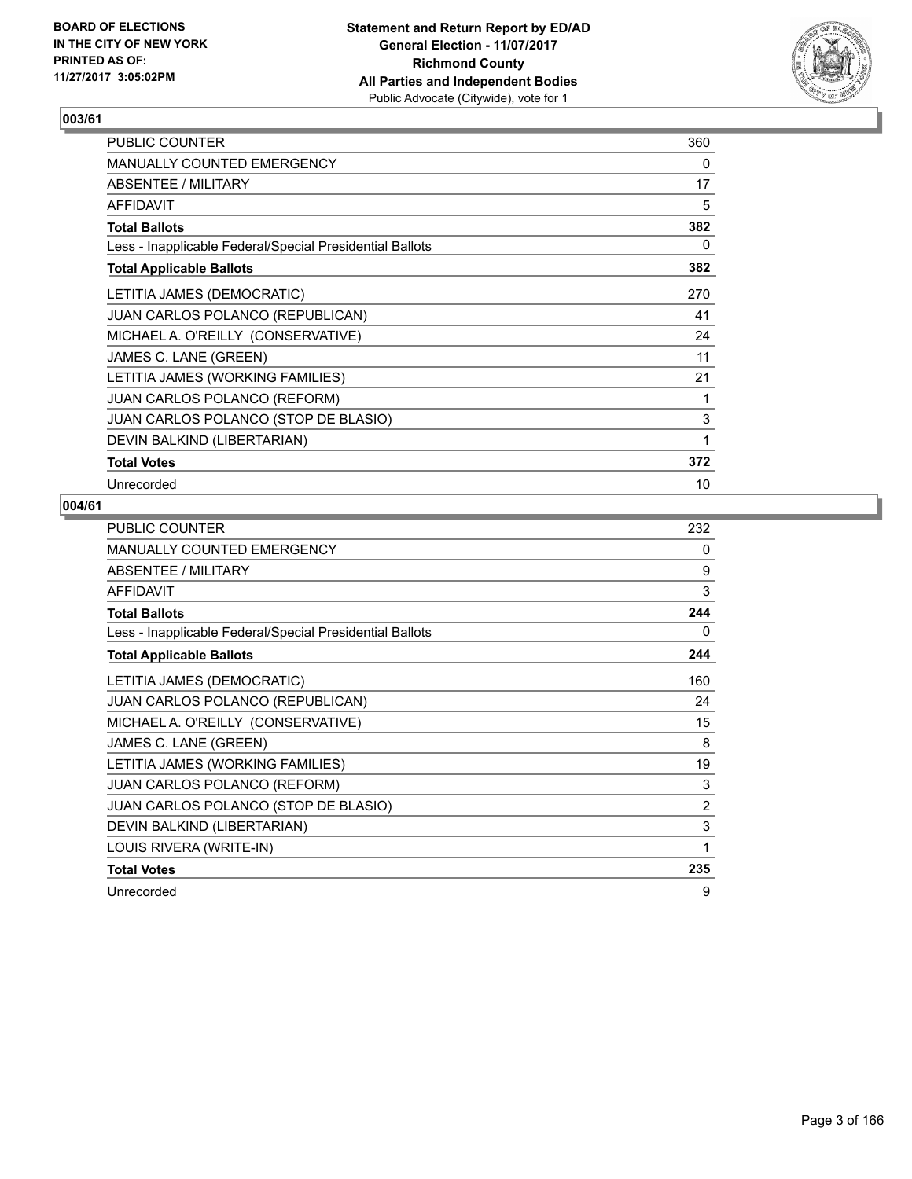## 003/61

| | |
|---|---|
| PUBLIC COUNTER | 360 |
| MANUALLY COUNTED EMERGENCY | 0 |
| ABSENTEE / MILITARY | 17 |
| AFFIDAVIT | 5 |
| **Total Ballots** | **382** |
| Less - Inapplicable Federal/Special Presidential Ballots | 0 |
| **Total Applicable Ballots** | **382** |
| LETITIA JAMES (DEMOCRATIC) | 270 |
| JUAN CARLOS POLANCO (REPUBLICAN) | 41 |
| MICHAEL A. O'REILLY (CONSERVATIVE) | 24 |
| JAMES C. LANE (GREEN) | 11 |
| LETITIA JAMES (WORKING FAMILIES) | 21 |
| JUAN CARLOS POLANCO (REFORM) | 1 |
| JUAN CARLOS POLANCO (STOP DE BLASIO) | 3 |
| DEVIN BALKIND (LIBERTARIAN) | 1 |
| **Total Votes** | **372** |
| Unrecorded | 10 |

## 004/61

| | |
|---|---|
| PUBLIC COUNTER | 232 |
| MANUALLY COUNTED EMERGENCY | 0 |
| ABSENTEE / MILITARY | 9 |
| AFFIDAVIT | 3 |
| **Total Ballots** | **244** |
| Less - Inapplicable Federal/Special Presidential Ballots | 0 |
| **Total Applicable Ballots** | **244** |
| LETITIA JAMES (DEMOCRATIC) | 160 |
| JUAN CARLOS POLANCO (REPUBLICAN) | 24 |
| MICHAEL A. O'REILLY (CONSERVATIVE) | 15 |
| JAMES C. LANE (GREEN) | 8 |
| LETITIA JAMES (WORKING FAMILIES) | 19 |
| JUAN CARLOS POLANCO (REFORM) | 3 |
| JUAN CARLOS POLANCO (STOP DE BLASIO) | 2 |
| DEVIN BALKIND (LIBERTARIAN) | 3 |
| LOUIS RIVERA (WRITE-IN) | 1 |
| **Total Votes** | **235** |
| Unrecorded | 9 |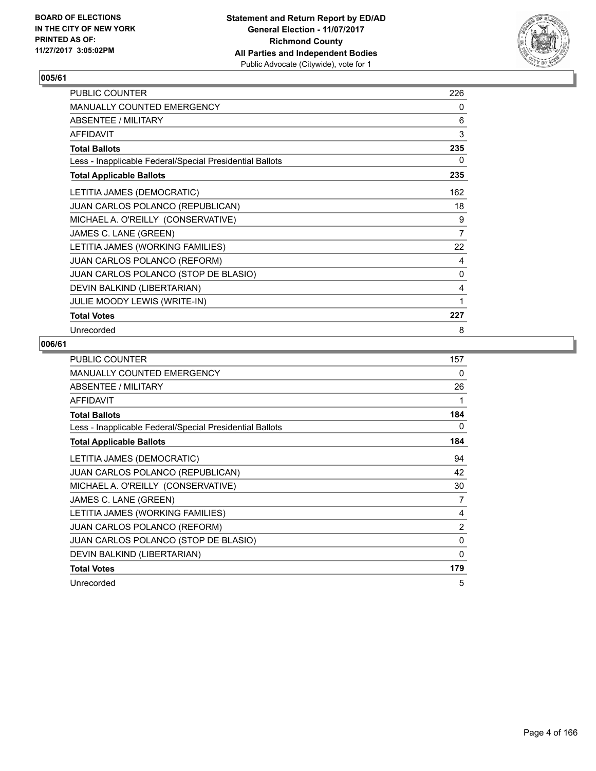BOARD OF ELECTIONS
IN THE CITY OF NEW YORK
PRINTED AS OF:
11/27/2017 3:05:02PM

**Statement and Return Report by ED/AD**
**General Election - 11/07/2017**
**Richmond County**
**All Parties and Independent Bodies**
Public Advocate (Citywide), vote for 1

## 005/61

| | |
|---|---|
| PUBLIC COUNTER | 226 |
| MANUALLY COUNTED EMERGENCY | 0 |
| ABSENTEE / MILITARY | 6 |
| AFFIDAVIT | 3 |
| **Total Ballots** | **235** |
| Less - Inapplicable Federal/Special Presidential Ballots | 0 |
| **Total Applicable Ballots** | **235** |
| LETITIA JAMES (DEMOCRATIC) | 162 |
| JUAN CARLOS POLANCO (REPUBLICAN) | 18 |
| MICHAEL A. O'REILLY (CONSERVATIVE) | 9 |
| JAMES C. LANE (GREEN) | 7 |
| LETITIA JAMES (WORKING FAMILIES) | 22 |
| JUAN CARLOS POLANCO (REFORM) | 4 |
| JUAN CARLOS POLANCO (STOP DE BLASIO) | 0 |
| DEVIN BALKIND (LIBERTARIAN) | 4 |
| JULIE MOODY LEWIS (WRITE-IN) | 1 |
| **Total Votes** | **227** |
| Unrecorded | 8 |

## 006/61

| | |
|---|---|
| PUBLIC COUNTER | 157 |
| MANUALLY COUNTED EMERGENCY | 0 |
| ABSENTEE / MILITARY | 26 |
| AFFIDAVIT | 1 |
| **Total Ballots** | **184** |
| Less - Inapplicable Federal/Special Presidential Ballots | 0 |
| **Total Applicable Ballots** | **184** |
| LETITIA JAMES (DEMOCRATIC) | 94 |
| JUAN CARLOS POLANCO (REPUBLICAN) | 42 |
| MICHAEL A. O'REILLY (CONSERVATIVE) | 30 |
| JAMES C. LANE (GREEN) | 7 |
| LETITIA JAMES (WORKING FAMILIES) | 4 |
| JUAN CARLOS POLANCO (REFORM) | 2 |
| JUAN CARLOS POLANCO (STOP DE BLASIO) | 0 |
| DEVIN BALKIND (LIBERTARIAN) | 0 |
| **Total Votes** | **179** |
| Unrecorded | 5 |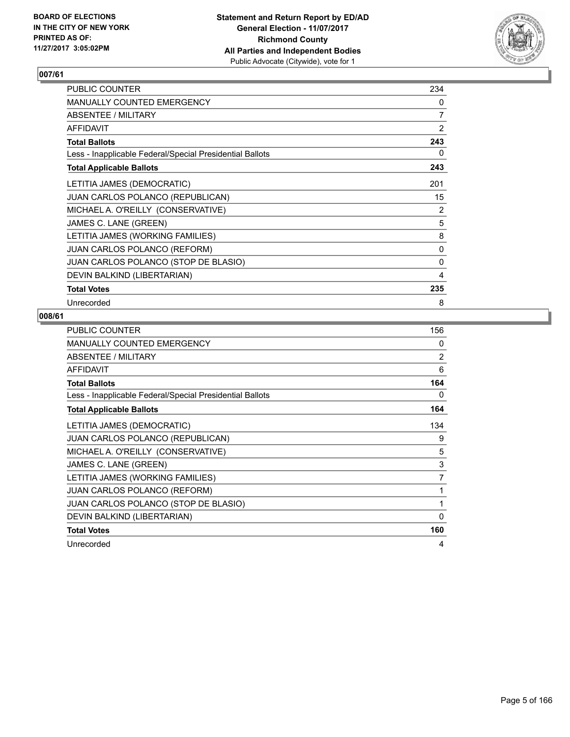**BOARD OF ELECTIONS IN THE CITY OF NEW YORK PRINTED AS OF: 11/27/2017 3:05:02PM**

**Statement and Return Report by ED/AD General Election - 11/07/2017 Richmond County All Parties and Independent Bodies** Public Advocate (Citywide), vote for 1

## 007/61

| | |
|---|---|
| PUBLIC COUNTER | 234 |
| MANUALLY COUNTED EMERGENCY | 0 |
| ABSENTEE / MILITARY | 7 |
| AFFIDAVIT | 2 |
| **Total Ballots** | **243** |
| Less - Inapplicable Federal/Special Presidential Ballots | 0 |
| **Total Applicable Ballots** | **243** |
| LETITIA JAMES (DEMOCRATIC) | 201 |
| JUAN CARLOS POLANCO (REPUBLICAN) | 15 |
| MICHAEL A. O'REILLY (CONSERVATIVE) | 2 |
| JAMES C. LANE (GREEN) | 5 |
| LETITIA JAMES (WORKING FAMILIES) | 8 |
| JUAN CARLOS POLANCO (REFORM) | 0 |
| JUAN CARLOS POLANCO (STOP DE BLASIO) | 0 |
| DEVIN BALKIND (LIBERTARIAN) | 4 |
| **Total Votes** | **235** |
| Unrecorded | 8 |

## 008/61

| | |
|---|---|
| PUBLIC COUNTER | 156 |
| MANUALLY COUNTED EMERGENCY | 0 |
| ABSENTEE / MILITARY | 2 |
| AFFIDAVIT | 6 |
| **Total Ballots** | **164** |
| Less - Inapplicable Federal/Special Presidential Ballots | 0 |
| **Total Applicable Ballots** | **164** |
| LETITIA JAMES (DEMOCRATIC) | 134 |
| JUAN CARLOS POLANCO (REPUBLICAN) | 9 |
| MICHAEL A. O'REILLY (CONSERVATIVE) | 5 |
| JAMES C. LANE (GREEN) | 3 |
| LETITIA JAMES (WORKING FAMILIES) | 7 |
| JUAN CARLOS POLANCO (REFORM) | 1 |
| JUAN CARLOS POLANCO (STOP DE BLASIO) | 1 |
| DEVIN BALKIND (LIBERTARIAN) | 0 |
| **Total Votes** | **160** |
| Unrecorded | 4 |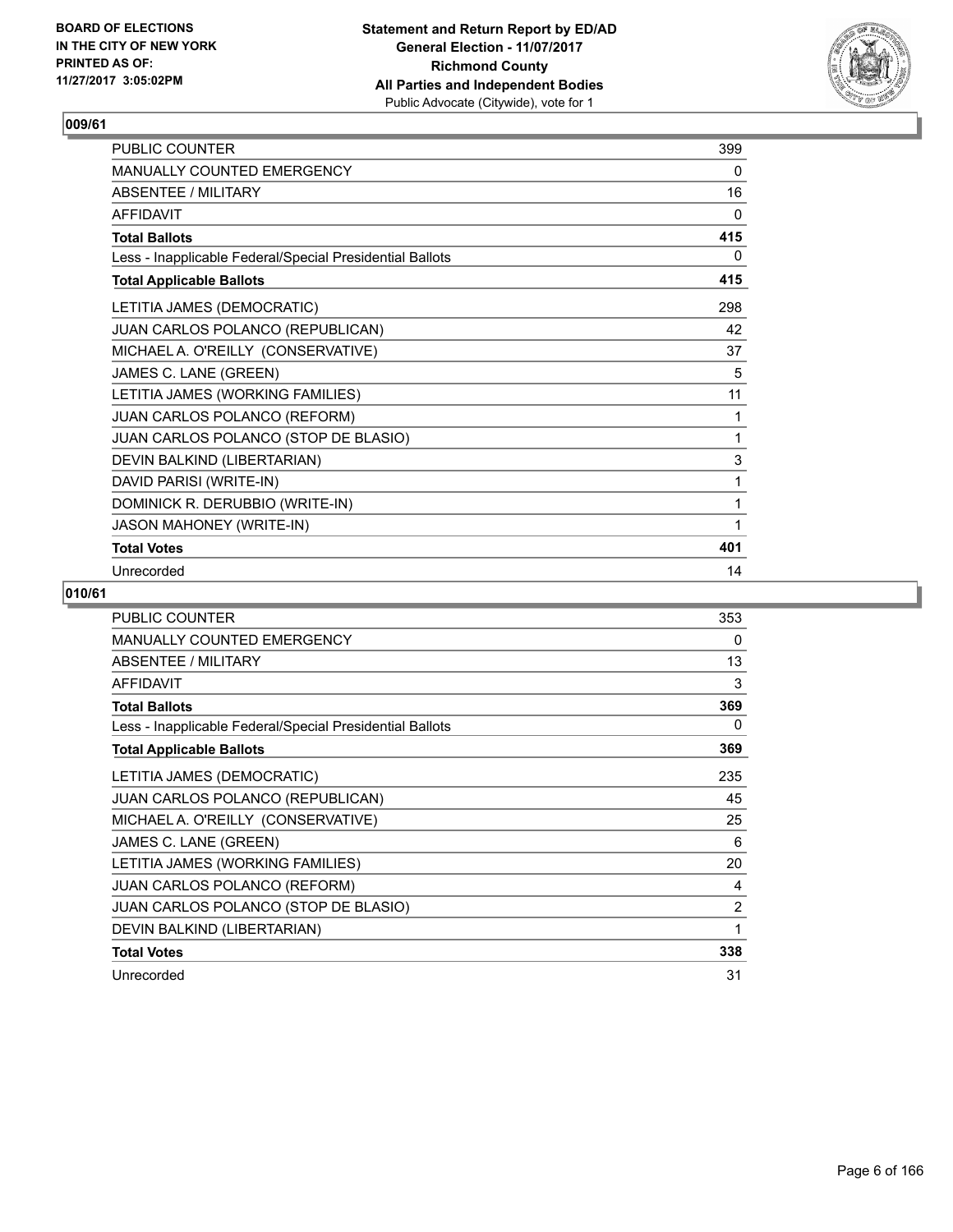BOARD OF ELECTIONS
IN THE CITY OF NEW YORK
PRINTED AS OF:
11/27/2017 3:05:02PM

**Statement and Return Report by ED/AD**
**General Election - 11/07/2017**
**Richmond County**
**All Parties and Independent Bodies**
Public Advocate (Citywide), vote for 1

### 009/61

| | |
|---|---|
| PUBLIC COUNTER | 399 |
| MANUALLY COUNTED EMERGENCY | 0 |
| ABSENTEE / MILITARY | 16 |
| AFFIDAVIT | 0 |
| **Total Ballots** | **415** |
| Less - Inapplicable Federal/Special Presidential Ballots | 0 |
| **Total Applicable Ballots** | **415** |
| LETITIA JAMES (DEMOCRATIC) | 298 |
| JUAN CARLOS POLANCO (REPUBLICAN) | 42 |
| MICHAEL A. O'REILLY (CONSERVATIVE) | 37 |
| JAMES C. LANE (GREEN) | 5 |
| LETITIA JAMES (WORKING FAMILIES) | 11 |
| JUAN CARLOS POLANCO (REFORM) | 1 |
| JUAN CARLOS POLANCO (STOP DE BLASIO) | 1 |
| DEVIN BALKIND (LIBERTARIAN) | 3 |
| DAVID PARISI (WRITE-IN) | 1 |
| DOMINICK R. DERUBBIO (WRITE-IN) | 1 |
| JASON MAHONEY (WRITE-IN) | 1 |
| **Total Votes** | **401** |
| Unrecorded | 14 |

### 010/61

| | |
|---|---|
| PUBLIC COUNTER | 353 |
| MANUALLY COUNTED EMERGENCY | 0 |
| ABSENTEE / MILITARY | 13 |
| AFFIDAVIT | 3 |
| **Total Ballots** | **369** |
| Less - Inapplicable Federal/Special Presidential Ballots | 0 |
| **Total Applicable Ballots** | **369** |
| LETITIA JAMES (DEMOCRATIC) | 235 |
| JUAN CARLOS POLANCO (REPUBLICAN) | 45 |
| MICHAEL A. O'REILLY (CONSERVATIVE) | 25 |
| JAMES C. LANE (GREEN) | 6 |
| LETITIA JAMES (WORKING FAMILIES) | 20 |
| JUAN CARLOS POLANCO (REFORM) | 4 |
| JUAN CARLOS POLANCO (STOP DE BLASIO) | 2 |
| DEVIN BALKIND (LIBERTARIAN) | 1 |
| **Total Votes** | **338** |
| Unrecorded | 31 |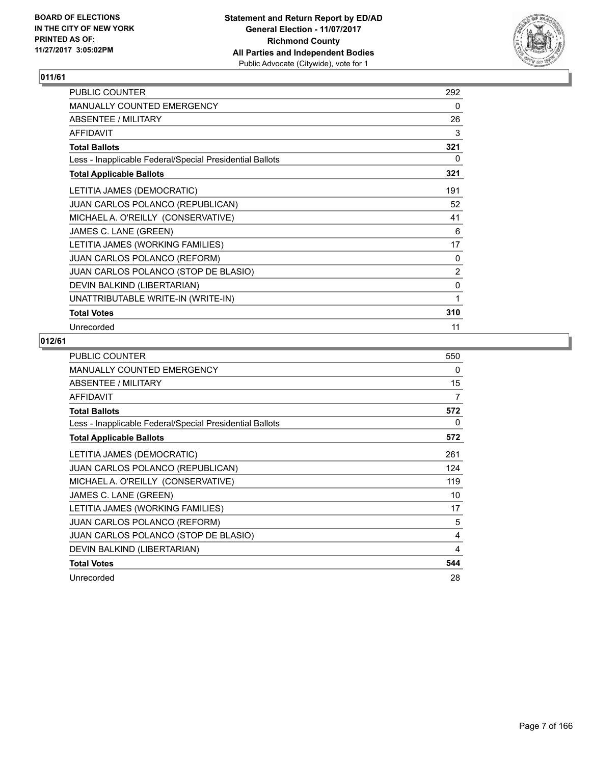## 011/61

| | |
|---|---|
| PUBLIC COUNTER | 292 |
| MANUALLY COUNTED EMERGENCY | 0 |
| ABSENTEE / MILITARY | 26 |
| AFFIDAVIT | 3 |
| **Total Ballots** | **321** |
| Less - Inapplicable Federal/Special Presidential Ballots | 0 |
| **Total Applicable Ballots** | **321** |
| LETITIA JAMES (DEMOCRATIC) | 191 |
| JUAN CARLOS POLANCO (REPUBLICAN) | 52 |
| MICHAEL A. O'REILLY (CONSERVATIVE) | 41 |
| JAMES C. LANE (GREEN) | 6 |
| LETITIA JAMES (WORKING FAMILIES) | 17 |
| JUAN CARLOS POLANCO (REFORM) | 0 |
| JUAN CARLOS POLANCO (STOP DE BLASIO) | 2 |
| DEVIN BALKIND (LIBERTARIAN) | 0 |
| UNATTRIBUTABLE WRITE-IN (WRITE-IN) | 1 |
| **Total Votes** | **310** |
| Unrecorded | 11 |

## 012/61

| | |
|---|---|
| PUBLIC COUNTER | 550 |
| MANUALLY COUNTED EMERGENCY | 0 |
| ABSENTEE / MILITARY | 15 |
| AFFIDAVIT | 7 |
| **Total Ballots** | **572** |
| Less - Inapplicable Federal/Special Presidential Ballots | 0 |
| **Total Applicable Ballots** | **572** |
| LETITIA JAMES (DEMOCRATIC) | 261 |
| JUAN CARLOS POLANCO (REPUBLICAN) | 124 |
| MICHAEL A. O'REILLY (CONSERVATIVE) | 119 |
| JAMES C. LANE (GREEN) | 10 |
| LETITIA JAMES (WORKING FAMILIES) | 17 |
| JUAN CARLOS POLANCO (REFORM) | 5 |
| JUAN CARLOS POLANCO (STOP DE BLASIO) | 4 |
| DEVIN BALKIND (LIBERTARIAN) | 4 |
| **Total Votes** | **544** |
| Unrecorded | 28 |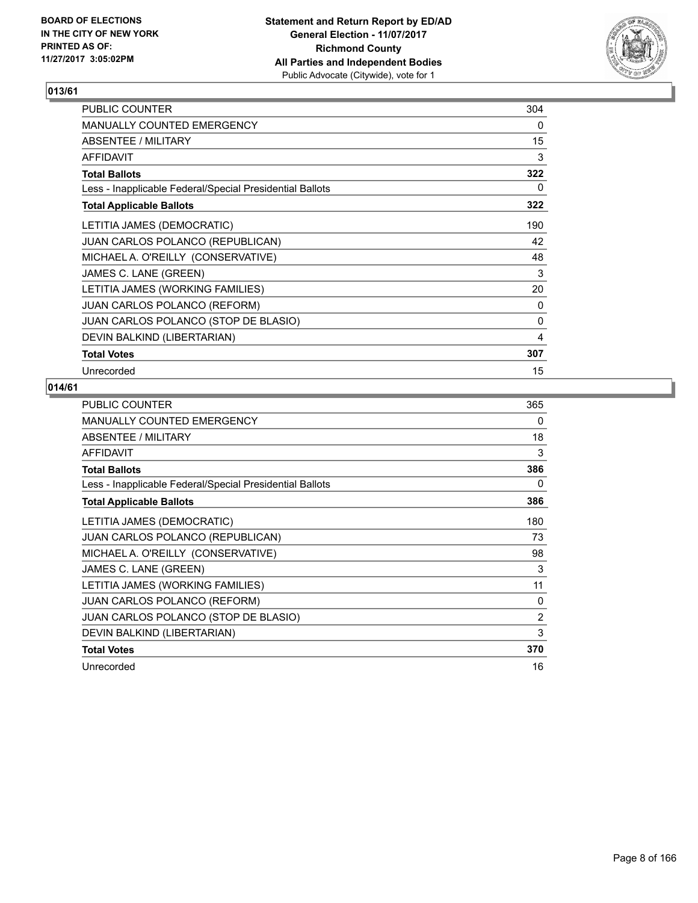BOARD OF ELECTIONS
IN THE CITY OF NEW YORK
PRINTED AS OF:
11/27/2017 3:05:02PM

**Statement and Return Report by ED/AD**
**General Election - 11/07/2017**
**Richmond County**
**All Parties and Independent Bodies**
Public Advocate (Citywide), vote for 1

## 013/61

| | |
|---|---|
| PUBLIC COUNTER | 304 |
| MANUALLY COUNTED EMERGENCY | 0 |
| ABSENTEE / MILITARY | 15 |
| AFFIDAVIT | 3 |
| **Total Ballots** | **322** |
| Less - Inapplicable Federal/Special Presidential Ballots | 0 |
| **Total Applicable Ballots** | **322** |
| LETITIA JAMES (DEMOCRATIC) | 190 |
| JUAN CARLOS POLANCO (REPUBLICAN) | 42 |
| MICHAEL A. O'REILLY (CONSERVATIVE) | 48 |
| JAMES C. LANE (GREEN) | 3 |
| LETITIA JAMES (WORKING FAMILIES) | 20 |
| JUAN CARLOS POLANCO (REFORM) | 0 |
| JUAN CARLOS POLANCO (STOP DE BLASIO) | 0 |
| DEVIN BALKIND (LIBERTARIAN) | 4 |
| **Total Votes** | **307** |
| Unrecorded | 15 |

## 014/61

| | |
|---|---|
| PUBLIC COUNTER | 365 |
| MANUALLY COUNTED EMERGENCY | 0 |
| ABSENTEE / MILITARY | 18 |
| AFFIDAVIT | 3 |
| **Total Ballots** | **386** |
| Less - Inapplicable Federal/Special Presidential Ballots | 0 |
| **Total Applicable Ballots** | **386** |
| LETITIA JAMES (DEMOCRATIC) | 180 |
| JUAN CARLOS POLANCO (REPUBLICAN) | 73 |
| MICHAEL A. O'REILLY (CONSERVATIVE) | 98 |
| JAMES C. LANE (GREEN) | 3 |
| LETITIA JAMES (WORKING FAMILIES) | 11 |
| JUAN CARLOS POLANCO (REFORM) | 0 |
| JUAN CARLOS POLANCO (STOP DE BLASIO) | 2 |
| DEVIN BALKIND (LIBERTARIAN) | 3 |
| **Total Votes** | **370** |
| Unrecorded | 16 |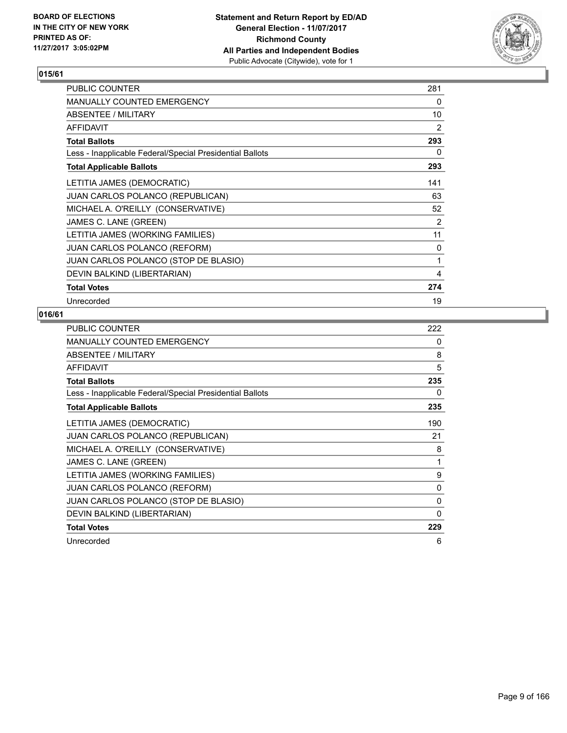**BOARD OF ELECTIONS IN THE CITY OF NEW YORK PRINTED AS OF: 11/27/2017 3:05:02PM**

**Statement and Return Report by ED/AD**
**General Election - 11/07/2017**
**Richmond County**
**All Parties and Independent Bodies**
Public Advocate (Citywide), vote for 1

## 015/61

| | |
|---|---|
| PUBLIC COUNTER | 281 |
| MANUALLY COUNTED EMERGENCY | 0 |
| ABSENTEE / MILITARY | 10 |
| AFFIDAVIT | 2 |
| **Total Ballots** | **293** |
| Less - Inapplicable Federal/Special Presidential Ballots | 0 |
| **Total Applicable Ballots** | **293** |
| LETITIA JAMES (DEMOCRATIC) | 141 |
| JUAN CARLOS POLANCO (REPUBLICAN) | 63 |
| MICHAEL A. O'REILLY (CONSERVATIVE) | 52 |
| JAMES C. LANE (GREEN) | 2 |
| LETITIA JAMES (WORKING FAMILIES) | 11 |
| JUAN CARLOS POLANCO (REFORM) | 0 |
| JUAN CARLOS POLANCO (STOP DE BLASIO) | 1 |
| DEVIN BALKIND (LIBERTARIAN) | 4 |
| **Total Votes** | **274** |
| Unrecorded | 19 |

## 016/61

| | |
|---|---|
| PUBLIC COUNTER | 222 |
| MANUALLY COUNTED EMERGENCY | 0 |
| ABSENTEE / MILITARY | 8 |
| AFFIDAVIT | 5 |
| **Total Ballots** | **235** |
| Less - Inapplicable Federal/Special Presidential Ballots | 0 |
| **Total Applicable Ballots** | **235** |
| LETITIA JAMES (DEMOCRATIC) | 190 |
| JUAN CARLOS POLANCO (REPUBLICAN) | 21 |
| MICHAEL A. O'REILLY (CONSERVATIVE) | 8 |
| JAMES C. LANE (GREEN) | 1 |
| LETITIA JAMES (WORKING FAMILIES) | 9 |
| JUAN CARLOS POLANCO (REFORM) | 0 |
| JUAN CARLOS POLANCO (STOP DE BLASIO) | 0 |
| DEVIN BALKIND (LIBERTARIAN) | 0 |
| **Total Votes** | **229** |
| Unrecorded | 6 |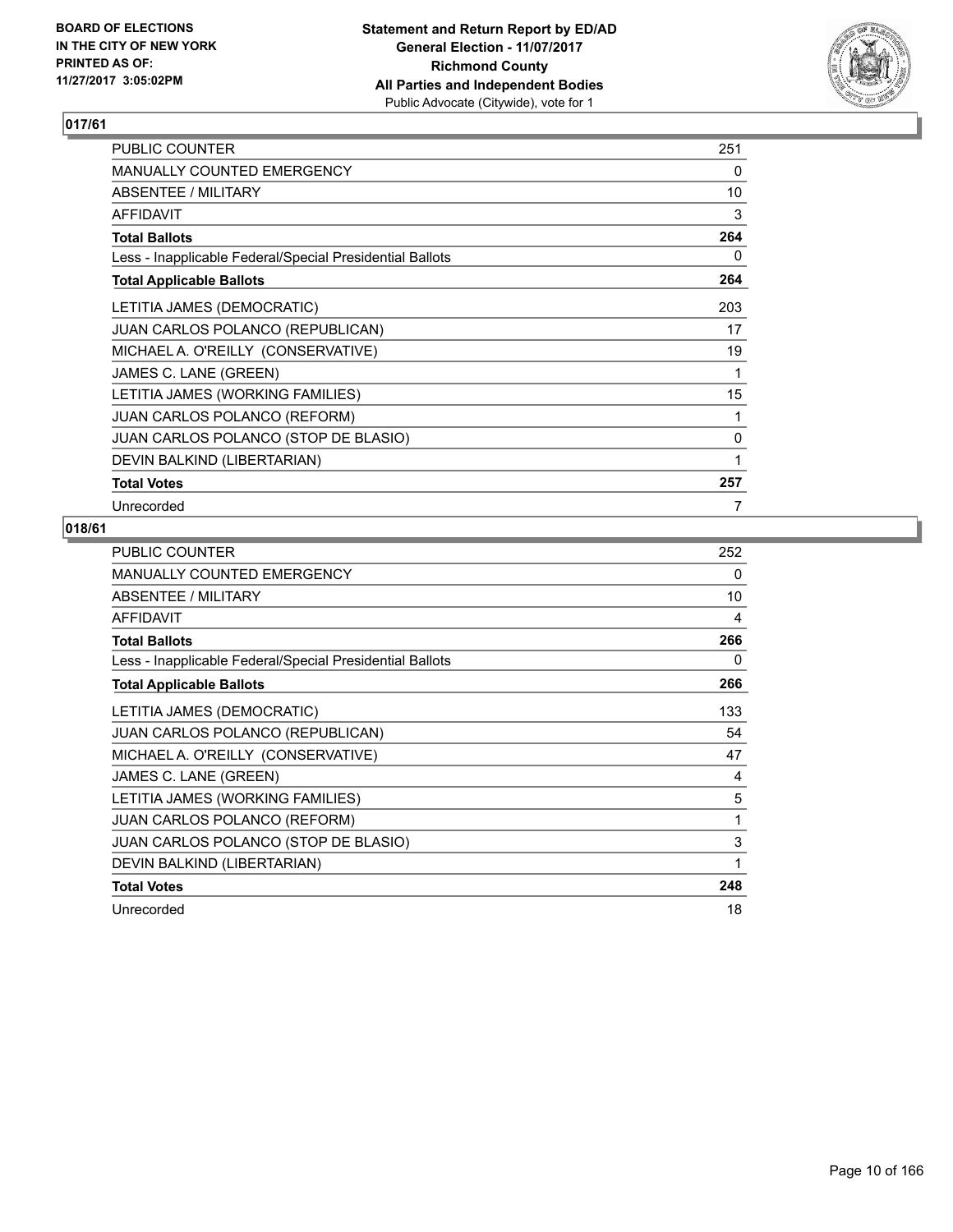BOARD OF ELECTIONS
IN THE CITY OF NEW YORK
PRINTED AS OF:
11/27/2017 3:05:02PM

**Statement and Return Report by ED/AD**
**General Election - 11/07/2017**
**Richmond County**
**All Parties and Independent Bodies**
Public Advocate (Citywide), vote for 1

## 017/61

| | |
|---|---|
| PUBLIC COUNTER | 251 |
| MANUALLY COUNTED EMERGENCY | 0 |
| ABSENTEE / MILITARY | 10 |
| AFFIDAVIT | 3 |
| **Total Ballots** | **264** |
| Less - Inapplicable Federal/Special Presidential Ballots | 0 |
| **Total Applicable Ballots** | **264** |
| LETITIA JAMES (DEMOCRATIC) | 203 |
| JUAN CARLOS POLANCO (REPUBLICAN) | 17 |
| MICHAEL A. O'REILLY (CONSERVATIVE) | 19 |
| JAMES C. LANE (GREEN) | 1 |
| LETITIA JAMES (WORKING FAMILIES) | 15 |
| JUAN CARLOS POLANCO (REFORM) | 1 |
| JUAN CARLOS POLANCO (STOP DE BLASIO) | 0 |
| DEVIN BALKIND (LIBERTARIAN) | 1 |
| **Total Votes** | **257** |
| Unrecorded | 7 |

## 018/61

| | |
|---|---|
| PUBLIC COUNTER | 252 |
| MANUALLY COUNTED EMERGENCY | 0 |
| ABSENTEE / MILITARY | 10 |
| AFFIDAVIT | 4 |
| **Total Ballots** | **266** |
| Less - Inapplicable Federal/Special Presidential Ballots | 0 |
| **Total Applicable Ballots** | **266** |
| LETITIA JAMES (DEMOCRATIC) | 133 |
| JUAN CARLOS POLANCO (REPUBLICAN) | 54 |
| MICHAEL A. O'REILLY (CONSERVATIVE) | 47 |
| JAMES C. LANE (GREEN) | 4 |
| LETITIA JAMES (WORKING FAMILIES) | 5 |
| JUAN CARLOS POLANCO (REFORM) | 1 |
| JUAN CARLOS POLANCO (STOP DE BLASIO) | 3 |
| DEVIN BALKIND (LIBERTARIAN) | 1 |
| **Total Votes** | **248** |
| Unrecorded | 18 |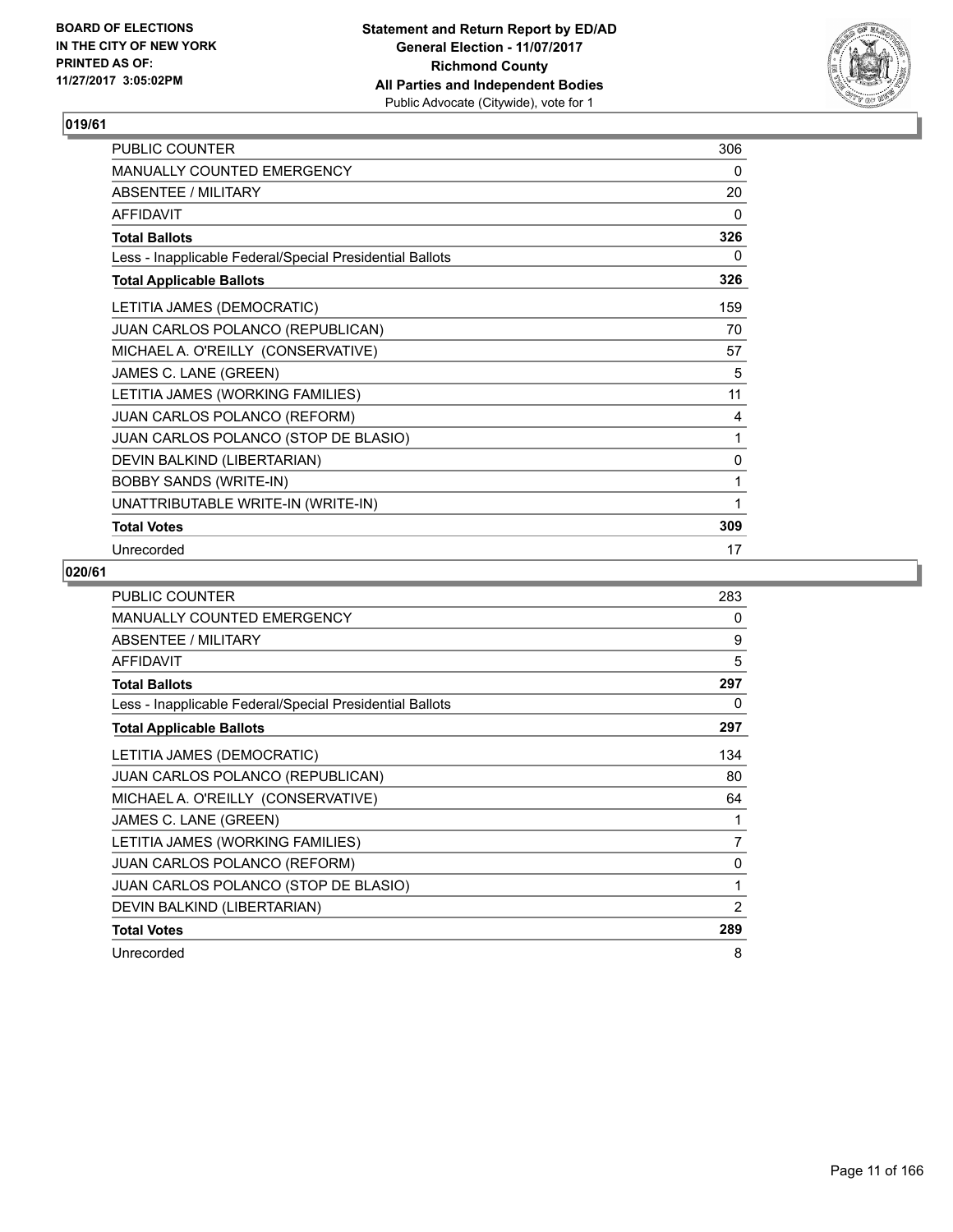## 019/61

| | |
|---|---|
| PUBLIC COUNTER | 306 |
| MANUALLY COUNTED EMERGENCY | 0 |
| ABSENTEE / MILITARY | 20 |
| AFFIDAVIT | 0 |
| **Total Ballots** | **326** |
| Less - Inapplicable Federal/Special Presidential Ballots | 0 |
| **Total Applicable Ballots** | **326** |
| LETITIA JAMES (DEMOCRATIC) | 159 |
| JUAN CARLOS POLANCO (REPUBLICAN) | 70 |
| MICHAEL A. O'REILLY (CONSERVATIVE) | 57 |
| JAMES C. LANE (GREEN) | 5 |
| LETITIA JAMES (WORKING FAMILIES) | 11 |
| JUAN CARLOS POLANCO (REFORM) | 4 |
| JUAN CARLOS POLANCO (STOP DE BLASIO) | 1 |
| DEVIN BALKIND (LIBERTARIAN) | 0 |
| BOBBY SANDS (WRITE-IN) | 1 |
| UNATTRIBUTABLE WRITE-IN (WRITE-IN) | 1 |
| **Total Votes** | **309** |
| Unrecorded | 17 |

## 020/61

| | |
|---|---|
| PUBLIC COUNTER | 283 |
| MANUALLY COUNTED EMERGENCY | 0 |
| ABSENTEE / MILITARY | 9 |
| AFFIDAVIT | 5 |
| **Total Ballots** | **297** |
| Less - Inapplicable Federal/Special Presidential Ballots | 0 |
| **Total Applicable Ballots** | **297** |
| LETITIA JAMES (DEMOCRATIC) | 134 |
| JUAN CARLOS POLANCO (REPUBLICAN) | 80 |
| MICHAEL A. O'REILLY (CONSERVATIVE) | 64 |
| JAMES C. LANE (GREEN) | 1 |
| LETITIA JAMES (WORKING FAMILIES) | 7 |
| JUAN CARLOS POLANCO (REFORM) | 0 |
| JUAN CARLOS POLANCO (STOP DE BLASIO) | 1 |
| DEVIN BALKIND (LIBERTARIAN) | 2 |
| **Total Votes** | **289** |
| Unrecorded | 8 |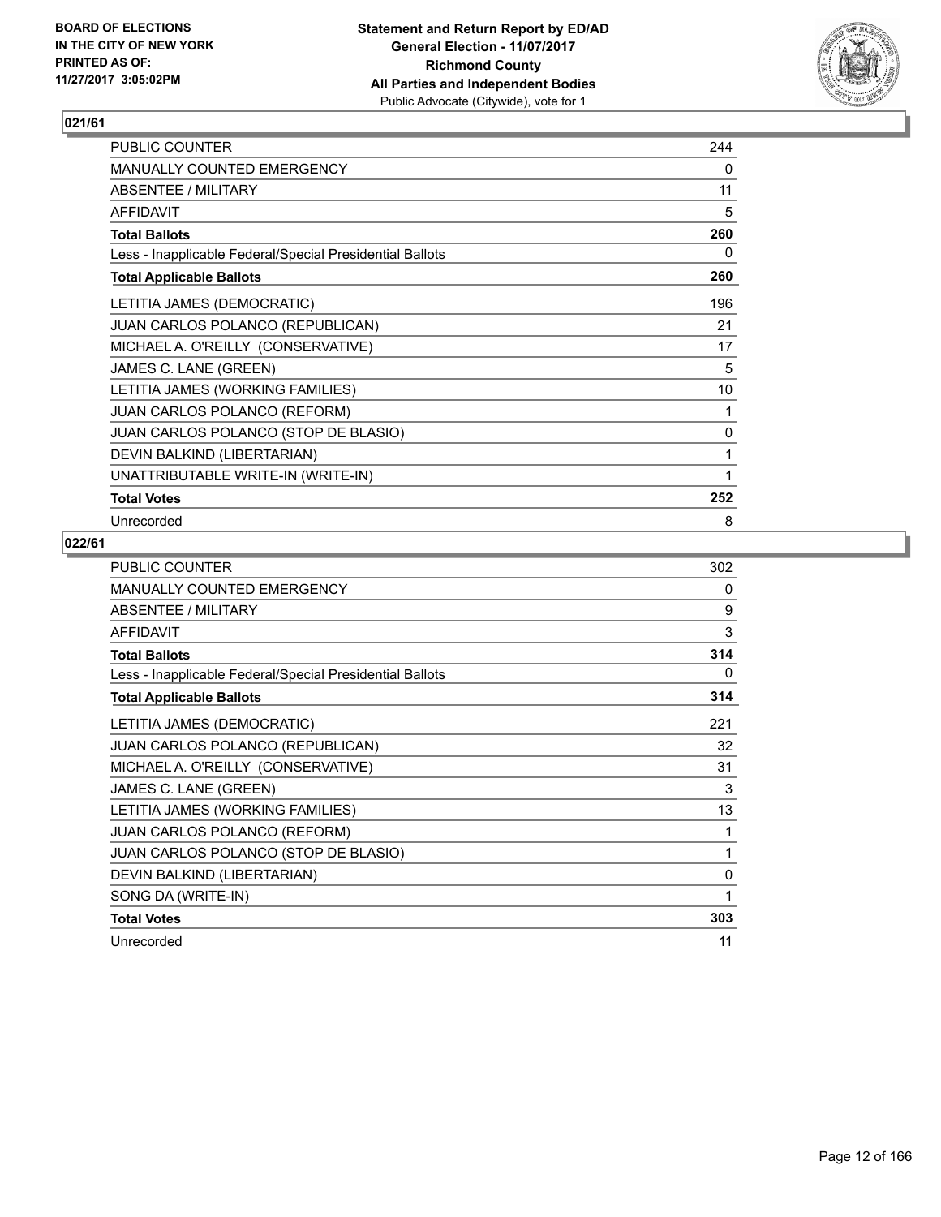BOARD OF ELECTIONS
IN THE CITY OF NEW YORK
PRINTED AS OF:
11/27/2017 3:05:02PM

**Statement and Return Report by ED/AD**
**General Election - 11/07/2017**
**Richmond County**
**All Parties and Independent Bodies**
Public Advocate (Citywide), vote for 1

## 021/61

| | |
|---|---|
| PUBLIC COUNTER | 244 |
| MANUALLY COUNTED EMERGENCY | 0 |
| ABSENTEE / MILITARY | 11 |
| AFFIDAVIT | 5 |
| **Total Ballots** | **260** |
| Less - Inapplicable Federal/Special Presidential Ballots | 0 |
| **Total Applicable Ballots** | **260** |
| LETITIA JAMES (DEMOCRATIC) | 196 |
| JUAN CARLOS POLANCO (REPUBLICAN) | 21 |
| MICHAEL A. O'REILLY (CONSERVATIVE) | 17 |
| JAMES C. LANE (GREEN) | 5 |
| LETITIA JAMES (WORKING FAMILIES) | 10 |
| JUAN CARLOS POLANCO (REFORM) | 1 |
| JUAN CARLOS POLANCO (STOP DE BLASIO) | 0 |
| DEVIN BALKIND (LIBERTARIAN) | 1 |
| UNATTRIBUTABLE WRITE-IN (WRITE-IN) | 1 |
| **Total Votes** | **252** |
| Unrecorded | 8 |

## 022/61

| | |
|---|---|
| PUBLIC COUNTER | 302 |
| MANUALLY COUNTED EMERGENCY | 0 |
| ABSENTEE / MILITARY | 9 |
| AFFIDAVIT | 3 |
| **Total Ballots** | **314** |
| Less - Inapplicable Federal/Special Presidential Ballots | 0 |
| **Total Applicable Ballots** | **314** |
| LETITIA JAMES (DEMOCRATIC) | 221 |
| JUAN CARLOS POLANCO (REPUBLICAN) | 32 |
| MICHAEL A. O'REILLY (CONSERVATIVE) | 31 |
| JAMES C. LANE (GREEN) | 3 |
| LETITIA JAMES (WORKING FAMILIES) | 13 |
| JUAN CARLOS POLANCO (REFORM) | 1 |
| JUAN CARLOS POLANCO (STOP DE BLASIO) | 1 |
| DEVIN BALKIND (LIBERTARIAN) | 0 |
| SONG DA (WRITE-IN) | 1 |
| **Total Votes** | **303** |
| Unrecorded | 11 |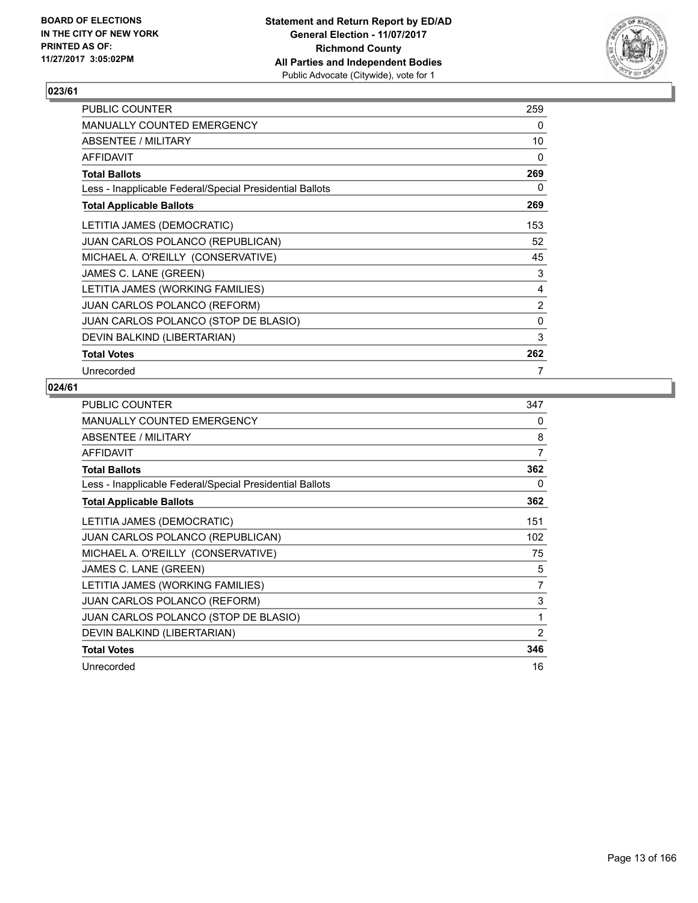**BOARD OF ELECTIONS IN THE CITY OF NEW YORK PRINTED AS OF: 11/27/2017 3:05:02PM**

**Statement and Return Report by ED/AD**
**General Election - 11/07/2017**
**Richmond County**
**All Parties and Independent Bodies**
Public Advocate (Citywide), vote for 1

## 023/61

| | |
|---|---|
| PUBLIC COUNTER | 259 |
| MANUALLY COUNTED EMERGENCY | 0 |
| ABSENTEE / MILITARY | 10 |
| AFFIDAVIT | 0 |
| **Total Ballots** | **269** |
| Less - Inapplicable Federal/Special Presidential Ballots | 0 |
| **Total Applicable Ballots** | **269** |
| LETITIA JAMES (DEMOCRATIC) | 153 |
| JUAN CARLOS POLANCO (REPUBLICAN) | 52 |
| MICHAEL A. O'REILLY (CONSERVATIVE) | 45 |
| JAMES C. LANE (GREEN) | 3 |
| LETITIA JAMES (WORKING FAMILIES) | 4 |
| JUAN CARLOS POLANCO (REFORM) | 2 |
| JUAN CARLOS POLANCO (STOP DE BLASIO) | 0 |
| DEVIN BALKIND (LIBERTARIAN) | 3 |
| **Total Votes** | **262** |
| Unrecorded | 7 |

## 024/61

| | |
|---|---|
| PUBLIC COUNTER | 347 |
| MANUALLY COUNTED EMERGENCY | 0 |
| ABSENTEE / MILITARY | 8 |
| AFFIDAVIT | 7 |
| **Total Ballots** | **362** |
| Less - Inapplicable Federal/Special Presidential Ballots | 0 |
| **Total Applicable Ballots** | **362** |
| LETITIA JAMES (DEMOCRATIC) | 151 |
| JUAN CARLOS POLANCO (REPUBLICAN) | 102 |
| MICHAEL A. O'REILLY (CONSERVATIVE) | 75 |
| JAMES C. LANE (GREEN) | 5 |
| LETITIA JAMES (WORKING FAMILIES) | 7 |
| JUAN CARLOS POLANCO (REFORM) | 3 |
| JUAN CARLOS POLANCO (STOP DE BLASIO) | 1 |
| DEVIN BALKIND (LIBERTARIAN) | 2 |
| **Total Votes** | **346** |
| Unrecorded | 16 |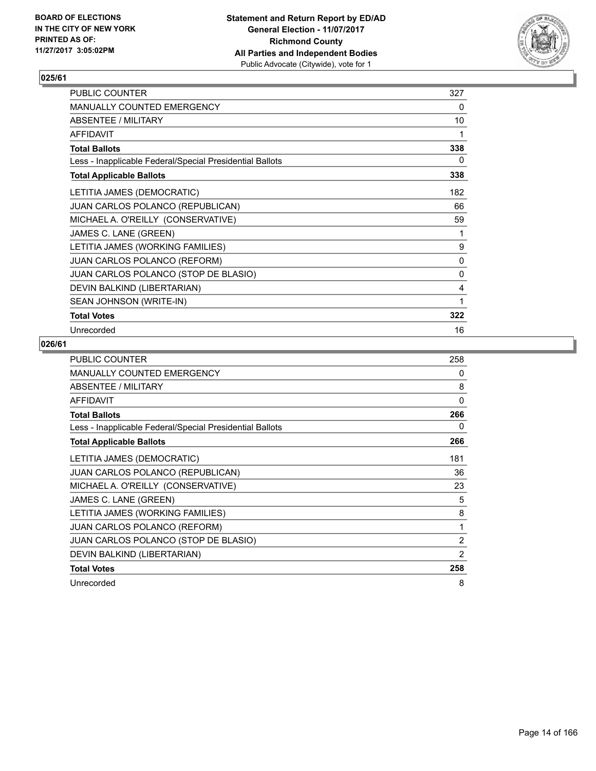**BOARD OF ELECTIONS IN THE CITY OF NEW YORK PRINTED AS OF: 11/27/2017 3:05:02PM**

**Statement and Return Report by ED/AD**
**General Election - 11/07/2017**
**Richmond County**
**All Parties and Independent Bodies**
Public Advocate (Citywide), vote for 1

## 025/61

| | |
|---|---|
| PUBLIC COUNTER | 327 |
| MANUALLY COUNTED EMERGENCY | 0 |
| ABSENTEE / MILITARY | 10 |
| AFFIDAVIT | 1 |
| **Total Ballots** | **338** |
| Less - Inapplicable Federal/Special Presidential Ballots | 0 |
| **Total Applicable Ballots** | **338** |
| LETITIA JAMES (DEMOCRATIC) | 182 |
| JUAN CARLOS POLANCO (REPUBLICAN) | 66 |
| MICHAEL A. O'REILLY (CONSERVATIVE) | 59 |
| JAMES C. LANE (GREEN) | 1 |
| LETITIA JAMES (WORKING FAMILIES) | 9 |
| JUAN CARLOS POLANCO (REFORM) | 0 |
| JUAN CARLOS POLANCO (STOP DE BLASIO) | 0 |
| DEVIN BALKIND (LIBERTARIAN) | 4 |
| SEAN JOHNSON (WRITE-IN) | 1 |
| **Total Votes** | **322** |
| Unrecorded | 16 |

## 026/61

| | |
|---|---|
| PUBLIC COUNTER | 258 |
| MANUALLY COUNTED EMERGENCY | 0 |
| ABSENTEE / MILITARY | 8 |
| AFFIDAVIT | 0 |
| **Total Ballots** | **266** |
| Less - Inapplicable Federal/Special Presidential Ballots | 0 |
| **Total Applicable Ballots** | **266** |
| LETITIA JAMES (DEMOCRATIC) | 181 |
| JUAN CARLOS POLANCO (REPUBLICAN) | 36 |
| MICHAEL A. O'REILLY (CONSERVATIVE) | 23 |
| JAMES C. LANE (GREEN) | 5 |
| LETITIA JAMES (WORKING FAMILIES) | 8 |
| JUAN CARLOS POLANCO (REFORM) | 1 |
| JUAN CARLOS POLANCO (STOP DE BLASIO) | 2 |
| DEVIN BALKIND (LIBERTARIAN) | 2 |
| **Total Votes** | **258** |
| Unrecorded | 8 |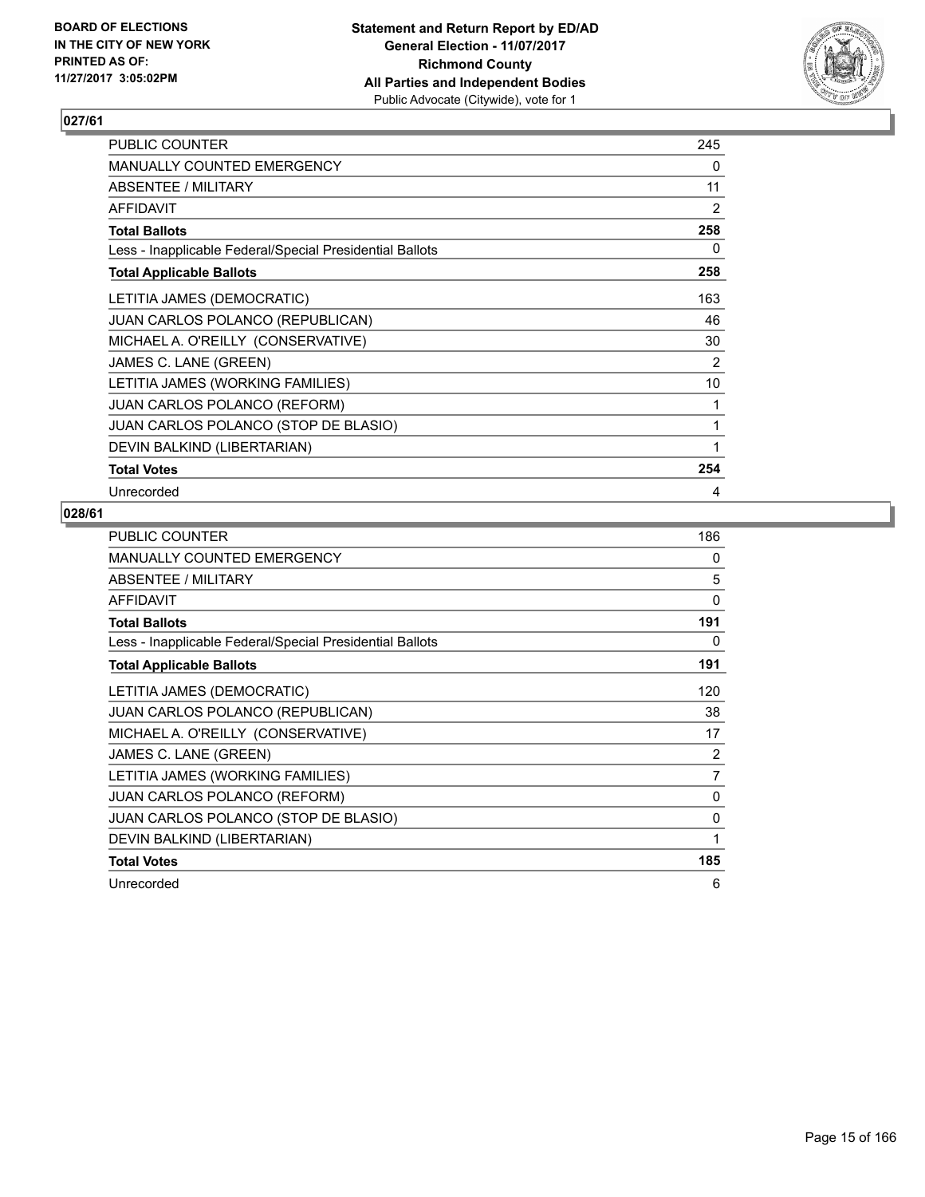BOARD OF ELECTIONS
IN THE CITY OF NEW YORK
PRINTED AS OF:
11/27/2017 3:05:02PM

**Statement and Return Report by ED/AD**
**General Election - 11/07/2017**
**Richmond County**
**All Parties and Independent Bodies**
Public Advocate (Citywide), vote for 1

## 027/61

| | |
|---|---|
| PUBLIC COUNTER | 245 |
| MANUALLY COUNTED EMERGENCY | 0 |
| ABSENTEE / MILITARY | 11 |
| AFFIDAVIT | 2 |
| **Total Ballots** | **258** |
| Less - Inapplicable Federal/Special Presidential Ballots | 0 |
| **Total Applicable Ballots** | **258** |
| LETITIA JAMES (DEMOCRATIC) | 163 |
| JUAN CARLOS POLANCO (REPUBLICAN) | 46 |
| MICHAEL A. O'REILLY (CONSERVATIVE) | 30 |
| JAMES C. LANE (GREEN) | 2 |
| LETITIA JAMES (WORKING FAMILIES) | 10 |
| JUAN CARLOS POLANCO (REFORM) | 1 |
| JUAN CARLOS POLANCO (STOP DE BLASIO) | 1 |
| DEVIN BALKIND (LIBERTARIAN) | 1 |
| **Total Votes** | **254** |
| Unrecorded | 4 |

## 028/61

| | |
|---|---|
| PUBLIC COUNTER | 186 |
| MANUALLY COUNTED EMERGENCY | 0 |
| ABSENTEE / MILITARY | 5 |
| AFFIDAVIT | 0 |
| **Total Ballots** | **191** |
| Less - Inapplicable Federal/Special Presidential Ballots | 0 |
| **Total Applicable Ballots** | **191** |
| LETITIA JAMES (DEMOCRATIC) | 120 |
| JUAN CARLOS POLANCO (REPUBLICAN) | 38 |
| MICHAEL A. O'REILLY (CONSERVATIVE) | 17 |
| JAMES C. LANE (GREEN) | 2 |
| LETITIA JAMES (WORKING FAMILIES) | 7 |
| JUAN CARLOS POLANCO (REFORM) | 0 |
| JUAN CARLOS POLANCO (STOP DE BLASIO) | 0 |
| DEVIN BALKIND (LIBERTARIAN) | 1 |
| **Total Votes** | **185** |
| Unrecorded | 6 |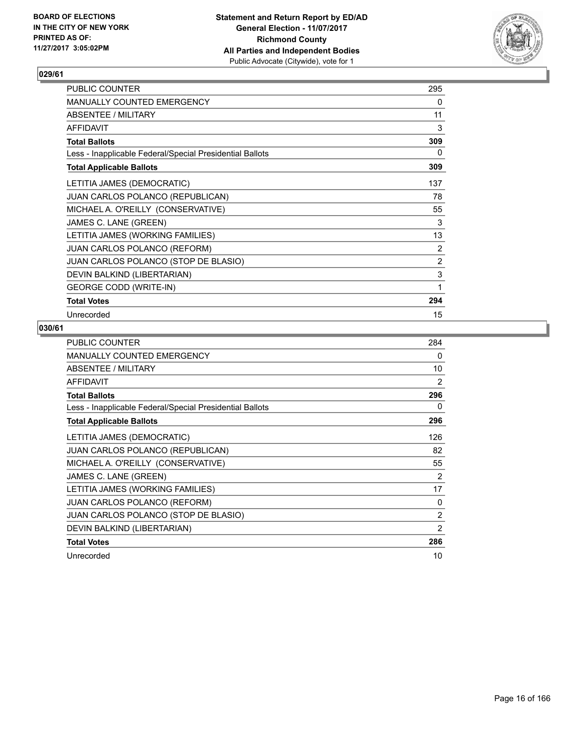## 029/61

| | |
|---|---|
| PUBLIC COUNTER | 295 |
| MANUALLY COUNTED EMERGENCY | 0 |
| ABSENTEE / MILITARY | 11 |
| AFFIDAVIT | 3 |
| **Total Ballots** | **309** |
| Less - Inapplicable Federal/Special Presidential Ballots | 0 |
| **Total Applicable Ballots** | **309** |
| LETITIA JAMES (DEMOCRATIC) | 137 |
| JUAN CARLOS POLANCO (REPUBLICAN) | 78 |
| MICHAEL A. O'REILLY (CONSERVATIVE) | 55 |
| JAMES C. LANE (GREEN) | 3 |
| LETITIA JAMES (WORKING FAMILIES) | 13 |
| JUAN CARLOS POLANCO (REFORM) | 2 |
| JUAN CARLOS POLANCO (STOP DE BLASIO) | 2 |
| DEVIN BALKIND (LIBERTARIAN) | 3 |
| GEORGE CODD (WRITE-IN) | 1 |
| **Total Votes** | **294** |
| Unrecorded | 15 |

## 030/61

| | |
|---|---|
| PUBLIC COUNTER | 284 |
| MANUALLY COUNTED EMERGENCY | 0 |
| ABSENTEE / MILITARY | 10 |
| AFFIDAVIT | 2 |
| **Total Ballots** | **296** |
| Less - Inapplicable Federal/Special Presidential Ballots | 0 |
| **Total Applicable Ballots** | **296** |
| LETITIA JAMES (DEMOCRATIC) | 126 |
| JUAN CARLOS POLANCO (REPUBLICAN) | 82 |
| MICHAEL A. O'REILLY (CONSERVATIVE) | 55 |
| JAMES C. LANE (GREEN) | 2 |
| LETITIA JAMES (WORKING FAMILIES) | 17 |
| JUAN CARLOS POLANCO (REFORM) | 0 |
| JUAN CARLOS POLANCO (STOP DE BLASIO) | 2 |
| DEVIN BALKIND (LIBERTARIAN) | 2 |
| **Total Votes** | **286** |
| Unrecorded | 10 |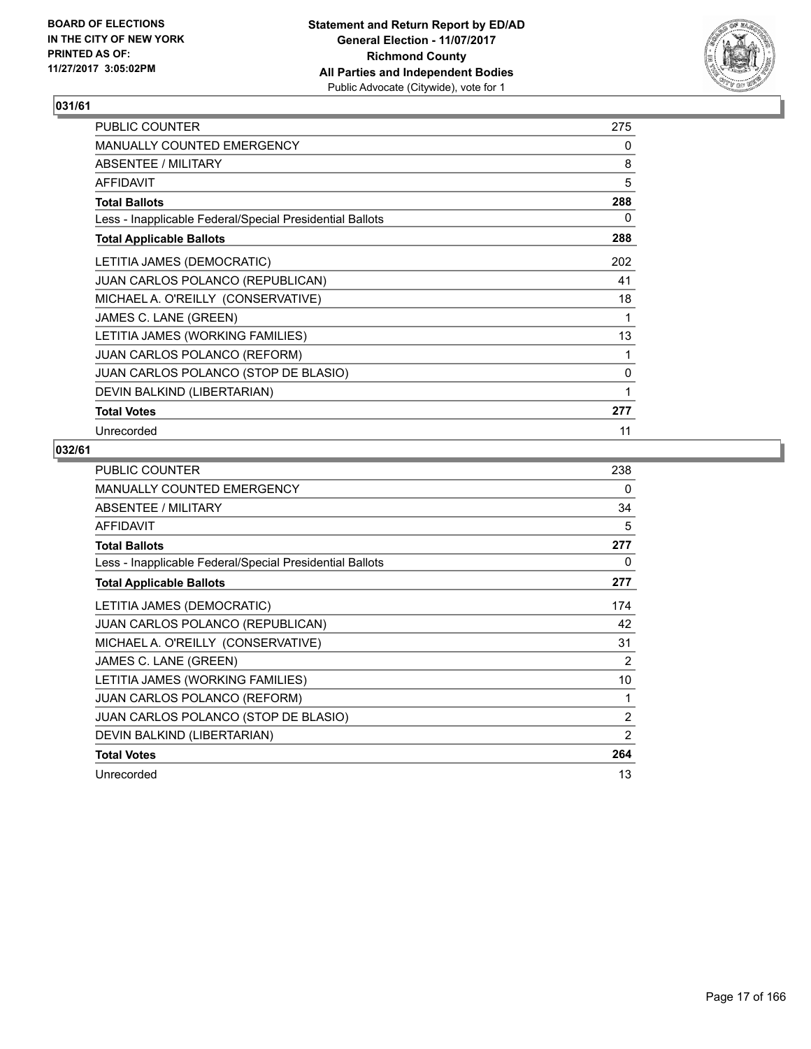BOARD OF ELECTIONS
IN THE CITY OF NEW YORK
PRINTED AS OF:
11/27/2017 3:05:02PM

**Statement and Return Report by ED/AD**
**General Election - 11/07/2017**
**Richmond County**
**All Parties and Independent Bodies**
Public Advocate (Citywide), vote for 1

## 031/61

| | |
|---|---|
| PUBLIC COUNTER | 275 |
| MANUALLY COUNTED EMERGENCY | 0 |
| ABSENTEE / MILITARY | 8 |
| AFFIDAVIT | 5 |
| **Total Ballots** | **288** |
| Less - Inapplicable Federal/Special Presidential Ballots | 0 |
| **Total Applicable Ballots** | **288** |
| LETITIA JAMES (DEMOCRATIC) | 202 |
| JUAN CARLOS POLANCO (REPUBLICAN) | 41 |
| MICHAEL A. O'REILLY (CONSERVATIVE) | 18 |
| JAMES C. LANE (GREEN) | 1 |
| LETITIA JAMES (WORKING FAMILIES) | 13 |
| JUAN CARLOS POLANCO (REFORM) | 1 |
| JUAN CARLOS POLANCO (STOP DE BLASIO) | 0 |
| DEVIN BALKIND (LIBERTARIAN) | 1 |
| **Total Votes** | **277** |
| Unrecorded | 11 |

## 032/61

| | |
|---|---|
| PUBLIC COUNTER | 238 |
| MANUALLY COUNTED EMERGENCY | 0 |
| ABSENTEE / MILITARY | 34 |
| AFFIDAVIT | 5 |
| **Total Ballots** | **277** |
| Less - Inapplicable Federal/Special Presidential Ballots | 0 |
| **Total Applicable Ballots** | **277** |
| LETITIA JAMES (DEMOCRATIC) | 174 |
| JUAN CARLOS POLANCO (REPUBLICAN) | 42 |
| MICHAEL A. O'REILLY (CONSERVATIVE) | 31 |
| JAMES C. LANE (GREEN) | 2 |
| LETITIA JAMES (WORKING FAMILIES) | 10 |
| JUAN CARLOS POLANCO (REFORM) | 1 |
| JUAN CARLOS POLANCO (STOP DE BLASIO) | 2 |
| DEVIN BALKIND (LIBERTARIAN) | 2 |
| **Total Votes** | **264** |
| Unrecorded | 13 |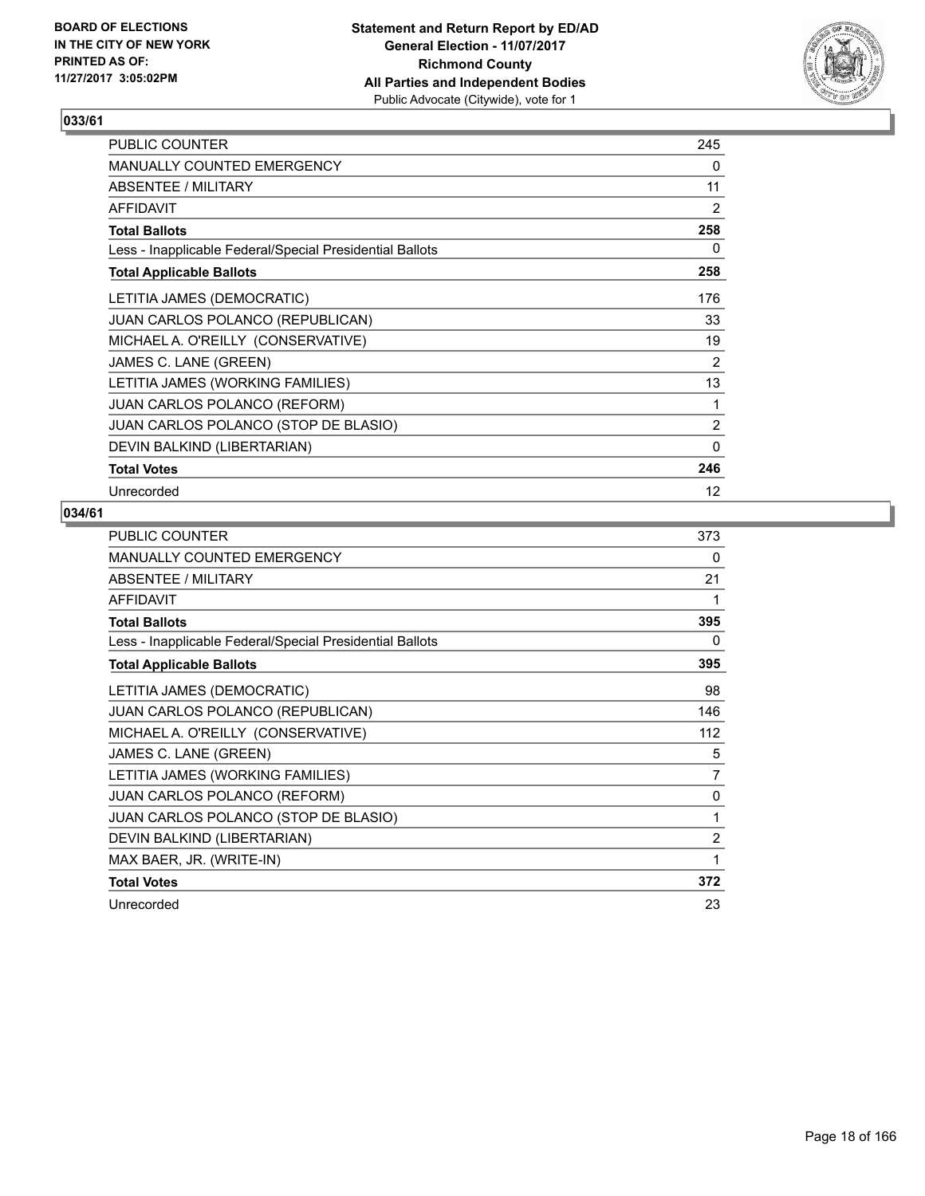**BOARD OF ELECTIONS IN THE CITY OF NEW YORK PRINTED AS OF: 11/27/2017 3:05:02PM**

**Statement and Return Report by ED/AD**
**General Election - 11/07/2017**
**Richmond County**
**All Parties and Independent Bodies**
Public Advocate (Citywide), vote for 1

## 033/61

| | |
|---|---|
| PUBLIC COUNTER | 245 |
| MANUALLY COUNTED EMERGENCY | 0 |
| ABSENTEE / MILITARY | 11 |
| AFFIDAVIT | 2 |
| **Total Ballots** | **258** |
| Less - Inapplicable Federal/Special Presidential Ballots | 0 |
| **Total Applicable Ballots** | **258** |
| LETITIA JAMES (DEMOCRATIC) | 176 |
| JUAN CARLOS POLANCO (REPUBLICAN) | 33 |
| MICHAEL A. O'REILLY (CONSERVATIVE) | 19 |
| JAMES C. LANE (GREEN) | 2 |
| LETITIA JAMES (WORKING FAMILIES) | 13 |
| JUAN CARLOS POLANCO (REFORM) | 1 |
| JUAN CARLOS POLANCO (STOP DE BLASIO) | 2 |
| DEVIN BALKIND (LIBERTARIAN) | 0 |
| **Total Votes** | **246** |
| Unrecorded | 12 |

## 034/61

| | |
|---|---|
| PUBLIC COUNTER | 373 |
| MANUALLY COUNTED EMERGENCY | 0 |
| ABSENTEE / MILITARY | 21 |
| AFFIDAVIT | 1 |
| **Total Ballots** | **395** |
| Less - Inapplicable Federal/Special Presidential Ballots | 0 |
| **Total Applicable Ballots** | **395** |
| LETITIA JAMES (DEMOCRATIC) | 98 |
| JUAN CARLOS POLANCO (REPUBLICAN) | 146 |
| MICHAEL A. O'REILLY (CONSERVATIVE) | 112 |
| JAMES C. LANE (GREEN) | 5 |
| LETITIA JAMES (WORKING FAMILIES) | 7 |
| JUAN CARLOS POLANCO (REFORM) | 0 |
| JUAN CARLOS POLANCO (STOP DE BLASIO) | 1 |
| DEVIN BALKIND (LIBERTARIAN) | 2 |
| MAX BAER, JR. (WRITE-IN) | 1 |
| **Total Votes** | **372** |
| Unrecorded | 23 |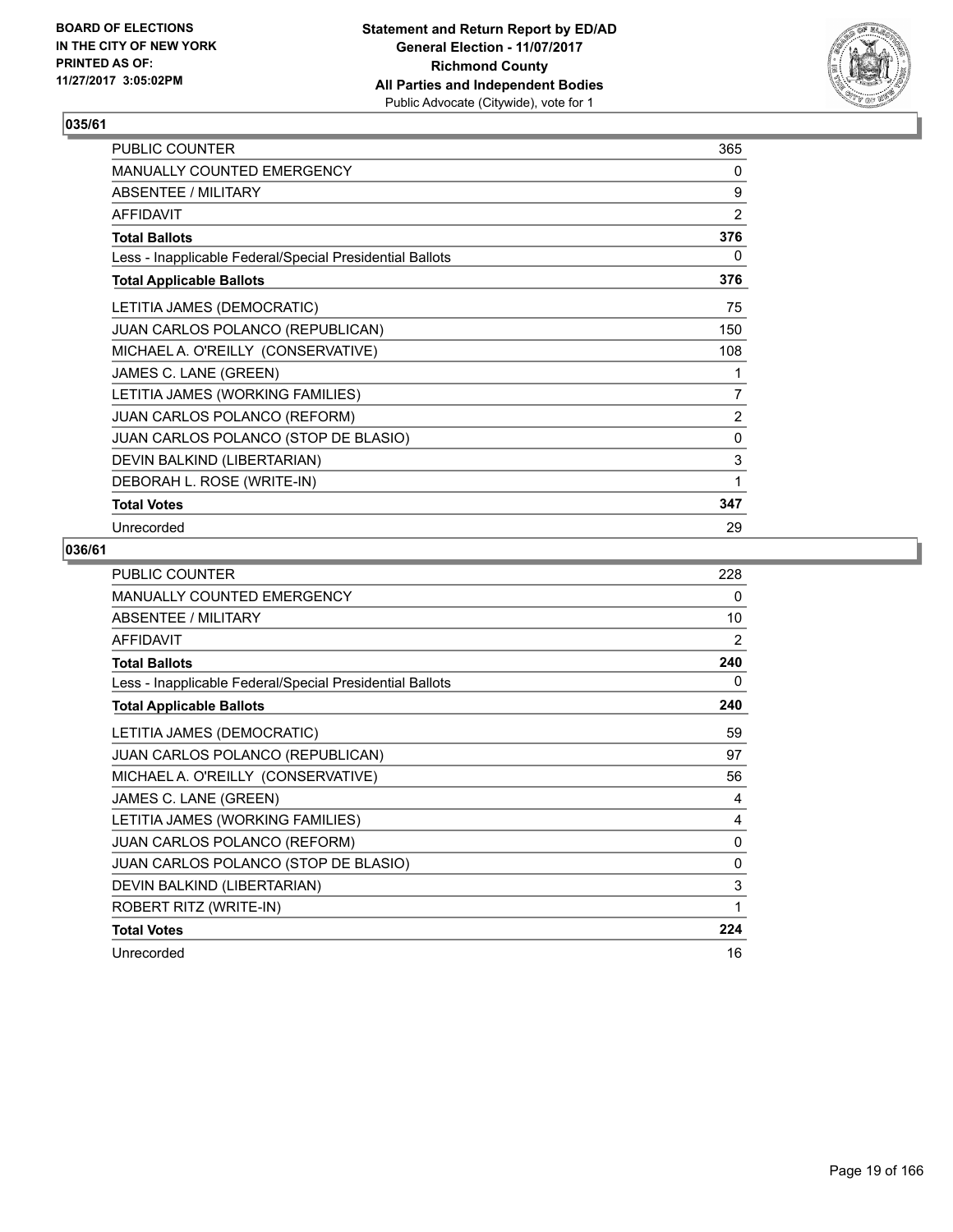BOARD OF ELECTIONS
IN THE CITY OF NEW YORK
PRINTED AS OF:
11/27/2017 3:05:02PM

**Statement and Return Report by ED/AD**
**General Election - 11/07/2017**
**Richmond County**
**All Parties and Independent Bodies**
Public Advocate (Citywide), vote for 1

### 035/61

| | |
|---|---|
| PUBLIC COUNTER | 365 |
| MANUALLY COUNTED EMERGENCY | 0 |
| ABSENTEE / MILITARY | 9 |
| AFFIDAVIT | 2 |
| **Total Ballots** | **376** |
| Less - Inapplicable Federal/Special Presidential Ballots | 0 |
| **Total Applicable Ballots** | **376** |
| LETITIA JAMES (DEMOCRATIC) | 75 |
| JUAN CARLOS POLANCO (REPUBLICAN) | 150 |
| MICHAEL A. O'REILLY (CONSERVATIVE) | 108 |
| JAMES C. LANE (GREEN) | 1 |
| LETITIA JAMES (WORKING FAMILIES) | 7 |
| JUAN CARLOS POLANCO (REFORM) | 2 |
| JUAN CARLOS POLANCO (STOP DE BLASIO) | 0 |
| DEVIN BALKIND (LIBERTARIAN) | 3 |
| DEBORAH L. ROSE (WRITE-IN) | 1 |
| **Total Votes** | **347** |
| Unrecorded | 29 |

### 036/61

| | |
|---|---|
| PUBLIC COUNTER | 228 |
| MANUALLY COUNTED EMERGENCY | 0 |
| ABSENTEE / MILITARY | 10 |
| AFFIDAVIT | 2 |
| **Total Ballots** | **240** |
| Less - Inapplicable Federal/Special Presidential Ballots | 0 |
| **Total Applicable Ballots** | **240** |
| LETITIA JAMES (DEMOCRATIC) | 59 |
| JUAN CARLOS POLANCO (REPUBLICAN) | 97 |
| MICHAEL A. O'REILLY (CONSERVATIVE) | 56 |
| JAMES C. LANE (GREEN) | 4 |
| LETITIA JAMES (WORKING FAMILIES) | 4 |
| JUAN CARLOS POLANCO (REFORM) | 0 |
| JUAN CARLOS POLANCO (STOP DE BLASIO) | 0 |
| DEVIN BALKIND (LIBERTARIAN) | 3 |
| ROBERT RITZ (WRITE-IN) | 1 |
| **Total Votes** | **224** |
| Unrecorded | 16 |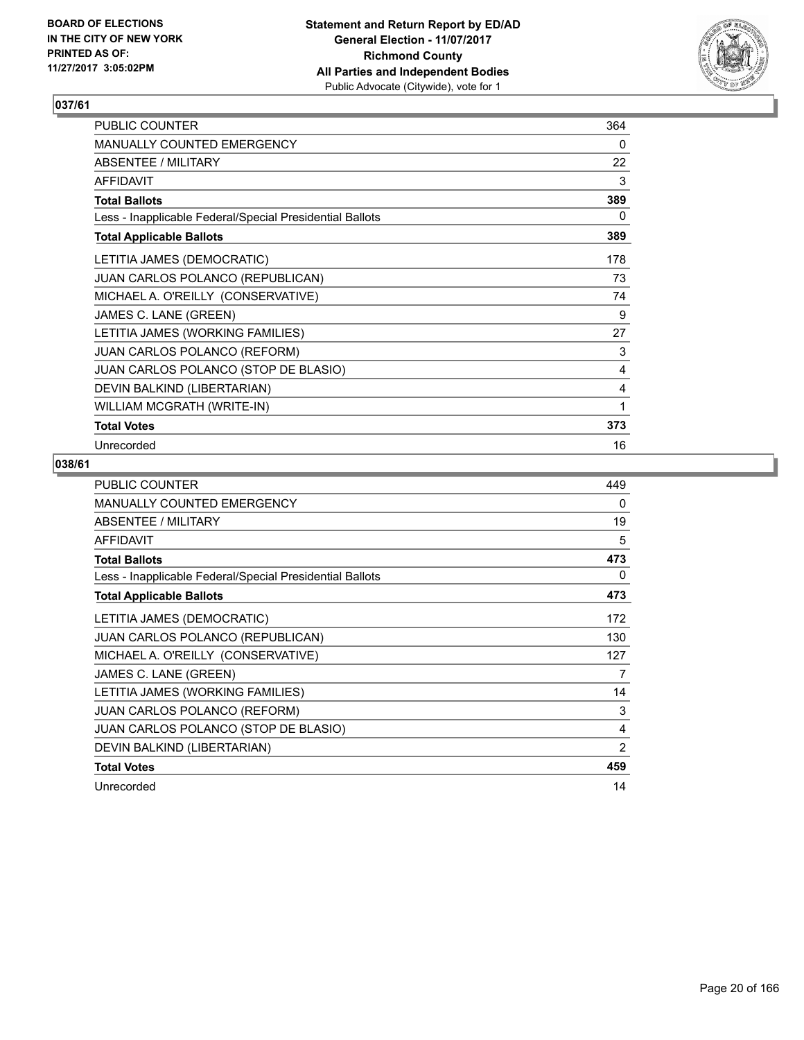BOARD OF ELECTIONS
IN THE CITY OF NEW YORK
PRINTED AS OF:
11/27/2017 3:05:02PM

**Statement and Return Report by ED/AD**
**General Election - 11/07/2017**
**Richmond County**
**All Parties and Independent Bodies**
Public Advocate (Citywide), vote for 1

## 037/61

| | |
|---|---|
| PUBLIC COUNTER | 364 |
| MANUALLY COUNTED EMERGENCY | 0 |
| ABSENTEE / MILITARY | 22 |
| AFFIDAVIT | 3 |
| **Total Ballots** | **389** |
| Less - Inapplicable Federal/Special Presidential Ballots | 0 |
| **Total Applicable Ballots** | **389** |
| LETITIA JAMES (DEMOCRATIC) | 178 |
| JUAN CARLOS POLANCO (REPUBLICAN) | 73 |
| MICHAEL A. O'REILLY (CONSERVATIVE) | 74 |
| JAMES C. LANE (GREEN) | 9 |
| LETITIA JAMES (WORKING FAMILIES) | 27 |
| JUAN CARLOS POLANCO (REFORM) | 3 |
| JUAN CARLOS POLANCO (STOP DE BLASIO) | 4 |
| DEVIN BALKIND (LIBERTARIAN) | 4 |
| WILLIAM MCGRATH (WRITE-IN) | 1 |
| **Total Votes** | **373** |
| Unrecorded | 16 |

## 038/61

| | |
|---|---|
| PUBLIC COUNTER | 449 |
| MANUALLY COUNTED EMERGENCY | 0 |
| ABSENTEE / MILITARY | 19 |
| AFFIDAVIT | 5 |
| **Total Ballots** | **473** |
| Less - Inapplicable Federal/Special Presidential Ballots | 0 |
| **Total Applicable Ballots** | **473** |
| LETITIA JAMES (DEMOCRATIC) | 172 |
| JUAN CARLOS POLANCO (REPUBLICAN) | 130 |
| MICHAEL A. O'REILLY (CONSERVATIVE) | 127 |
| JAMES C. LANE (GREEN) | 7 |
| LETITIA JAMES (WORKING FAMILIES) | 14 |
| JUAN CARLOS POLANCO (REFORM) | 3 |
| JUAN CARLOS POLANCO (STOP DE BLASIO) | 4 |
| DEVIN BALKIND (LIBERTARIAN) | 2 |
| **Total Votes** | **459** |
| Unrecorded | 14 |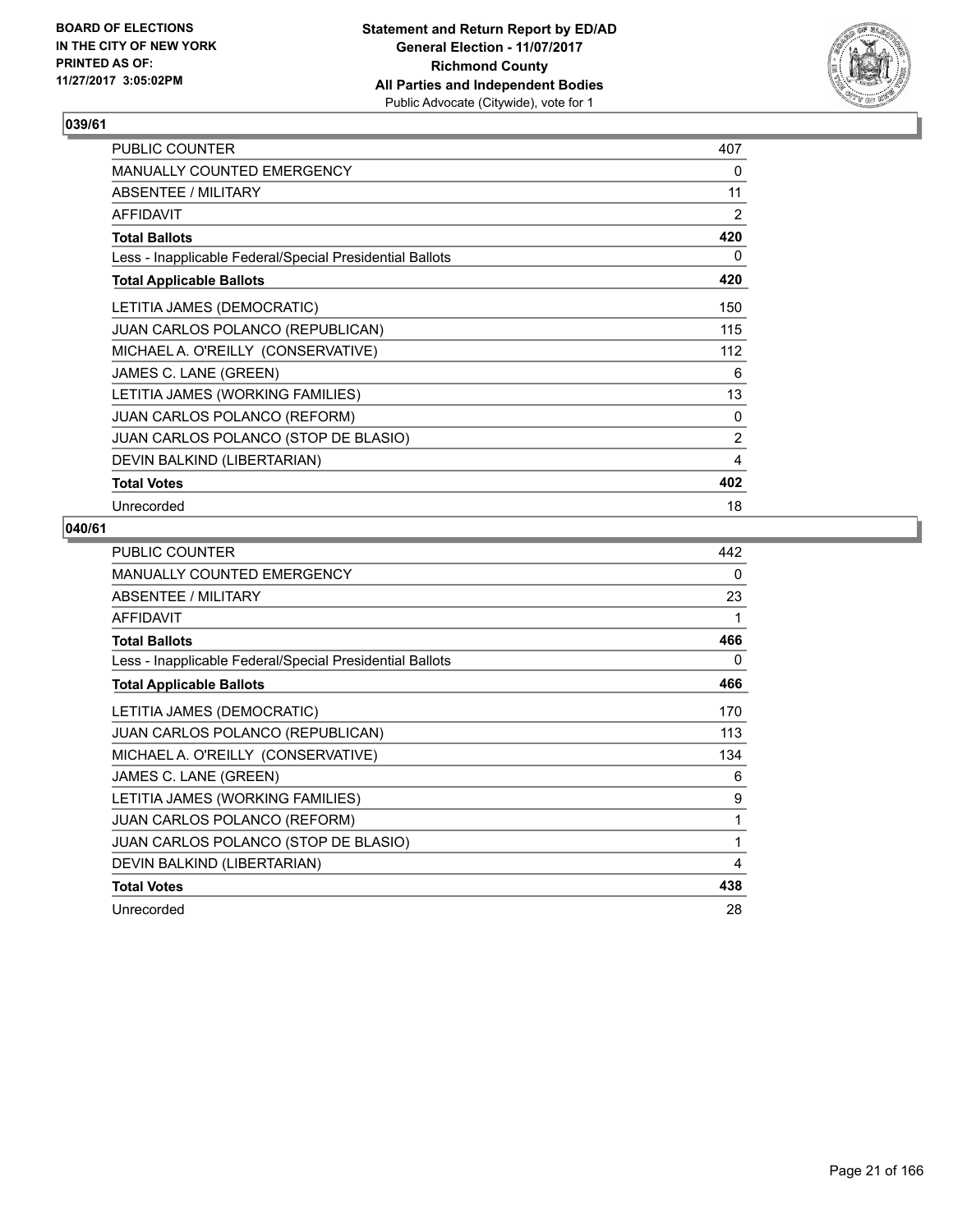BOARD OF ELECTIONS
IN THE CITY OF NEW YORK
PRINTED AS OF:
11/27/2017 3:05:02PM

**Statement and Return Report by ED/AD**
**General Election - 11/07/2017**
**Richmond County**
**All Parties and Independent Bodies**
Public Advocate (Citywide), vote for 1

### 039/61

| | |
|---|---|
| PUBLIC COUNTER | 407 |
| MANUALLY COUNTED EMERGENCY | 0 |
| ABSENTEE / MILITARY | 11 |
| AFFIDAVIT | 2 |
| **Total Ballots** | **420** |
| Less - Inapplicable Federal/Special Presidential Ballots | 0 |
| **Total Applicable Ballots** | **420** |
| LETITIA JAMES (DEMOCRATIC) | 150 |
| JUAN CARLOS POLANCO (REPUBLICAN) | 115 |
| MICHAEL A. O'REILLY (CONSERVATIVE) | 112 |
| JAMES C. LANE (GREEN) | 6 |
| LETITIA JAMES (WORKING FAMILIES) | 13 |
| JUAN CARLOS POLANCO (REFORM) | 0 |
| JUAN CARLOS POLANCO (STOP DE BLASIO) | 2 |
| DEVIN BALKIND (LIBERTARIAN) | 4 |
| **Total Votes** | **402** |
| Unrecorded | 18 |

### 040/61

| | |
|---|---|
| PUBLIC COUNTER | 442 |
| MANUALLY COUNTED EMERGENCY | 0 |
| ABSENTEE / MILITARY | 23 |
| AFFIDAVIT | 1 |
| **Total Ballots** | **466** |
| Less - Inapplicable Federal/Special Presidential Ballots | 0 |
| **Total Applicable Ballots** | **466** |
| LETITIA JAMES (DEMOCRATIC) | 170 |
| JUAN CARLOS POLANCO (REPUBLICAN) | 113 |
| MICHAEL A. O'REILLY (CONSERVATIVE) | 134 |
| JAMES C. LANE (GREEN) | 6 |
| LETITIA JAMES (WORKING FAMILIES) | 9 |
| JUAN CARLOS POLANCO (REFORM) | 1 |
| JUAN CARLOS POLANCO (STOP DE BLASIO) | 1 |
| DEVIN BALKIND (LIBERTARIAN) | 4 |
| **Total Votes** | **438** |
| Unrecorded | 28 |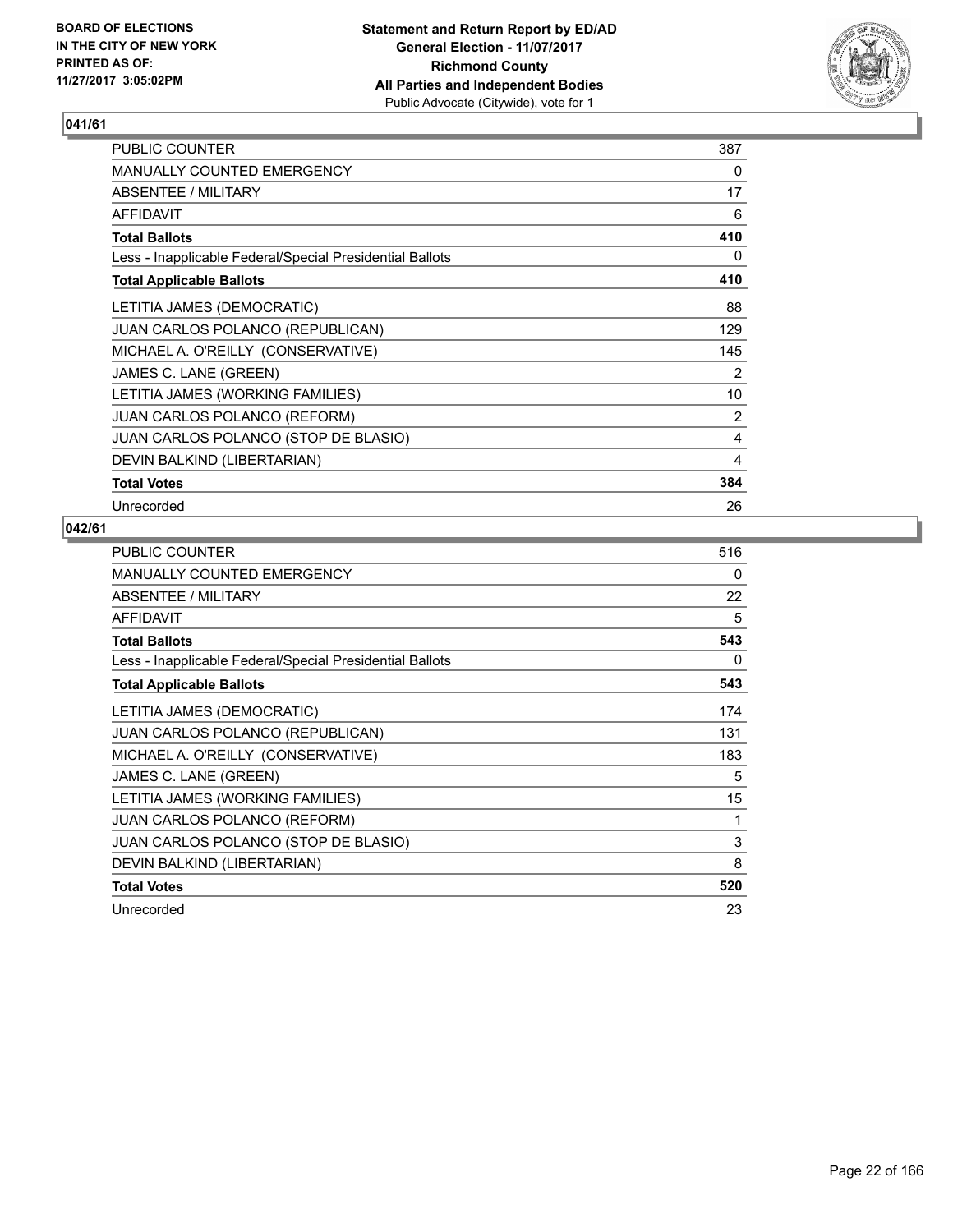BOARD OF ELECTIONS
IN THE CITY OF NEW YORK
PRINTED AS OF:
11/27/2017 3:05:02PM

**Statement and Return Report by ED/AD**
**General Election - 11/07/2017**
**Richmond County**
**All Parties and Independent Bodies**
Public Advocate (Citywide), vote for 1

## 041/61

| | |
|---|---|
| PUBLIC COUNTER | 387 |
| MANUALLY COUNTED EMERGENCY | 0 |
| ABSENTEE / MILITARY | 17 |
| AFFIDAVIT | 6 |
| **Total Ballots** | **410** |
| Less - Inapplicable Federal/Special Presidential Ballots | 0 |
| **Total Applicable Ballots** | **410** |
| LETITIA JAMES (DEMOCRATIC) | 88 |
| JUAN CARLOS POLANCO (REPUBLICAN) | 129 |
| MICHAEL A. O'REILLY (CONSERVATIVE) | 145 |
| JAMES C. LANE (GREEN) | 2 |
| LETITIA JAMES (WORKING FAMILIES) | 10 |
| JUAN CARLOS POLANCO (REFORM) | 2 |
| JUAN CARLOS POLANCO (STOP DE BLASIO) | 4 |
| DEVIN BALKIND (LIBERTARIAN) | 4 |
| **Total Votes** | **384** |
| Unrecorded | 26 |

## 042/61

| | |
|---|---|
| PUBLIC COUNTER | 516 |
| MANUALLY COUNTED EMERGENCY | 0 |
| ABSENTEE / MILITARY | 22 |
| AFFIDAVIT | 5 |
| **Total Ballots** | **543** |
| Less - Inapplicable Federal/Special Presidential Ballots | 0 |
| **Total Applicable Ballots** | **543** |
| LETITIA JAMES (DEMOCRATIC) | 174 |
| JUAN CARLOS POLANCO (REPUBLICAN) | 131 |
| MICHAEL A. O'REILLY (CONSERVATIVE) | 183 |
| JAMES C. LANE (GREEN) | 5 |
| LETITIA JAMES (WORKING FAMILIES) | 15 |
| JUAN CARLOS POLANCO (REFORM) | 1 |
| JUAN CARLOS POLANCO (STOP DE BLASIO) | 3 |
| DEVIN BALKIND (LIBERTARIAN) | 8 |
| **Total Votes** | **520** |
| Unrecorded | 23 |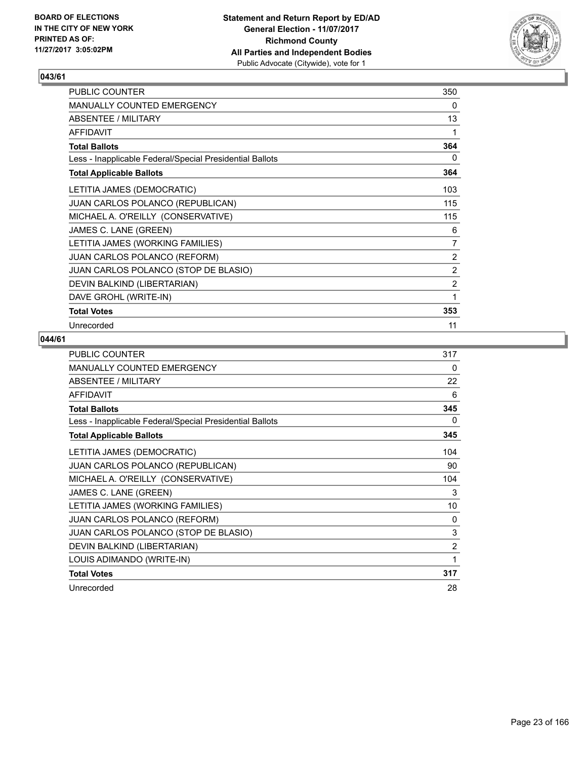BOARD OF ELECTIONS
IN THE CITY OF NEW YORK
PRINTED AS OF:
11/27/2017 3:05:02PM

**Statement and Return Report by ED/AD**
**General Election - 11/07/2017**
**Richmond County**
**All Parties and Independent Bodies**
Public Advocate (Citywide), vote for 1

## 043/61

| | |
|---|---|
| PUBLIC COUNTER | 350 |
| MANUALLY COUNTED EMERGENCY | 0 |
| ABSENTEE / MILITARY | 13 |
| AFFIDAVIT | 1 |
| **Total Ballots** | **364** |
| Less - Inapplicable Federal/Special Presidential Ballots | 0 |
| **Total Applicable Ballots** | **364** |
| LETITIA JAMES (DEMOCRATIC) | 103 |
| JUAN CARLOS POLANCO (REPUBLICAN) | 115 |
| MICHAEL A. O'REILLY (CONSERVATIVE) | 115 |
| JAMES C. LANE (GREEN) | 6 |
| LETITIA JAMES (WORKING FAMILIES) | 7 |
| JUAN CARLOS POLANCO (REFORM) | 2 |
| JUAN CARLOS POLANCO (STOP DE BLASIO) | 2 |
| DEVIN BALKIND (LIBERTARIAN) | 2 |
| DAVE GROHL (WRITE-IN) | 1 |
| **Total Votes** | **353** |
| Unrecorded | 11 |

## 044/61

| | |
|---|---|
| PUBLIC COUNTER | 317 |
| MANUALLY COUNTED EMERGENCY | 0 |
| ABSENTEE / MILITARY | 22 |
| AFFIDAVIT | 6 |
| **Total Ballots** | **345** |
| Less - Inapplicable Federal/Special Presidential Ballots | 0 |
| **Total Applicable Ballots** | **345** |
| LETITIA JAMES (DEMOCRATIC) | 104 |
| JUAN CARLOS POLANCO (REPUBLICAN) | 90 |
| MICHAEL A. O'REILLY (CONSERVATIVE) | 104 |
| JAMES C. LANE (GREEN) | 3 |
| LETITIA JAMES (WORKING FAMILIES) | 10 |
| JUAN CARLOS POLANCO (REFORM) | 0 |
| JUAN CARLOS POLANCO (STOP DE BLASIO) | 3 |
| DEVIN BALKIND (LIBERTARIAN) | 2 |
| LOUIS ADIMANDO (WRITE-IN) | 1 |
| **Total Votes** | **317** |
| Unrecorded | 28 |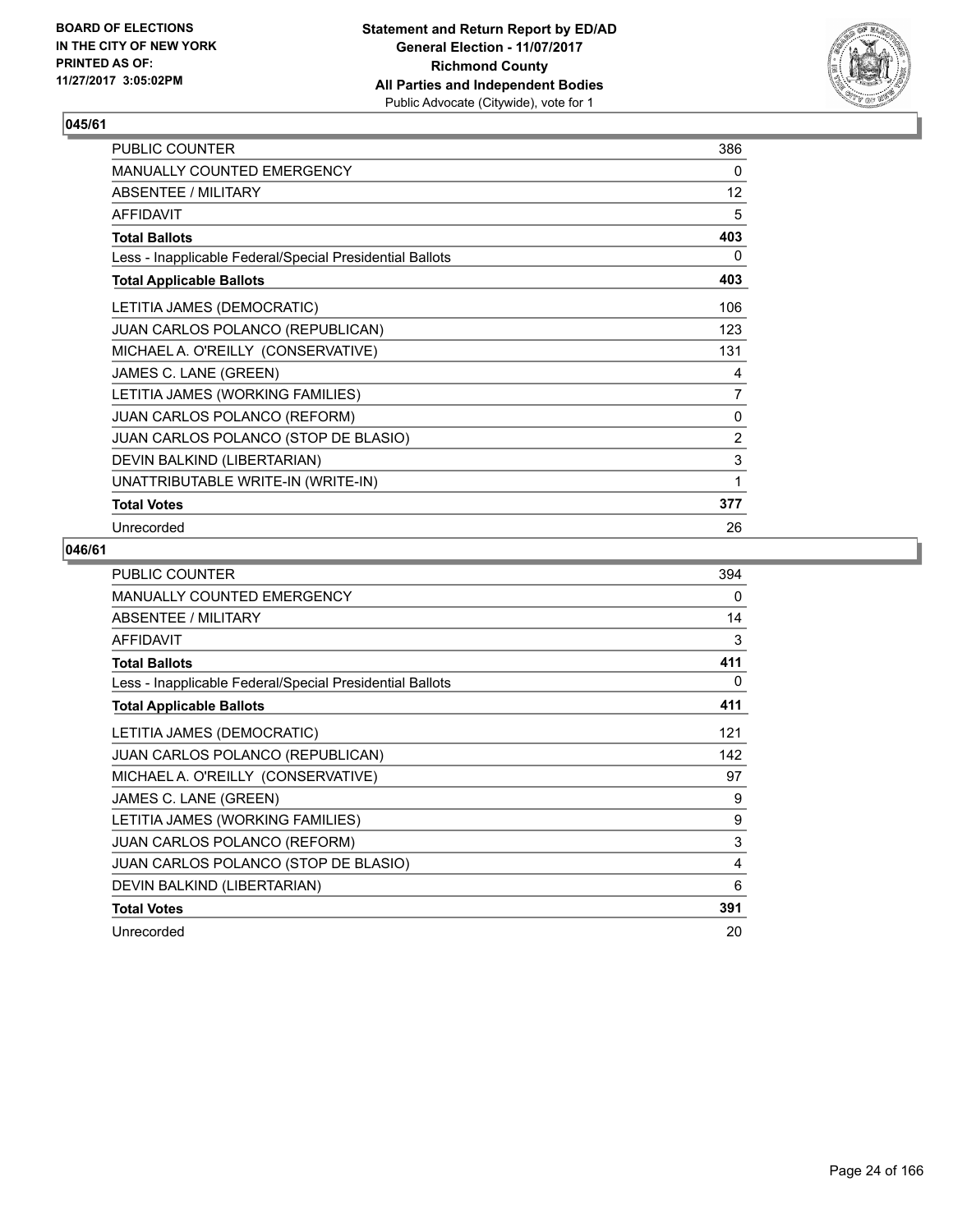**BOARD OF ELECTIONS IN THE CITY OF NEW YORK PRINTED AS OF: 11/27/2017 3:05:02PM**

**Statement and Return Report by ED/AD General Election - 11/07/2017 Richmond County All Parties and Independent Bodies**
Public Advocate (Citywide), vote for 1

### 045/61

| | |
|---|---|
| PUBLIC COUNTER | 386 |
| MANUALLY COUNTED EMERGENCY | 0 |
| ABSENTEE / MILITARY | 12 |
| AFFIDAVIT | 5 |
| **Total Ballots** | **403** |
| Less - Inapplicable Federal/Special Presidential Ballots | 0 |
| **Total Applicable Ballots** | **403** |
| LETITIA JAMES (DEMOCRATIC) | 106 |
| JUAN CARLOS POLANCO (REPUBLICAN) | 123 |
| MICHAEL A. O'REILLY (CONSERVATIVE) | 131 |
| JAMES C. LANE (GREEN) | 4 |
| LETITIA JAMES (WORKING FAMILIES) | 7 |
| JUAN CARLOS POLANCO (REFORM) | 0 |
| JUAN CARLOS POLANCO (STOP DE BLASIO) | 2 |
| DEVIN BALKIND (LIBERTARIAN) | 3 |
| UNATTRIBUTABLE WRITE-IN (WRITE-IN) | 1 |
| **Total Votes** | **377** |
| Unrecorded | 26 |

### 046/61

| | |
|---|---|
| PUBLIC COUNTER | 394 |
| MANUALLY COUNTED EMERGENCY | 0 |
| ABSENTEE / MILITARY | 14 |
| AFFIDAVIT | 3 |
| **Total Ballots** | **411** |
| Less - Inapplicable Federal/Special Presidential Ballots | 0 |
| **Total Applicable Ballots** | **411** |
| LETITIA JAMES (DEMOCRATIC) | 121 |
| JUAN CARLOS POLANCO (REPUBLICAN) | 142 |
| MICHAEL A. O'REILLY (CONSERVATIVE) | 97 |
| JAMES C. LANE (GREEN) | 9 |
| LETITIA JAMES (WORKING FAMILIES) | 9 |
| JUAN CARLOS POLANCO (REFORM) | 3 |
| JUAN CARLOS POLANCO (STOP DE BLASIO) | 4 |
| DEVIN BALKIND (LIBERTARIAN) | 6 |
| **Total Votes** | **391** |
| Unrecorded | 20 |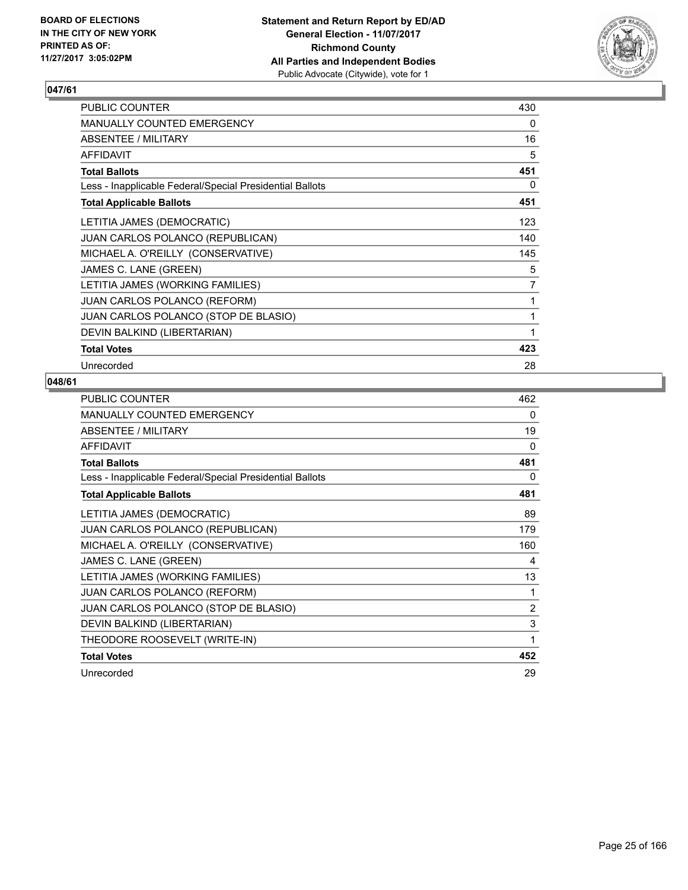BOARD OF ELECTIONS
IN THE CITY OF NEW YORK
PRINTED AS OF:
11/27/2017 3:05:02PM

**Statement and Return Report by ED/AD**
**General Election - 11/07/2017**
**Richmond County**
**All Parties and Independent Bodies**
Public Advocate (Citywide), vote for 1

## 047/61

| | |
|---|---|
| PUBLIC COUNTER | 430 |
| MANUALLY COUNTED EMERGENCY | 0 |
| ABSENTEE / MILITARY | 16 |
| AFFIDAVIT | 5 |
| **Total Ballots** | **451** |
| Less - Inapplicable Federal/Special Presidential Ballots | 0 |
| **Total Applicable Ballots** | **451** |
| LETITIA JAMES (DEMOCRATIC) | 123 |
| JUAN CARLOS POLANCO (REPUBLICAN) | 140 |
| MICHAEL A. O'REILLY (CONSERVATIVE) | 145 |
| JAMES C. LANE (GREEN) | 5 |
| LETITIA JAMES (WORKING FAMILIES) | 7 |
| JUAN CARLOS POLANCO (REFORM) | 1 |
| JUAN CARLOS POLANCO (STOP DE BLASIO) | 1 |
| DEVIN BALKIND (LIBERTARIAN) | 1 |
| **Total Votes** | **423** |
| Unrecorded | 28 |

## 048/61

| | |
|---|---|
| PUBLIC COUNTER | 462 |
| MANUALLY COUNTED EMERGENCY | 0 |
| ABSENTEE / MILITARY | 19 |
| AFFIDAVIT | 0 |
| **Total Ballots** | **481** |
| Less - Inapplicable Federal/Special Presidential Ballots | 0 |
| **Total Applicable Ballots** | **481** |
| LETITIA JAMES (DEMOCRATIC) | 89 |
| JUAN CARLOS POLANCO (REPUBLICAN) | 179 |
| MICHAEL A. O'REILLY (CONSERVATIVE) | 160 |
| JAMES C. LANE (GREEN) | 4 |
| LETITIA JAMES (WORKING FAMILIES) | 13 |
| JUAN CARLOS POLANCO (REFORM) | 1 |
| JUAN CARLOS POLANCO (STOP DE BLASIO) | 2 |
| DEVIN BALKIND (LIBERTARIAN) | 3 |
| THEODORE ROOSEVELT (WRITE-IN) | 1 |
| **Total Votes** | **452** |
| Unrecorded | 29 |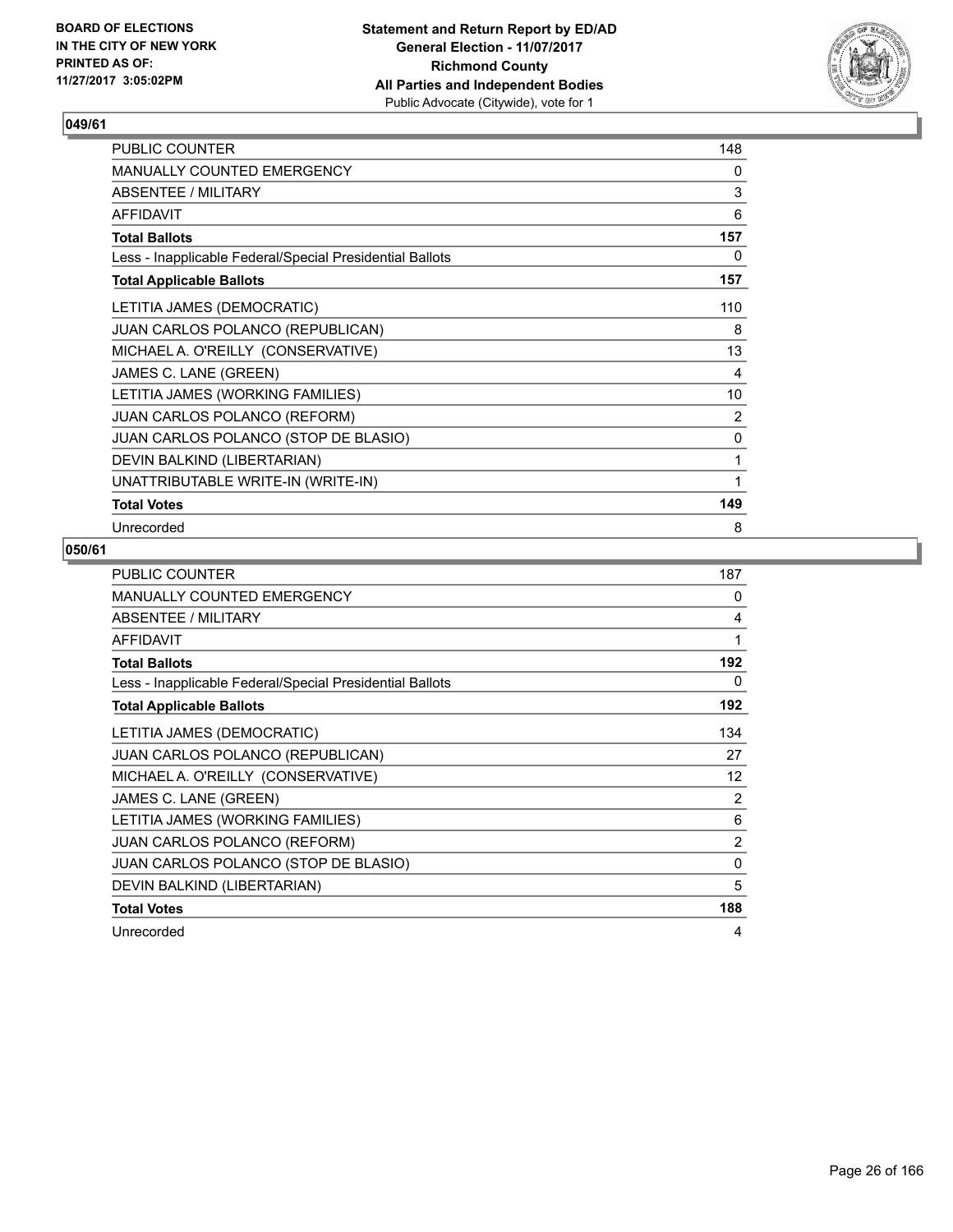BOARD OF ELECTIONS
IN THE CITY OF NEW YORK
PRINTED AS OF:
11/27/2017 3:05:02PM

**Statement and Return Report by ED/AD**
**General Election - 11/07/2017**
**Richmond County**
**All Parties and Independent Bodies**
Public Advocate (Citywide), vote for 1

### 049/61

| | |
|---|---|
| PUBLIC COUNTER | 148 |
| MANUALLY COUNTED EMERGENCY | 0 |
| ABSENTEE / MILITARY | 3 |
| AFFIDAVIT | 6 |
| **Total Ballots** | **157** |
| Less - Inapplicable Federal/Special Presidential Ballots | 0 |
| **Total Applicable Ballots** | **157** |
| LETITIA JAMES (DEMOCRATIC) | 110 |
| JUAN CARLOS POLANCO (REPUBLICAN) | 8 |
| MICHAEL A. O'REILLY (CONSERVATIVE) | 13 |
| JAMES C. LANE (GREEN) | 4 |
| LETITIA JAMES (WORKING FAMILIES) | 10 |
| JUAN CARLOS POLANCO (REFORM) | 2 |
| JUAN CARLOS POLANCO (STOP DE BLASIO) | 0 |
| DEVIN BALKIND (LIBERTARIAN) | 1 |
| UNATTRIBUTABLE WRITE-IN (WRITE-IN) | 1 |
| **Total Votes** | **149** |
| Unrecorded | 8 |

### 050/61

| | |
|---|---|
| PUBLIC COUNTER | 187 |
| MANUALLY COUNTED EMERGENCY | 0 |
| ABSENTEE / MILITARY | 4 |
| AFFIDAVIT | 1 |
| **Total Ballots** | **192** |
| Less - Inapplicable Federal/Special Presidential Ballots | 0 |
| **Total Applicable Ballots** | **192** |
| LETITIA JAMES (DEMOCRATIC) | 134 |
| JUAN CARLOS POLANCO (REPUBLICAN) | 27 |
| MICHAEL A. O'REILLY (CONSERVATIVE) | 12 |
| JAMES C. LANE (GREEN) | 2 |
| LETITIA JAMES (WORKING FAMILIES) | 6 |
| JUAN CARLOS POLANCO (REFORM) | 2 |
| JUAN CARLOS POLANCO (STOP DE BLASIO) | 0 |
| DEVIN BALKIND (LIBERTARIAN) | 5 |
| **Total Votes** | **188** |
| Unrecorded | 4 |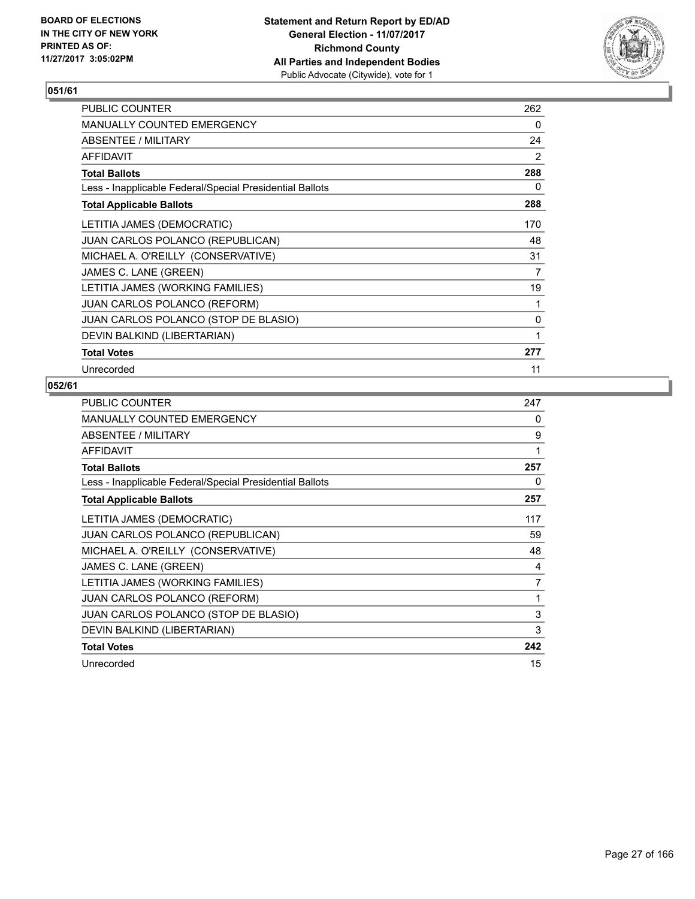BOARD OF ELECTIONS
IN THE CITY OF NEW YORK
PRINTED AS OF:
11/27/2017 3:05:02PM

**Statement and Return Report by ED/AD**
**General Election - 11/07/2017**
**Richmond County**
**All Parties and Independent Bodies**
Public Advocate (Citywide), vote for 1

### 051/61

| | |
|---|---|
| PUBLIC COUNTER | 262 |
| MANUALLY COUNTED EMERGENCY | 0 |
| ABSENTEE / MILITARY | 24 |
| AFFIDAVIT | 2 |
| **Total Ballots** | **288** |
| Less - Inapplicable Federal/Special Presidential Ballots | 0 |
| **Total Applicable Ballots** | **288** |
| LETITIA JAMES (DEMOCRATIC) | 170 |
| JUAN CARLOS POLANCO (REPUBLICAN) | 48 |
| MICHAEL A. O'REILLY (CONSERVATIVE) | 31 |
| JAMES C. LANE (GREEN) | 7 |
| LETITIA JAMES (WORKING FAMILIES) | 19 |
| JUAN CARLOS POLANCO (REFORM) | 1 |
| JUAN CARLOS POLANCO (STOP DE BLASIO) | 0 |
| DEVIN BALKIND (LIBERTARIAN) | 1 |
| **Total Votes** | **277** |
| Unrecorded | 11 |

### 052/61

| | |
|---|---|
| PUBLIC COUNTER | 247 |
| MANUALLY COUNTED EMERGENCY | 0 |
| ABSENTEE / MILITARY | 9 |
| AFFIDAVIT | 1 |
| **Total Ballots** | **257** |
| Less - Inapplicable Federal/Special Presidential Ballots | 0 |
| **Total Applicable Ballots** | **257** |
| LETITIA JAMES (DEMOCRATIC) | 117 |
| JUAN CARLOS POLANCO (REPUBLICAN) | 59 |
| MICHAEL A. O'REILLY (CONSERVATIVE) | 48 |
| JAMES C. LANE (GREEN) | 4 |
| LETITIA JAMES (WORKING FAMILIES) | 7 |
| JUAN CARLOS POLANCO (REFORM) | 1 |
| JUAN CARLOS POLANCO (STOP DE BLASIO) | 3 |
| DEVIN BALKIND (LIBERTARIAN) | 3 |
| **Total Votes** | **242** |
| Unrecorded | 15 |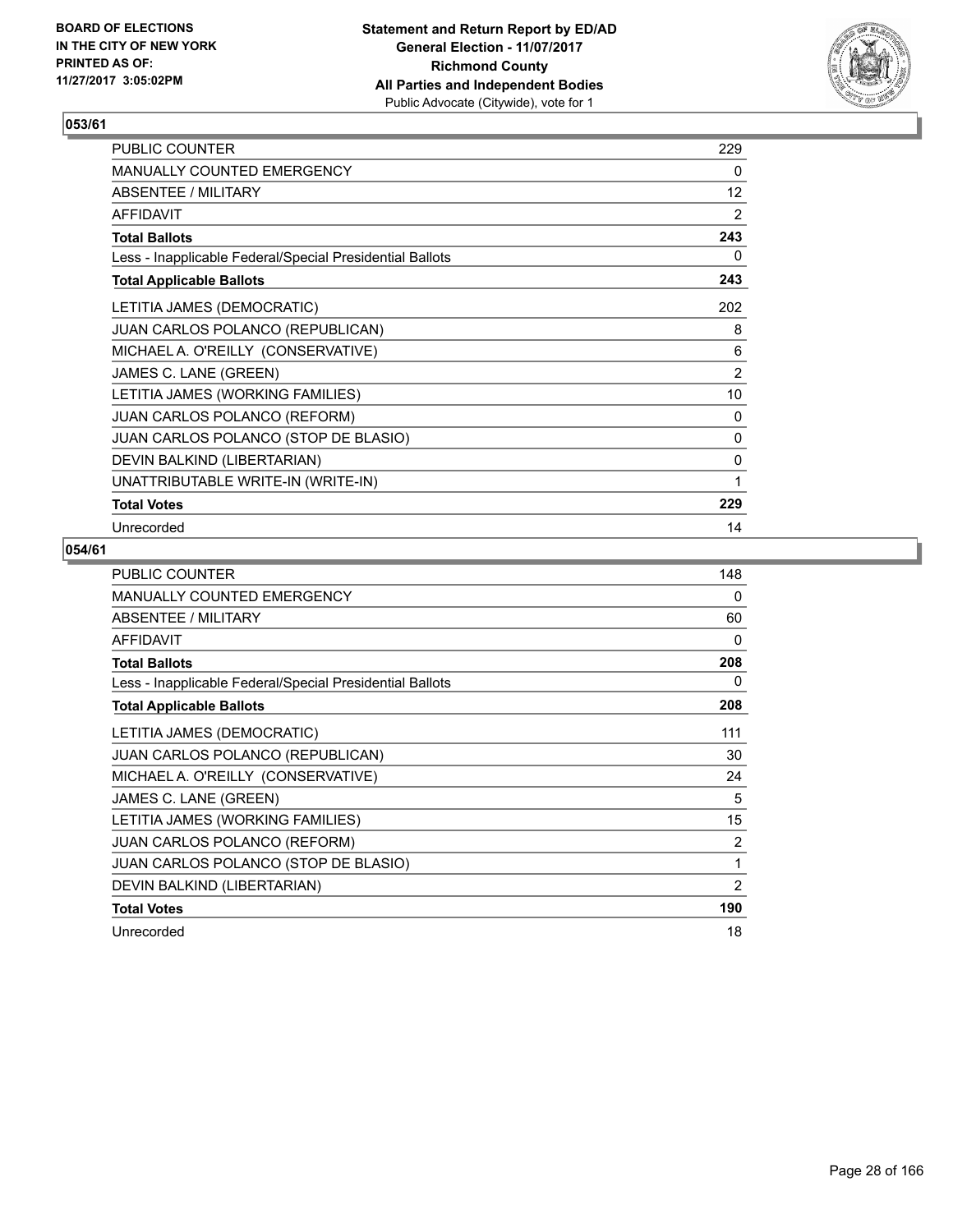**BOARD OF ELECTIONS IN THE CITY OF NEW YORK PRINTED AS OF: 11/27/2017 3:05:02PM**

**Statement and Return Report by ED/AD**
**General Election - 11/07/2017**
**Richmond County**
**All Parties and Independent Bodies**
Public Advocate (Citywide), vote for 1

## 053/61

| | |
|---|---|
| PUBLIC COUNTER | 229 |
| MANUALLY COUNTED EMERGENCY | 0 |
| ABSENTEE / MILITARY | 12 |
| AFFIDAVIT | 2 |
| **Total Ballots** | **243** |
| Less - Inapplicable Federal/Special Presidential Ballots | 0 |
| **Total Applicable Ballots** | **243** |
| LETITIA JAMES (DEMOCRATIC) | 202 |
| JUAN CARLOS POLANCO (REPUBLICAN) | 8 |
| MICHAEL A. O'REILLY (CONSERVATIVE) | 6 |
| JAMES C. LANE (GREEN) | 2 |
| LETITIA JAMES (WORKING FAMILIES) | 10 |
| JUAN CARLOS POLANCO (REFORM) | 0 |
| JUAN CARLOS POLANCO (STOP DE BLASIO) | 0 |
| DEVIN BALKIND (LIBERTARIAN) | 0 |
| UNATTRIBUTABLE WRITE-IN (WRITE-IN) | 1 |
| **Total Votes** | **229** |
| Unrecorded | 14 |

## 054/61

| | |
|---|---|
| PUBLIC COUNTER | 148 |
| MANUALLY COUNTED EMERGENCY | 0 |
| ABSENTEE / MILITARY | 60 |
| AFFIDAVIT | 0 |
| **Total Ballots** | **208** |
| Less - Inapplicable Federal/Special Presidential Ballots | 0 |
| **Total Applicable Ballots** | **208** |
| LETITIA JAMES (DEMOCRATIC) | 111 |
| JUAN CARLOS POLANCO (REPUBLICAN) | 30 |
| MICHAEL A. O'REILLY (CONSERVATIVE) | 24 |
| JAMES C. LANE (GREEN) | 5 |
| LETITIA JAMES (WORKING FAMILIES) | 15 |
| JUAN CARLOS POLANCO (REFORM) | 2 |
| JUAN CARLOS POLANCO (STOP DE BLASIO) | 1 |
| DEVIN BALKIND (LIBERTARIAN) | 2 |
| **Total Votes** | **190** |
| Unrecorded | 18 |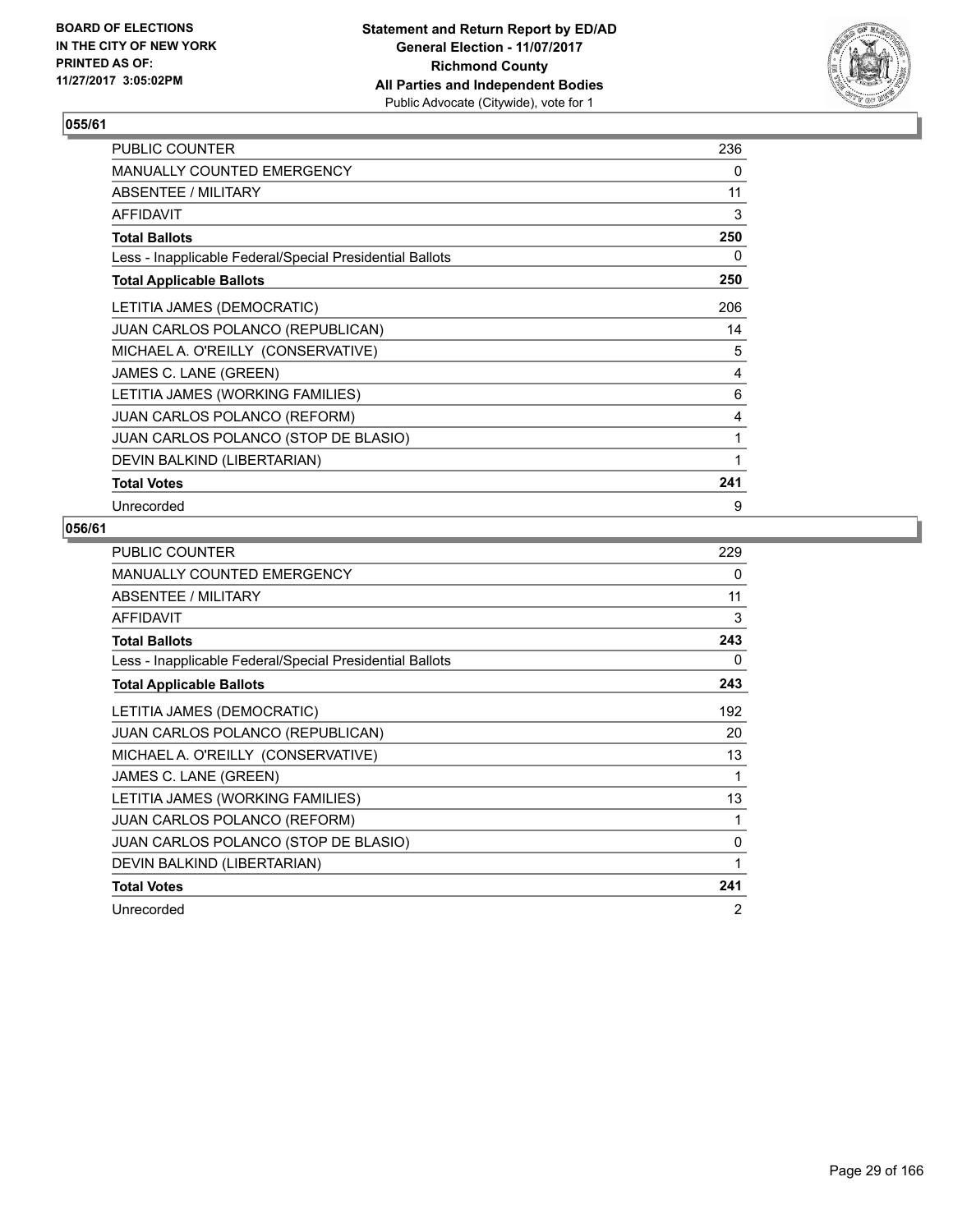BOARD OF ELECTIONS
IN THE CITY OF NEW YORK
PRINTED AS OF:
11/27/2017 3:05:02PM

**Statement and Return Report by ED/AD**
**General Election - 11/07/2017**
**Richmond County**
**All Parties and Independent Bodies**
Public Advocate (Citywide), vote for 1

### 055/61

| | |
|---|---|
| PUBLIC COUNTER | 236 |
| MANUALLY COUNTED EMERGENCY | 0 |
| ABSENTEE / MILITARY | 11 |
| AFFIDAVIT | 3 |
| **Total Ballots** | **250** |
| Less - Inapplicable Federal/Special Presidential Ballots | 0 |
| **Total Applicable Ballots** | **250** |
| LETITIA JAMES (DEMOCRATIC) | 206 |
| JUAN CARLOS POLANCO (REPUBLICAN) | 14 |
| MICHAEL A. O'REILLY (CONSERVATIVE) | 5 |
| JAMES C. LANE (GREEN) | 4 |
| LETITIA JAMES (WORKING FAMILIES) | 6 |
| JUAN CARLOS POLANCO (REFORM) | 4 |
| JUAN CARLOS POLANCO (STOP DE BLASIO) | 1 |
| DEVIN BALKIND (LIBERTARIAN) | 1 |
| **Total Votes** | **241** |
| Unrecorded | 9 |

### 056/61

| | |
|---|---|
| PUBLIC COUNTER | 229 |
| MANUALLY COUNTED EMERGENCY | 0 |
| ABSENTEE / MILITARY | 11 |
| AFFIDAVIT | 3 |
| **Total Ballots** | **243** |
| Less - Inapplicable Federal/Special Presidential Ballots | 0 |
| **Total Applicable Ballots** | **243** |
| LETITIA JAMES (DEMOCRATIC) | 192 |
| JUAN CARLOS POLANCO (REPUBLICAN) | 20 |
| MICHAEL A. O'REILLY (CONSERVATIVE) | 13 |
| JAMES C. LANE (GREEN) | 1 |
| LETITIA JAMES (WORKING FAMILIES) | 13 |
| JUAN CARLOS POLANCO (REFORM) | 1 |
| JUAN CARLOS POLANCO (STOP DE BLASIO) | 0 |
| DEVIN BALKIND (LIBERTARIAN) | 1 |
| **Total Votes** | **241** |
| Unrecorded | 2 |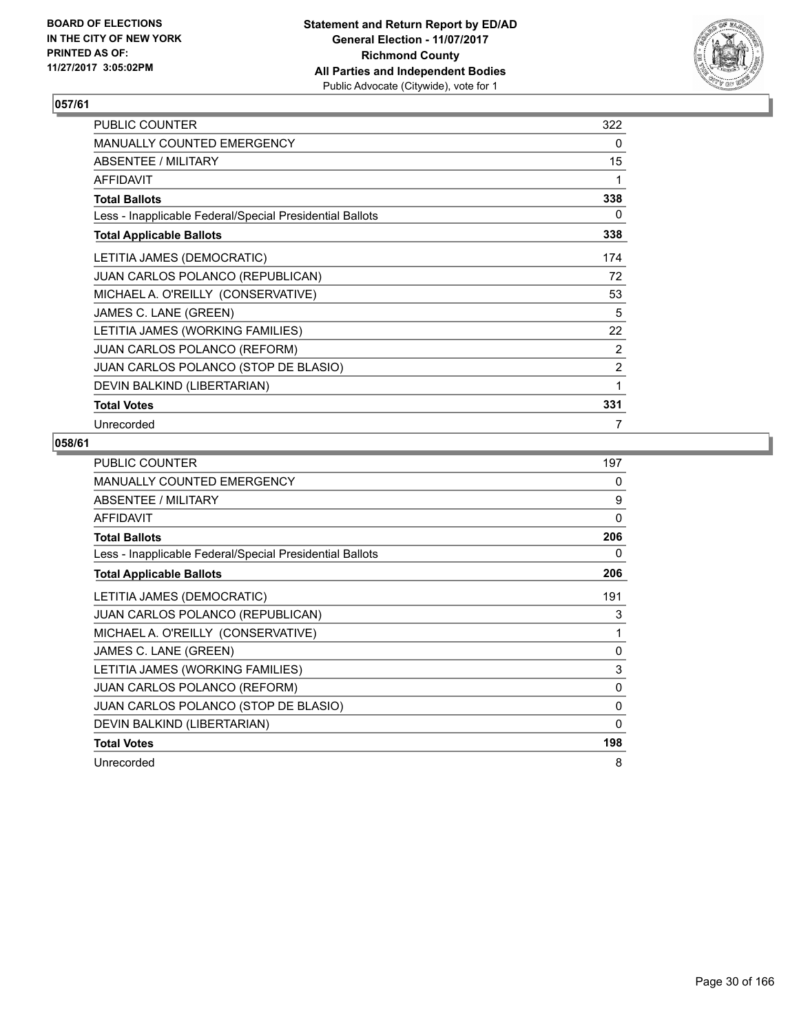**BOARD OF ELECTIONS IN THE CITY OF NEW YORK PRINTED AS OF: 11/27/2017 3:05:02PM**

**Statement and Return Report by ED/AD**
**General Election - 11/07/2017**
**Richmond County**
**All Parties and Independent Bodies**
Public Advocate (Citywide), vote for 1

## 057/61

| | |
|---|---|
| PUBLIC COUNTER | 322 |
| MANUALLY COUNTED EMERGENCY | 0 |
| ABSENTEE / MILITARY | 15 |
| AFFIDAVIT | 1 |
| **Total Ballots** | **338** |
| Less - Inapplicable Federal/Special Presidential Ballots | 0 |
| **Total Applicable Ballots** | **338** |
| LETITIA JAMES (DEMOCRATIC) | 174 |
| JUAN CARLOS POLANCO (REPUBLICAN) | 72 |
| MICHAEL A. O'REILLY (CONSERVATIVE) | 53 |
| JAMES C. LANE (GREEN) | 5 |
| LETITIA JAMES (WORKING FAMILIES) | 22 |
| JUAN CARLOS POLANCO (REFORM) | 2 |
| JUAN CARLOS POLANCO (STOP DE BLASIO) | 2 |
| DEVIN BALKIND (LIBERTARIAN) | 1 |
| **Total Votes** | **331** |
| Unrecorded | 7 |

## 058/61

| | |
|---|---|
| PUBLIC COUNTER | 197 |
| MANUALLY COUNTED EMERGENCY | 0 |
| ABSENTEE / MILITARY | 9 |
| AFFIDAVIT | 0 |
| **Total Ballots** | **206** |
| Less - Inapplicable Federal/Special Presidential Ballots | 0 |
| **Total Applicable Ballots** | **206** |
| LETITIA JAMES (DEMOCRATIC) | 191 |
| JUAN CARLOS POLANCO (REPUBLICAN) | 3 |
| MICHAEL A. O'REILLY (CONSERVATIVE) | 1 |
| JAMES C. LANE (GREEN) | 0 |
| LETITIA JAMES (WORKING FAMILIES) | 3 |
| JUAN CARLOS POLANCO (REFORM) | 0 |
| JUAN CARLOS POLANCO (STOP DE BLASIO) | 0 |
| DEVIN BALKIND (LIBERTARIAN) | 0 |
| **Total Votes** | **198** |
| Unrecorded | 8 |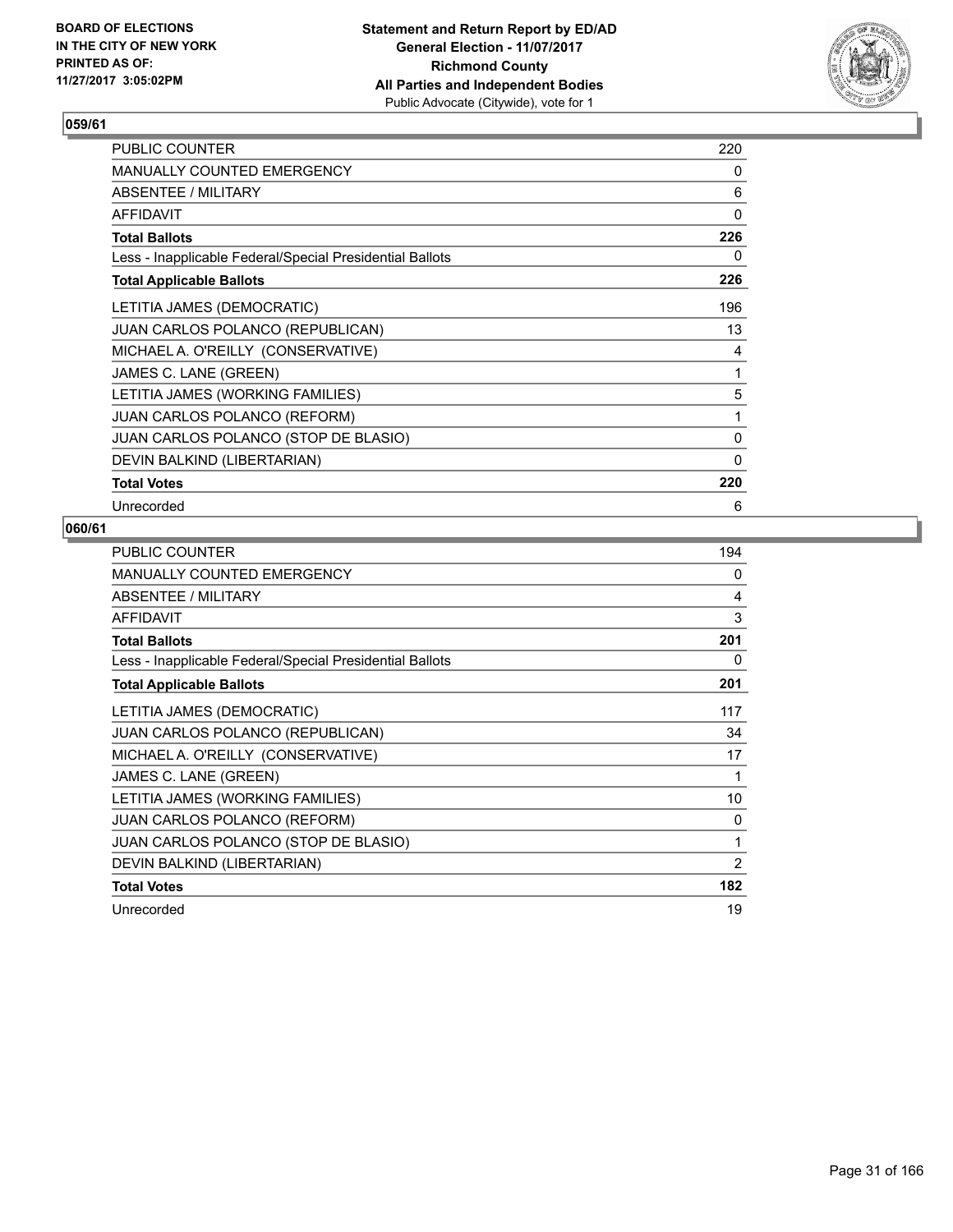**BOARD OF ELECTIONS IN THE CITY OF NEW YORK PRINTED AS OF: 11/27/2017 3:05:02PM**

**Statement and Return Report by ED/AD General Election - 11/07/2017 Richmond County All Parties and Independent Bodies**
Public Advocate (Citywide), vote for 1

### 059/61

| | |
|---|---|
| PUBLIC COUNTER | 220 |
| MANUALLY COUNTED EMERGENCY | 0 |
| ABSENTEE / MILITARY | 6 |
| AFFIDAVIT | 0 |
| **Total Ballots** | **226** |
| Less - Inapplicable Federal/Special Presidential Ballots | 0 |
| **Total Applicable Ballots** | **226** |
| LETITIA JAMES (DEMOCRATIC) | 196 |
| JUAN CARLOS POLANCO (REPUBLICAN) | 13 |
| MICHAEL A. O'REILLY (CONSERVATIVE) | 4 |
| JAMES C. LANE (GREEN) | 1 |
| LETITIA JAMES (WORKING FAMILIES) | 5 |
| JUAN CARLOS POLANCO (REFORM) | 1 |
| JUAN CARLOS POLANCO (STOP DE BLASIO) | 0 |
| DEVIN BALKIND (LIBERTARIAN) | 0 |
| **Total Votes** | **220** |
| Unrecorded | 6 |

### 060/61

| | |
|---|---|
| PUBLIC COUNTER | 194 |
| MANUALLY COUNTED EMERGENCY | 0 |
| ABSENTEE / MILITARY | 4 |
| AFFIDAVIT | 3 |
| **Total Ballots** | **201** |
| Less - Inapplicable Federal/Special Presidential Ballots | 0 |
| **Total Applicable Ballots** | **201** |
| LETITIA JAMES (DEMOCRATIC) | 117 |
| JUAN CARLOS POLANCO (REPUBLICAN) | 34 |
| MICHAEL A. O'REILLY (CONSERVATIVE) | 17 |
| JAMES C. LANE (GREEN) | 1 |
| LETITIA JAMES (WORKING FAMILIES) | 10 |
| JUAN CARLOS POLANCO (REFORM) | 0 |
| JUAN CARLOS POLANCO (STOP DE BLASIO) | 1 |
| DEVIN BALKIND (LIBERTARIAN) | 2 |
| **Total Votes** | **182** |
| Unrecorded | 19 |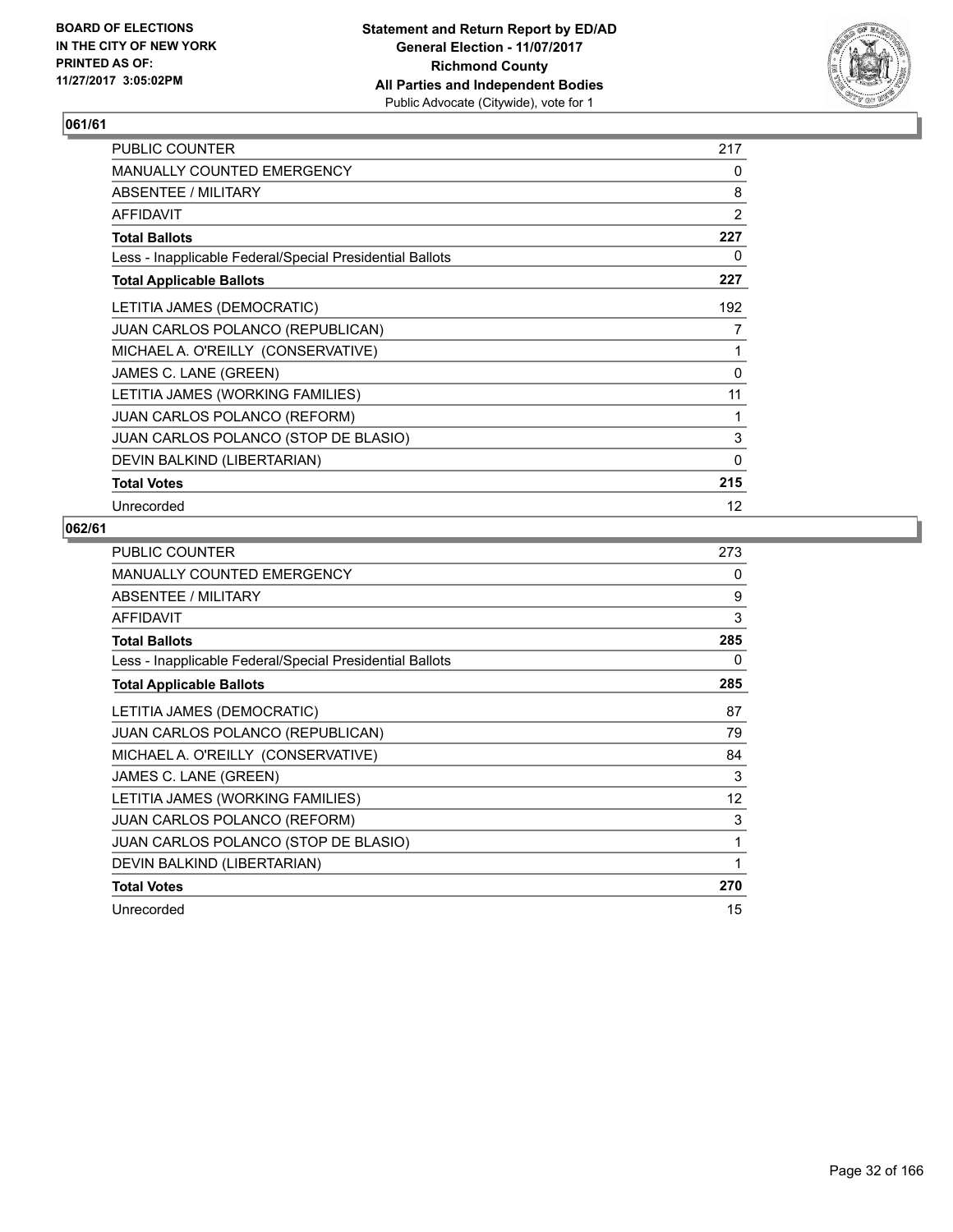BOARD OF ELECTIONS
IN THE CITY OF NEW YORK
PRINTED AS OF:
11/27/2017 3:05:02PM

**Statement and Return Report by ED/AD**
**General Election - 11/07/2017**
**Richmond County**
**All Parties and Independent Bodies**
Public Advocate (Citywide), vote for 1

## 061/61

| | |
|---|---|
| PUBLIC COUNTER | 217 |
| MANUALLY COUNTED EMERGENCY | 0 |
| ABSENTEE / MILITARY | 8 |
| AFFIDAVIT | 2 |
| **Total Ballots** | **227** |
| Less - Inapplicable Federal/Special Presidential Ballots | 0 |
| **Total Applicable Ballots** | **227** |
| LETITIA JAMES (DEMOCRATIC) | 192 |
| JUAN CARLOS POLANCO (REPUBLICAN) | 7 |
| MICHAEL A. O'REILLY (CONSERVATIVE) | 1 |
| JAMES C. LANE (GREEN) | 0 |
| LETITIA JAMES (WORKING FAMILIES) | 11 |
| JUAN CARLOS POLANCO (REFORM) | 1 |
| JUAN CARLOS POLANCO (STOP DE BLASIO) | 3 |
| DEVIN BALKIND (LIBERTARIAN) | 0 |
| **Total Votes** | **215** |
| Unrecorded | 12 |

## 062/61

| | |
|---|---|
| PUBLIC COUNTER | 273 |
| MANUALLY COUNTED EMERGENCY | 0 |
| ABSENTEE / MILITARY | 9 |
| AFFIDAVIT | 3 |
| **Total Ballots** | **285** |
| Less - Inapplicable Federal/Special Presidential Ballots | 0 |
| **Total Applicable Ballots** | **285** |
| LETITIA JAMES (DEMOCRATIC) | 87 |
| JUAN CARLOS POLANCO (REPUBLICAN) | 79 |
| MICHAEL A. O'REILLY (CONSERVATIVE) | 84 |
| JAMES C. LANE (GREEN) | 3 |
| LETITIA JAMES (WORKING FAMILIES) | 12 |
| JUAN CARLOS POLANCO (REFORM) | 3 |
| JUAN CARLOS POLANCO (STOP DE BLASIO) | 1 |
| DEVIN BALKIND (LIBERTARIAN) | 1 |
| **Total Votes** | **270** |
| Unrecorded | 15 |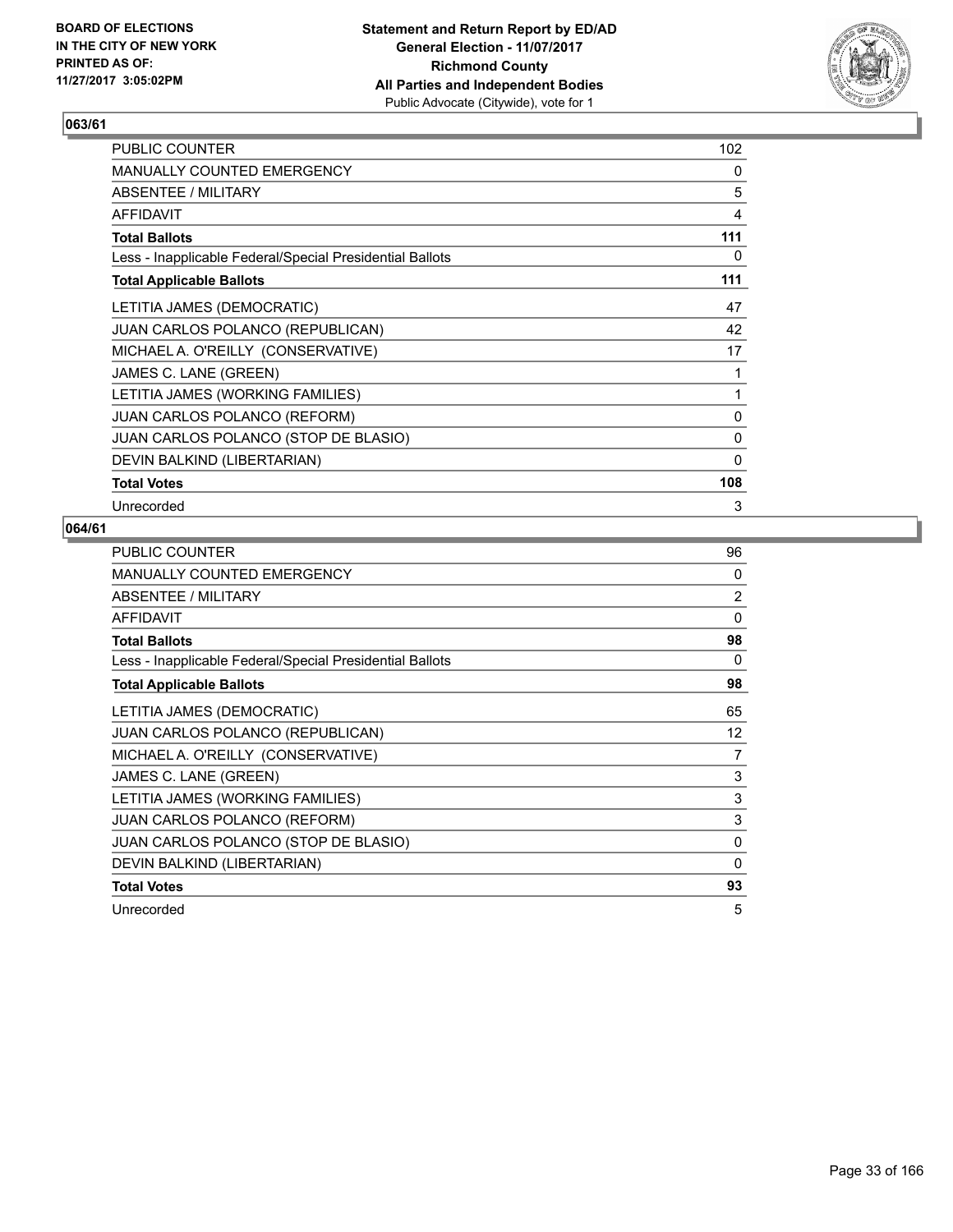BOARD OF ELECTIONS
IN THE CITY OF NEW YORK
PRINTED AS OF:
11/27/2017 3:05:02PM

**Statement and Return Report by ED/AD**
**General Election - 11/07/2017**
**Richmond County**
**All Parties and Independent Bodies**
Public Advocate (Citywide), vote for 1

## 063/61

| | |
|---|---|
| PUBLIC COUNTER | 102 |
| MANUALLY COUNTED EMERGENCY | 0 |
| ABSENTEE / MILITARY | 5 |
| AFFIDAVIT | 4 |
| **Total Ballots** | **111** |
| Less - Inapplicable Federal/Special Presidential Ballots | 0 |
| **Total Applicable Ballots** | **111** |
| LETITIA JAMES (DEMOCRATIC) | 47 |
| JUAN CARLOS POLANCO (REPUBLICAN) | 42 |
| MICHAEL A. O'REILLY (CONSERVATIVE) | 17 |
| JAMES C. LANE (GREEN) | 1 |
| LETITIA JAMES (WORKING FAMILIES) | 1 |
| JUAN CARLOS POLANCO (REFORM) | 0 |
| JUAN CARLOS POLANCO (STOP DE BLASIO) | 0 |
| DEVIN BALKIND (LIBERTARIAN) | 0 |
| **Total Votes** | **108** |
| Unrecorded | 3 |

## 064/61

| | |
|---|---|
| PUBLIC COUNTER | 96 |
| MANUALLY COUNTED EMERGENCY | 0 |
| ABSENTEE / MILITARY | 2 |
| AFFIDAVIT | 0 |
| **Total Ballots** | **98** |
| Less - Inapplicable Federal/Special Presidential Ballots | 0 |
| **Total Applicable Ballots** | **98** |
| LETITIA JAMES (DEMOCRATIC) | 65 |
| JUAN CARLOS POLANCO (REPUBLICAN) | 12 |
| MICHAEL A. O'REILLY (CONSERVATIVE) | 7 |
| JAMES C. LANE (GREEN) | 3 |
| LETITIA JAMES (WORKING FAMILIES) | 3 |
| JUAN CARLOS POLANCO (REFORM) | 3 |
| JUAN CARLOS POLANCO (STOP DE BLASIO) | 0 |
| DEVIN BALKIND (LIBERTARIAN) | 0 |
| **Total Votes** | **93** |
| Unrecorded | 5 |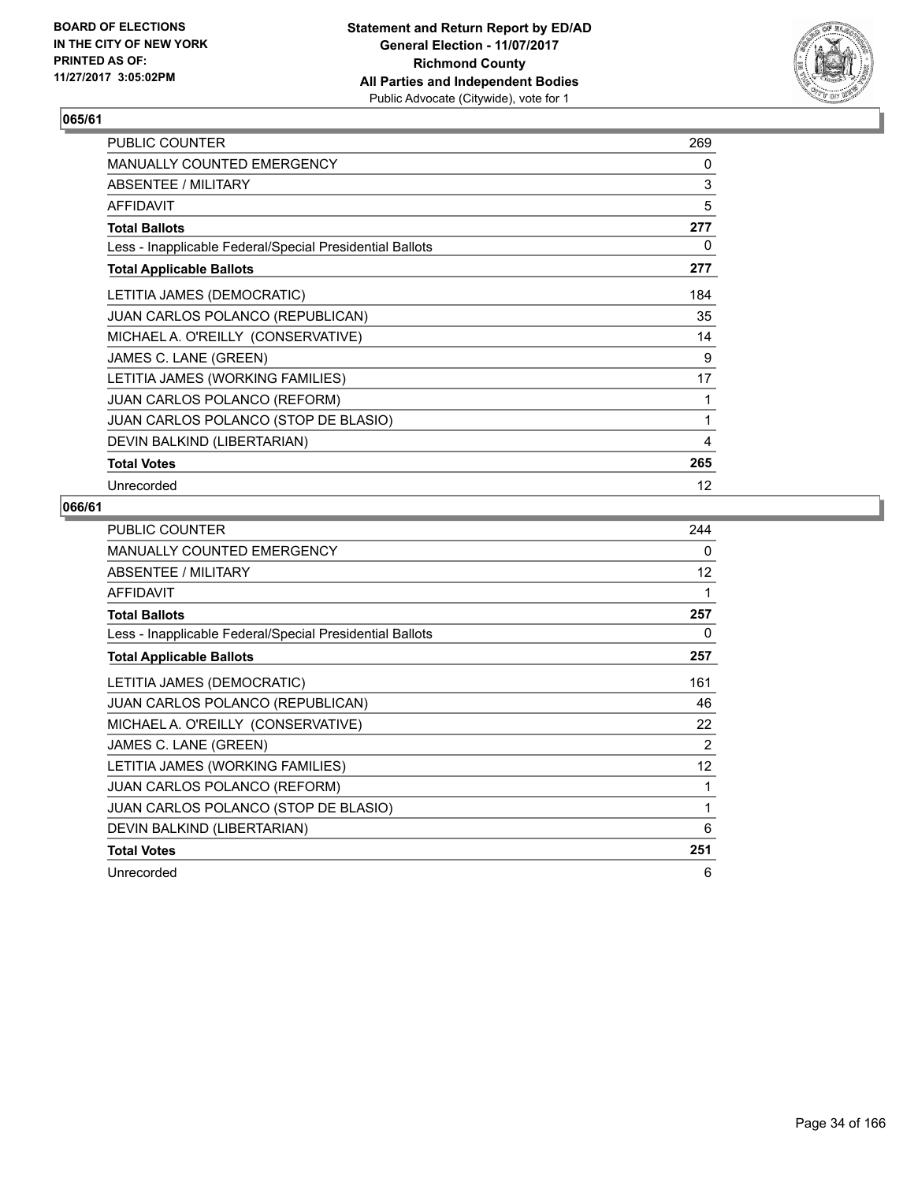### 065/61

| | |
|---|---|
| PUBLIC COUNTER | 269 |
| MANUALLY COUNTED EMERGENCY | 0 |
| ABSENTEE / MILITARY | 3 |
| AFFIDAVIT | 5 |
| **Total Ballots** | **277** |
| Less - Inapplicable Federal/Special Presidential Ballots | 0 |
| **Total Applicable Ballots** | **277** |
| LETITIA JAMES (DEMOCRATIC) | 184 |
| JUAN CARLOS POLANCO (REPUBLICAN) | 35 |
| MICHAEL A. O'REILLY (CONSERVATIVE) | 14 |
| JAMES C. LANE (GREEN) | 9 |
| LETITIA JAMES (WORKING FAMILIES) | 17 |
| JUAN CARLOS POLANCO (REFORM) | 1 |
| JUAN CARLOS POLANCO (STOP DE BLASIO) | 1 |
| DEVIN BALKIND (LIBERTARIAN) | 4 |
| **Total Votes** | **265** |
| Unrecorded | 12 |

### 066/61

| | |
|---|---|
| PUBLIC COUNTER | 244 |
| MANUALLY COUNTED EMERGENCY | 0 |
| ABSENTEE / MILITARY | 12 |
| AFFIDAVIT | 1 |
| **Total Ballots** | **257** |
| Less - Inapplicable Federal/Special Presidential Ballots | 0 |
| **Total Applicable Ballots** | **257** |
| LETITIA JAMES (DEMOCRATIC) | 161 |
| JUAN CARLOS POLANCO (REPUBLICAN) | 46 |
| MICHAEL A. O'REILLY (CONSERVATIVE) | 22 |
| JAMES C. LANE (GREEN) | 2 |
| LETITIA JAMES (WORKING FAMILIES) | 12 |
| JUAN CARLOS POLANCO (REFORM) | 1 |
| JUAN CARLOS POLANCO (STOP DE BLASIO) | 1 |
| DEVIN BALKIND (LIBERTARIAN) | 6 |
| **Total Votes** | **251** |
| Unrecorded | 6 |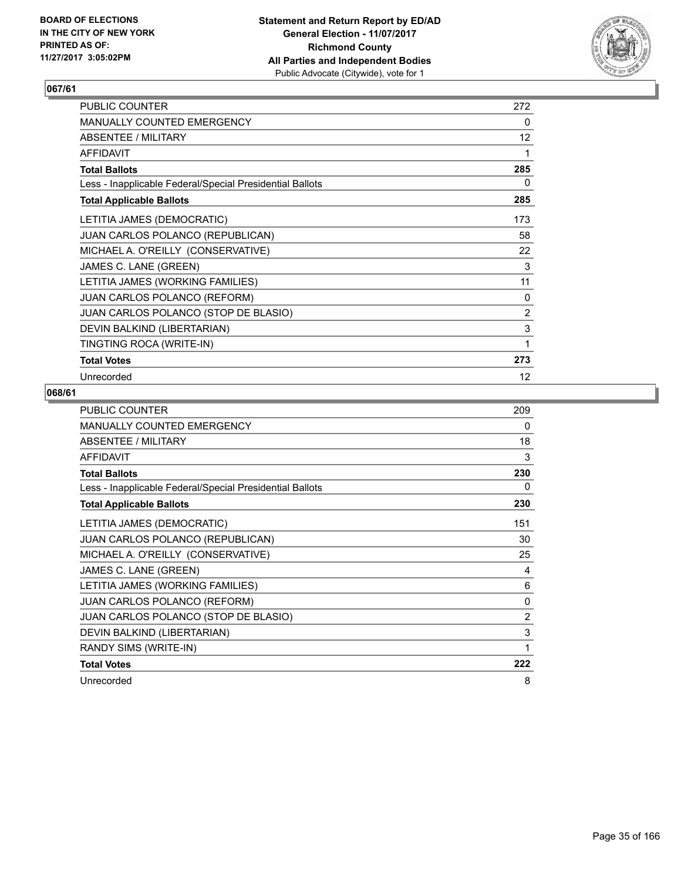**Statement and Return Report by ED/AD**
**General Election - 11/07/2017**
**Richmond County**
**All Parties and Independent Bodies**
Public Advocate (Citywide), vote for 1

BOARD OF ELECTIONS
IN THE CITY OF NEW YORK
PRINTED AS OF:
11/27/2017 3:05:02PM

## 067/61

| | |
|---|---|
| PUBLIC COUNTER | 272 |
| MANUALLY COUNTED EMERGENCY | 0 |
| ABSENTEE / MILITARY | 12 |
| AFFIDAVIT | 1 |
| **Total Ballots** | **285** |
| Less - Inapplicable Federal/Special Presidential Ballots | 0 |
| **Total Applicable Ballots** | **285** |
| LETITIA JAMES (DEMOCRATIC) | 173 |
| JUAN CARLOS POLANCO (REPUBLICAN) | 58 |
| MICHAEL A. O'REILLY (CONSERVATIVE) | 22 |
| JAMES C. LANE (GREEN) | 3 |
| LETITIA JAMES (WORKING FAMILIES) | 11 |
| JUAN CARLOS POLANCO (REFORM) | 0 |
| JUAN CARLOS POLANCO (STOP DE BLASIO) | 2 |
| DEVIN BALKIND (LIBERTARIAN) | 3 |
| TINGTING ROCA (WRITE-IN) | 1 |
| **Total Votes** | **273** |
| Unrecorded | 12 |

## 068/61

| | |
|---|---|
| PUBLIC COUNTER | 209 |
| MANUALLY COUNTED EMERGENCY | 0 |
| ABSENTEE / MILITARY | 18 |
| AFFIDAVIT | 3 |
| **Total Ballots** | **230** |
| Less - Inapplicable Federal/Special Presidential Ballots | 0 |
| **Total Applicable Ballots** | **230** |
| LETITIA JAMES (DEMOCRATIC) | 151 |
| JUAN CARLOS POLANCO (REPUBLICAN) | 30 |
| MICHAEL A. O'REILLY (CONSERVATIVE) | 25 |
| JAMES C. LANE (GREEN) | 4 |
| LETITIA JAMES (WORKING FAMILIES) | 6 |
| JUAN CARLOS POLANCO (REFORM) | 0 |
| JUAN CARLOS POLANCO (STOP DE BLASIO) | 2 |
| DEVIN BALKIND (LIBERTARIAN) | 3 |
| RANDY SIMS (WRITE-IN) | 1 |
| **Total Votes** | **222** |
| Unrecorded | 8 |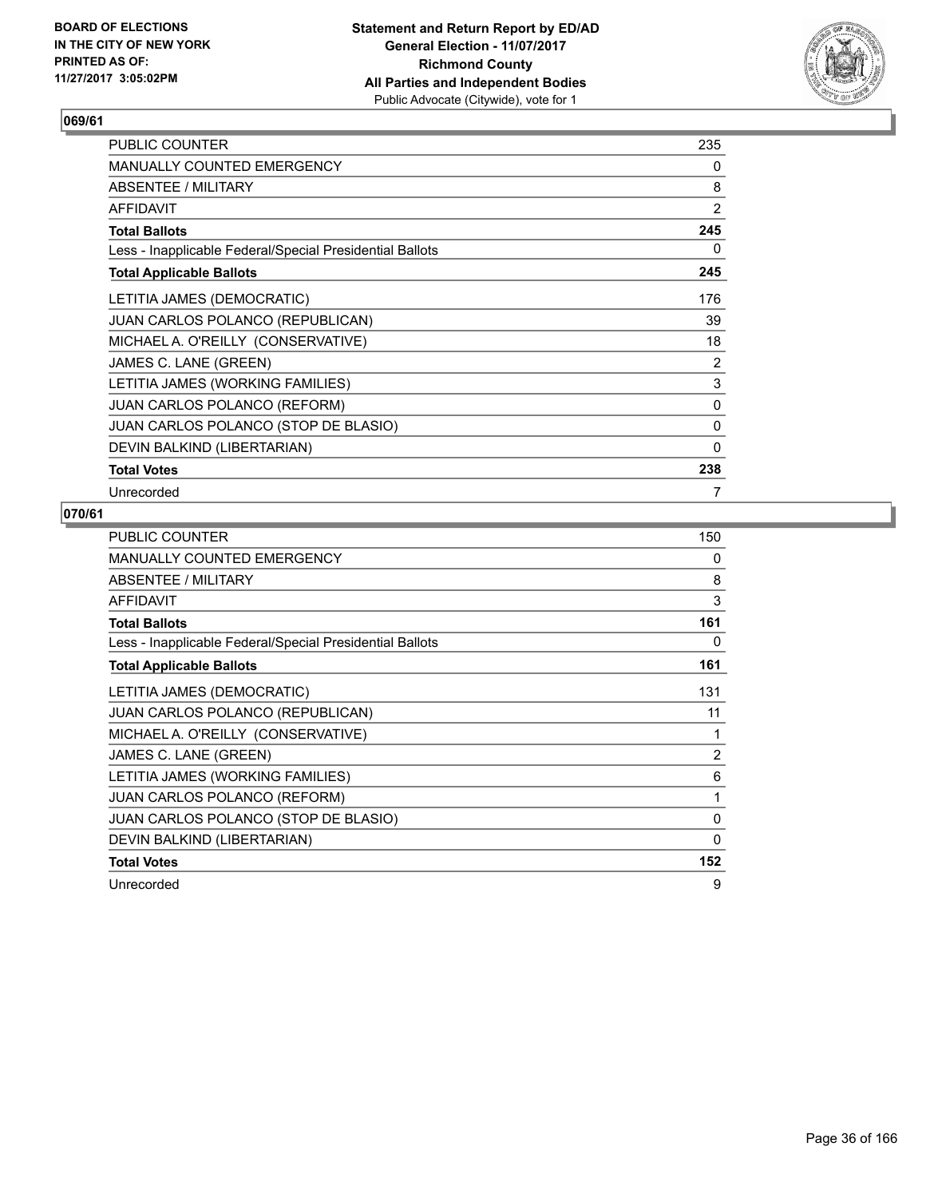BOARD OF ELECTIONS
IN THE CITY OF NEW YORK
PRINTED AS OF:
11/27/2017 3:05:02PM

**Statement and Return Report by ED/AD**
**General Election - 11/07/2017**
**Richmond County**
**All Parties and Independent Bodies**
Public Advocate (Citywide), vote for 1

## 069/61

| | |
|---|---|
| PUBLIC COUNTER | 235 |
| MANUALLY COUNTED EMERGENCY | 0 |
| ABSENTEE / MILITARY | 8 |
| AFFIDAVIT | 2 |
| **Total Ballots** | **245** |
| Less - Inapplicable Federal/Special Presidential Ballots | 0 |
| **Total Applicable Ballots** | **245** |
| LETITIA JAMES (DEMOCRATIC) | 176 |
| JUAN CARLOS POLANCO (REPUBLICAN) | 39 |
| MICHAEL A. O'REILLY (CONSERVATIVE) | 18 |
| JAMES C. LANE (GREEN) | 2 |
| LETITIA JAMES (WORKING FAMILIES) | 3 |
| JUAN CARLOS POLANCO (REFORM) | 0 |
| JUAN CARLOS POLANCO (STOP DE BLASIO) | 0 |
| DEVIN BALKIND (LIBERTARIAN) | 0 |
| **Total Votes** | **238** |
| Unrecorded | 7 |

## 070/61

| | |
|---|---|
| PUBLIC COUNTER | 150 |
| MANUALLY COUNTED EMERGENCY | 0 |
| ABSENTEE / MILITARY | 8 |
| AFFIDAVIT | 3 |
| **Total Ballots** | **161** |
| Less - Inapplicable Federal/Special Presidential Ballots | 0 |
| **Total Applicable Ballots** | **161** |
| LETITIA JAMES (DEMOCRATIC) | 131 |
| JUAN CARLOS POLANCO (REPUBLICAN) | 11 |
| MICHAEL A. O'REILLY (CONSERVATIVE) | 1 |
| JAMES C. LANE (GREEN) | 2 |
| LETITIA JAMES (WORKING FAMILIES) | 6 |
| JUAN CARLOS POLANCO (REFORM) | 1 |
| JUAN CARLOS POLANCO (STOP DE BLASIO) | 0 |
| DEVIN BALKIND (LIBERTARIAN) | 0 |
| **Total Votes** | **152** |
| Unrecorded | 9 |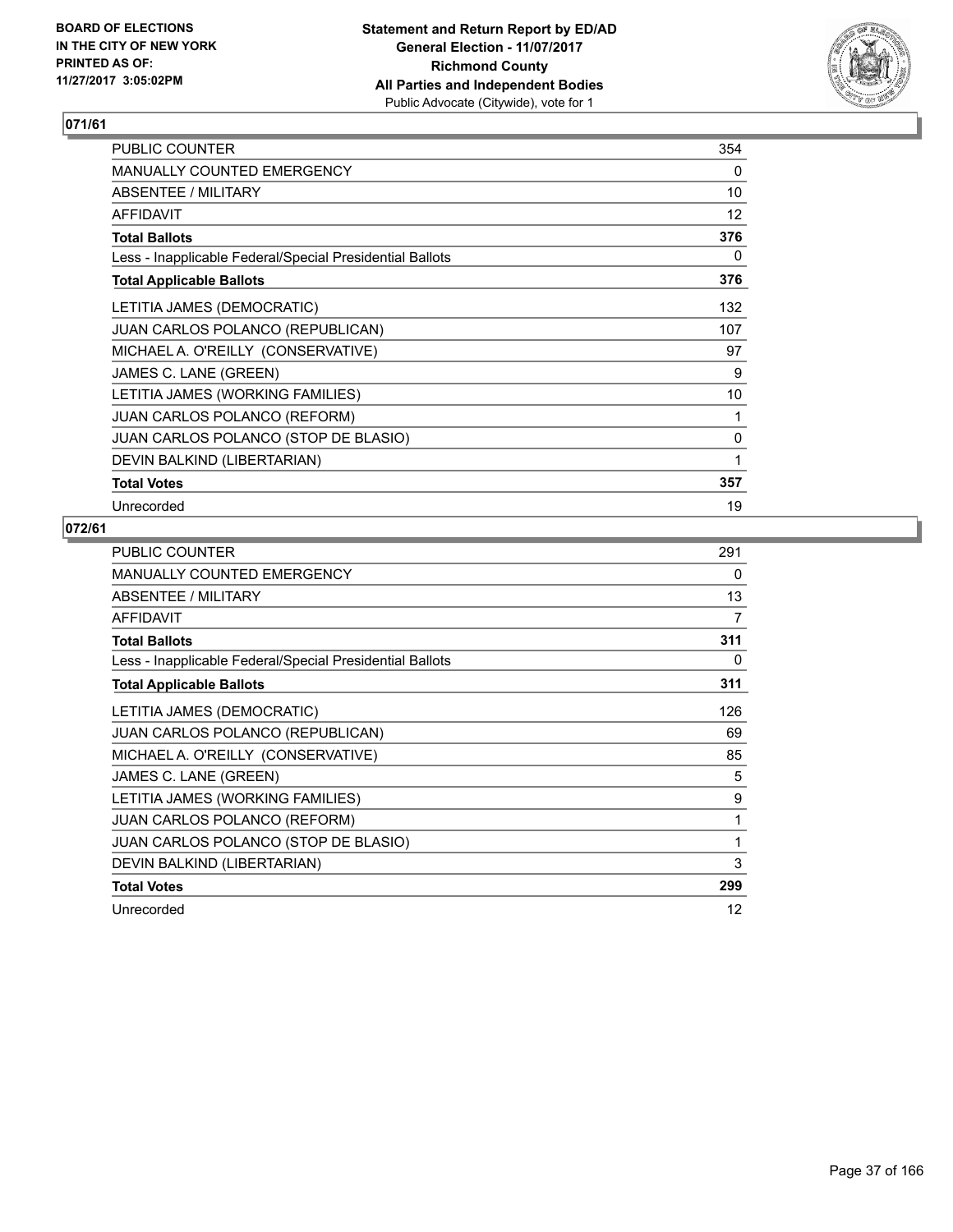BOARD OF ELECTIONS
IN THE CITY OF NEW YORK
PRINTED AS OF:
11/27/2017 3:05:02PM

**Statement and Return Report by ED/AD**
**General Election - 11/07/2017**
**Richmond County**
**All Parties and Independent Bodies**
Public Advocate (Citywide), vote for 1

## 071/61

| | |
|---|---|
| PUBLIC COUNTER | 354 |
| MANUALLY COUNTED EMERGENCY | 0 |
| ABSENTEE / MILITARY | 10 |
| AFFIDAVIT | 12 |
| **Total Ballots** | **376** |
| Less - Inapplicable Federal/Special Presidential Ballots | 0 |
| **Total Applicable Ballots** | **376** |
| LETITIA JAMES (DEMOCRATIC) | 132 |
| JUAN CARLOS POLANCO (REPUBLICAN) | 107 |
| MICHAEL A. O'REILLY (CONSERVATIVE) | 97 |
| JAMES C. LANE (GREEN) | 9 |
| LETITIA JAMES (WORKING FAMILIES) | 10 |
| JUAN CARLOS POLANCO (REFORM) | 1 |
| JUAN CARLOS POLANCO (STOP DE BLASIO) | 0 |
| DEVIN BALKIND (LIBERTARIAN) | 1 |
| **Total Votes** | **357** |
| Unrecorded | 19 |

## 072/61

| | |
|---|---|
| PUBLIC COUNTER | 291 |
| MANUALLY COUNTED EMERGENCY | 0 |
| ABSENTEE / MILITARY | 13 |
| AFFIDAVIT | 7 |
| **Total Ballots** | **311** |
| Less - Inapplicable Federal/Special Presidential Ballots | 0 |
| **Total Applicable Ballots** | **311** |
| LETITIA JAMES (DEMOCRATIC) | 126 |
| JUAN CARLOS POLANCO (REPUBLICAN) | 69 |
| MICHAEL A. O'REILLY (CONSERVATIVE) | 85 |
| JAMES C. LANE (GREEN) | 5 |
| LETITIA JAMES (WORKING FAMILIES) | 9 |
| JUAN CARLOS POLANCO (REFORM) | 1 |
| JUAN CARLOS POLANCO (STOP DE BLASIO) | 1 |
| DEVIN BALKIND (LIBERTARIAN) | 3 |
| **Total Votes** | **299** |
| Unrecorded | 12 |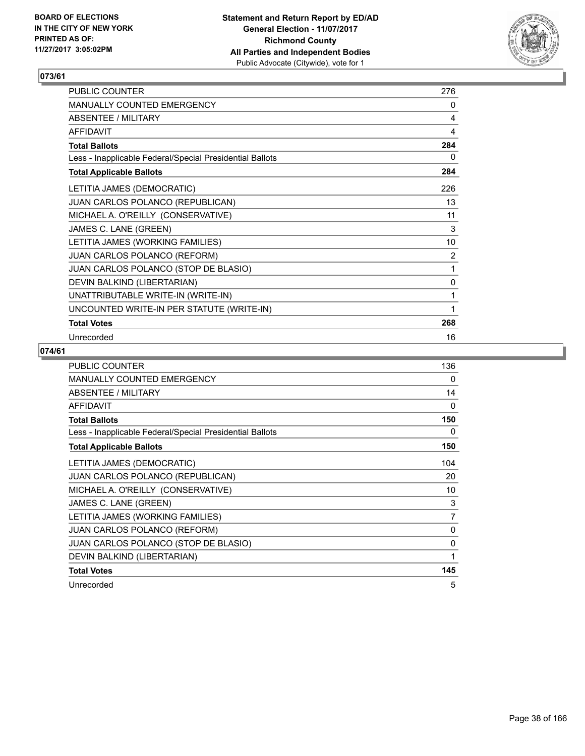**BOARD OF ELECTIONS IN THE CITY OF NEW YORK PRINTED AS OF: 11/27/2017 3:05:02PM**

**Statement and Return Report by ED/AD**
**General Election - 11/07/2017**
**Richmond County**
**All Parties and Independent Bodies**
Public Advocate (Citywide), vote for 1

## 073/61

| | |
|---|---|
| PUBLIC COUNTER | 276 |
| MANUALLY COUNTED EMERGENCY | 0 |
| ABSENTEE / MILITARY | 4 |
| AFFIDAVIT | 4 |
| **Total Ballots** | **284** |
| Less - Inapplicable Federal/Special Presidential Ballots | 0 |
| **Total Applicable Ballots** | **284** |
| LETITIA JAMES (DEMOCRATIC) | 226 |
| JUAN CARLOS POLANCO (REPUBLICAN) | 13 |
| MICHAEL A. O'REILLY (CONSERVATIVE) | 11 |
| JAMES C. LANE (GREEN) | 3 |
| LETITIA JAMES (WORKING FAMILIES) | 10 |
| JUAN CARLOS POLANCO (REFORM) | 2 |
| JUAN CARLOS POLANCO (STOP DE BLASIO) | 1 |
| DEVIN BALKIND (LIBERTARIAN) | 0 |
| UNATTRIBUTABLE WRITE-IN (WRITE-IN) | 1 |
| UNCOUNTED WRITE-IN PER STATUTE (WRITE-IN) | 1 |
| **Total Votes** | **268** |
| Unrecorded | 16 |

## 074/61

| | |
|---|---|
| PUBLIC COUNTER | 136 |
| MANUALLY COUNTED EMERGENCY | 0 |
| ABSENTEE / MILITARY | 14 |
| AFFIDAVIT | 0 |
| **Total Ballots** | **150** |
| Less - Inapplicable Federal/Special Presidential Ballots | 0 |
| **Total Applicable Ballots** | **150** |
| LETITIA JAMES (DEMOCRATIC) | 104 |
| JUAN CARLOS POLANCO (REPUBLICAN) | 20 |
| MICHAEL A. O'REILLY (CONSERVATIVE) | 10 |
| JAMES C. LANE (GREEN) | 3 |
| LETITIA JAMES (WORKING FAMILIES) | 7 |
| JUAN CARLOS POLANCO (REFORM) | 0 |
| JUAN CARLOS POLANCO (STOP DE BLASIO) | 0 |
| DEVIN BALKIND (LIBERTARIAN) | 1 |
| **Total Votes** | **145** |
| Unrecorded | 5 |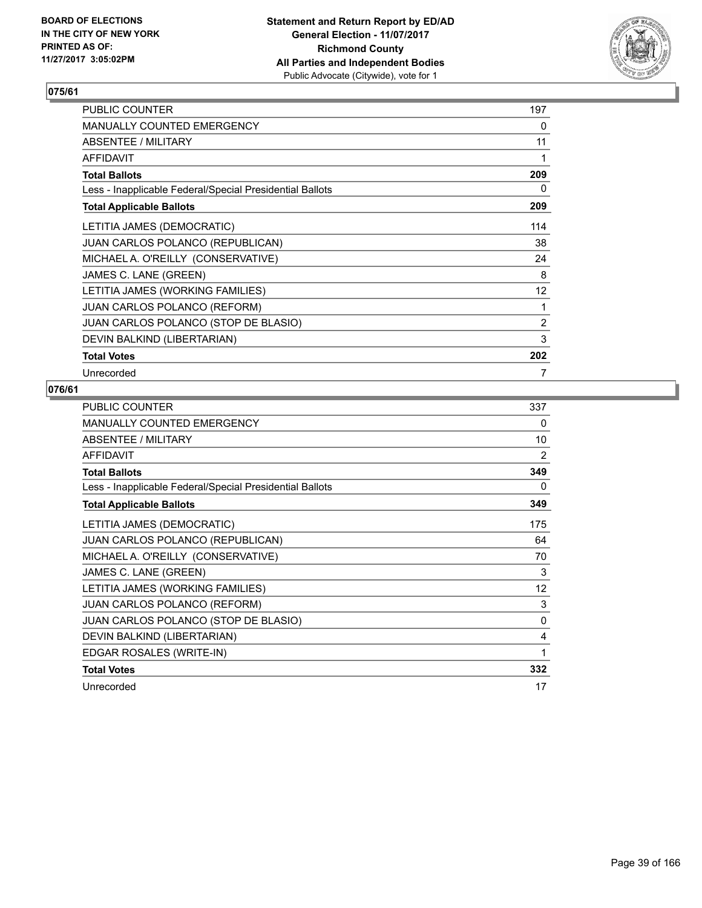BOARD OF ELECTIONS
IN THE CITY OF NEW YORK
PRINTED AS OF:
11/27/2017 3:05:02PM

**Statement and Return Report by ED/AD**
**General Election - 11/07/2017**
**Richmond County**
**All Parties and Independent Bodies**
Public Advocate (Citywide), vote for 1

## 075/61

| | |
|---|---|
| PUBLIC COUNTER | 197 |
| MANUALLY COUNTED EMERGENCY | 0 |
| ABSENTEE / MILITARY | 11 |
| AFFIDAVIT | 1 |
| **Total Ballots** | **209** |
| Less - Inapplicable Federal/Special Presidential Ballots | 0 |
| **Total Applicable Ballots** | **209** |
| LETITIA JAMES (DEMOCRATIC) | 114 |
| JUAN CARLOS POLANCO (REPUBLICAN) | 38 |
| MICHAEL A. O'REILLY (CONSERVATIVE) | 24 |
| JAMES C. LANE (GREEN) | 8 |
| LETITIA JAMES (WORKING FAMILIES) | 12 |
| JUAN CARLOS POLANCO (REFORM) | 1 |
| JUAN CARLOS POLANCO (STOP DE BLASIO) | 2 |
| DEVIN BALKIND (LIBERTARIAN) | 3 |
| **Total Votes** | **202** |
| Unrecorded | 7 |

## 076/61

| | |
|---|---|
| PUBLIC COUNTER | 337 |
| MANUALLY COUNTED EMERGENCY | 0 |
| ABSENTEE / MILITARY | 10 |
| AFFIDAVIT | 2 |
| **Total Ballots** | **349** |
| Less - Inapplicable Federal/Special Presidential Ballots | 0 |
| **Total Applicable Ballots** | **349** |
| LETITIA JAMES (DEMOCRATIC) | 175 |
| JUAN CARLOS POLANCO (REPUBLICAN) | 64 |
| MICHAEL A. O'REILLY (CONSERVATIVE) | 70 |
| JAMES C. LANE (GREEN) | 3 |
| LETITIA JAMES (WORKING FAMILIES) | 12 |
| JUAN CARLOS POLANCO (REFORM) | 3 |
| JUAN CARLOS POLANCO (STOP DE BLASIO) | 0 |
| DEVIN BALKIND (LIBERTARIAN) | 4 |
| EDGAR ROSALES (WRITE-IN) | 1 |
| **Total Votes** | **332** |
| Unrecorded | 17 |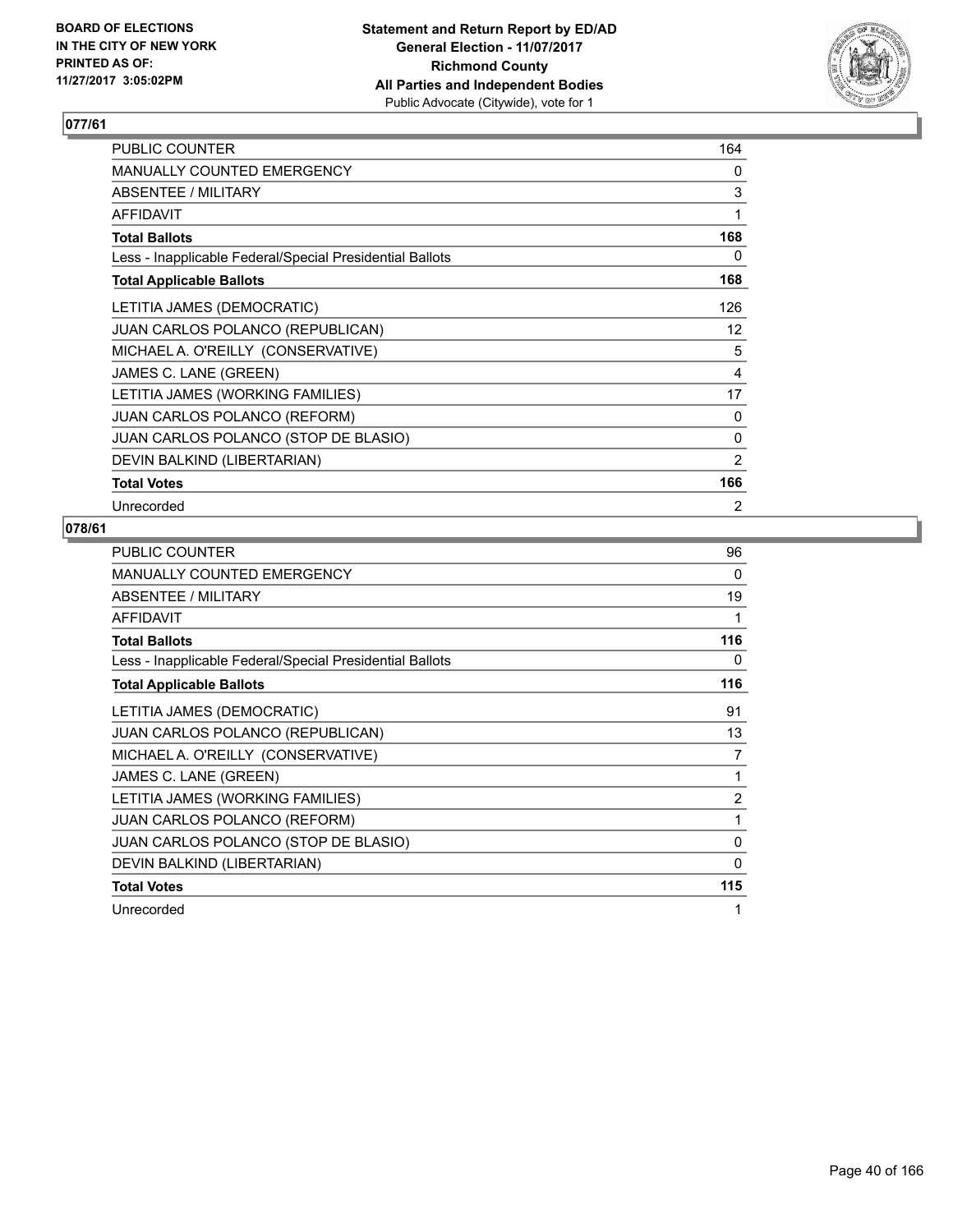**BOARD OF ELECTIONS IN THE CITY OF NEW YORK PRINTED AS OF: 11/27/2017 3:05:02PM**

**Statement and Return Report by ED/AD General Election - 11/07/2017 Richmond County All Parties and Independent Bodies**
Public Advocate (Citywide), vote for 1

## 077/61

| | |
|---|---|
| PUBLIC COUNTER | 164 |
| MANUALLY COUNTED EMERGENCY | 0 |
| ABSENTEE / MILITARY | 3 |
| AFFIDAVIT | 1 |
| **Total Ballots** | **168** |
| Less - Inapplicable Federal/Special Presidential Ballots | 0 |
| **Total Applicable Ballots** | **168** |
| LETITIA JAMES (DEMOCRATIC) | 126 |
| JUAN CARLOS POLANCO (REPUBLICAN) | 12 |
| MICHAEL A. O'REILLY (CONSERVATIVE) | 5 |
| JAMES C. LANE (GREEN) | 4 |
| LETITIA JAMES (WORKING FAMILIES) | 17 |
| JUAN CARLOS POLANCO (REFORM) | 0 |
| JUAN CARLOS POLANCO (STOP DE BLASIO) | 0 |
| DEVIN BALKIND (LIBERTARIAN) | 2 |
| **Total Votes** | **166** |
| Unrecorded | 2 |

## 078/61

| | |
|---|---|
| PUBLIC COUNTER | 96 |
| MANUALLY COUNTED EMERGENCY | 0 |
| ABSENTEE / MILITARY | 19 |
| AFFIDAVIT | 1 |
| **Total Ballots** | **116** |
| Less - Inapplicable Federal/Special Presidential Ballots | 0 |
| **Total Applicable Ballots** | **116** |
| LETITIA JAMES (DEMOCRATIC) | 91 |
| JUAN CARLOS POLANCO (REPUBLICAN) | 13 |
| MICHAEL A. O'REILLY (CONSERVATIVE) | 7 |
| JAMES C. LANE (GREEN) | 1 |
| LETITIA JAMES (WORKING FAMILIES) | 2 |
| JUAN CARLOS POLANCO (REFORM) | 1 |
| JUAN CARLOS POLANCO (STOP DE BLASIO) | 0 |
| DEVIN BALKIND (LIBERTARIAN) | 0 |
| **Total Votes** | **115** |
| Unrecorded | 1 |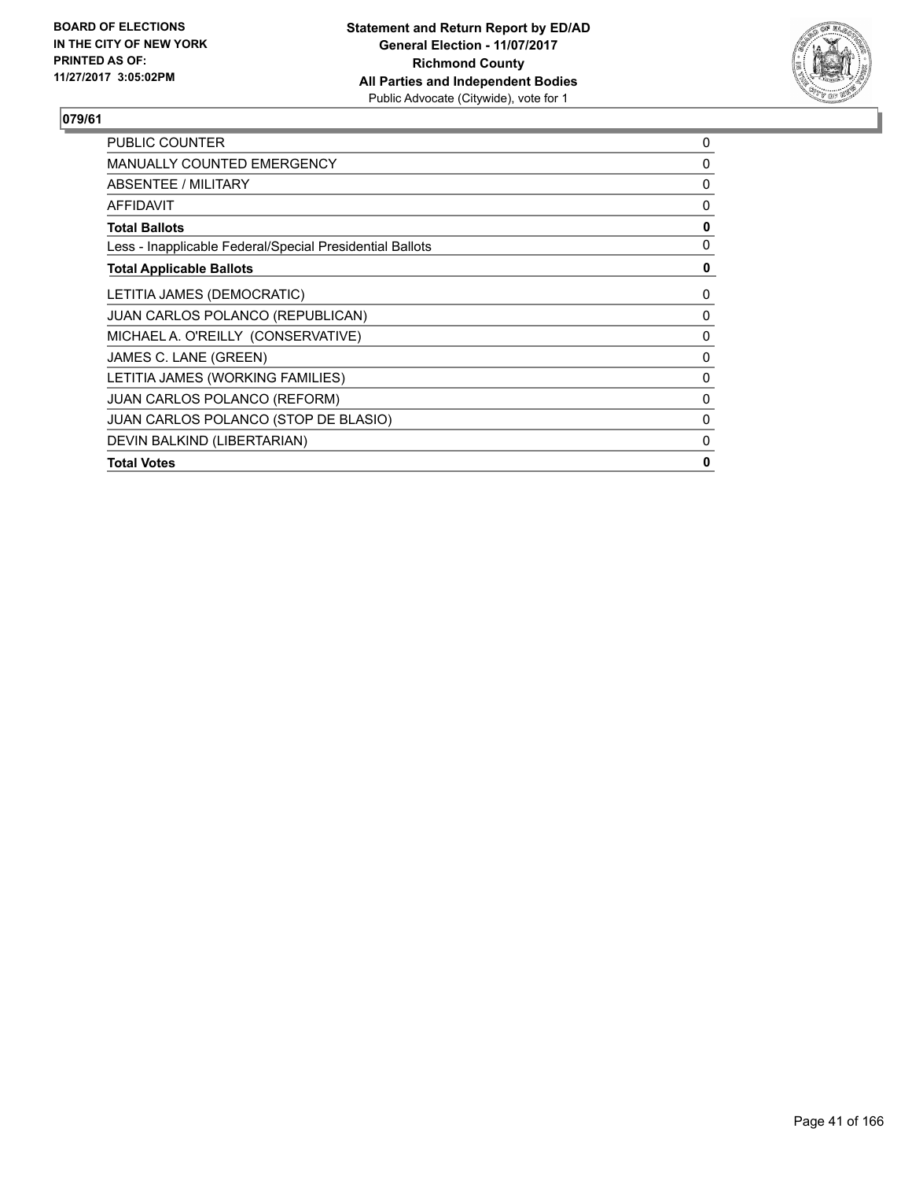BOARD OF ELECTIONS
IN THE CITY OF NEW YORK
PRINTED AS OF:
11/27/2017 3:05:02PM

**Statement and Return Report by ED/AD**
**General Election - 11/07/2017**
**Richmond County**
**All Parties and Independent Bodies**
Public Advocate (Citywide), vote for 1

## 079/61

| | |
|---|---|
| PUBLIC COUNTER | 0 |
| MANUALLY COUNTED EMERGENCY | 0 |
| ABSENTEE / MILITARY | 0 |
| AFFIDAVIT | 0 |
| **Total Ballots** | **0** |
| Less - Inapplicable Federal/Special Presidential Ballots | 0 |
| **Total Applicable Ballots** | **0** |
| LETITIA JAMES (DEMOCRATIC) | 0 |
| JUAN CARLOS POLANCO (REPUBLICAN) | 0 |
| MICHAEL A. O'REILLY (CONSERVATIVE) | 0 |
| JAMES C. LANE (GREEN) | 0 |
| LETITIA JAMES (WORKING FAMILIES) | 0 |
| JUAN CARLOS POLANCO (REFORM) | 0 |
| JUAN CARLOS POLANCO (STOP DE BLASIO) | 0 |
| DEVIN BALKIND (LIBERTARIAN) | 0 |
| **Total Votes** | **0** |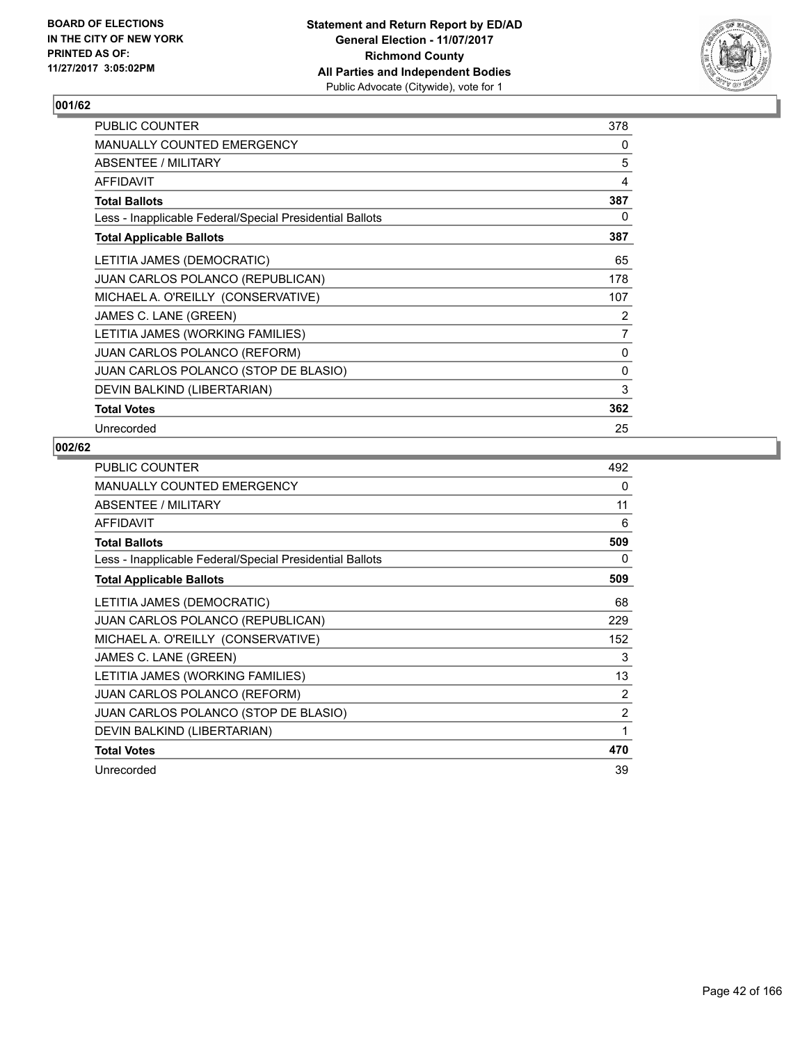BOARD OF ELECTIONS
IN THE CITY OF NEW YORK
PRINTED AS OF:
11/27/2017 3:05:02PM

**Statement and Return Report by ED/AD**
**General Election - 11/07/2017**
**Richmond County**
**All Parties and Independent Bodies**
Public Advocate (Citywide), vote for 1

### 001/62

| | |
|---|---|
| PUBLIC COUNTER | 378 |
| MANUALLY COUNTED EMERGENCY | 0 |
| ABSENTEE / MILITARY | 5 |
| AFFIDAVIT | 4 |
| **Total Ballots** | **387** |
| Less - Inapplicable Federal/Special Presidential Ballots | 0 |
| **Total Applicable Ballots** | **387** |
| LETITIA JAMES (DEMOCRATIC) | 65 |
| JUAN CARLOS POLANCO (REPUBLICAN) | 178 |
| MICHAEL A. O'REILLY (CONSERVATIVE) | 107 |
| JAMES C. LANE (GREEN) | 2 |
| LETITIA JAMES (WORKING FAMILIES) | 7 |
| JUAN CARLOS POLANCO (REFORM) | 0 |
| JUAN CARLOS POLANCO (STOP DE BLASIO) | 0 |
| DEVIN BALKIND (LIBERTARIAN) | 3 |
| **Total Votes** | **362** |
| Unrecorded | 25 |

### 002/62

| | |
|---|---|
| PUBLIC COUNTER | 492 |
| MANUALLY COUNTED EMERGENCY | 0 |
| ABSENTEE / MILITARY | 11 |
| AFFIDAVIT | 6 |
| **Total Ballots** | **509** |
| Less - Inapplicable Federal/Special Presidential Ballots | 0 |
| **Total Applicable Ballots** | **509** |
| LETITIA JAMES (DEMOCRATIC) | 68 |
| JUAN CARLOS POLANCO (REPUBLICAN) | 229 |
| MICHAEL A. O'REILLY (CONSERVATIVE) | 152 |
| JAMES C. LANE (GREEN) | 3 |
| LETITIA JAMES (WORKING FAMILIES) | 13 |
| JUAN CARLOS POLANCO (REFORM) | 2 |
| JUAN CARLOS POLANCO (STOP DE BLASIO) | 2 |
| DEVIN BALKIND (LIBERTARIAN) | 1 |
| **Total Votes** | **470** |
| Unrecorded | 39 |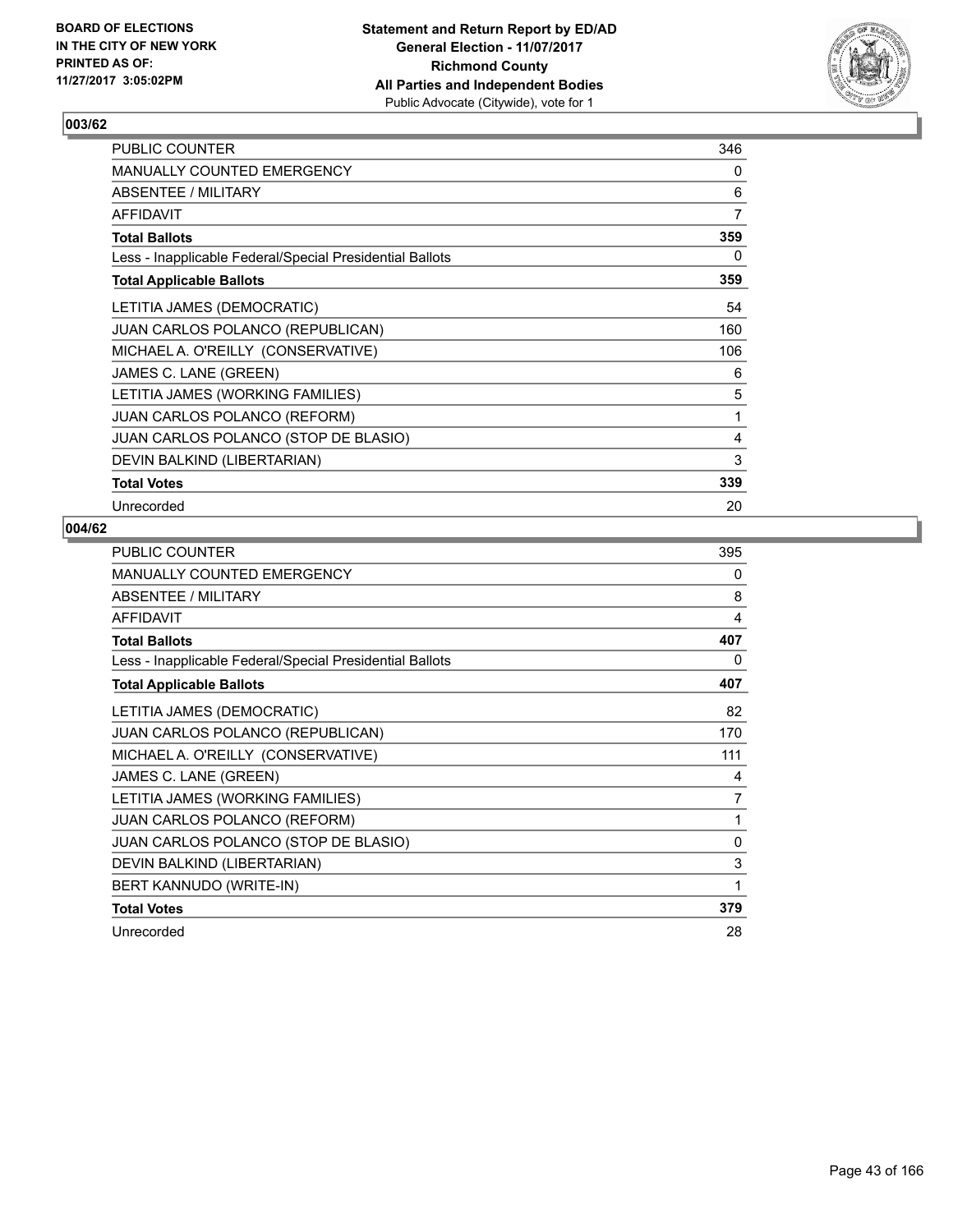**BOARD OF ELECTIONS IN THE CITY OF NEW YORK PRINTED AS OF: 11/27/2017 3:05:02PM**

**Statement and Return Report by ED/AD General Election - 11/07/2017 Richmond County All Parties and Independent Bodies**
Public Advocate (Citywide), vote for 1

## 003/62

| | |
|---|---|
| PUBLIC COUNTER | 346 |
| MANUALLY COUNTED EMERGENCY | 0 |
| ABSENTEE / MILITARY | 6 |
| AFFIDAVIT | 7 |
| **Total Ballots** | **359** |
| Less - Inapplicable Federal/Special Presidential Ballots | 0 |
| **Total Applicable Ballots** | **359** |
| LETITIA JAMES (DEMOCRATIC) | 54 |
| JUAN CARLOS POLANCO (REPUBLICAN) | 160 |
| MICHAEL A. O'REILLY (CONSERVATIVE) | 106 |
| JAMES C. LANE (GREEN) | 6 |
| LETITIA JAMES (WORKING FAMILIES) | 5 |
| JUAN CARLOS POLANCO (REFORM) | 1 |
| JUAN CARLOS POLANCO (STOP DE BLASIO) | 4 |
| DEVIN BALKIND (LIBERTARIAN) | 3 |
| **Total Votes** | **339** |
| Unrecorded | 20 |

## 004/62

| | |
|---|---|
| PUBLIC COUNTER | 395 |
| MANUALLY COUNTED EMERGENCY | 0 |
| ABSENTEE / MILITARY | 8 |
| AFFIDAVIT | 4 |
| **Total Ballots** | **407** |
| Less - Inapplicable Federal/Special Presidential Ballots | 0 |
| **Total Applicable Ballots** | **407** |
| LETITIA JAMES (DEMOCRATIC) | 82 |
| JUAN CARLOS POLANCO (REPUBLICAN) | 170 |
| MICHAEL A. O'REILLY (CONSERVATIVE) | 111 |
| JAMES C. LANE (GREEN) | 4 |
| LETITIA JAMES (WORKING FAMILIES) | 7 |
| JUAN CARLOS POLANCO (REFORM) | 1 |
| JUAN CARLOS POLANCO (STOP DE BLASIO) | 0 |
| DEVIN BALKIND (LIBERTARIAN) | 3 |
| BERT KANNUDO (WRITE-IN) | 1 |
| **Total Votes** | **379** |
| Unrecorded | 28 |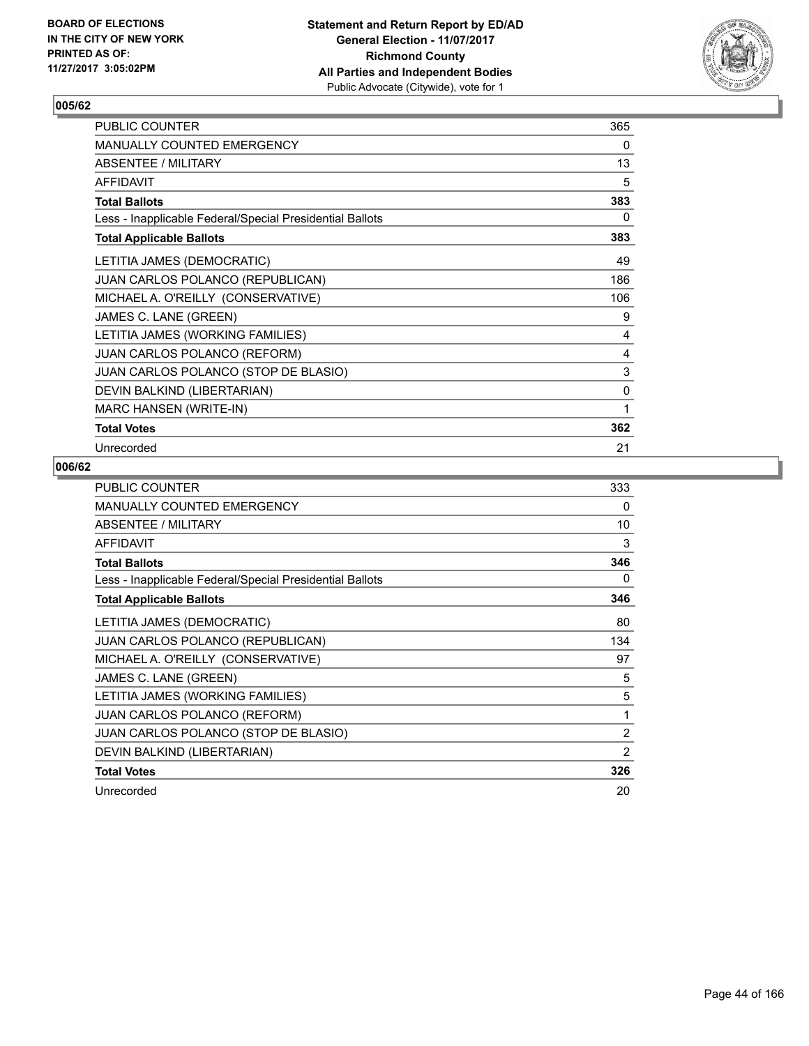BOARD OF ELECTIONS
IN THE CITY OF NEW YORK
PRINTED AS OF:
11/27/2017 3:05:02PM

**Statement and Return Report by ED/AD**
**General Election - 11/07/2017**
**Richmond County**
**All Parties and Independent Bodies**
Public Advocate (Citywide), vote for 1

## 005/62

| | |
|---|---|
| PUBLIC COUNTER | 365 |
| MANUALLY COUNTED EMERGENCY | 0 |
| ABSENTEE / MILITARY | 13 |
| AFFIDAVIT | 5 |
| **Total Ballots** | **383** |
| Less - Inapplicable Federal/Special Presidential Ballots | 0 |
| **Total Applicable Ballots** | **383** |
| LETITIA JAMES (DEMOCRATIC) | 49 |
| JUAN CARLOS POLANCO (REPUBLICAN) | 186 |
| MICHAEL A. O'REILLY (CONSERVATIVE) | 106 |
| JAMES C. LANE (GREEN) | 9 |
| LETITIA JAMES (WORKING FAMILIES) | 4 |
| JUAN CARLOS POLANCO (REFORM) | 4 |
| JUAN CARLOS POLANCO (STOP DE BLASIO) | 3 |
| DEVIN BALKIND (LIBERTARIAN) | 0 |
| MARC HANSEN (WRITE-IN) | 1 |
| **Total Votes** | **362** |
| Unrecorded | 21 |

## 006/62

| | |
|---|---|
| PUBLIC COUNTER | 333 |
| MANUALLY COUNTED EMERGENCY | 0 |
| ABSENTEE / MILITARY | 10 |
| AFFIDAVIT | 3 |
| **Total Ballots** | **346** |
| Less - Inapplicable Federal/Special Presidential Ballots | 0 |
| **Total Applicable Ballots** | **346** |
| LETITIA JAMES (DEMOCRATIC) | 80 |
| JUAN CARLOS POLANCO (REPUBLICAN) | 134 |
| MICHAEL A. O'REILLY (CONSERVATIVE) | 97 |
| JAMES C. LANE (GREEN) | 5 |
| LETITIA JAMES (WORKING FAMILIES) | 5 |
| JUAN CARLOS POLANCO (REFORM) | 1 |
| JUAN CARLOS POLANCO (STOP DE BLASIO) | 2 |
| DEVIN BALKIND (LIBERTARIAN) | 2 |
| **Total Votes** | **326** |
| Unrecorded | 20 |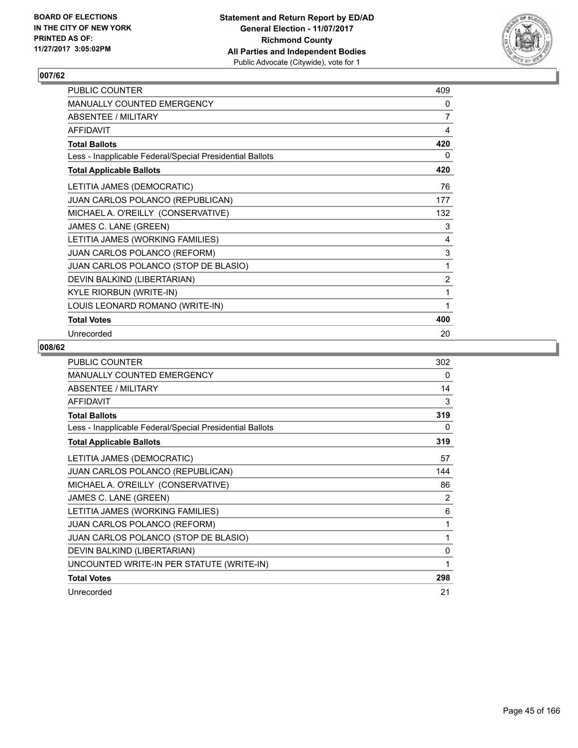BOARD OF ELECTIONS
IN THE CITY OF NEW YORK
PRINTED AS OF:
11/27/2017 3:05:02PM

**Statement and Return Report by ED/AD**
**General Election - 11/07/2017**
**Richmond County**
**All Parties and Independent Bodies**
Public Advocate (Citywide), vote for 1

## 007/62

| | |
|---|---|
| PUBLIC COUNTER | 409 |
| MANUALLY COUNTED EMERGENCY | 0 |
| ABSENTEE / MILITARY | 7 |
| AFFIDAVIT | 4 |
| **Total Ballots** | **420** |
| Less - Inapplicable Federal/Special Presidential Ballots | 0 |
| **Total Applicable Ballots** | **420** |
| LETITIA JAMES (DEMOCRATIC) | 76 |
| JUAN CARLOS POLANCO (REPUBLICAN) | 177 |
| MICHAEL A. O'REILLY (CONSERVATIVE) | 132 |
| JAMES C. LANE (GREEN) | 3 |
| LETITIA JAMES (WORKING FAMILIES) | 4 |
| JUAN CARLOS POLANCO (REFORM) | 3 |
| JUAN CARLOS POLANCO (STOP DE BLASIO) | 1 |
| DEVIN BALKIND (LIBERTARIAN) | 2 |
| KYLE RIORBUN (WRITE-IN) | 1 |
| LOUIS LEONARD ROMANO (WRITE-IN) | 1 |
| **Total Votes** | **400** |
| Unrecorded | 20 |

## 008/62

| | |
|---|---|
| PUBLIC COUNTER | 302 |
| MANUALLY COUNTED EMERGENCY | 0 |
| ABSENTEE / MILITARY | 14 |
| AFFIDAVIT | 3 |
| **Total Ballots** | **319** |
| Less - Inapplicable Federal/Special Presidential Ballots | 0 |
| **Total Applicable Ballots** | **319** |
| LETITIA JAMES (DEMOCRATIC) | 57 |
| JUAN CARLOS POLANCO (REPUBLICAN) | 144 |
| MICHAEL A. O'REILLY (CONSERVATIVE) | 86 |
| JAMES C. LANE (GREEN) | 2 |
| LETITIA JAMES (WORKING FAMILIES) | 6 |
| JUAN CARLOS POLANCO (REFORM) | 1 |
| JUAN CARLOS POLANCO (STOP DE BLASIO) | 1 |
| DEVIN BALKIND (LIBERTARIAN) | 0 |
| UNCOUNTED WRITE-IN PER STATUTE (WRITE-IN) | 1 |
| **Total Votes** | **298** |
| Unrecorded | 21 |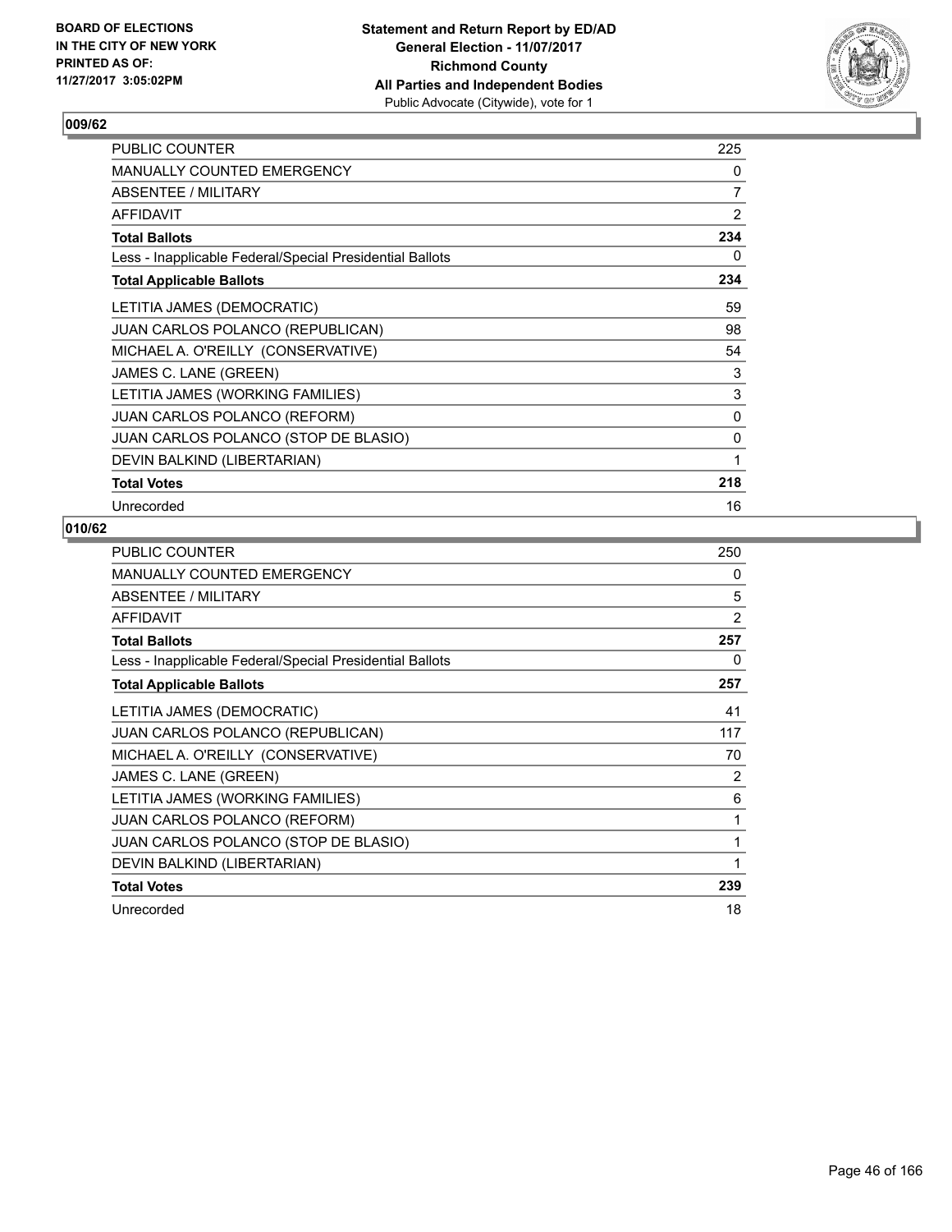**BOARD OF ELECTIONS IN THE CITY OF NEW YORK PRINTED AS OF: 11/27/2017 3:05:02PM**

**Statement and Return Report by ED/AD General Election - 11/07/2017 Richmond County All Parties and Independent Bodies**
Public Advocate (Citywide), vote for 1

## 009/62

| | |
|---|---|
| PUBLIC COUNTER | 225 |
| MANUALLY COUNTED EMERGENCY | 0 |
| ABSENTEE / MILITARY | 7 |
| AFFIDAVIT | 2 |
| **Total Ballots** | **234** |
| Less - Inapplicable Federal/Special Presidential Ballots | 0 |
| **Total Applicable Ballots** | **234** |
| LETITIA JAMES (DEMOCRATIC) | 59 |
| JUAN CARLOS POLANCO (REPUBLICAN) | 98 |
| MICHAEL A. O'REILLY (CONSERVATIVE) | 54 |
| JAMES C. LANE (GREEN) | 3 |
| LETITIA JAMES (WORKING FAMILIES) | 3 |
| JUAN CARLOS POLANCO (REFORM) | 0 |
| JUAN CARLOS POLANCO (STOP DE BLASIO) | 0 |
| DEVIN BALKIND (LIBERTARIAN) | 1 |
| **Total Votes** | **218** |
| Unrecorded | 16 |

## 010/62

| | |
|---|---|
| PUBLIC COUNTER | 250 |
| MANUALLY COUNTED EMERGENCY | 0 |
| ABSENTEE / MILITARY | 5 |
| AFFIDAVIT | 2 |
| **Total Ballots** | **257** |
| Less - Inapplicable Federal/Special Presidential Ballots | 0 |
| **Total Applicable Ballots** | **257** |
| LETITIA JAMES (DEMOCRATIC) | 41 |
| JUAN CARLOS POLANCO (REPUBLICAN) | 117 |
| MICHAEL A. O'REILLY (CONSERVATIVE) | 70 |
| JAMES C. LANE (GREEN) | 2 |
| LETITIA JAMES (WORKING FAMILIES) | 6 |
| JUAN CARLOS POLANCO (REFORM) | 1 |
| JUAN CARLOS POLANCO (STOP DE BLASIO) | 1 |
| DEVIN BALKIND (LIBERTARIAN) | 1 |
| **Total Votes** | **239** |
| Unrecorded | 18 |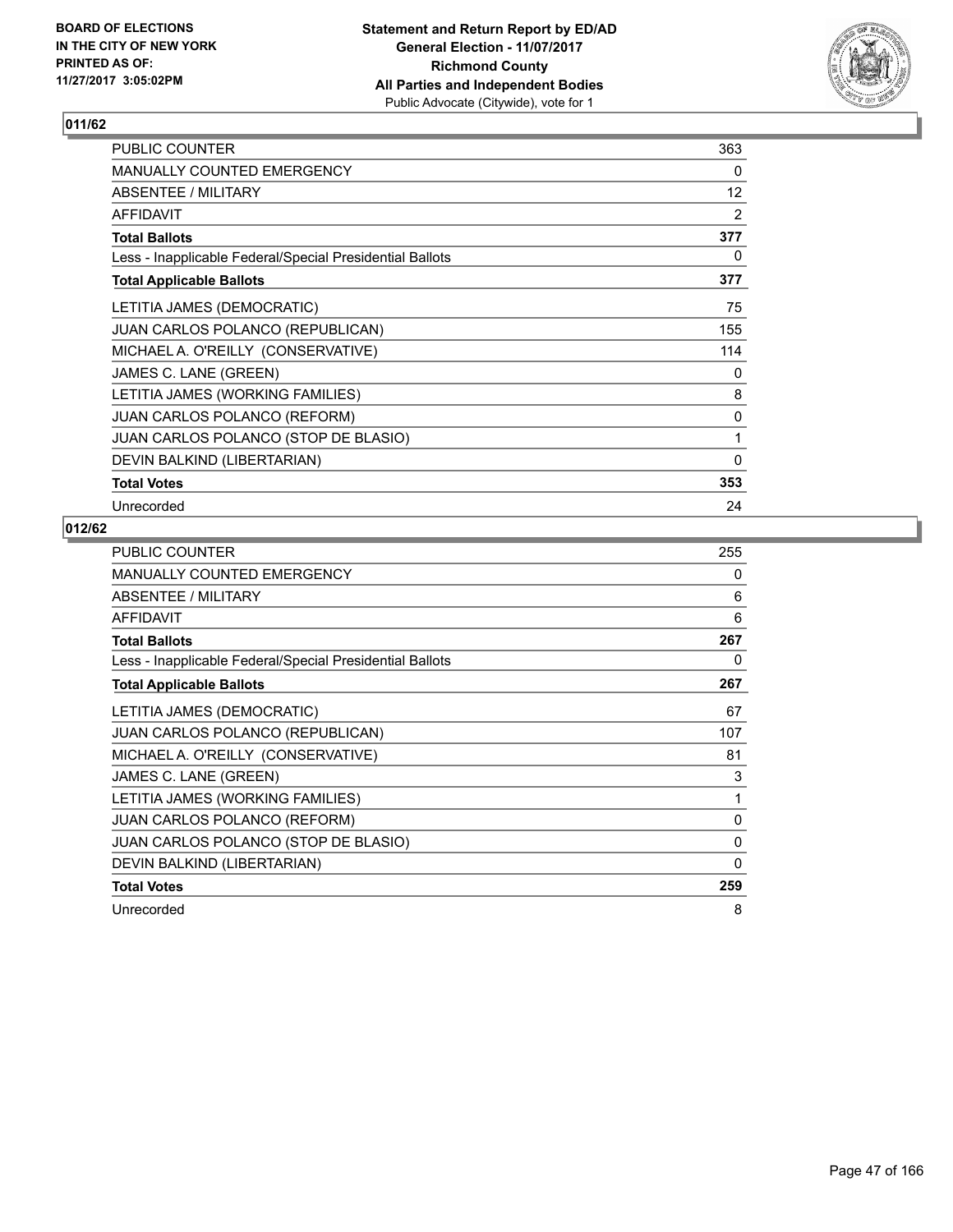BOARD OF ELECTIONS
IN THE CITY OF NEW YORK
PRINTED AS OF:
11/27/2017 3:05:02PM

**Statement and Return Report by ED/AD**
**General Election - 11/07/2017**
**Richmond County**
**All Parties and Independent Bodies**
Public Advocate (Citywide), vote for 1

## 011/62

| | |
|---|---|
| PUBLIC COUNTER | 363 |
| MANUALLY COUNTED EMERGENCY | 0 |
| ABSENTEE / MILITARY | 12 |
| AFFIDAVIT | 2 |
| **Total Ballots** | **377** |
| Less - Inapplicable Federal/Special Presidential Ballots | 0 |
| **Total Applicable Ballots** | **377** |
| LETITIA JAMES (DEMOCRATIC) | 75 |
| JUAN CARLOS POLANCO (REPUBLICAN) | 155 |
| MICHAEL A. O'REILLY (CONSERVATIVE) | 114 |
| JAMES C. LANE (GREEN) | 0 |
| LETITIA JAMES (WORKING FAMILIES) | 8 |
| JUAN CARLOS POLANCO (REFORM) | 0 |
| JUAN CARLOS POLANCO (STOP DE BLASIO) | 1 |
| DEVIN BALKIND (LIBERTARIAN) | 0 |
| **Total Votes** | **353** |
| Unrecorded | 24 |

## 012/62

| | |
|---|---|
| PUBLIC COUNTER | 255 |
| MANUALLY COUNTED EMERGENCY | 0 |
| ABSENTEE / MILITARY | 6 |
| AFFIDAVIT | 6 |
| **Total Ballots** | **267** |
| Less - Inapplicable Federal/Special Presidential Ballots | 0 |
| **Total Applicable Ballots** | **267** |
| LETITIA JAMES (DEMOCRATIC) | 67 |
| JUAN CARLOS POLANCO (REPUBLICAN) | 107 |
| MICHAEL A. O'REILLY (CONSERVATIVE) | 81 |
| JAMES C. LANE (GREEN) | 3 |
| LETITIA JAMES (WORKING FAMILIES) | 1 |
| JUAN CARLOS POLANCO (REFORM) | 0 |
| JUAN CARLOS POLANCO (STOP DE BLASIO) | 0 |
| DEVIN BALKIND (LIBERTARIAN) | 0 |
| **Total Votes** | **259** |
| Unrecorded | 8 |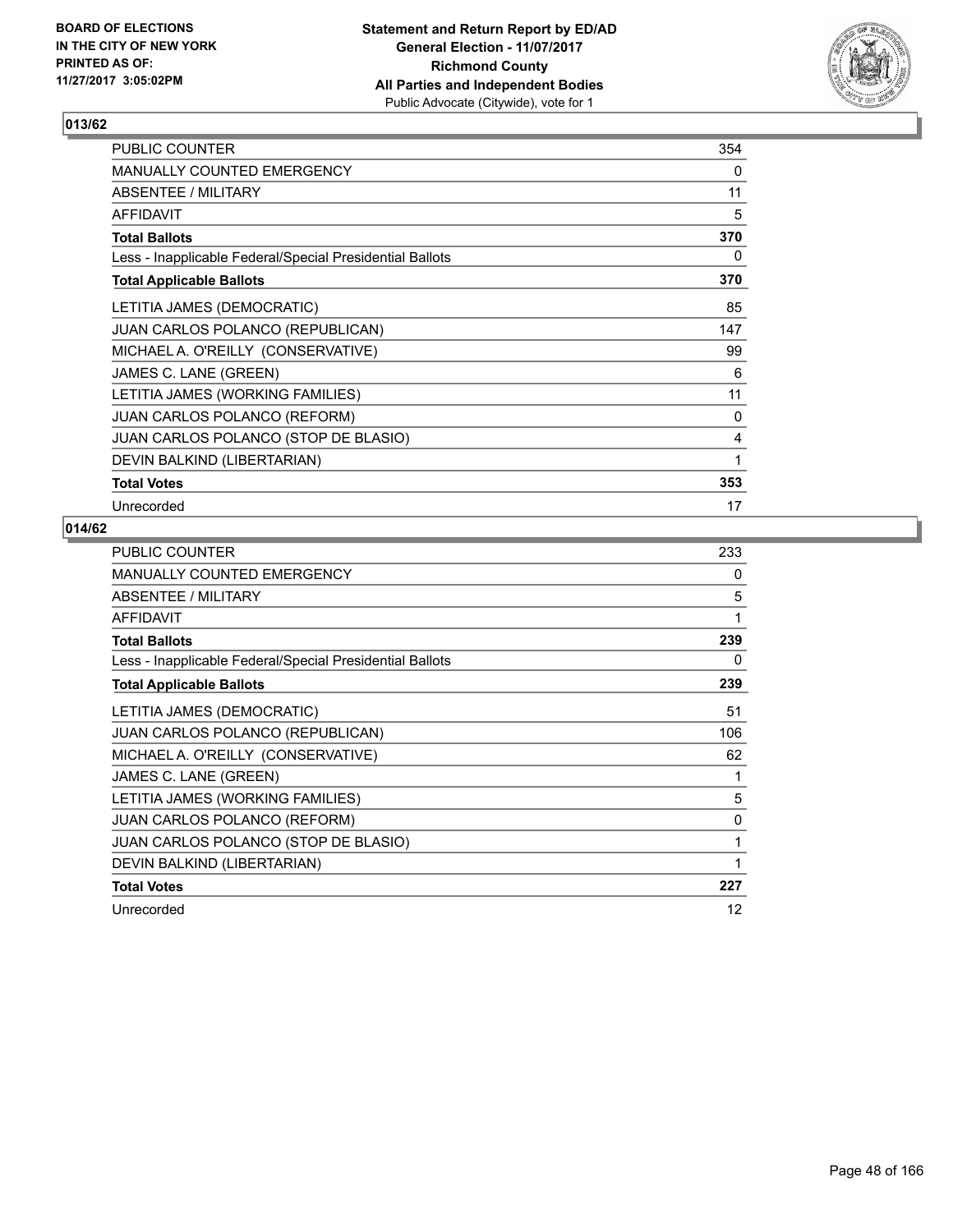**BOARD OF ELECTIONS IN THE CITY OF NEW YORK PRINTED AS OF: 11/27/2017 3:05:02PM**

**Statement and Return Report by ED/AD**
**General Election - 11/07/2017**
**Richmond County**
**All Parties and Independent Bodies**
Public Advocate (Citywide), vote for 1

## 013/62

| | |
|---|---|
| PUBLIC COUNTER | 354 |
| MANUALLY COUNTED EMERGENCY | 0 |
| ABSENTEE / MILITARY | 11 |
| AFFIDAVIT | 5 |
| **Total Ballots** | **370** |
| Less - Inapplicable Federal/Special Presidential Ballots | 0 |
| **Total Applicable Ballots** | **370** |
| LETITIA JAMES (DEMOCRATIC) | 85 |
| JUAN CARLOS POLANCO (REPUBLICAN) | 147 |
| MICHAEL A. O'REILLY (CONSERVATIVE) | 99 |
| JAMES C. LANE (GREEN) | 6 |
| LETITIA JAMES (WORKING FAMILIES) | 11 |
| JUAN CARLOS POLANCO (REFORM) | 0 |
| JUAN CARLOS POLANCO (STOP DE BLASIO) | 4 |
| DEVIN BALKIND (LIBERTARIAN) | 1 |
| **Total Votes** | **353** |
| Unrecorded | 17 |

## 014/62

| | |
|---|---|
| PUBLIC COUNTER | 233 |
| MANUALLY COUNTED EMERGENCY | 0 |
| ABSENTEE / MILITARY | 5 |
| AFFIDAVIT | 1 |
| **Total Ballots** | **239** |
| Less - Inapplicable Federal/Special Presidential Ballots | 0 |
| **Total Applicable Ballots** | **239** |
| LETITIA JAMES (DEMOCRATIC) | 51 |
| JUAN CARLOS POLANCO (REPUBLICAN) | 106 |
| MICHAEL A. O'REILLY (CONSERVATIVE) | 62 |
| JAMES C. LANE (GREEN) | 1 |
| LETITIA JAMES (WORKING FAMILIES) | 5 |
| JUAN CARLOS POLANCO (REFORM) | 0 |
| JUAN CARLOS POLANCO (STOP DE BLASIO) | 1 |
| DEVIN BALKIND (LIBERTARIAN) | 1 |
| **Total Votes** | **227** |
| Unrecorded | 12 |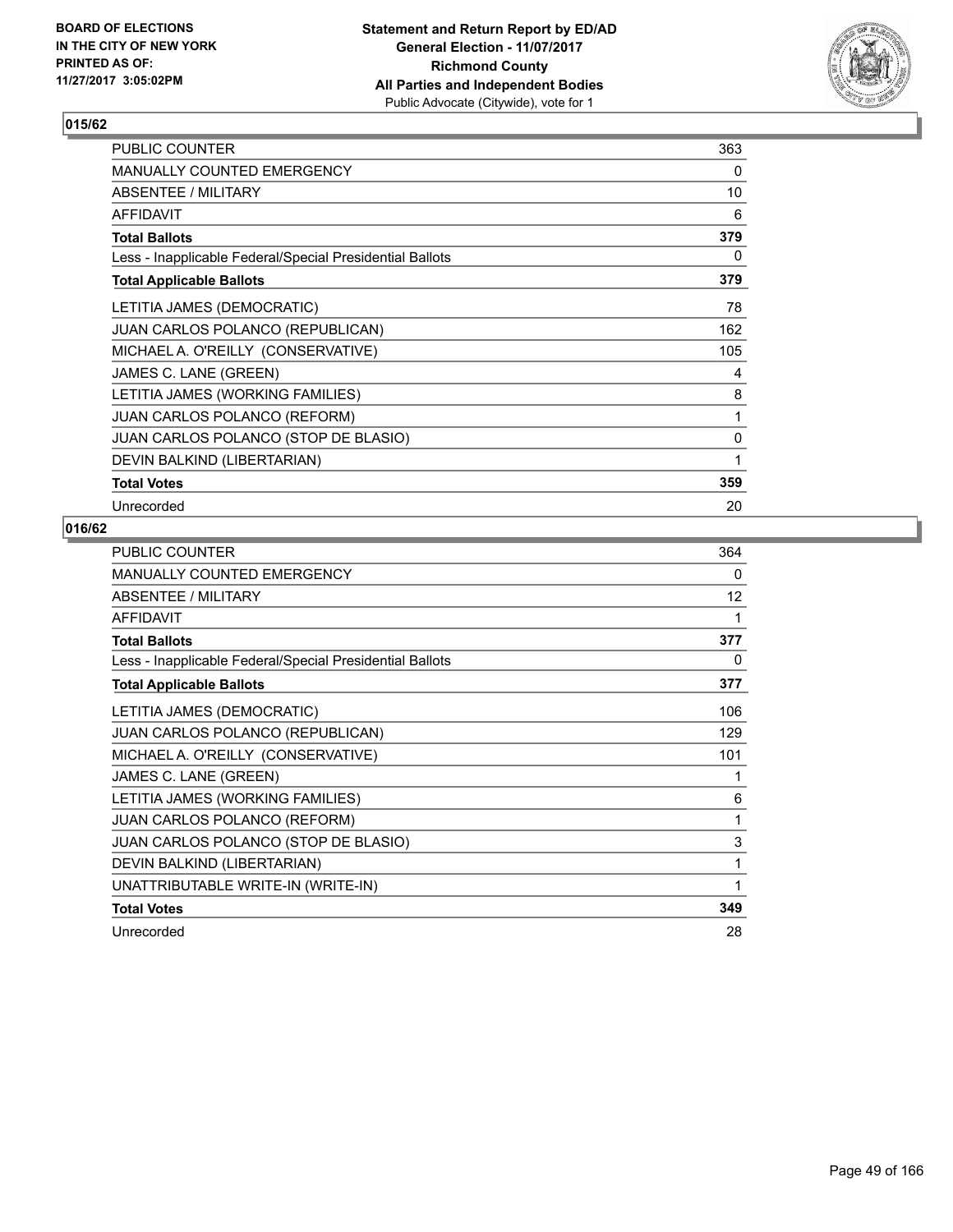BOARD OF ELECTIONS
IN THE CITY OF NEW YORK
PRINTED AS OF:
11/27/2017 3:05:02PM

**Statement and Return Report by ED/AD**
**General Election - 11/07/2017**
**Richmond County**
**All Parties and Independent Bodies**
Public Advocate (Citywide), vote for 1

### 015/62

| | |
|---|---|
| PUBLIC COUNTER | 363 |
| MANUALLY COUNTED EMERGENCY | 0 |
| ABSENTEE / MILITARY | 10 |
| AFFIDAVIT | 6 |
| **Total Ballots** | **379** |
| Less - Inapplicable Federal/Special Presidential Ballots | 0 |
| **Total Applicable Ballots** | **379** |
| LETITIA JAMES (DEMOCRATIC) | 78 |
| JUAN CARLOS POLANCO (REPUBLICAN) | 162 |
| MICHAEL A. O'REILLY (CONSERVATIVE) | 105 |
| JAMES C. LANE (GREEN) | 4 |
| LETITIA JAMES (WORKING FAMILIES) | 8 |
| JUAN CARLOS POLANCO (REFORM) | 1 |
| JUAN CARLOS POLANCO (STOP DE BLASIO) | 0 |
| DEVIN BALKIND (LIBERTARIAN) | 1 |
| **Total Votes** | **359** |
| Unrecorded | 20 |

### 016/62

| | |
|---|---|
| PUBLIC COUNTER | 364 |
| MANUALLY COUNTED EMERGENCY | 0 |
| ABSENTEE / MILITARY | 12 |
| AFFIDAVIT | 1 |
| **Total Ballots** | **377** |
| Less - Inapplicable Federal/Special Presidential Ballots | 0 |
| **Total Applicable Ballots** | **377** |
| LETITIA JAMES (DEMOCRATIC) | 106 |
| JUAN CARLOS POLANCO (REPUBLICAN) | 129 |
| MICHAEL A. O'REILLY (CONSERVATIVE) | 101 |
| JAMES C. LANE (GREEN) | 1 |
| LETITIA JAMES (WORKING FAMILIES) | 6 |
| JUAN CARLOS POLANCO (REFORM) | 1 |
| JUAN CARLOS POLANCO (STOP DE BLASIO) | 3 |
| DEVIN BALKIND (LIBERTARIAN) | 1 |
| UNATTRIBUTABLE WRITE-IN (WRITE-IN) | 1 |
| **Total Votes** | **349** |
| Unrecorded | 28 |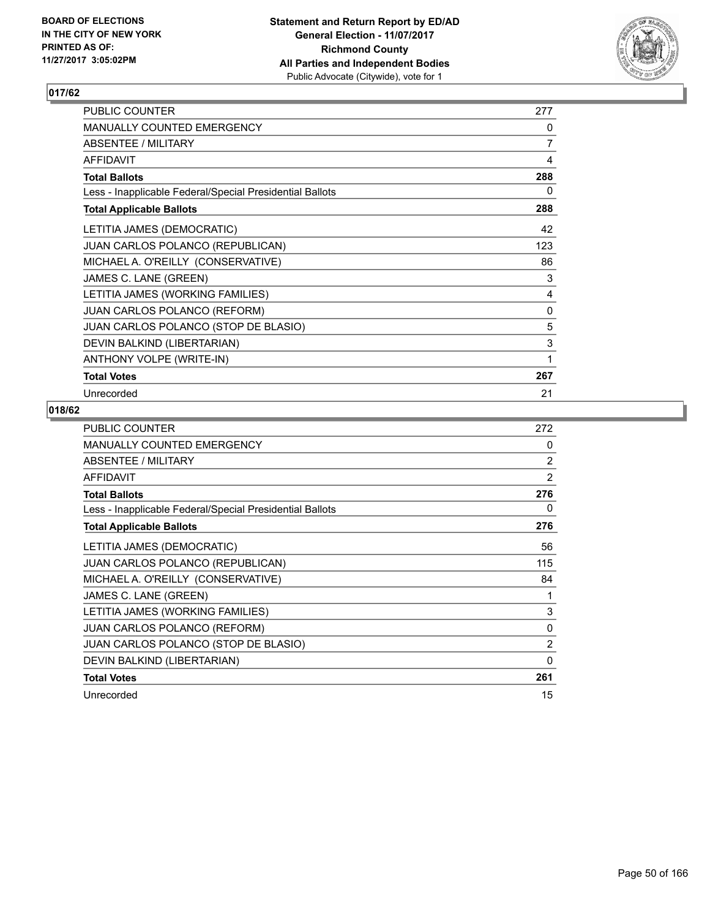**BOARD OF ELECTIONS IN THE CITY OF NEW YORK PRINTED AS OF: 11/27/2017 3:05:02PM**

**Statement and Return Report by ED/AD**
**General Election - 11/07/2017**
**Richmond County**
**All Parties and Independent Bodies**
Public Advocate (Citywide), vote for 1

## 017/62

| | |
|---|---|
| PUBLIC COUNTER | 277 |
| MANUALLY COUNTED EMERGENCY | 0 |
| ABSENTEE / MILITARY | 7 |
| AFFIDAVIT | 4 |
| **Total Ballots** | **288** |
| Less - Inapplicable Federal/Special Presidential Ballots | 0 |
| **Total Applicable Ballots** | **288** |
| LETITIA JAMES (DEMOCRATIC) | 42 |
| JUAN CARLOS POLANCO (REPUBLICAN) | 123 |
| MICHAEL A. O'REILLY (CONSERVATIVE) | 86 |
| JAMES C. LANE (GREEN) | 3 |
| LETITIA JAMES (WORKING FAMILIES) | 4 |
| JUAN CARLOS POLANCO (REFORM) | 0 |
| JUAN CARLOS POLANCO (STOP DE BLASIO) | 5 |
| DEVIN BALKIND (LIBERTARIAN) | 3 |
| ANTHONY VOLPE (WRITE-IN) | 1 |
| **Total Votes** | **267** |
| Unrecorded | 21 |

## 018/62

| | |
|---|---|
| PUBLIC COUNTER | 272 |
| MANUALLY COUNTED EMERGENCY | 0 |
| ABSENTEE / MILITARY | 2 |
| AFFIDAVIT | 2 |
| **Total Ballots** | **276** |
| Less - Inapplicable Federal/Special Presidential Ballots | 0 |
| **Total Applicable Ballots** | **276** |
| LETITIA JAMES (DEMOCRATIC) | 56 |
| JUAN CARLOS POLANCO (REPUBLICAN) | 115 |
| MICHAEL A. O'REILLY (CONSERVATIVE) | 84 |
| JAMES C. LANE (GREEN) | 1 |
| LETITIA JAMES (WORKING FAMILIES) | 3 |
| JUAN CARLOS POLANCO (REFORM) | 0 |
| JUAN CARLOS POLANCO (STOP DE BLASIO) | 2 |
| DEVIN BALKIND (LIBERTARIAN) | 0 |
| **Total Votes** | **261** |
| Unrecorded | 15 |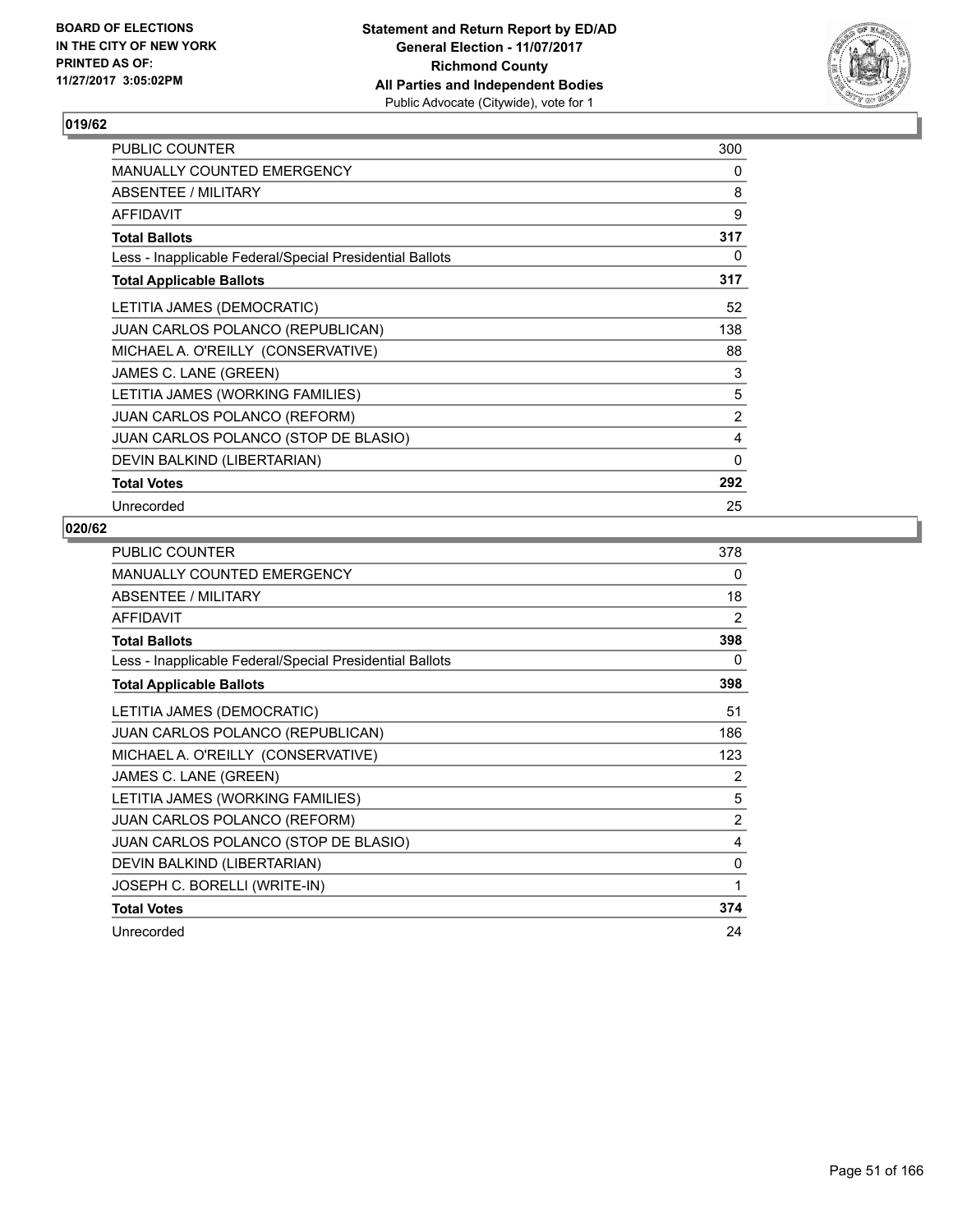BOARD OF ELECTIONS
IN THE CITY OF NEW YORK
PRINTED AS OF:
11/27/2017 3:05:02PM

**Statement and Return Report by ED/AD**
**General Election - 11/07/2017**
**Richmond County**
**All Parties and Independent Bodies**
Public Advocate (Citywide), vote for 1

### 019/62

| | |
|---|---|
| PUBLIC COUNTER | 300 |
| MANUALLY COUNTED EMERGENCY | 0 |
| ABSENTEE / MILITARY | 8 |
| AFFIDAVIT | 9 |
| **Total Ballots** | **317** |
| Less - Inapplicable Federal/Special Presidential Ballots | 0 |
| **Total Applicable Ballots** | **317** |
| LETITIA JAMES (DEMOCRATIC) | 52 |
| JUAN CARLOS POLANCO (REPUBLICAN) | 138 |
| MICHAEL A. O'REILLY (CONSERVATIVE) | 88 |
| JAMES C. LANE (GREEN) | 3 |
| LETITIA JAMES (WORKING FAMILIES) | 5 |
| JUAN CARLOS POLANCO (REFORM) | 2 |
| JUAN CARLOS POLANCO (STOP DE BLASIO) | 4 |
| DEVIN BALKIND (LIBERTARIAN) | 0 |
| **Total Votes** | **292** |
| Unrecorded | 25 |

### 020/62

| | |
|---|---|
| PUBLIC COUNTER | 378 |
| MANUALLY COUNTED EMERGENCY | 0 |
| ABSENTEE / MILITARY | 18 |
| AFFIDAVIT | 2 |
| **Total Ballots** | **398** |
| Less - Inapplicable Federal/Special Presidential Ballots | 0 |
| **Total Applicable Ballots** | **398** |
| LETITIA JAMES (DEMOCRATIC) | 51 |
| JUAN CARLOS POLANCO (REPUBLICAN) | 186 |
| MICHAEL A. O'REILLY (CONSERVATIVE) | 123 |
| JAMES C. LANE (GREEN) | 2 |
| LETITIA JAMES (WORKING FAMILIES) | 5 |
| JUAN CARLOS POLANCO (REFORM) | 2 |
| JUAN CARLOS POLANCO (STOP DE BLASIO) | 4 |
| DEVIN BALKIND (LIBERTARIAN) | 0 |
| JOSEPH C. BORELLI (WRITE-IN) | 1 |
| **Total Votes** | **374** |
| Unrecorded | 24 |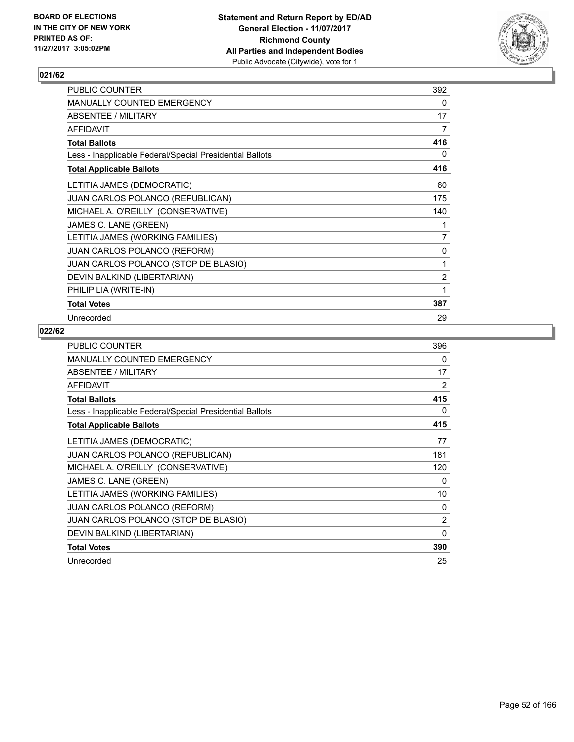BOARD OF ELECTIONS
IN THE CITY OF NEW YORK
PRINTED AS OF:
11/27/2017 3:05:02PM

**Statement and Return Report by ED/AD**
**General Election - 11/07/2017**
**Richmond County**
**All Parties and Independent Bodies**
Public Advocate (Citywide), vote for 1

## 021/62

| | |
|---|---|
| PUBLIC COUNTER | 392 |
| MANUALLY COUNTED EMERGENCY | 0 |
| ABSENTEE / MILITARY | 17 |
| AFFIDAVIT | 7 |
| **Total Ballots** | **416** |
| Less - Inapplicable Federal/Special Presidential Ballots | 0 |
| **Total Applicable Ballots** | **416** |
| LETITIA JAMES (DEMOCRATIC) | 60 |
| JUAN CARLOS POLANCO (REPUBLICAN) | 175 |
| MICHAEL A. O'REILLY (CONSERVATIVE) | 140 |
| JAMES C. LANE (GREEN) | 1 |
| LETITIA JAMES (WORKING FAMILIES) | 7 |
| JUAN CARLOS POLANCO (REFORM) | 0 |
| JUAN CARLOS POLANCO (STOP DE BLASIO) | 1 |
| DEVIN BALKIND (LIBERTARIAN) | 2 |
| PHILIP LIA (WRITE-IN) | 1 |
| **Total Votes** | **387** |
| Unrecorded | 29 |

## 022/62

| | |
|---|---|
| PUBLIC COUNTER | 396 |
| MANUALLY COUNTED EMERGENCY | 0 |
| ABSENTEE / MILITARY | 17 |
| AFFIDAVIT | 2 |
| **Total Ballots** | **415** |
| Less - Inapplicable Federal/Special Presidential Ballots | 0 |
| **Total Applicable Ballots** | **415** |
| LETITIA JAMES (DEMOCRATIC) | 77 |
| JUAN CARLOS POLANCO (REPUBLICAN) | 181 |
| MICHAEL A. O'REILLY (CONSERVATIVE) | 120 |
| JAMES C. LANE (GREEN) | 0 |
| LETITIA JAMES (WORKING FAMILIES) | 10 |
| JUAN CARLOS POLANCO (REFORM) | 0 |
| JUAN CARLOS POLANCO (STOP DE BLASIO) | 2 |
| DEVIN BALKIND (LIBERTARIAN) | 0 |
| **Total Votes** | **390** |
| Unrecorded | 25 |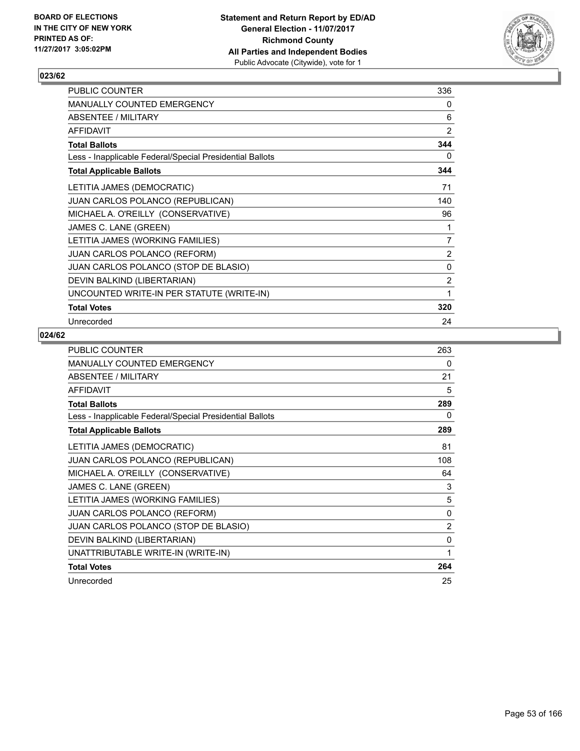## 023/62

| | |
|---|---|
| PUBLIC COUNTER | 336 |
| MANUALLY COUNTED EMERGENCY | 0 |
| ABSENTEE / MILITARY | 6 |
| AFFIDAVIT | 2 |
| **Total Ballots** | **344** |
| Less - Inapplicable Federal/Special Presidential Ballots | 0 |
| **Total Applicable Ballots** | **344** |
| LETITIA JAMES (DEMOCRATIC) | 71 |
| JUAN CARLOS POLANCO (REPUBLICAN) | 140 |
| MICHAEL A. O'REILLY (CONSERVATIVE) | 96 |
| JAMES C. LANE (GREEN) | 1 |
| LETITIA JAMES (WORKING FAMILIES) | 7 |
| JUAN CARLOS POLANCO (REFORM) | 2 |
| JUAN CARLOS POLANCO (STOP DE BLASIO) | 0 |
| DEVIN BALKIND (LIBERTARIAN) | 2 |
| UNCOUNTED WRITE-IN PER STATUTE (WRITE-IN) | 1 |
| **Total Votes** | **320** |
| Unrecorded | 24 |

## 024/62

| | |
|---|---|
| PUBLIC COUNTER | 263 |
| MANUALLY COUNTED EMERGENCY | 0 |
| ABSENTEE / MILITARY | 21 |
| AFFIDAVIT | 5 |
| **Total Ballots** | **289** |
| Less - Inapplicable Federal/Special Presidential Ballots | 0 |
| **Total Applicable Ballots** | **289** |
| LETITIA JAMES (DEMOCRATIC) | 81 |
| JUAN CARLOS POLANCO (REPUBLICAN) | 108 |
| MICHAEL A. O'REILLY (CONSERVATIVE) | 64 |
| JAMES C. LANE (GREEN) | 3 |
| LETITIA JAMES (WORKING FAMILIES) | 5 |
| JUAN CARLOS POLANCO (REFORM) | 0 |
| JUAN CARLOS POLANCO (STOP DE BLASIO) | 2 |
| DEVIN BALKIND (LIBERTARIAN) | 0 |
| UNATTRIBUTABLE WRITE-IN (WRITE-IN) | 1 |
| **Total Votes** | **264** |
| Unrecorded | 25 |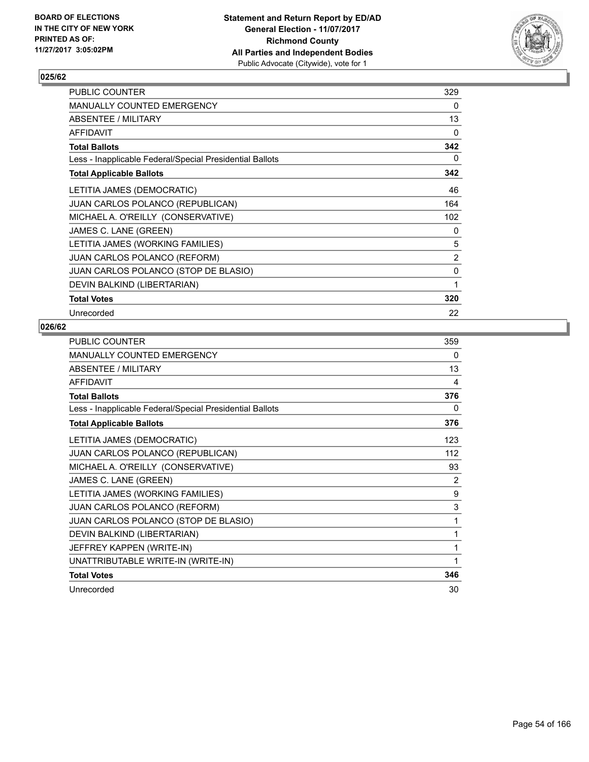## 025/62

| | |
|---|---|
| PUBLIC COUNTER | 329 |
| MANUALLY COUNTED EMERGENCY | 0 |
| ABSENTEE / MILITARY | 13 |
| AFFIDAVIT | 0 |
| **Total Ballots** | **342** |
| Less - Inapplicable Federal/Special Presidential Ballots | 0 |
| **Total Applicable Ballots** | **342** |
| LETITIA JAMES (DEMOCRATIC) | 46 |
| JUAN CARLOS POLANCO (REPUBLICAN) | 164 |
| MICHAEL A. O'REILLY (CONSERVATIVE) | 102 |
| JAMES C. LANE (GREEN) | 0 |
| LETITIA JAMES (WORKING FAMILIES) | 5 |
| JUAN CARLOS POLANCO (REFORM) | 2 |
| JUAN CARLOS POLANCO (STOP DE BLASIO) | 0 |
| DEVIN BALKIND (LIBERTARIAN) | 1 |
| **Total Votes** | **320** |
| Unrecorded | 22 |

## 026/62

| | |
|---|---|
| PUBLIC COUNTER | 359 |
| MANUALLY COUNTED EMERGENCY | 0 |
| ABSENTEE / MILITARY | 13 |
| AFFIDAVIT | 4 |
| **Total Ballots** | **376** |
| Less - Inapplicable Federal/Special Presidential Ballots | 0 |
| **Total Applicable Ballots** | **376** |
| LETITIA JAMES (DEMOCRATIC) | 123 |
| JUAN CARLOS POLANCO (REPUBLICAN) | 112 |
| MICHAEL A. O'REILLY (CONSERVATIVE) | 93 |
| JAMES C. LANE (GREEN) | 2 |
| LETITIA JAMES (WORKING FAMILIES) | 9 |
| JUAN CARLOS POLANCO (REFORM) | 3 |
| JUAN CARLOS POLANCO (STOP DE BLASIO) | 1 |
| DEVIN BALKIND (LIBERTARIAN) | 1 |
| JEFFREY KAPPEN (WRITE-IN) | 1 |
| UNATTRIBUTABLE WRITE-IN (WRITE-IN) | 1 |
| **Total Votes** | **346** |
| Unrecorded | 30 |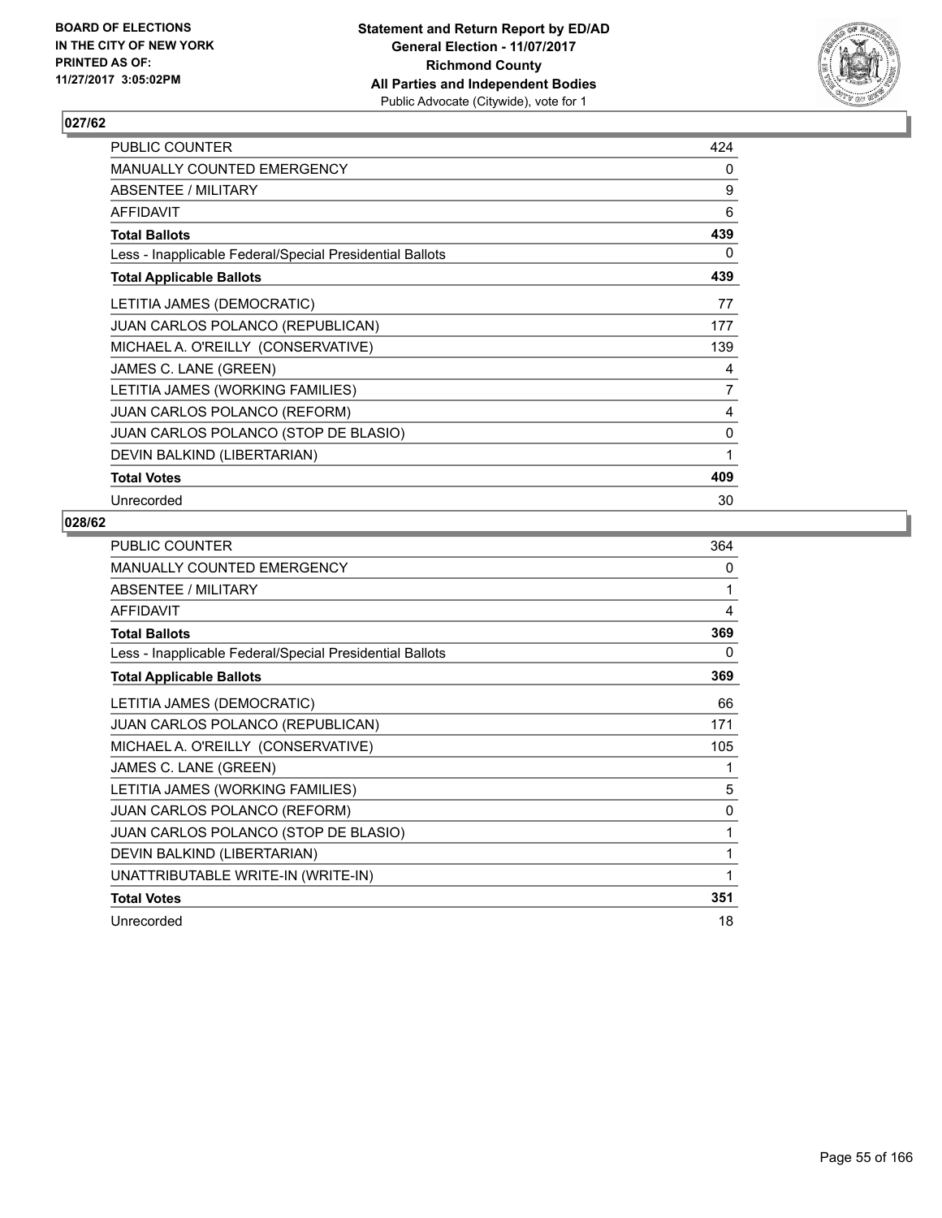**BOARD OF ELECTIONS IN THE CITY OF NEW YORK PRINTED AS OF: 11/27/2017 3:05:02PM**

**Statement and Return Report by ED/AD**
**General Election - 11/07/2017**
**Richmond County**
**All Parties and Independent Bodies**
Public Advocate (Citywide), vote for 1

## 027/62

| | |
|---|---|
| PUBLIC COUNTER | 424 |
| MANUALLY COUNTED EMERGENCY | 0 |
| ABSENTEE / MILITARY | 9 |
| AFFIDAVIT | 6 |
| **Total Ballots** | **439** |
| Less - Inapplicable Federal/Special Presidential Ballots | 0 |
| **Total Applicable Ballots** | **439** |
| LETITIA JAMES (DEMOCRATIC) | 77 |
| JUAN CARLOS POLANCO (REPUBLICAN) | 177 |
| MICHAEL A. O'REILLY (CONSERVATIVE) | 139 |
| JAMES C. LANE (GREEN) | 4 |
| LETITIA JAMES (WORKING FAMILIES) | 7 |
| JUAN CARLOS POLANCO (REFORM) | 4 |
| JUAN CARLOS POLANCO (STOP DE BLASIO) | 0 |
| DEVIN BALKIND (LIBERTARIAN) | 1 |
| **Total Votes** | **409** |
| Unrecorded | 30 |

## 028/62

| | |
|---|---|
| PUBLIC COUNTER | 364 |
| MANUALLY COUNTED EMERGENCY | 0 |
| ABSENTEE / MILITARY | 1 |
| AFFIDAVIT | 4 |
| **Total Ballots** | **369** |
| Less - Inapplicable Federal/Special Presidential Ballots | 0 |
| **Total Applicable Ballots** | **369** |
| LETITIA JAMES (DEMOCRATIC) | 66 |
| JUAN CARLOS POLANCO (REPUBLICAN) | 171 |
| MICHAEL A. O'REILLY (CONSERVATIVE) | 105 |
| JAMES C. LANE (GREEN) | 1 |
| LETITIA JAMES (WORKING FAMILIES) | 5 |
| JUAN CARLOS POLANCO (REFORM) | 0 |
| JUAN CARLOS POLANCO (STOP DE BLASIO) | 1 |
| DEVIN BALKIND (LIBERTARIAN) | 1 |
| UNATTRIBUTABLE WRITE-IN (WRITE-IN) | 1 |
| **Total Votes** | **351** |
| Unrecorded | 18 |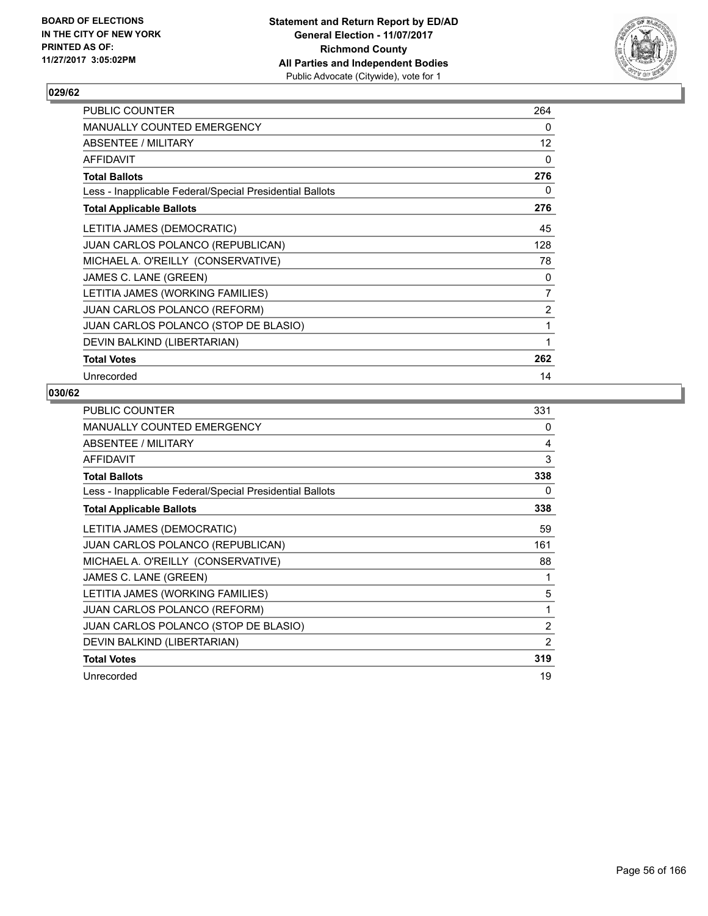**BOARD OF ELECTIONS IN THE CITY OF NEW YORK PRINTED AS OF: 11/27/2017 3:05:02PM**

**Statement and Return Report by ED/AD**
**General Election - 11/07/2017**
**Richmond County**
**All Parties and Independent Bodies**
Public Advocate (Citywide), vote for 1

## 029/62

| | |
|---|---|
| PUBLIC COUNTER | 264 |
| MANUALLY COUNTED EMERGENCY | 0 |
| ABSENTEE / MILITARY | 12 |
| AFFIDAVIT | 0 |
| **Total Ballots** | **276** |
| Less - Inapplicable Federal/Special Presidential Ballots | 0 |
| **Total Applicable Ballots** | **276** |
| LETITIA JAMES (DEMOCRATIC) | 45 |
| JUAN CARLOS POLANCO (REPUBLICAN) | 128 |
| MICHAEL A. O'REILLY (CONSERVATIVE) | 78 |
| JAMES C. LANE (GREEN) | 0 |
| LETITIA JAMES (WORKING FAMILIES) | 7 |
| JUAN CARLOS POLANCO (REFORM) | 2 |
| JUAN CARLOS POLANCO (STOP DE BLASIO) | 1 |
| DEVIN BALKIND (LIBERTARIAN) | 1 |
| **Total Votes** | **262** |
| Unrecorded | 14 |

## 030/62

| | |
|---|---|
| PUBLIC COUNTER | 331 |
| MANUALLY COUNTED EMERGENCY | 0 |
| ABSENTEE / MILITARY | 4 |
| AFFIDAVIT | 3 |
| **Total Ballots** | **338** |
| Less - Inapplicable Federal/Special Presidential Ballots | 0 |
| **Total Applicable Ballots** | **338** |
| LETITIA JAMES (DEMOCRATIC) | 59 |
| JUAN CARLOS POLANCO (REPUBLICAN) | 161 |
| MICHAEL A. O'REILLY (CONSERVATIVE) | 88 |
| JAMES C. LANE (GREEN) | 1 |
| LETITIA JAMES (WORKING FAMILIES) | 5 |
| JUAN CARLOS POLANCO (REFORM) | 1 |
| JUAN CARLOS POLANCO (STOP DE BLASIO) | 2 |
| DEVIN BALKIND (LIBERTARIAN) | 2 |
| **Total Votes** | **319** |
| Unrecorded | 19 |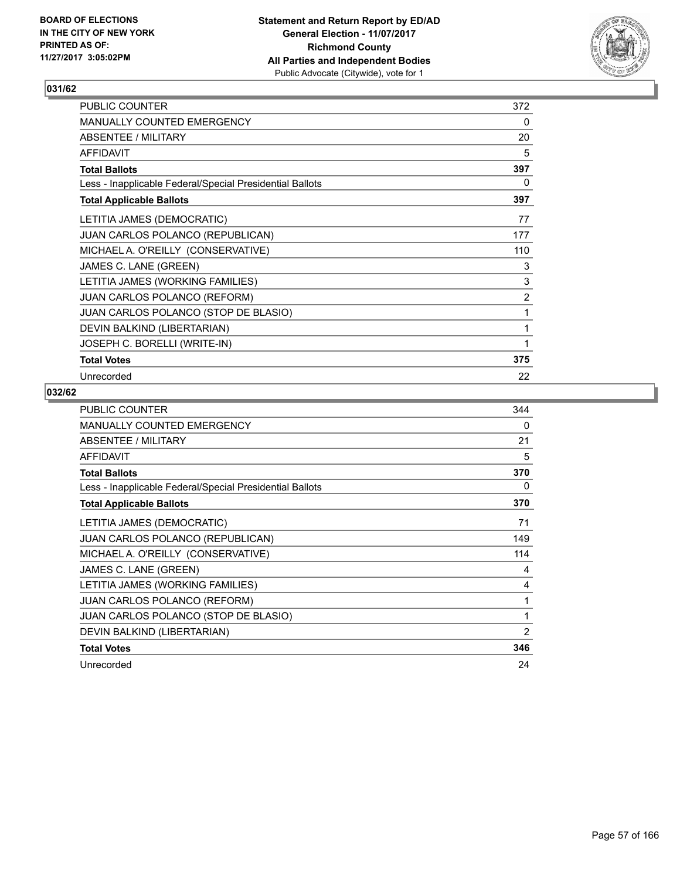BOARD OF ELECTIONS
IN THE CITY OF NEW YORK
PRINTED AS OF:
11/27/2017 3:05:02PM

**Statement and Return Report by ED/AD**
**General Election - 11/07/2017**
**Richmond County**
**All Parties and Independent Bodies**
Public Advocate (Citywide), vote for 1

## 031/62

| | |
|---|---|
| PUBLIC COUNTER | 372 |
| MANUALLY COUNTED EMERGENCY | 0 |
| ABSENTEE / MILITARY | 20 |
| AFFIDAVIT | 5 |
| **Total Ballots** | **397** |
| Less - Inapplicable Federal/Special Presidential Ballots | 0 |
| **Total Applicable Ballots** | **397** |
| LETITIA JAMES (DEMOCRATIC) | 77 |
| JUAN CARLOS POLANCO (REPUBLICAN) | 177 |
| MICHAEL A. O'REILLY (CONSERVATIVE) | 110 |
| JAMES C. LANE (GREEN) | 3 |
| LETITIA JAMES (WORKING FAMILIES) | 3 |
| JUAN CARLOS POLANCO (REFORM) | 2 |
| JUAN CARLOS POLANCO (STOP DE BLASIO) | 1 |
| DEVIN BALKIND (LIBERTARIAN) | 1 |
| JOSEPH C. BORELLI (WRITE-IN) | 1 |
| **Total Votes** | **375** |
| Unrecorded | 22 |

## 032/62

| | |
|---|---|
| PUBLIC COUNTER | 344 |
| MANUALLY COUNTED EMERGENCY | 0 |
| ABSENTEE / MILITARY | 21 |
| AFFIDAVIT | 5 |
| **Total Ballots** | **370** |
| Less - Inapplicable Federal/Special Presidential Ballots | 0 |
| **Total Applicable Ballots** | **370** |
| LETITIA JAMES (DEMOCRATIC) | 71 |
| JUAN CARLOS POLANCO (REPUBLICAN) | 149 |
| MICHAEL A. O'REILLY (CONSERVATIVE) | 114 |
| JAMES C. LANE (GREEN) | 4 |
| LETITIA JAMES (WORKING FAMILIES) | 4 |
| JUAN CARLOS POLANCO (REFORM) | 1 |
| JUAN CARLOS POLANCO (STOP DE BLASIO) | 1 |
| DEVIN BALKIND (LIBERTARIAN) | 2 |
| **Total Votes** | **346** |
| Unrecorded | 24 |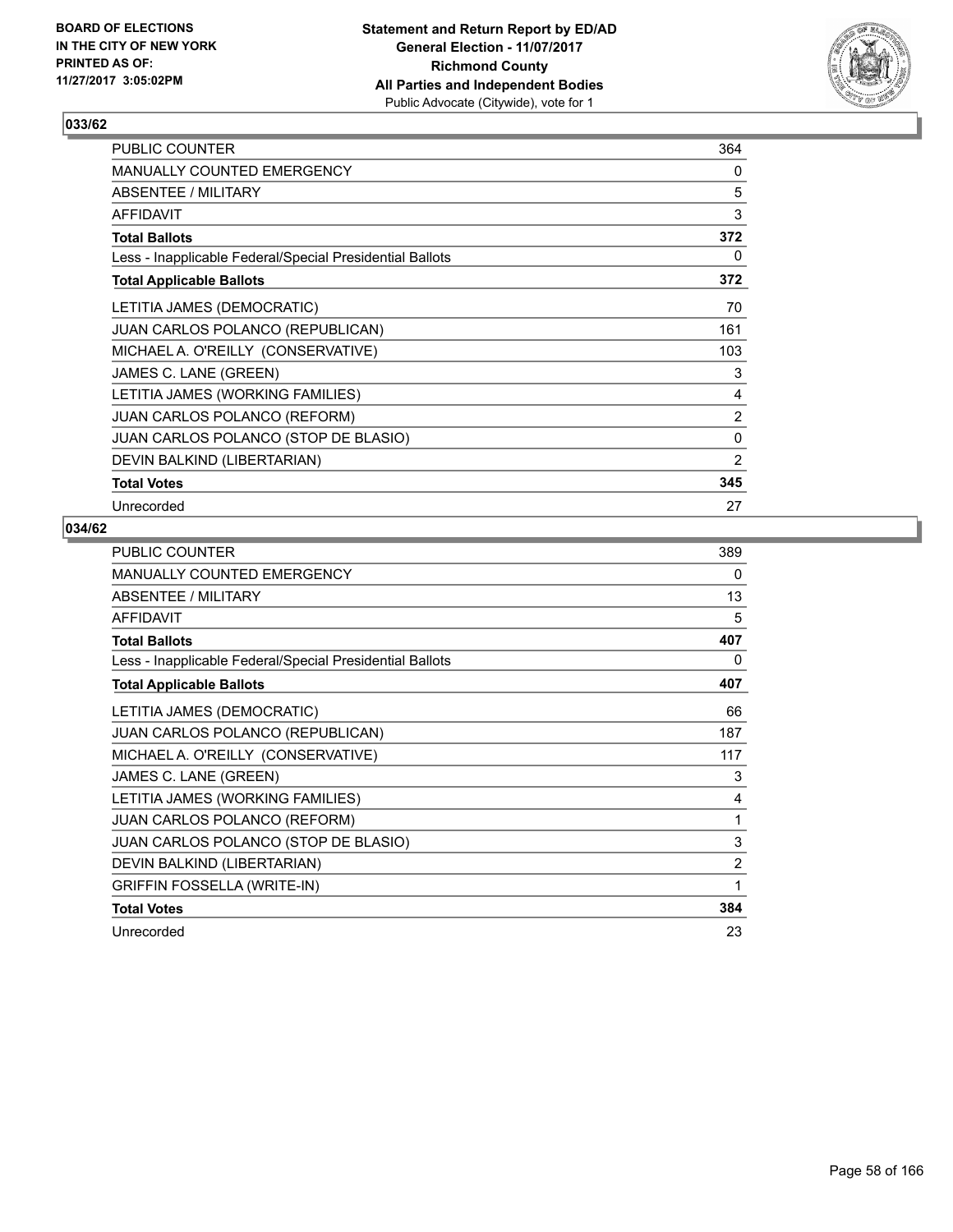BOARD OF ELECTIONS
IN THE CITY OF NEW YORK
PRINTED AS OF:
11/27/2017 3:05:02PM

**Statement and Return Report by ED/AD**
**General Election - 11/07/2017**
**Richmond County**
**All Parties and Independent Bodies**
Public Advocate (Citywide), vote for 1

## 033/62

| | |
|---|---|
| PUBLIC COUNTER | 364 |
| MANUALLY COUNTED EMERGENCY | 0 |
| ABSENTEE / MILITARY | 5 |
| AFFIDAVIT | 3 |
| **Total Ballots** | **372** |
| Less - Inapplicable Federal/Special Presidential Ballots | 0 |
| **Total Applicable Ballots** | **372** |
| LETITIA JAMES (DEMOCRATIC) | 70 |
| JUAN CARLOS POLANCO (REPUBLICAN) | 161 |
| MICHAEL A. O'REILLY (CONSERVATIVE) | 103 |
| JAMES C. LANE (GREEN) | 3 |
| LETITIA JAMES (WORKING FAMILIES) | 4 |
| JUAN CARLOS POLANCO (REFORM) | 2 |
| JUAN CARLOS POLANCO (STOP DE BLASIO) | 0 |
| DEVIN BALKIND (LIBERTARIAN) | 2 |
| **Total Votes** | **345** |
| Unrecorded | 27 |

## 034/62

| | |
|---|---|
| PUBLIC COUNTER | 389 |
| MANUALLY COUNTED EMERGENCY | 0 |
| ABSENTEE / MILITARY | 13 |
| AFFIDAVIT | 5 |
| **Total Ballots** | **407** |
| Less - Inapplicable Federal/Special Presidential Ballots | 0 |
| **Total Applicable Ballots** | **407** |
| LETITIA JAMES (DEMOCRATIC) | 66 |
| JUAN CARLOS POLANCO (REPUBLICAN) | 187 |
| MICHAEL A. O'REILLY (CONSERVATIVE) | 117 |
| JAMES C. LANE (GREEN) | 3 |
| LETITIA JAMES (WORKING FAMILIES) | 4 |
| JUAN CARLOS POLANCO (REFORM) | 1 |
| JUAN CARLOS POLANCO (STOP DE BLASIO) | 3 |
| DEVIN BALKIND (LIBERTARIAN) | 2 |
| GRIFFIN FOSSELLA (WRITE-IN) | 1 |
| **Total Votes** | **384** |
| Unrecorded | 23 |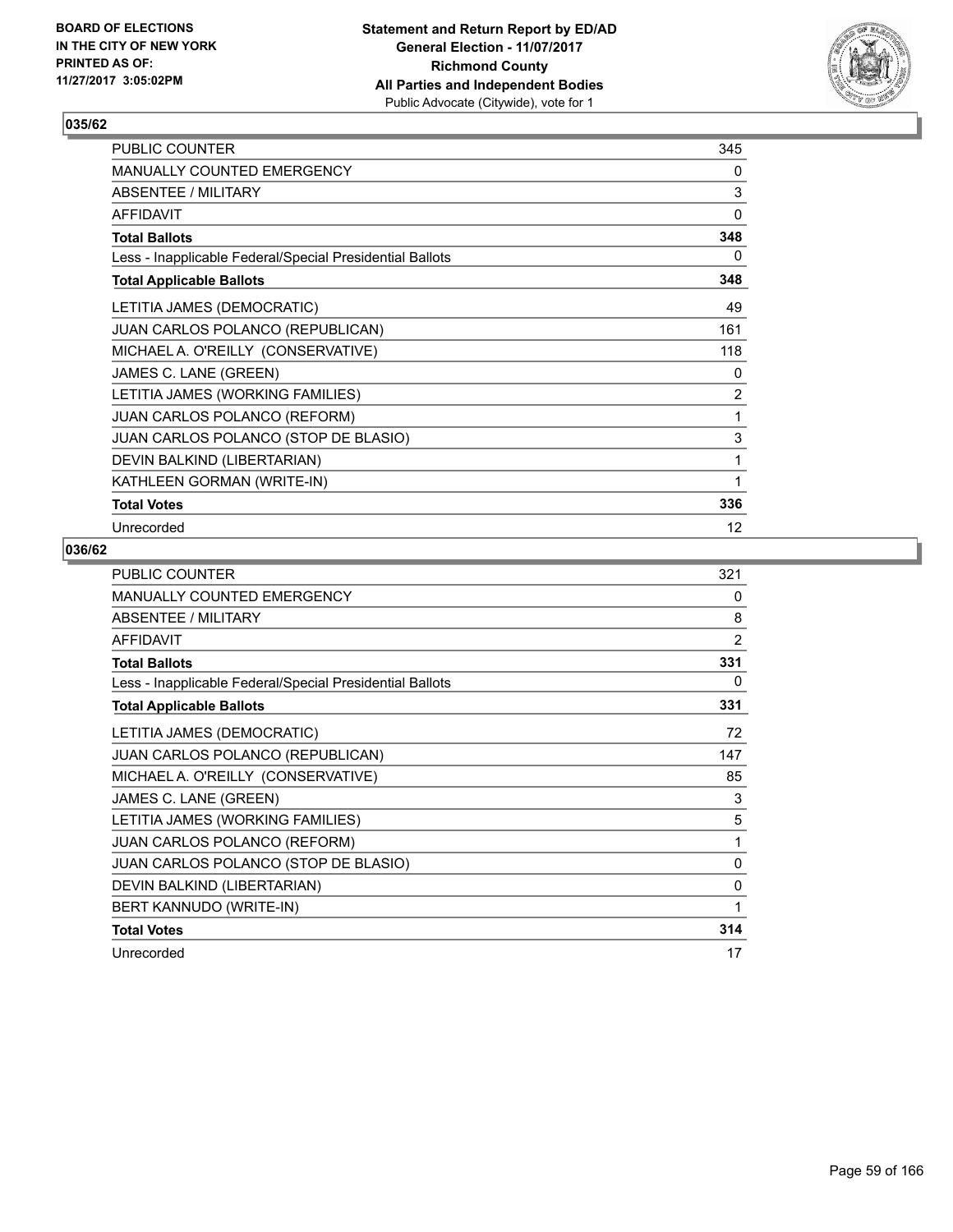BOARD OF ELECTIONS
IN THE CITY OF NEW YORK
PRINTED AS OF:
11/27/2017 3:05:02PM

**Statement and Return Report by ED/AD**
**General Election - 11/07/2017**
**Richmond County**
**All Parties and Independent Bodies**
Public Advocate (Citywide), vote for 1

### 035/62

| | |
|---|---|
| PUBLIC COUNTER | 345 |
| MANUALLY COUNTED EMERGENCY | 0 |
| ABSENTEE / MILITARY | 3 |
| AFFIDAVIT | 0 |
| **Total Ballots** | **348** |
| Less - Inapplicable Federal/Special Presidential Ballots | 0 |
| **Total Applicable Ballots** | **348** |
| LETITIA JAMES (DEMOCRATIC) | 49 |
| JUAN CARLOS POLANCO (REPUBLICAN) | 161 |
| MICHAEL A. O'REILLY (CONSERVATIVE) | 118 |
| JAMES C. LANE (GREEN) | 0 |
| LETITIA JAMES (WORKING FAMILIES) | 2 |
| JUAN CARLOS POLANCO (REFORM) | 1 |
| JUAN CARLOS POLANCO (STOP DE BLASIO) | 3 |
| DEVIN BALKIND (LIBERTARIAN) | 1 |
| KATHLEEN GORMAN (WRITE-IN) | 1 |
| **Total Votes** | **336** |
| Unrecorded | 12 |

### 036/62

| | |
|---|---|
| PUBLIC COUNTER | 321 |
| MANUALLY COUNTED EMERGENCY | 0 |
| ABSENTEE / MILITARY | 8 |
| AFFIDAVIT | 2 |
| **Total Ballots** | **331** |
| Less - Inapplicable Federal/Special Presidential Ballots | 0 |
| **Total Applicable Ballots** | **331** |
| LETITIA JAMES (DEMOCRATIC) | 72 |
| JUAN CARLOS POLANCO (REPUBLICAN) | 147 |
| MICHAEL A. O'REILLY (CONSERVATIVE) | 85 |
| JAMES C. LANE (GREEN) | 3 |
| LETITIA JAMES (WORKING FAMILIES) | 5 |
| JUAN CARLOS POLANCO (REFORM) | 1 |
| JUAN CARLOS POLANCO (STOP DE BLASIO) | 0 |
| DEVIN BALKIND (LIBERTARIAN) | 0 |
| BERT KANNUDO (WRITE-IN) | 1 |
| **Total Votes** | **314** |
| Unrecorded | 17 |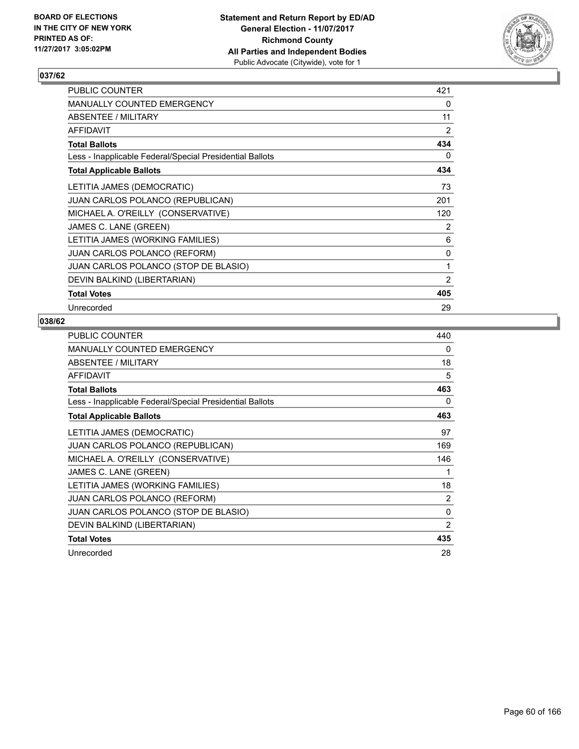BOARD OF ELECTIONS
IN THE CITY OF NEW YORK
PRINTED AS OF:
11/27/2017 3:05:02PM

**Statement and Return Report by ED/AD**
**General Election - 11/07/2017**
**Richmond County**
**All Parties and Independent Bodies**
Public Advocate (Citywide), vote for 1

### 037/62

| | |
|---|---|
| PUBLIC COUNTER | 421 |
| MANUALLY COUNTED EMERGENCY | 0 |
| ABSENTEE / MILITARY | 11 |
| AFFIDAVIT | 2 |
| **Total Ballots** | **434** |
| Less - Inapplicable Federal/Special Presidential Ballots | 0 |
| **Total Applicable Ballots** | **434** |
| LETITIA JAMES (DEMOCRATIC) | 73 |
| JUAN CARLOS POLANCO (REPUBLICAN) | 201 |
| MICHAEL A. O'REILLY (CONSERVATIVE) | 120 |
| JAMES C. LANE (GREEN) | 2 |
| LETITIA JAMES (WORKING FAMILIES) | 6 |
| JUAN CARLOS POLANCO (REFORM) | 0 |
| JUAN CARLOS POLANCO (STOP DE BLASIO) | 1 |
| DEVIN BALKIND (LIBERTARIAN) | 2 |
| **Total Votes** | **405** |
| Unrecorded | 29 |

### 038/62

| | |
|---|---|
| PUBLIC COUNTER | 440 |
| MANUALLY COUNTED EMERGENCY | 0 |
| ABSENTEE / MILITARY | 18 |
| AFFIDAVIT | 5 |
| **Total Ballots** | **463** |
| Less - Inapplicable Federal/Special Presidential Ballots | 0 |
| **Total Applicable Ballots** | **463** |
| LETITIA JAMES (DEMOCRATIC) | 97 |
| JUAN CARLOS POLANCO (REPUBLICAN) | 169 |
| MICHAEL A. O'REILLY (CONSERVATIVE) | 146 |
| JAMES C. LANE (GREEN) | 1 |
| LETITIA JAMES (WORKING FAMILIES) | 18 |
| JUAN CARLOS POLANCO (REFORM) | 2 |
| JUAN CARLOS POLANCO (STOP DE BLASIO) | 0 |
| DEVIN BALKIND (LIBERTARIAN) | 2 |
| **Total Votes** | **435** |
| Unrecorded | 28 |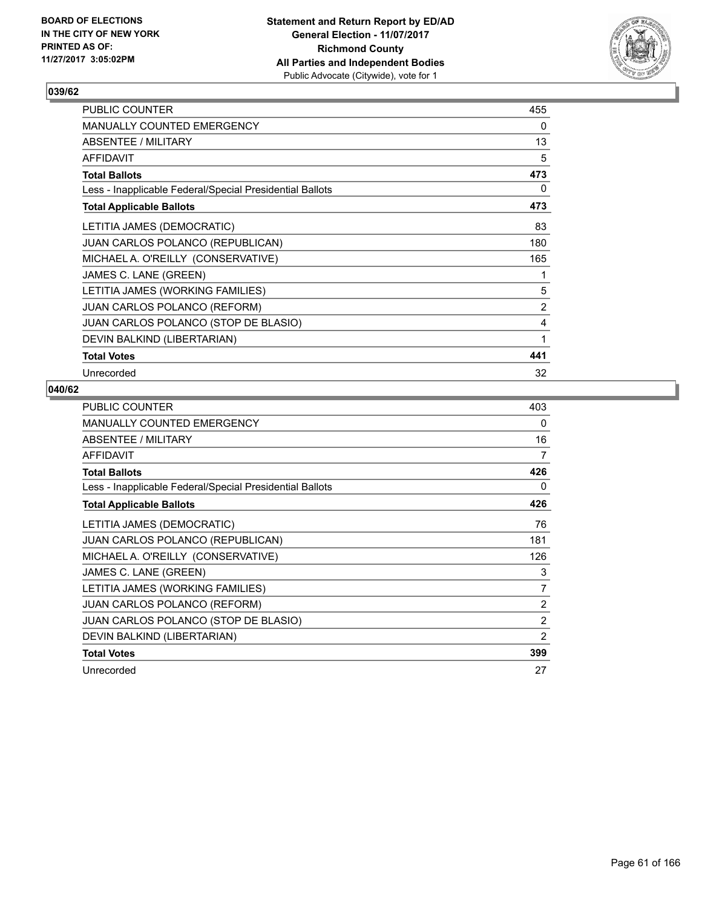BOARD OF ELECTIONS
IN THE CITY OF NEW YORK
PRINTED AS OF:
11/27/2017 3:05:02PM

**Statement and Return Report by ED/AD**
**General Election - 11/07/2017**
**Richmond County**
**All Parties and Independent Bodies**
Public Advocate (Citywide), vote for 1

## 039/62

| | |
|---|---|
| PUBLIC COUNTER | 455 |
| MANUALLY COUNTED EMERGENCY | 0 |
| ABSENTEE / MILITARY | 13 |
| AFFIDAVIT | 5 |
| **Total Ballots** | **473** |
| Less - Inapplicable Federal/Special Presidential Ballots | 0 |
| **Total Applicable Ballots** | **473** |
| LETITIA JAMES (DEMOCRATIC) | 83 |
| JUAN CARLOS POLANCO (REPUBLICAN) | 180 |
| MICHAEL A. O'REILLY (CONSERVATIVE) | 165 |
| JAMES C. LANE (GREEN) | 1 |
| LETITIA JAMES (WORKING FAMILIES) | 5 |
| JUAN CARLOS POLANCO (REFORM) | 2 |
| JUAN CARLOS POLANCO (STOP DE BLASIO) | 4 |
| DEVIN BALKIND (LIBERTARIAN) | 1 |
| **Total Votes** | **441** |
| Unrecorded | 32 |

## 040/62

| | |
|---|---|
| PUBLIC COUNTER | 403 |
| MANUALLY COUNTED EMERGENCY | 0 |
| ABSENTEE / MILITARY | 16 |
| AFFIDAVIT | 7 |
| **Total Ballots** | **426** |
| Less - Inapplicable Federal/Special Presidential Ballots | 0 |
| **Total Applicable Ballots** | **426** |
| LETITIA JAMES (DEMOCRATIC) | 76 |
| JUAN CARLOS POLANCO (REPUBLICAN) | 181 |
| MICHAEL A. O'REILLY (CONSERVATIVE) | 126 |
| JAMES C. LANE (GREEN) | 3 |
| LETITIA JAMES (WORKING FAMILIES) | 7 |
| JUAN CARLOS POLANCO (REFORM) | 2 |
| JUAN CARLOS POLANCO (STOP DE BLASIO) | 2 |
| DEVIN BALKIND (LIBERTARIAN) | 2 |
| **Total Votes** | **399** |
| Unrecorded | 27 |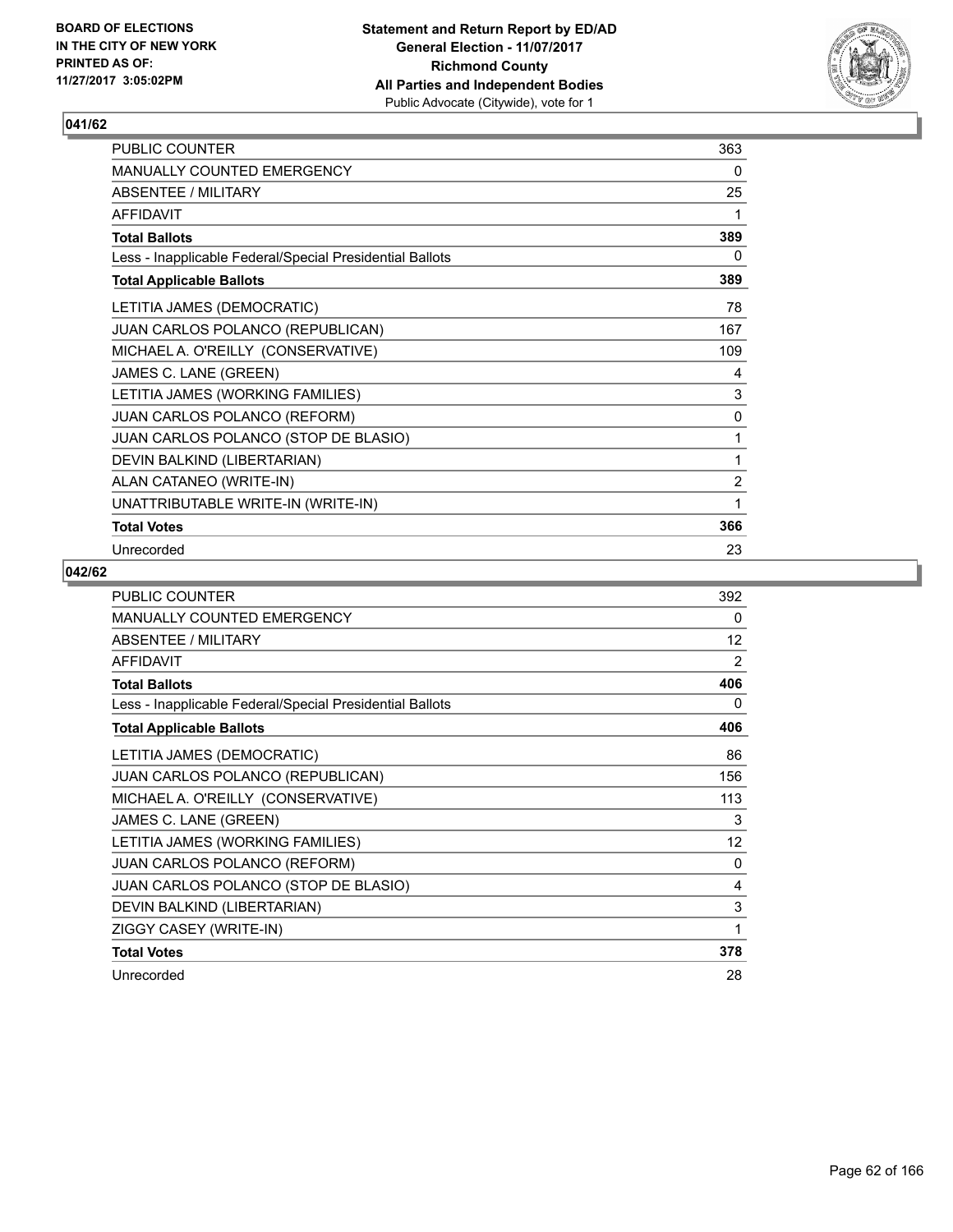**BOARD OF ELECTIONS IN THE CITY OF NEW YORK PRINTED AS OF: 11/27/2017 3:05:02PM**

**Statement and Return Report by ED/AD General Election - 11/07/2017 Richmond County All Parties and Independent Bodies**
Public Advocate (Citywide), vote for 1

## 041/62

| | |
|---|---|
| PUBLIC COUNTER | 363 |
| MANUALLY COUNTED EMERGENCY | 0 |
| ABSENTEE / MILITARY | 25 |
| AFFIDAVIT | 1 |
| **Total Ballots** | **389** |
| Less - Inapplicable Federal/Special Presidential Ballots | 0 |
| **Total Applicable Ballots** | **389** |
| LETITIA JAMES (DEMOCRATIC) | 78 |
| JUAN CARLOS POLANCO (REPUBLICAN) | 167 |
| MICHAEL A. O'REILLY (CONSERVATIVE) | 109 |
| JAMES C. LANE (GREEN) | 4 |
| LETITIA JAMES (WORKING FAMILIES) | 3 |
| JUAN CARLOS POLANCO (REFORM) | 0 |
| JUAN CARLOS POLANCO (STOP DE BLASIO) | 1 |
| DEVIN BALKIND (LIBERTARIAN) | 1 |
| ALAN CATANEO (WRITE-IN) | 2 |
| UNATTRIBUTABLE WRITE-IN (WRITE-IN) | 1 |
| **Total Votes** | **366** |
| Unrecorded | 23 |

## 042/62

| | |
|---|---|
| PUBLIC COUNTER | 392 |
| MANUALLY COUNTED EMERGENCY | 0 |
| ABSENTEE / MILITARY | 12 |
| AFFIDAVIT | 2 |
| **Total Ballots** | **406** |
| Less - Inapplicable Federal/Special Presidential Ballots | 0 |
| **Total Applicable Ballots** | **406** |
| LETITIA JAMES (DEMOCRATIC) | 86 |
| JUAN CARLOS POLANCO (REPUBLICAN) | 156 |
| MICHAEL A. O'REILLY (CONSERVATIVE) | 113 |
| JAMES C. LANE (GREEN) | 3 |
| LETITIA JAMES (WORKING FAMILIES) | 12 |
| JUAN CARLOS POLANCO (REFORM) | 0 |
| JUAN CARLOS POLANCO (STOP DE BLASIO) | 4 |
| DEVIN BALKIND (LIBERTARIAN) | 3 |
| ZIGGY CASEY (WRITE-IN) | 1 |
| **Total Votes** | **378** |
| Unrecorded | 28 |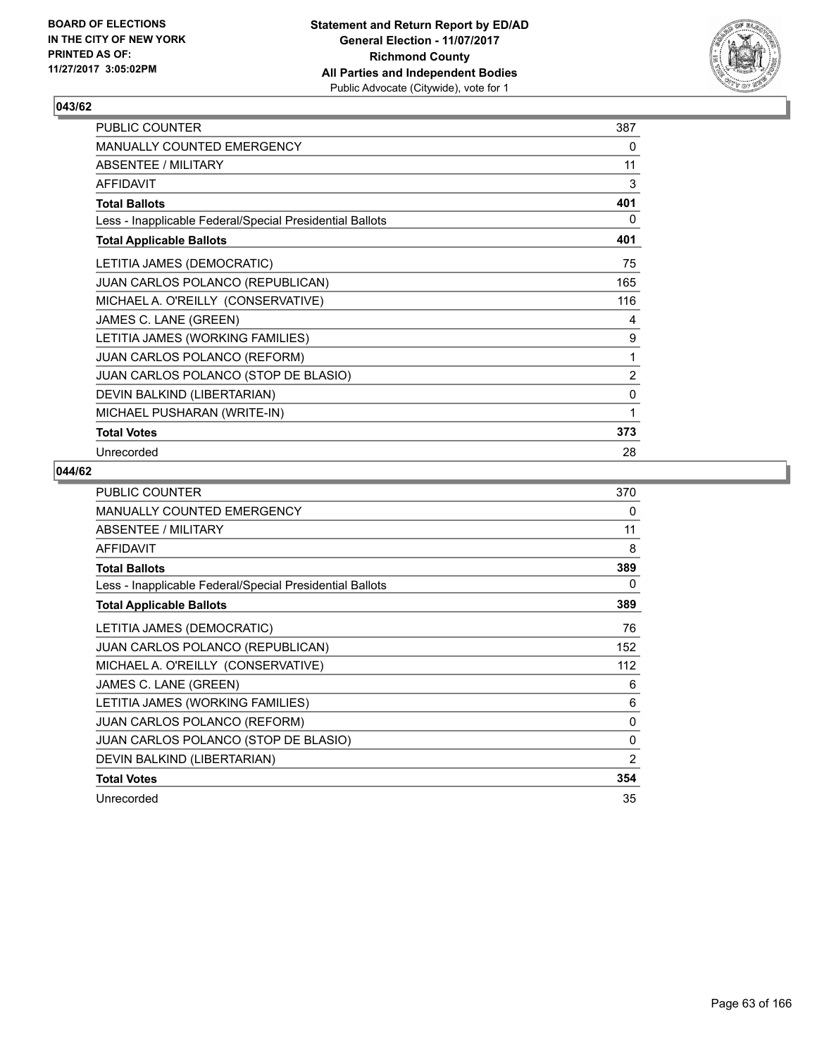**BOARD OF ELECTIONS IN THE CITY OF NEW YORK PRINTED AS OF: 11/27/2017 3:05:02PM**

**Statement and Return Report by ED/AD General Election - 11/07/2017 Richmond County All Parties and Independent Bodies**
Public Advocate (Citywide), vote for 1

## 043/62

| | |
|---|---|
| PUBLIC COUNTER | 387 |
| MANUALLY COUNTED EMERGENCY | 0 |
| ABSENTEE / MILITARY | 11 |
| AFFIDAVIT | 3 |
| **Total Ballots** | **401** |
| Less - Inapplicable Federal/Special Presidential Ballots | 0 |
| **Total Applicable Ballots** | **401** |
| LETITIA JAMES (DEMOCRATIC) | 75 |
| JUAN CARLOS POLANCO (REPUBLICAN) | 165 |
| MICHAEL A. O'REILLY (CONSERVATIVE) | 116 |
| JAMES C. LANE (GREEN) | 4 |
| LETITIA JAMES (WORKING FAMILIES) | 9 |
| JUAN CARLOS POLANCO (REFORM) | 1 |
| JUAN CARLOS POLANCO (STOP DE BLASIO) | 2 |
| DEVIN BALKIND (LIBERTARIAN) | 0 |
| MICHAEL PUSHARAN (WRITE-IN) | 1 |
| **Total Votes** | **373** |
| Unrecorded | 28 |

## 044/62

| | |
|---|---|
| PUBLIC COUNTER | 370 |
| MANUALLY COUNTED EMERGENCY | 0 |
| ABSENTEE / MILITARY | 11 |
| AFFIDAVIT | 8 |
| **Total Ballots** | **389** |
| Less - Inapplicable Federal/Special Presidential Ballots | 0 |
| **Total Applicable Ballots** | **389** |
| LETITIA JAMES (DEMOCRATIC) | 76 |
| JUAN CARLOS POLANCO (REPUBLICAN) | 152 |
| MICHAEL A. O'REILLY (CONSERVATIVE) | 112 |
| JAMES C. LANE (GREEN) | 6 |
| LETITIA JAMES (WORKING FAMILIES) | 6 |
| JUAN CARLOS POLANCO (REFORM) | 0 |
| JUAN CARLOS POLANCO (STOP DE BLASIO) | 0 |
| DEVIN BALKIND (LIBERTARIAN) | 2 |
| **Total Votes** | **354** |
| Unrecorded | 35 |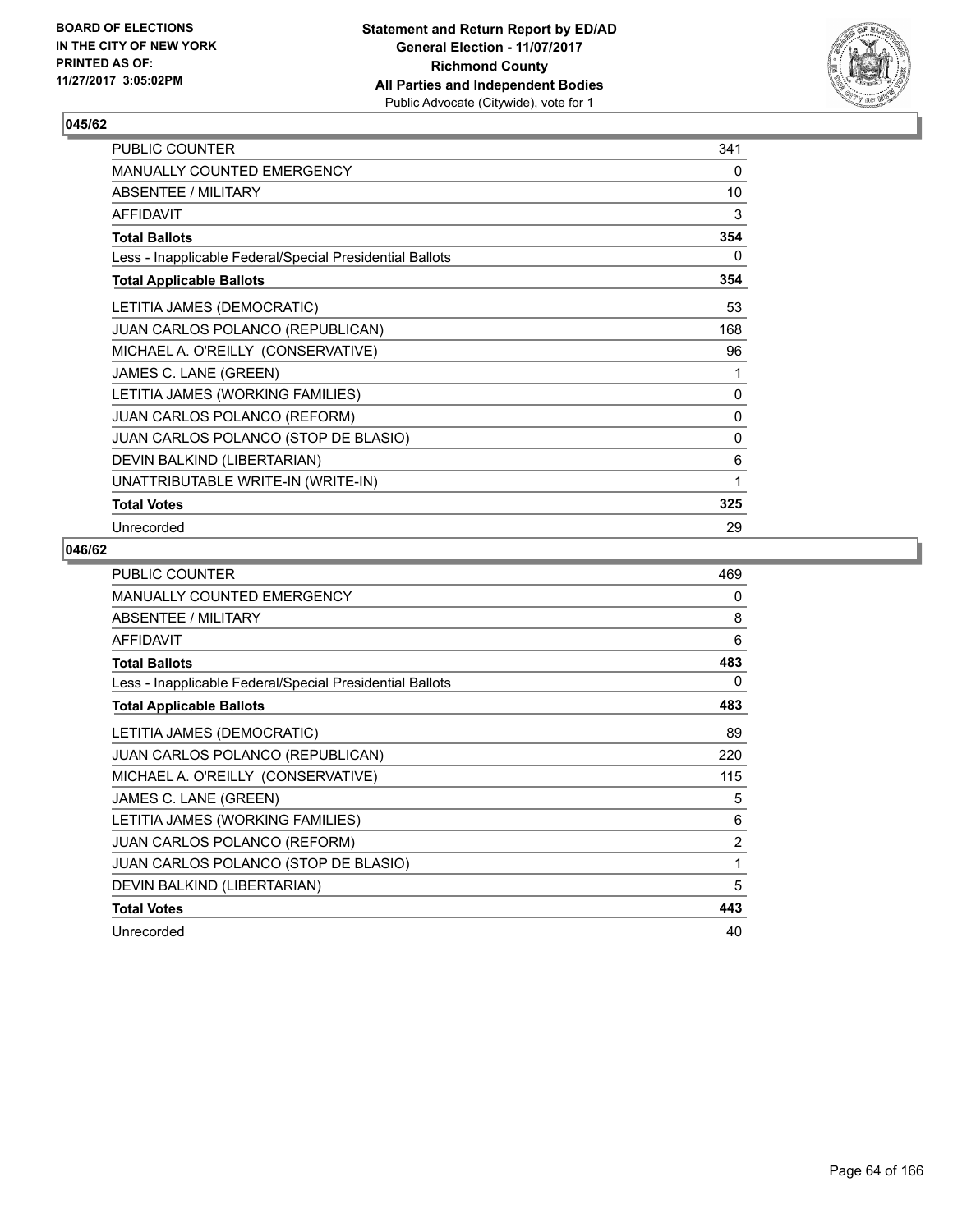**BOARD OF ELECTIONS IN THE CITY OF NEW YORK PRINTED AS OF: 11/27/2017 3:05:02PM**

**Statement and Return Report by ED/AD General Election - 11/07/2017 Richmond County All Parties and Independent Bodies**
Public Advocate (Citywide), vote for 1

### 045/62

| | |
|---|---|
| PUBLIC COUNTER | 341 |
| MANUALLY COUNTED EMERGENCY | 0 |
| ABSENTEE / MILITARY | 10 |
| AFFIDAVIT | 3 |
| **Total Ballots** | **354** |
| Less - Inapplicable Federal/Special Presidential Ballots | 0 |
| **Total Applicable Ballots** | **354** |
| LETITIA JAMES (DEMOCRATIC) | 53 |
| JUAN CARLOS POLANCO (REPUBLICAN) | 168 |
| MICHAEL A. O'REILLY (CONSERVATIVE) | 96 |
| JAMES C. LANE (GREEN) | 1 |
| LETITIA JAMES (WORKING FAMILIES) | 0 |
| JUAN CARLOS POLANCO (REFORM) | 0 |
| JUAN CARLOS POLANCO (STOP DE BLASIO) | 0 |
| DEVIN BALKIND (LIBERTARIAN) | 6 |
| UNATTRIBUTABLE WRITE-IN (WRITE-IN) | 1 |
| **Total Votes** | **325** |
| Unrecorded | 29 |

### 046/62

| | |
|---|---|
| PUBLIC COUNTER | 469 |
| MANUALLY COUNTED EMERGENCY | 0 |
| ABSENTEE / MILITARY | 8 |
| AFFIDAVIT | 6 |
| **Total Ballots** | **483** |
| Less - Inapplicable Federal/Special Presidential Ballots | 0 |
| **Total Applicable Ballots** | **483** |
| LETITIA JAMES (DEMOCRATIC) | 89 |
| JUAN CARLOS POLANCO (REPUBLICAN) | 220 |
| MICHAEL A. O'REILLY (CONSERVATIVE) | 115 |
| JAMES C. LANE (GREEN) | 5 |
| LETITIA JAMES (WORKING FAMILIES) | 6 |
| JUAN CARLOS POLANCO (REFORM) | 2 |
| JUAN CARLOS POLANCO (STOP DE BLASIO) | 1 |
| DEVIN BALKIND (LIBERTARIAN) | 5 |
| **Total Votes** | **443** |
| Unrecorded | 40 |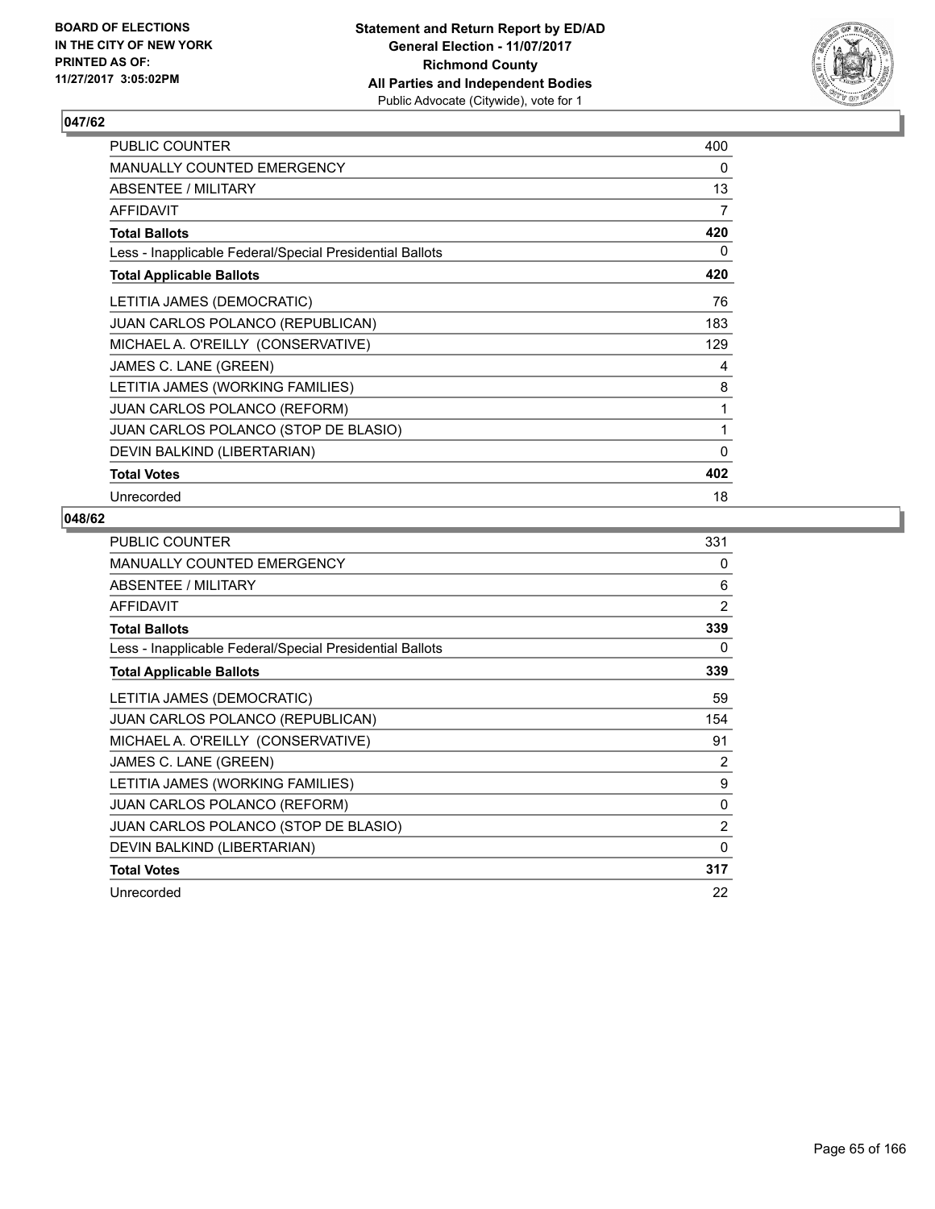**BOARD OF ELECTIONS IN THE CITY OF NEW YORK PRINTED AS OF: 11/27/2017 3:05:02PM**

**Statement and Return Report by ED/AD**
**General Election - 11/07/2017**
**Richmond County**
**All Parties and Independent Bodies**
Public Advocate (Citywide), vote for 1

## 047/62

| | |
|---|---|
| PUBLIC COUNTER | 400 |
| MANUALLY COUNTED EMERGENCY | 0 |
| ABSENTEE / MILITARY | 13 |
| AFFIDAVIT | 7 |
| **Total Ballots** | **420** |
| Less - Inapplicable Federal/Special Presidential Ballots | 0 |
| **Total Applicable Ballots** | **420** |
| LETITIA JAMES (DEMOCRATIC) | 76 |
| JUAN CARLOS POLANCO (REPUBLICAN) | 183 |
| MICHAEL A. O'REILLY (CONSERVATIVE) | 129 |
| JAMES C. LANE (GREEN) | 4 |
| LETITIA JAMES (WORKING FAMILIES) | 8 |
| JUAN CARLOS POLANCO (REFORM) | 1 |
| JUAN CARLOS POLANCO (STOP DE BLASIO) | 1 |
| DEVIN BALKIND (LIBERTARIAN) | 0 |
| **Total Votes** | **402** |
| Unrecorded | 18 |

## 048/62

| | |
|---|---|
| PUBLIC COUNTER | 331 |
| MANUALLY COUNTED EMERGENCY | 0 |
| ABSENTEE / MILITARY | 6 |
| AFFIDAVIT | 2 |
| **Total Ballots** | **339** |
| Less - Inapplicable Federal/Special Presidential Ballots | 0 |
| **Total Applicable Ballots** | **339** |
| LETITIA JAMES (DEMOCRATIC) | 59 |
| JUAN CARLOS POLANCO (REPUBLICAN) | 154 |
| MICHAEL A. O'REILLY (CONSERVATIVE) | 91 |
| JAMES C. LANE (GREEN) | 2 |
| LETITIA JAMES (WORKING FAMILIES) | 9 |
| JUAN CARLOS POLANCO (REFORM) | 0 |
| JUAN CARLOS POLANCO (STOP DE BLASIO) | 2 |
| DEVIN BALKIND (LIBERTARIAN) | 0 |
| **Total Votes** | **317** |
| Unrecorded | 22 |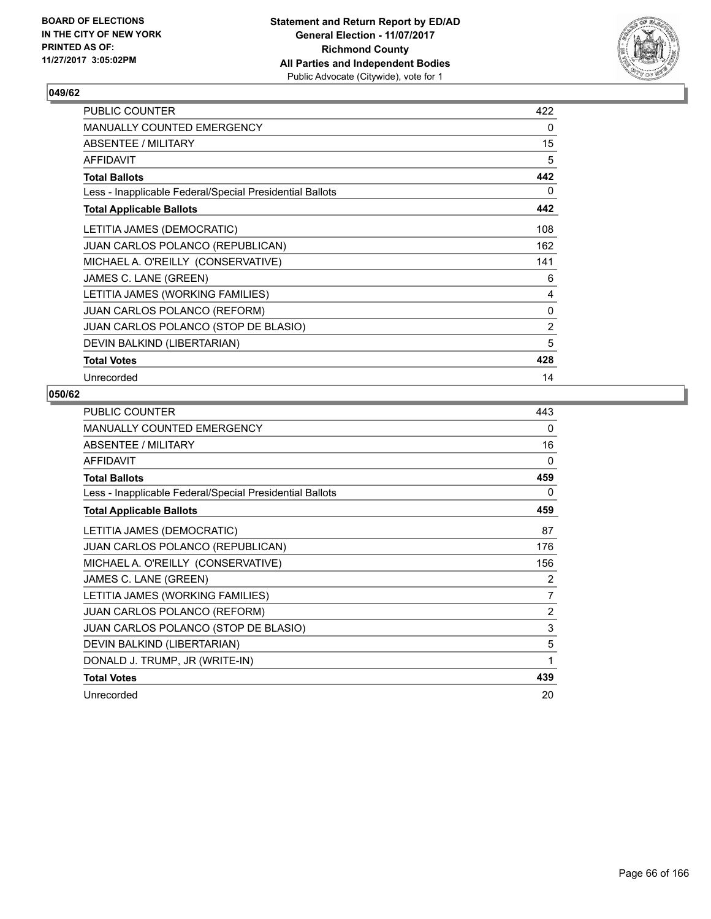**BOARD OF ELECTIONS IN THE CITY OF NEW YORK PRINTED AS OF: 11/27/2017 3:05:02PM**

**Statement and Return Report by ED/AD**
**General Election - 11/07/2017**
**Richmond County**
**All Parties and Independent Bodies**
Public Advocate (Citywide), vote for 1

### 049/62

| | |
|---|---|
| PUBLIC COUNTER | 422 |
| MANUALLY COUNTED EMERGENCY | 0 |
| ABSENTEE / MILITARY | 15 |
| AFFIDAVIT | 5 |
| **Total Ballots** | **442** |
| Less - Inapplicable Federal/Special Presidential Ballots | 0 |
| **Total Applicable Ballots** | **442** |
| LETITIA JAMES (DEMOCRATIC) | 108 |
| JUAN CARLOS POLANCO (REPUBLICAN) | 162 |
| MICHAEL A. O'REILLY (CONSERVATIVE) | 141 |
| JAMES C. LANE (GREEN) | 6 |
| LETITIA JAMES (WORKING FAMILIES) | 4 |
| JUAN CARLOS POLANCO (REFORM) | 0 |
| JUAN CARLOS POLANCO (STOP DE BLASIO) | 2 |
| DEVIN BALKIND (LIBERTARIAN) | 5 |
| **Total Votes** | **428** |
| Unrecorded | 14 |

### 050/62

| | |
|---|---|
| PUBLIC COUNTER | 443 |
| MANUALLY COUNTED EMERGENCY | 0 |
| ABSENTEE / MILITARY | 16 |
| AFFIDAVIT | 0 |
| **Total Ballots** | **459** |
| Less - Inapplicable Federal/Special Presidential Ballots | 0 |
| **Total Applicable Ballots** | **459** |
| LETITIA JAMES (DEMOCRATIC) | 87 |
| JUAN CARLOS POLANCO (REPUBLICAN) | 176 |
| MICHAEL A. O'REILLY (CONSERVATIVE) | 156 |
| JAMES C. LANE (GREEN) | 2 |
| LETITIA JAMES (WORKING FAMILIES) | 7 |
| JUAN CARLOS POLANCO (REFORM) | 2 |
| JUAN CARLOS POLANCO (STOP DE BLASIO) | 3 |
| DEVIN BALKIND (LIBERTARIAN) | 5 |
| DONALD J. TRUMP, JR (WRITE-IN) | 1 |
| **Total Votes** | **439** |
| Unrecorded | 20 |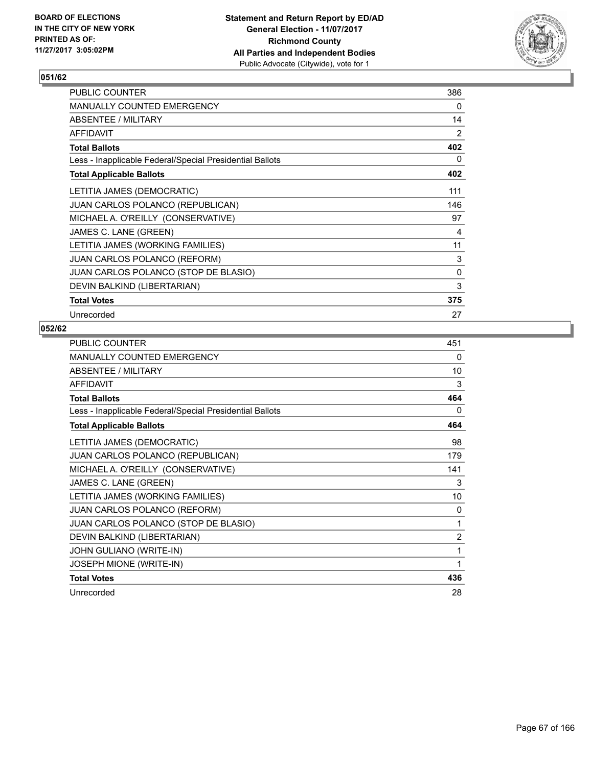BOARD OF ELECTIONS
IN THE CITY OF NEW YORK
PRINTED AS OF:
11/27/2017 3:05:02PM

**Statement and Return Report by ED/AD**
**General Election - 11/07/2017**
**Richmond County**
**All Parties and Independent Bodies**
Public Advocate (Citywide), vote for 1

## 051/62

| | |
|---|---|
| PUBLIC COUNTER | 386 |
| MANUALLY COUNTED EMERGENCY | 0 |
| ABSENTEE / MILITARY | 14 |
| AFFIDAVIT | 2 |
| **Total Ballots** | **402** |
| Less - Inapplicable Federal/Special Presidential Ballots | 0 |
| **Total Applicable Ballots** | **402** |
| LETITIA JAMES (DEMOCRATIC) | 111 |
| JUAN CARLOS POLANCO (REPUBLICAN) | 146 |
| MICHAEL A. O'REILLY (CONSERVATIVE) | 97 |
| JAMES C. LANE (GREEN) | 4 |
| LETITIA JAMES (WORKING FAMILIES) | 11 |
| JUAN CARLOS POLANCO (REFORM) | 3 |
| JUAN CARLOS POLANCO (STOP DE BLASIO) | 0 |
| DEVIN BALKIND (LIBERTARIAN) | 3 |
| **Total Votes** | **375** |
| Unrecorded | 27 |

## 052/62

| | |
|---|---|
| PUBLIC COUNTER | 451 |
| MANUALLY COUNTED EMERGENCY | 0 |
| ABSENTEE / MILITARY | 10 |
| AFFIDAVIT | 3 |
| **Total Ballots** | **464** |
| Less - Inapplicable Federal/Special Presidential Ballots | 0 |
| **Total Applicable Ballots** | **464** |
| LETITIA JAMES (DEMOCRATIC) | 98 |
| JUAN CARLOS POLANCO (REPUBLICAN) | 179 |
| MICHAEL A. O'REILLY (CONSERVATIVE) | 141 |
| JAMES C. LANE (GREEN) | 3 |
| LETITIA JAMES (WORKING FAMILIES) | 10 |
| JUAN CARLOS POLANCO (REFORM) | 0 |
| JUAN CARLOS POLANCO (STOP DE BLASIO) | 1 |
| DEVIN BALKIND (LIBERTARIAN) | 2 |
| JOHN GULIANO (WRITE-IN) | 1 |
| JOSEPH MIONE (WRITE-IN) | 1 |
| **Total Votes** | **436** |
| Unrecorded | 28 |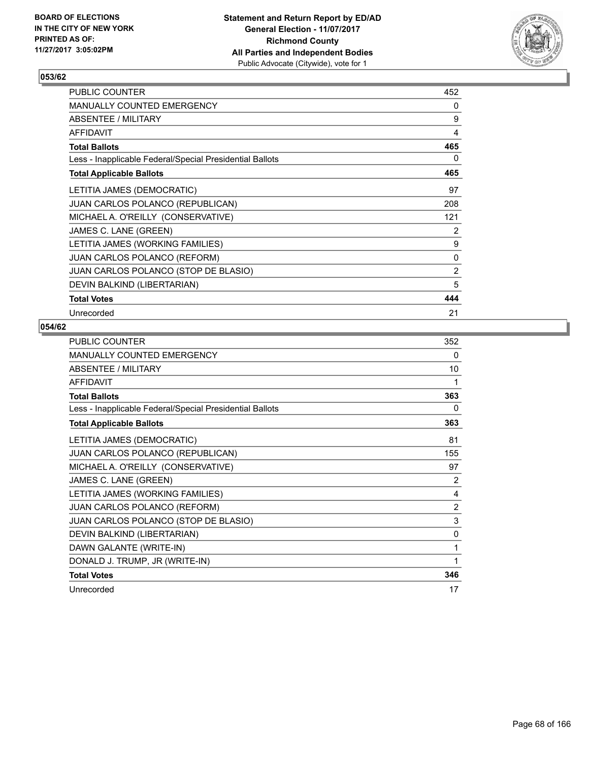BOARD OF ELECTIONS
IN THE CITY OF NEW YORK
PRINTED AS OF:
11/27/2017 3:05:02PM

**Statement and Return Report by ED/AD**
**General Election - 11/07/2017**
**Richmond County**
**All Parties and Independent Bodies**
Public Advocate (Citywide), vote for 1

## 053/62

| | |
|---|---|
| PUBLIC COUNTER | 452 |
| MANUALLY COUNTED EMERGENCY | 0 |
| ABSENTEE / MILITARY | 9 |
| AFFIDAVIT | 4 |
| **Total Ballots** | **465** |
| Less - Inapplicable Federal/Special Presidential Ballots | 0 |
| **Total Applicable Ballots** | **465** |
| LETITIA JAMES (DEMOCRATIC) | 97 |
| JUAN CARLOS POLANCO (REPUBLICAN) | 208 |
| MICHAEL A. O'REILLY (CONSERVATIVE) | 121 |
| JAMES C. LANE (GREEN) | 2 |
| LETITIA JAMES (WORKING FAMILIES) | 9 |
| JUAN CARLOS POLANCO (REFORM) | 0 |
| JUAN CARLOS POLANCO (STOP DE BLASIO) | 2 |
| DEVIN BALKIND (LIBERTARIAN) | 5 |
| **Total Votes** | **444** |
| Unrecorded | 21 |

## 054/62

| | |
|---|---|
| PUBLIC COUNTER | 352 |
| MANUALLY COUNTED EMERGENCY | 0 |
| ABSENTEE / MILITARY | 10 |
| AFFIDAVIT | 1 |
| **Total Ballots** | **363** |
| Less - Inapplicable Federal/Special Presidential Ballots | 0 |
| **Total Applicable Ballots** | **363** |
| LETITIA JAMES (DEMOCRATIC) | 81 |
| JUAN CARLOS POLANCO (REPUBLICAN) | 155 |
| MICHAEL A. O'REILLY (CONSERVATIVE) | 97 |
| JAMES C. LANE (GREEN) | 2 |
| LETITIA JAMES (WORKING FAMILIES) | 4 |
| JUAN CARLOS POLANCO (REFORM) | 2 |
| JUAN CARLOS POLANCO (STOP DE BLASIO) | 3 |
| DEVIN BALKIND (LIBERTARIAN) | 0 |
| DAWN GALANTE (WRITE-IN) | 1 |
| DONALD J. TRUMP, JR (WRITE-IN) | 1 |
| **Total Votes** | **346** |
| Unrecorded | 17 |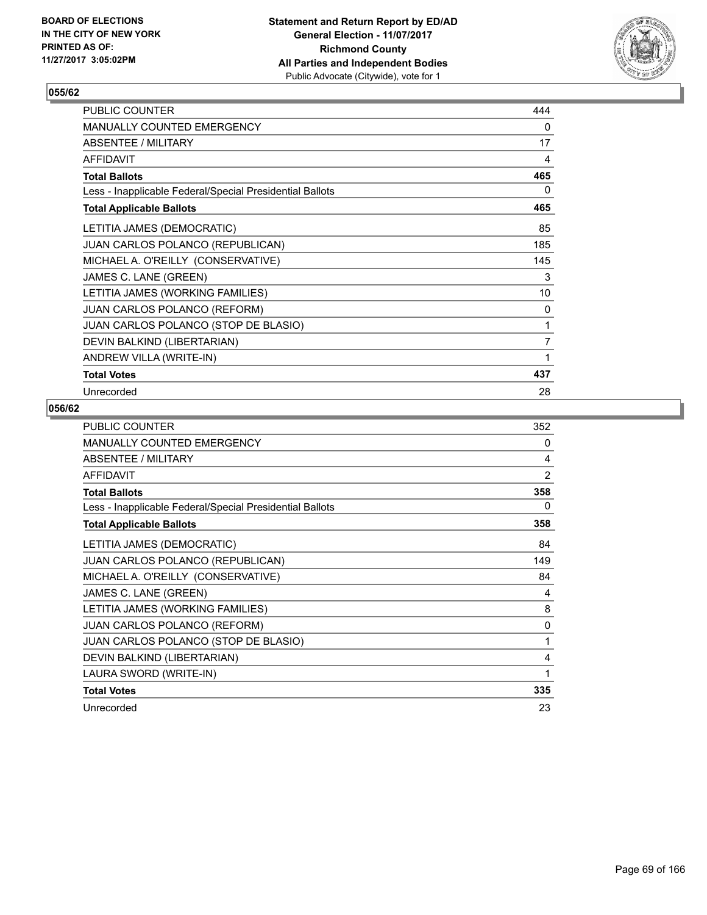**BOARD OF ELECTIONS IN THE CITY OF NEW YORK PRINTED AS OF: 11/27/2017 3:05:02PM**

**Statement and Return Report by ED/AD General Election - 11/07/2017 Richmond County All Parties and Independent Bodies** Public Advocate (Citywide), vote for 1

## 055/62

| | |
|---|---|
| PUBLIC COUNTER | 444 |
| MANUALLY COUNTED EMERGENCY | 0 |
| ABSENTEE / MILITARY | 17 |
| AFFIDAVIT | 4 |
| **Total Ballots** | **465** |
| Less - Inapplicable Federal/Special Presidential Ballots | 0 |
| **Total Applicable Ballots** | **465** |
| LETITIA JAMES (DEMOCRATIC) | 85 |
| JUAN CARLOS POLANCO (REPUBLICAN) | 185 |
| MICHAEL A. O'REILLY (CONSERVATIVE) | 145 |
| JAMES C. LANE (GREEN) | 3 |
| LETITIA JAMES (WORKING FAMILIES) | 10 |
| JUAN CARLOS POLANCO (REFORM) | 0 |
| JUAN CARLOS POLANCO (STOP DE BLASIO) | 1 |
| DEVIN BALKIND (LIBERTARIAN) | 7 |
| ANDREW VILLA (WRITE-IN) | 1 |
| **Total Votes** | **437** |
| Unrecorded | 28 |

## 056/62

| | |
|---|---|
| PUBLIC COUNTER | 352 |
| MANUALLY COUNTED EMERGENCY | 0 |
| ABSENTEE / MILITARY | 4 |
| AFFIDAVIT | 2 |
| **Total Ballots** | **358** |
| Less - Inapplicable Federal/Special Presidential Ballots | 0 |
| **Total Applicable Ballots** | **358** |
| LETITIA JAMES (DEMOCRATIC) | 84 |
| JUAN CARLOS POLANCO (REPUBLICAN) | 149 |
| MICHAEL A. O'REILLY (CONSERVATIVE) | 84 |
| JAMES C. LANE (GREEN) | 4 |
| LETITIA JAMES (WORKING FAMILIES) | 8 |
| JUAN CARLOS POLANCO (REFORM) | 0 |
| JUAN CARLOS POLANCO (STOP DE BLASIO) | 1 |
| DEVIN BALKIND (LIBERTARIAN) | 4 |
| LAURA SWORD (WRITE-IN) | 1 |
| **Total Votes** | **335** |
| Unrecorded | 23 |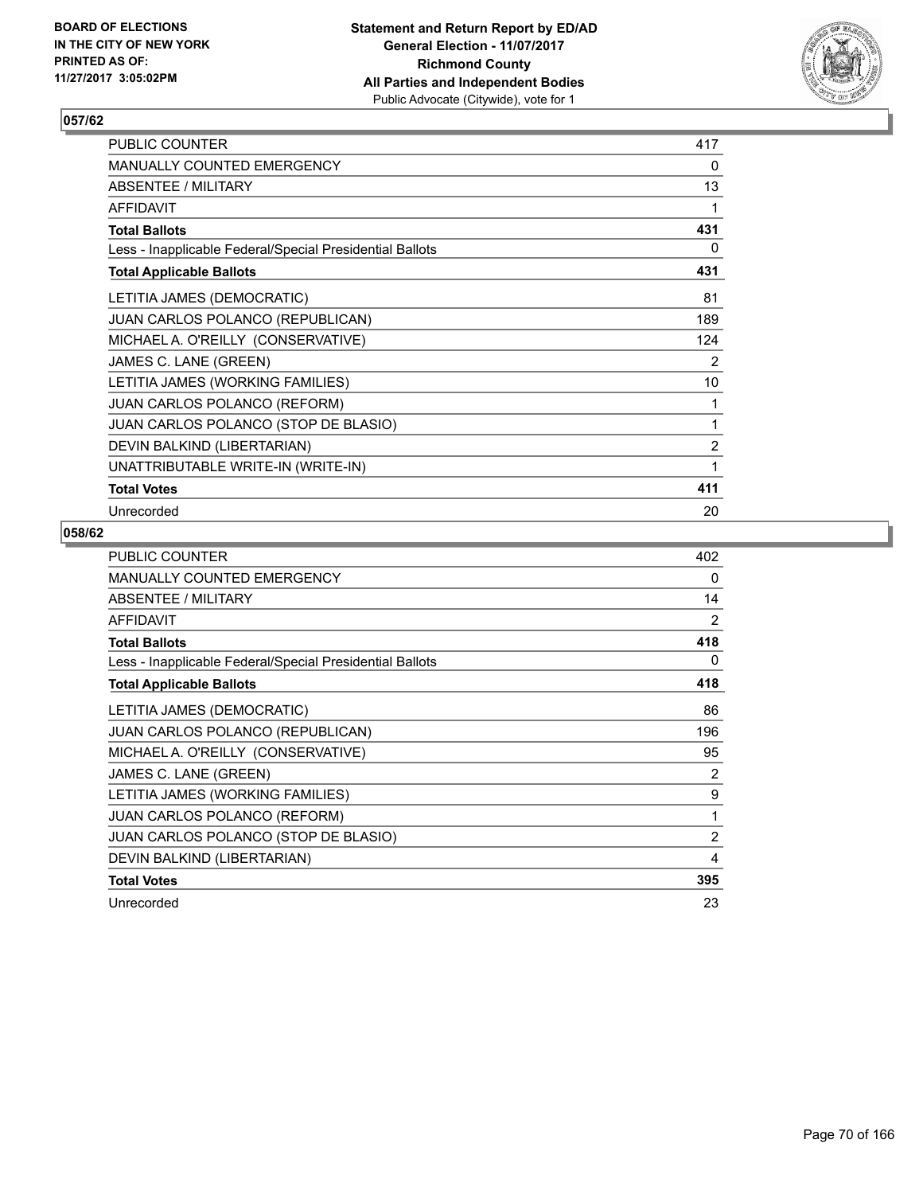BOARD OF ELECTIONS
IN THE CITY OF NEW YORK
PRINTED AS OF:
11/27/2017 3:05:02PM

**Statement and Return Report by ED/AD**
**General Election - 11/07/2017**
**Richmond County**
**All Parties and Independent Bodies**
Public Advocate (Citywide), vote for 1

## 057/62

| | |
|---|---|
| PUBLIC COUNTER | 417 |
| MANUALLY COUNTED EMERGENCY | 0 |
| ABSENTEE / MILITARY | 13 |
| AFFIDAVIT | 1 |
| **Total Ballots** | **431** |
| Less - Inapplicable Federal/Special Presidential Ballots | 0 |
| **Total Applicable Ballots** | **431** |
| LETITIA JAMES (DEMOCRATIC) | 81 |
| JUAN CARLOS POLANCO (REPUBLICAN) | 189 |
| MICHAEL A. O'REILLY (CONSERVATIVE) | 124 |
| JAMES C. LANE (GREEN) | 2 |
| LETITIA JAMES (WORKING FAMILIES) | 10 |
| JUAN CARLOS POLANCO (REFORM) | 1 |
| JUAN CARLOS POLANCO (STOP DE BLASIO) | 1 |
| DEVIN BALKIND (LIBERTARIAN) | 2 |
| UNATTRIBUTABLE WRITE-IN (WRITE-IN) | 1 |
| **Total Votes** | **411** |
| Unrecorded | 20 |

## 058/62

| | |
|---|---|
| PUBLIC COUNTER | 402 |
| MANUALLY COUNTED EMERGENCY | 0 |
| ABSENTEE / MILITARY | 14 |
| AFFIDAVIT | 2 |
| **Total Ballots** | **418** |
| Less - Inapplicable Federal/Special Presidential Ballots | 0 |
| **Total Applicable Ballots** | **418** |
| LETITIA JAMES (DEMOCRATIC) | 86 |
| JUAN CARLOS POLANCO (REPUBLICAN) | 196 |
| MICHAEL A. O'REILLY (CONSERVATIVE) | 95 |
| JAMES C. LANE (GREEN) | 2 |
| LETITIA JAMES (WORKING FAMILIES) | 9 |
| JUAN CARLOS POLANCO (REFORM) | 1 |
| JUAN CARLOS POLANCO (STOP DE BLASIO) | 2 |
| DEVIN BALKIND (LIBERTARIAN) | 4 |
| **Total Votes** | **395** |
| Unrecorded | 23 |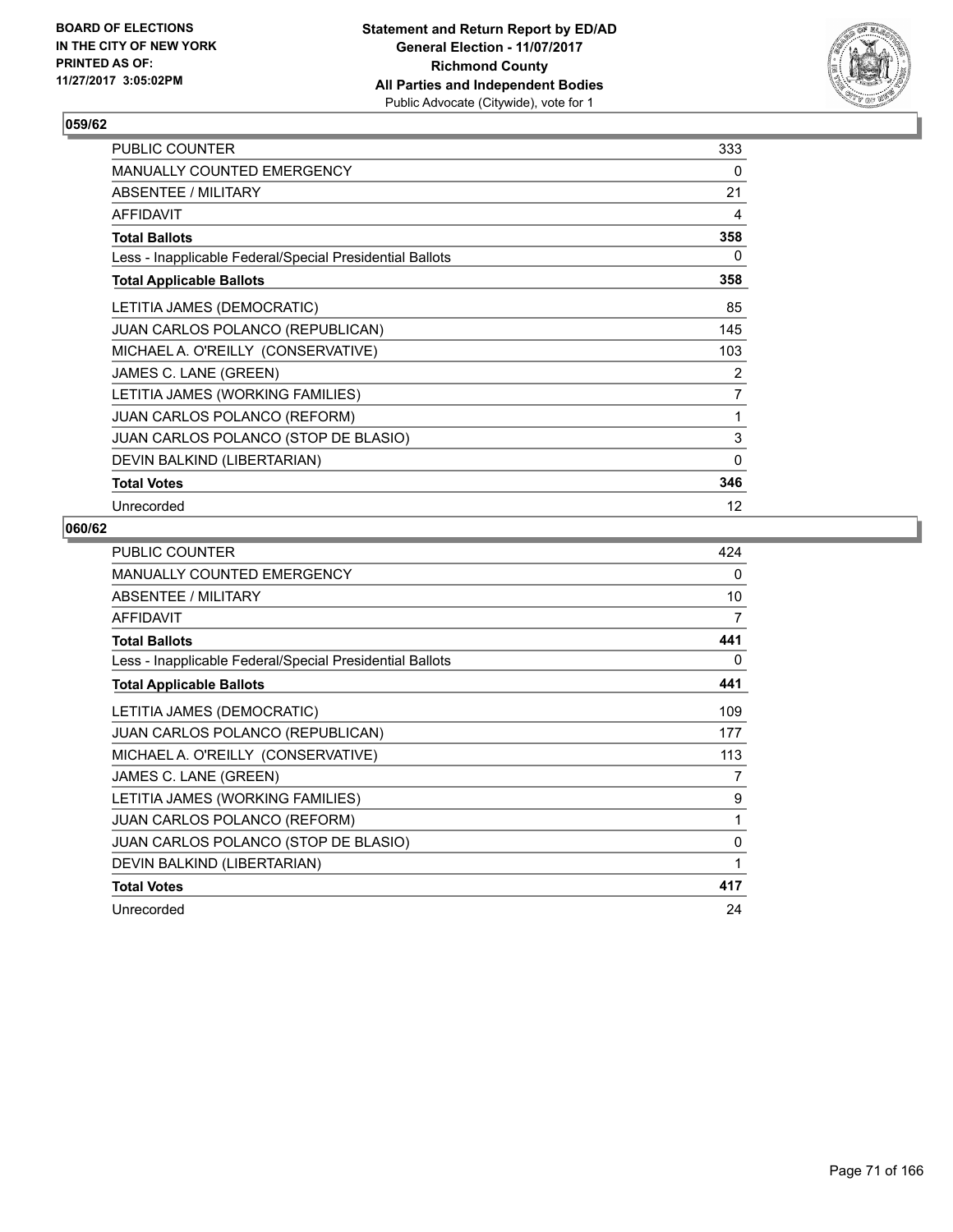## 059/62

| | |
|---|---|
| PUBLIC COUNTER | 333 |
| MANUALLY COUNTED EMERGENCY | 0 |
| ABSENTEE / MILITARY | 21 |
| AFFIDAVIT | 4 |
| **Total Ballots** | **358** |
| Less - Inapplicable Federal/Special Presidential Ballots | 0 |
| **Total Applicable Ballots** | **358** |
| LETITIA JAMES (DEMOCRATIC) | 85 |
| JUAN CARLOS POLANCO (REPUBLICAN) | 145 |
| MICHAEL A. O'REILLY (CONSERVATIVE) | 103 |
| JAMES C. LANE (GREEN) | 2 |
| LETITIA JAMES (WORKING FAMILIES) | 7 |
| JUAN CARLOS POLANCO (REFORM) | 1 |
| JUAN CARLOS POLANCO (STOP DE BLASIO) | 3 |
| DEVIN BALKIND (LIBERTARIAN) | 0 |
| **Total Votes** | **346** |
| Unrecorded | 12 |

## 060/62

| | |
|---|---|
| PUBLIC COUNTER | 424 |
| MANUALLY COUNTED EMERGENCY | 0 |
| ABSENTEE / MILITARY | 10 |
| AFFIDAVIT | 7 |
| **Total Ballots** | **441** |
| Less - Inapplicable Federal/Special Presidential Ballots | 0 |
| **Total Applicable Ballots** | **441** |
| LETITIA JAMES (DEMOCRATIC) | 109 |
| JUAN CARLOS POLANCO (REPUBLICAN) | 177 |
| MICHAEL A. O'REILLY (CONSERVATIVE) | 113 |
| JAMES C. LANE (GREEN) | 7 |
| LETITIA JAMES (WORKING FAMILIES) | 9 |
| JUAN CARLOS POLANCO (REFORM) | 1 |
| JUAN CARLOS POLANCO (STOP DE BLASIO) | 0 |
| DEVIN BALKIND (LIBERTARIAN) | 1 |
| **Total Votes** | **417** |
| Unrecorded | 24 |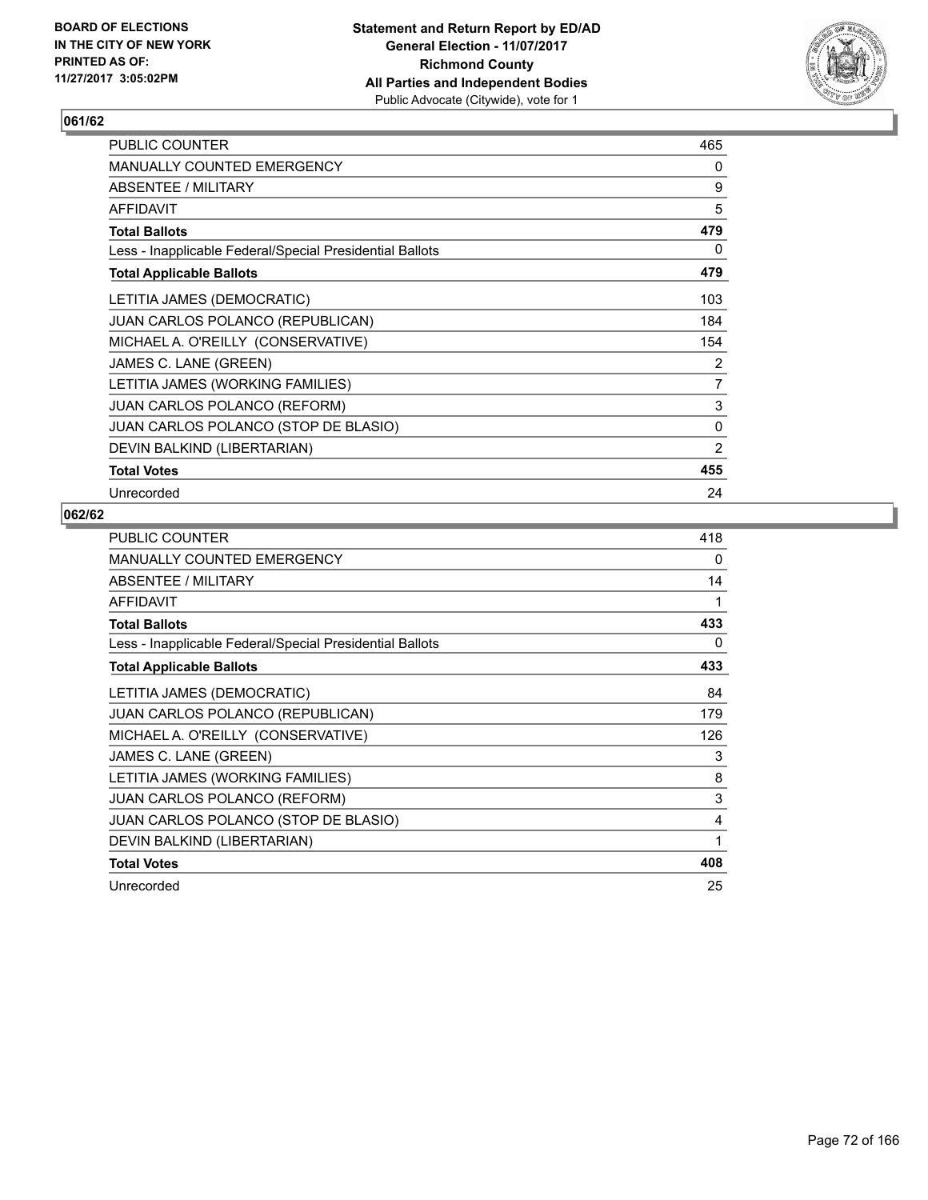BOARD OF ELECTIONS
IN THE CITY OF NEW YORK
PRINTED AS OF:
11/27/2017 3:05:02PM

**Statement and Return Report by ED/AD**
**General Election - 11/07/2017**
**Richmond County**
**All Parties and Independent Bodies**
Public Advocate (Citywide), vote for 1

### 061/62

| | |
|---|---|
| PUBLIC COUNTER | 465 |
| MANUALLY COUNTED EMERGENCY | 0 |
| ABSENTEE / MILITARY | 9 |
| AFFIDAVIT | 5 |
| **Total Ballots** | **479** |
| Less - Inapplicable Federal/Special Presidential Ballots | 0 |
| **Total Applicable Ballots** | **479** |
| LETITIA JAMES (DEMOCRATIC) | 103 |
| JUAN CARLOS POLANCO (REPUBLICAN) | 184 |
| MICHAEL A. O'REILLY (CONSERVATIVE) | 154 |
| JAMES C. LANE (GREEN) | 2 |
| LETITIA JAMES (WORKING FAMILIES) | 7 |
| JUAN CARLOS POLANCO (REFORM) | 3 |
| JUAN CARLOS POLANCO (STOP DE BLASIO) | 0 |
| DEVIN BALKIND (LIBERTARIAN) | 2 |
| **Total Votes** | **455** |
| Unrecorded | 24 |

### 062/62

| | |
|---|---|
| PUBLIC COUNTER | 418 |
| MANUALLY COUNTED EMERGENCY | 0 |
| ABSENTEE / MILITARY | 14 |
| AFFIDAVIT | 1 |
| **Total Ballots** | **433** |
| Less - Inapplicable Federal/Special Presidential Ballots | 0 |
| **Total Applicable Ballots** | **433** |
| LETITIA JAMES (DEMOCRATIC) | 84 |
| JUAN CARLOS POLANCO (REPUBLICAN) | 179 |
| MICHAEL A. O'REILLY (CONSERVATIVE) | 126 |
| JAMES C. LANE (GREEN) | 3 |
| LETITIA JAMES (WORKING FAMILIES) | 8 |
| JUAN CARLOS POLANCO (REFORM) | 3 |
| JUAN CARLOS POLANCO (STOP DE BLASIO) | 4 |
| DEVIN BALKIND (LIBERTARIAN) | 1 |
| **Total Votes** | **408** |
| Unrecorded | 25 |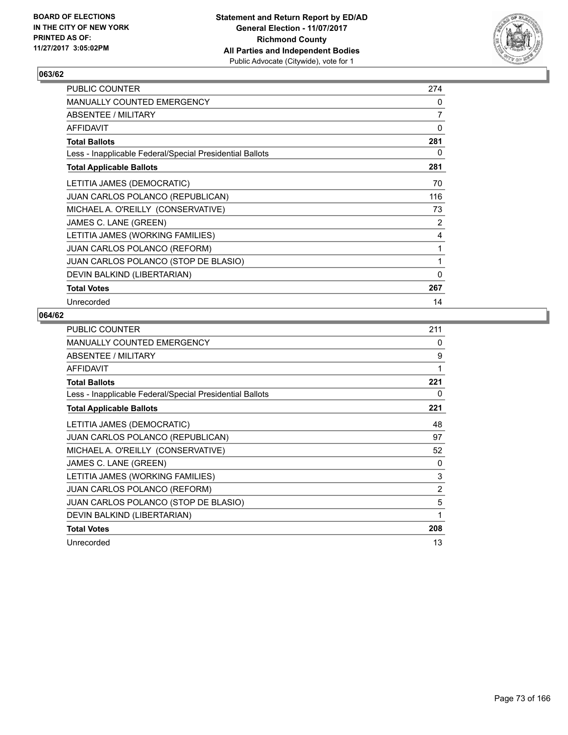BOARD OF ELECTIONS
IN THE CITY OF NEW YORK
PRINTED AS OF:
11/27/2017 3:05:02PM

**Statement and Return Report by ED/AD**
**General Election - 11/07/2017**
**Richmond County**
**All Parties and Independent Bodies**
Public Advocate (Citywide), vote for 1

## 063/62

| | |
|---|---|
| PUBLIC COUNTER | 274 |
| MANUALLY COUNTED EMERGENCY | 0 |
| ABSENTEE / MILITARY | 7 |
| AFFIDAVIT | 0 |
| **Total Ballots** | **281** |
| Less - Inapplicable Federal/Special Presidential Ballots | 0 |
| **Total Applicable Ballots** | **281** |
| LETITIA JAMES (DEMOCRATIC) | 70 |
| JUAN CARLOS POLANCO (REPUBLICAN) | 116 |
| MICHAEL A. O'REILLY (CONSERVATIVE) | 73 |
| JAMES C. LANE (GREEN) | 2 |
| LETITIA JAMES (WORKING FAMILIES) | 4 |
| JUAN CARLOS POLANCO (REFORM) | 1 |
| JUAN CARLOS POLANCO (STOP DE BLASIO) | 1 |
| DEVIN BALKIND (LIBERTARIAN) | 0 |
| **Total Votes** | **267** |
| Unrecorded | 14 |

## 064/62

| | |
|---|---|
| PUBLIC COUNTER | 211 |
| MANUALLY COUNTED EMERGENCY | 0 |
| ABSENTEE / MILITARY | 9 |
| AFFIDAVIT | 1 |
| **Total Ballots** | **221** |
| Less - Inapplicable Federal/Special Presidential Ballots | 0 |
| **Total Applicable Ballots** | **221** |
| LETITIA JAMES (DEMOCRATIC) | 48 |
| JUAN CARLOS POLANCO (REPUBLICAN) | 97 |
| MICHAEL A. O'REILLY (CONSERVATIVE) | 52 |
| JAMES C. LANE (GREEN) | 0 |
| LETITIA JAMES (WORKING FAMILIES) | 3 |
| JUAN CARLOS POLANCO (REFORM) | 2 |
| JUAN CARLOS POLANCO (STOP DE BLASIO) | 5 |
| DEVIN BALKIND (LIBERTARIAN) | 1 |
| **Total Votes** | **208** |
| Unrecorded | 13 |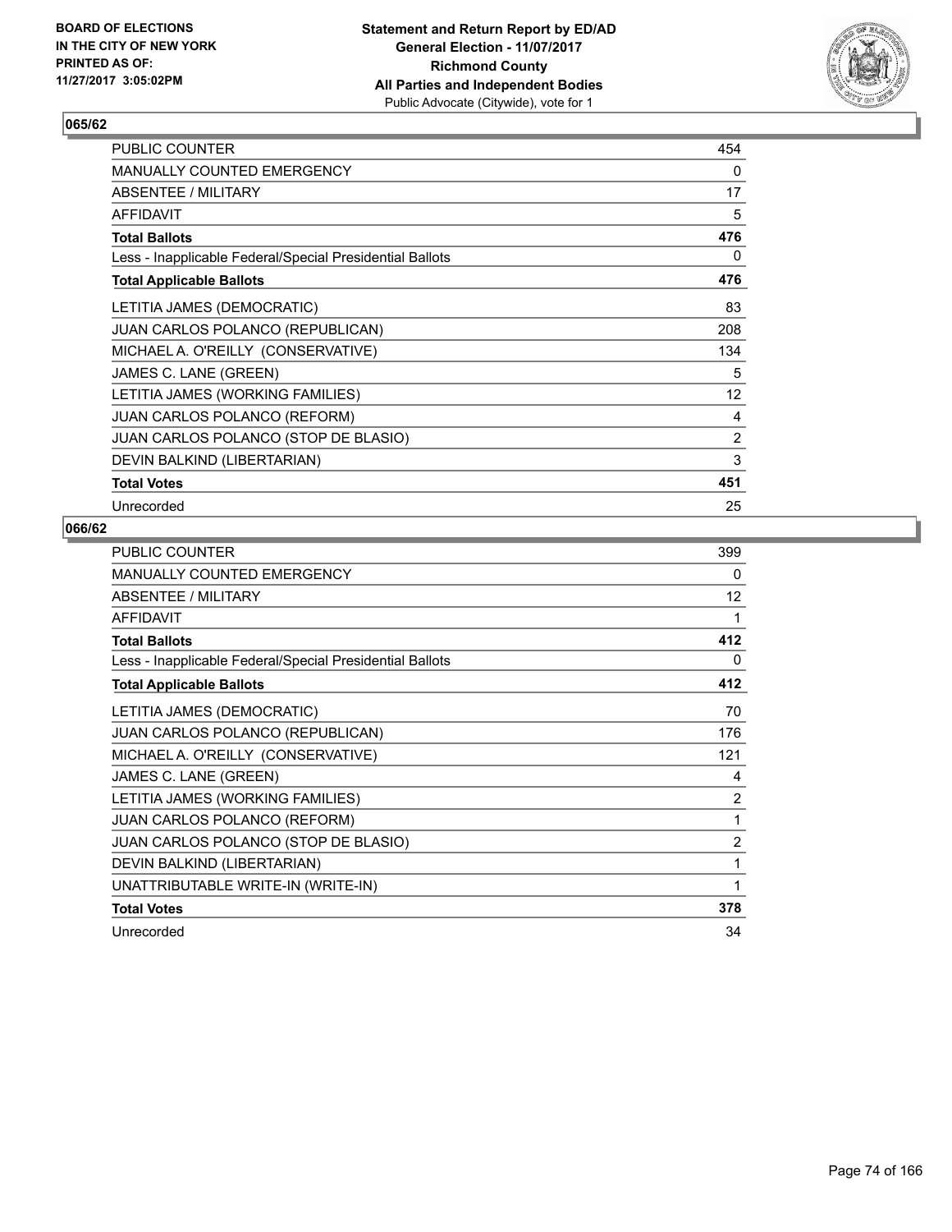BOARD OF ELECTIONS
IN THE CITY OF NEW YORK
PRINTED AS OF:
11/27/2017 3:05:02PM

**Statement and Return Report by ED/AD**
**General Election - 11/07/2017**
**Richmond County**
**All Parties and Independent Bodies**
Public Advocate (Citywide), vote for 1

### 065/62

| | |
|---|---|
| PUBLIC COUNTER | 454 |
| MANUALLY COUNTED EMERGENCY | 0 |
| ABSENTEE / MILITARY | 17 |
| AFFIDAVIT | 5 |
| **Total Ballots** | **476** |
| Less - Inapplicable Federal/Special Presidential Ballots | 0 |
| **Total Applicable Ballots** | **476** |
| LETITIA JAMES (DEMOCRATIC) | 83 |
| JUAN CARLOS POLANCO (REPUBLICAN) | 208 |
| MICHAEL A. O'REILLY (CONSERVATIVE) | 134 |
| JAMES C. LANE (GREEN) | 5 |
| LETITIA JAMES (WORKING FAMILIES) | 12 |
| JUAN CARLOS POLANCO (REFORM) | 4 |
| JUAN CARLOS POLANCO (STOP DE BLASIO) | 2 |
| DEVIN BALKIND (LIBERTARIAN) | 3 |
| **Total Votes** | **451** |
| Unrecorded | 25 |

### 066/62

| | |
|---|---|
| PUBLIC COUNTER | 399 |
| MANUALLY COUNTED EMERGENCY | 0 |
| ABSENTEE / MILITARY | 12 |
| AFFIDAVIT | 1 |
| **Total Ballots** | **412** |
| Less - Inapplicable Federal/Special Presidential Ballots | 0 |
| **Total Applicable Ballots** | **412** |
| LETITIA JAMES (DEMOCRATIC) | 70 |
| JUAN CARLOS POLANCO (REPUBLICAN) | 176 |
| MICHAEL A. O'REILLY (CONSERVATIVE) | 121 |
| JAMES C. LANE (GREEN) | 4 |
| LETITIA JAMES (WORKING FAMILIES) | 2 |
| JUAN CARLOS POLANCO (REFORM) | 1 |
| JUAN CARLOS POLANCO (STOP DE BLASIO) | 2 |
| DEVIN BALKIND (LIBERTARIAN) | 1 |
| UNATTRIBUTABLE WRITE-IN (WRITE-IN) | 1 |
| **Total Votes** | **378** |
| Unrecorded | 34 |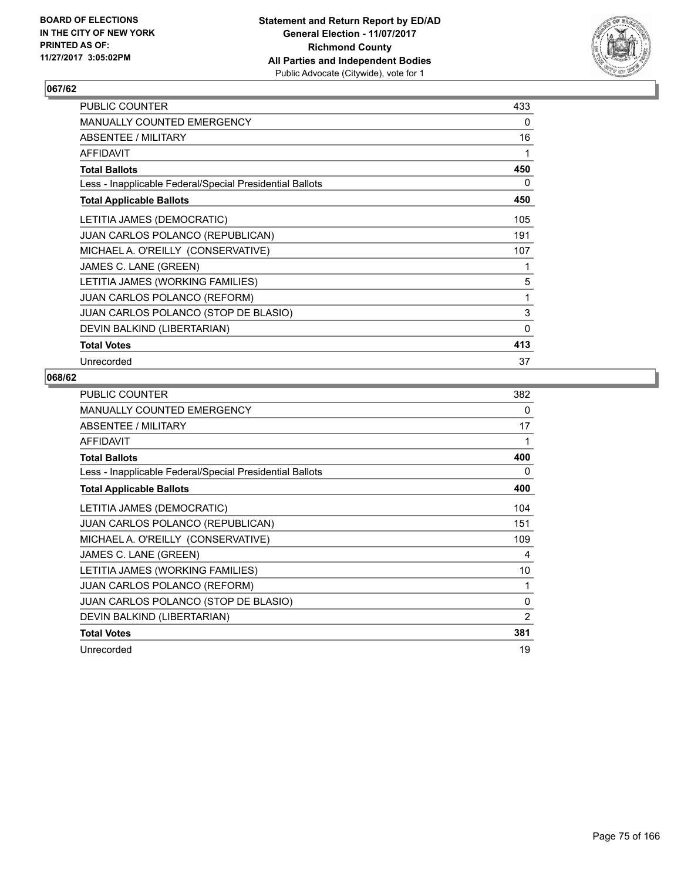BOARD OF ELECTIONS
IN THE CITY OF NEW YORK
PRINTED AS OF:
11/27/2017 3:05:02PM

**Statement and Return Report by ED/AD**
**General Election - 11/07/2017**
**Richmond County**
**All Parties and Independent Bodies**
Public Advocate (Citywide), vote for 1

## 067/62

| | |
|---|---|
| PUBLIC COUNTER | 433 |
| MANUALLY COUNTED EMERGENCY | 0 |
| ABSENTEE / MILITARY | 16 |
| AFFIDAVIT | 1 |
| **Total Ballots** | **450** |
| Less - Inapplicable Federal/Special Presidential Ballots | 0 |
| **Total Applicable Ballots** | **450** |
| LETITIA JAMES (DEMOCRATIC) | 105 |
| JUAN CARLOS POLANCO (REPUBLICAN) | 191 |
| MICHAEL A. O'REILLY (CONSERVATIVE) | 107 |
| JAMES C. LANE (GREEN) | 1 |
| LETITIA JAMES (WORKING FAMILIES) | 5 |
| JUAN CARLOS POLANCO (REFORM) | 1 |
| JUAN CARLOS POLANCO (STOP DE BLASIO) | 3 |
| DEVIN BALKIND (LIBERTARIAN) | 0 |
| **Total Votes** | **413** |
| Unrecorded | 37 |

## 068/62

| | |
|---|---|
| PUBLIC COUNTER | 382 |
| MANUALLY COUNTED EMERGENCY | 0 |
| ABSENTEE / MILITARY | 17 |
| AFFIDAVIT | 1 |
| **Total Ballots** | **400** |
| Less - Inapplicable Federal/Special Presidential Ballots | 0 |
| **Total Applicable Ballots** | **400** |
| LETITIA JAMES (DEMOCRATIC) | 104 |
| JUAN CARLOS POLANCO (REPUBLICAN) | 151 |
| MICHAEL A. O'REILLY (CONSERVATIVE) | 109 |
| JAMES C. LANE (GREEN) | 4 |
| LETITIA JAMES (WORKING FAMILIES) | 10 |
| JUAN CARLOS POLANCO (REFORM) | 1 |
| JUAN CARLOS POLANCO (STOP DE BLASIO) | 0 |
| DEVIN BALKIND (LIBERTARIAN) | 2 |
| **Total Votes** | **381** |
| Unrecorded | 19 |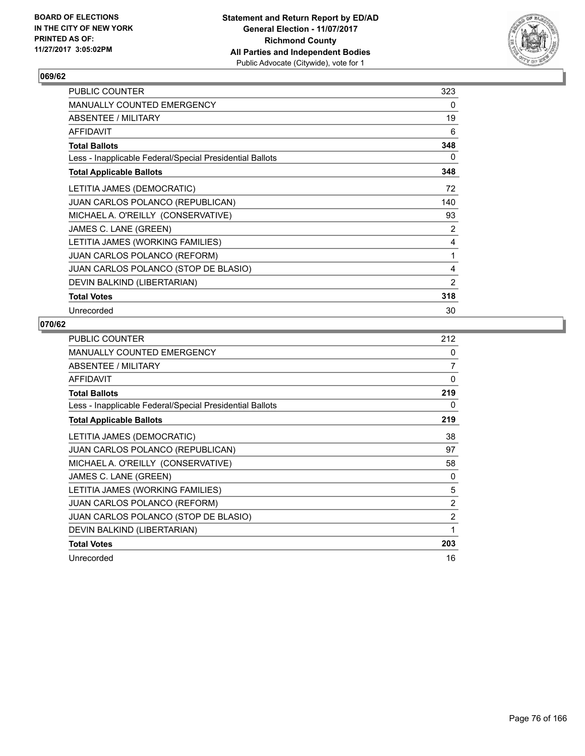BOARD OF ELECTIONS
IN THE CITY OF NEW YORK
PRINTED AS OF:
11/27/2017 3:05:02PM

**Statement and Return Report by ED/AD**
**General Election - 11/07/2017**
**Richmond County**
**All Parties and Independent Bodies**
Public Advocate (Citywide), vote for 1

### 069/62

| | |
|---|---|
| PUBLIC COUNTER | 323 |
| MANUALLY COUNTED EMERGENCY | 0 |
| ABSENTEE / MILITARY | 19 |
| AFFIDAVIT | 6 |
| **Total Ballots** | **348** |
| Less - Inapplicable Federal/Special Presidential Ballots | 0 |
| **Total Applicable Ballots** | **348** |
| LETITIA JAMES (DEMOCRATIC) | 72 |
| JUAN CARLOS POLANCO (REPUBLICAN) | 140 |
| MICHAEL A. O'REILLY (CONSERVATIVE) | 93 |
| JAMES C. LANE (GREEN) | 2 |
| LETITIA JAMES (WORKING FAMILIES) | 4 |
| JUAN CARLOS POLANCO (REFORM) | 1 |
| JUAN CARLOS POLANCO (STOP DE BLASIO) | 4 |
| DEVIN BALKIND (LIBERTARIAN) | 2 |
| **Total Votes** | **318** |
| Unrecorded | 30 |

### 070/62

| | |
|---|---|
| PUBLIC COUNTER | 212 |
| MANUALLY COUNTED EMERGENCY | 0 |
| ABSENTEE / MILITARY | 7 |
| AFFIDAVIT | 0 |
| **Total Ballots** | **219** |
| Less - Inapplicable Federal/Special Presidential Ballots | 0 |
| **Total Applicable Ballots** | **219** |
| LETITIA JAMES (DEMOCRATIC) | 38 |
| JUAN CARLOS POLANCO (REPUBLICAN) | 97 |
| MICHAEL A. O'REILLY (CONSERVATIVE) | 58 |
| JAMES C. LANE (GREEN) | 0 |
| LETITIA JAMES (WORKING FAMILIES) | 5 |
| JUAN CARLOS POLANCO (REFORM) | 2 |
| JUAN CARLOS POLANCO (STOP DE BLASIO) | 2 |
| DEVIN BALKIND (LIBERTARIAN) | 1 |
| **Total Votes** | **203** |
| Unrecorded | 16 |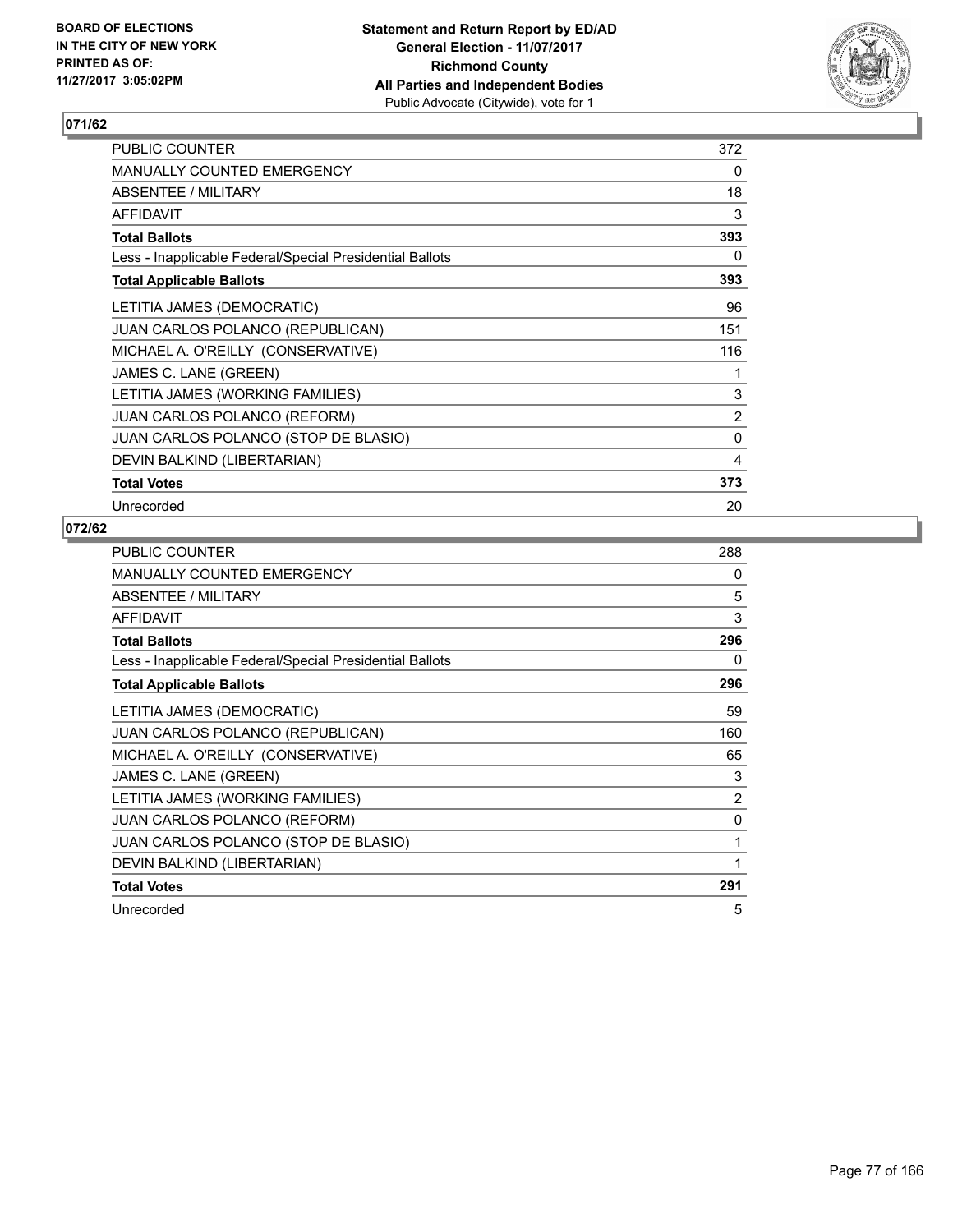**BOARD OF ELECTIONS IN THE CITY OF NEW YORK PRINTED AS OF: 11/27/2017 3:05:02PM**

**Statement and Return Report by ED/AD**
**General Election - 11/07/2017**
**Richmond County**
**All Parties and Independent Bodies**
Public Advocate (Citywide), vote for 1

## 071/62

| | |
|---|---|
| PUBLIC COUNTER | 372 |
| MANUALLY COUNTED EMERGENCY | 0 |
| ABSENTEE / MILITARY | 18 |
| AFFIDAVIT | 3 |
| **Total Ballots** | **393** |
| Less - Inapplicable Federal/Special Presidential Ballots | 0 |
| **Total Applicable Ballots** | **393** |
| LETITIA JAMES (DEMOCRATIC) | 96 |
| JUAN CARLOS POLANCO (REPUBLICAN) | 151 |
| MICHAEL A. O'REILLY (CONSERVATIVE) | 116 |
| JAMES C. LANE (GREEN) | 1 |
| LETITIA JAMES (WORKING FAMILIES) | 3 |
| JUAN CARLOS POLANCO (REFORM) | 2 |
| JUAN CARLOS POLANCO (STOP DE BLASIO) | 0 |
| DEVIN BALKIND (LIBERTARIAN) | 4 |
| **Total Votes** | **373** |
| Unrecorded | 20 |

## 072/62

| | |
|---|---|
| PUBLIC COUNTER | 288 |
| MANUALLY COUNTED EMERGENCY | 0 |
| ABSENTEE / MILITARY | 5 |
| AFFIDAVIT | 3 |
| **Total Ballots** | **296** |
| Less - Inapplicable Federal/Special Presidential Ballots | 0 |
| **Total Applicable Ballots** | **296** |
| LETITIA JAMES (DEMOCRATIC) | 59 |
| JUAN CARLOS POLANCO (REPUBLICAN) | 160 |
| MICHAEL A. O'REILLY (CONSERVATIVE) | 65 |
| JAMES C. LANE (GREEN) | 3 |
| LETITIA JAMES (WORKING FAMILIES) | 2 |
| JUAN CARLOS POLANCO (REFORM) | 0 |
| JUAN CARLOS POLANCO (STOP DE BLASIO) | 1 |
| DEVIN BALKIND (LIBERTARIAN) | 1 |
| **Total Votes** | **291** |
| Unrecorded | 5 |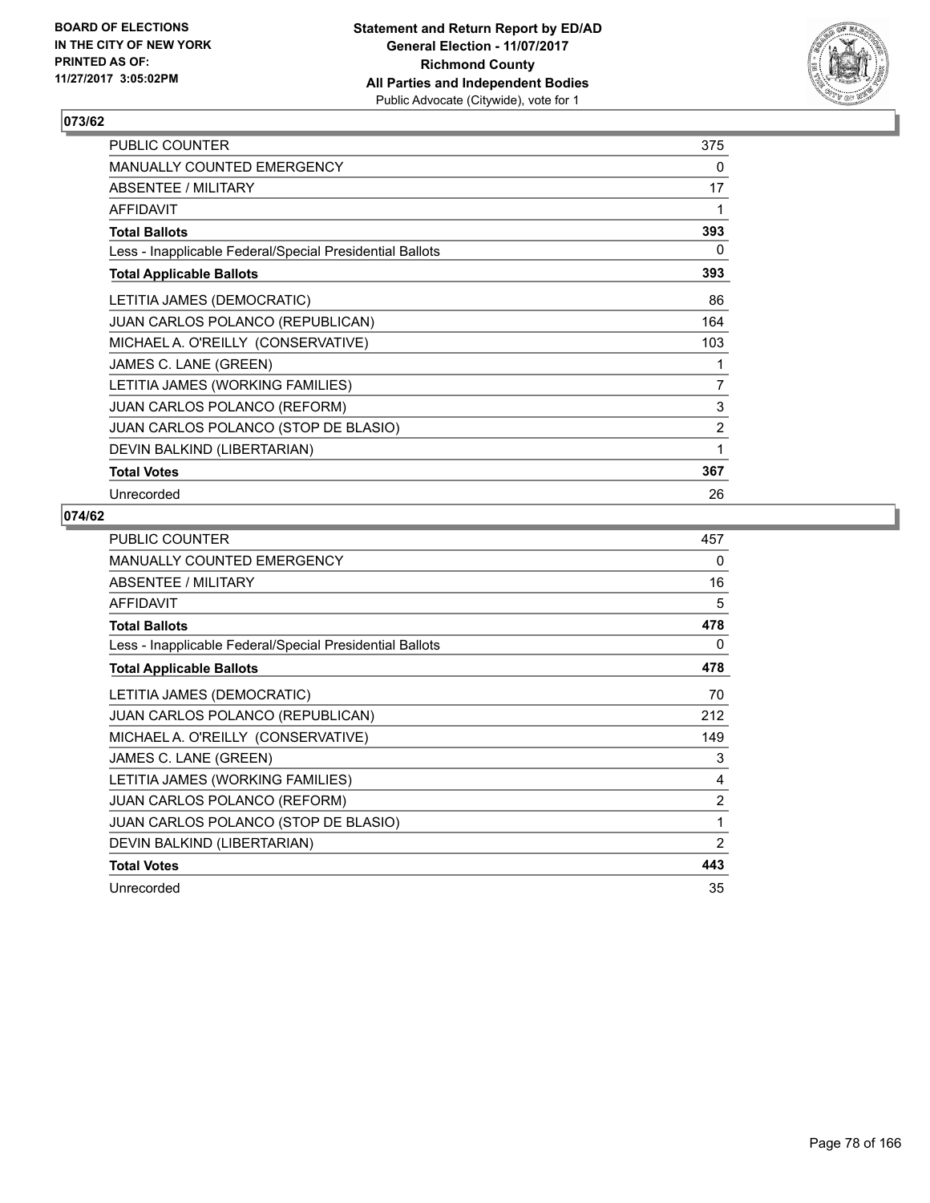BOARD OF ELECTIONS
IN THE CITY OF NEW YORK
PRINTED AS OF:
11/27/2017 3:05:02PM

**Statement and Return Report by ED/AD**
**General Election - 11/07/2017**
**Richmond County**
**All Parties and Independent Bodies**
Public Advocate (Citywide), vote for 1

## 073/62

| | |
|---|---|
| PUBLIC COUNTER | 375 |
| MANUALLY COUNTED EMERGENCY | 0 |
| ABSENTEE / MILITARY | 17 |
| AFFIDAVIT | 1 |
| **Total Ballots** | **393** |
| Less - Inapplicable Federal/Special Presidential Ballots | 0 |
| **Total Applicable Ballots** | **393** |
| LETITIA JAMES (DEMOCRATIC) | 86 |
| JUAN CARLOS POLANCO (REPUBLICAN) | 164 |
| MICHAEL A. O'REILLY (CONSERVATIVE) | 103 |
| JAMES C. LANE (GREEN) | 1 |
| LETITIA JAMES (WORKING FAMILIES) | 7 |
| JUAN CARLOS POLANCO (REFORM) | 3 |
| JUAN CARLOS POLANCO (STOP DE BLASIO) | 2 |
| DEVIN BALKIND (LIBERTARIAN) | 1 |
| **Total Votes** | **367** |
| Unrecorded | 26 |

## 074/62

| | |
|---|---|
| PUBLIC COUNTER | 457 |
| MANUALLY COUNTED EMERGENCY | 0 |
| ABSENTEE / MILITARY | 16 |
| AFFIDAVIT | 5 |
| **Total Ballots** | **478** |
| Less - Inapplicable Federal/Special Presidential Ballots | 0 |
| **Total Applicable Ballots** | **478** |
| LETITIA JAMES (DEMOCRATIC) | 70 |
| JUAN CARLOS POLANCO (REPUBLICAN) | 212 |
| MICHAEL A. O'REILLY (CONSERVATIVE) | 149 |
| JAMES C. LANE (GREEN) | 3 |
| LETITIA JAMES (WORKING FAMILIES) | 4 |
| JUAN CARLOS POLANCO (REFORM) | 2 |
| JUAN CARLOS POLANCO (STOP DE BLASIO) | 1 |
| DEVIN BALKIND (LIBERTARIAN) | 2 |
| **Total Votes** | **443** |
| Unrecorded | 35 |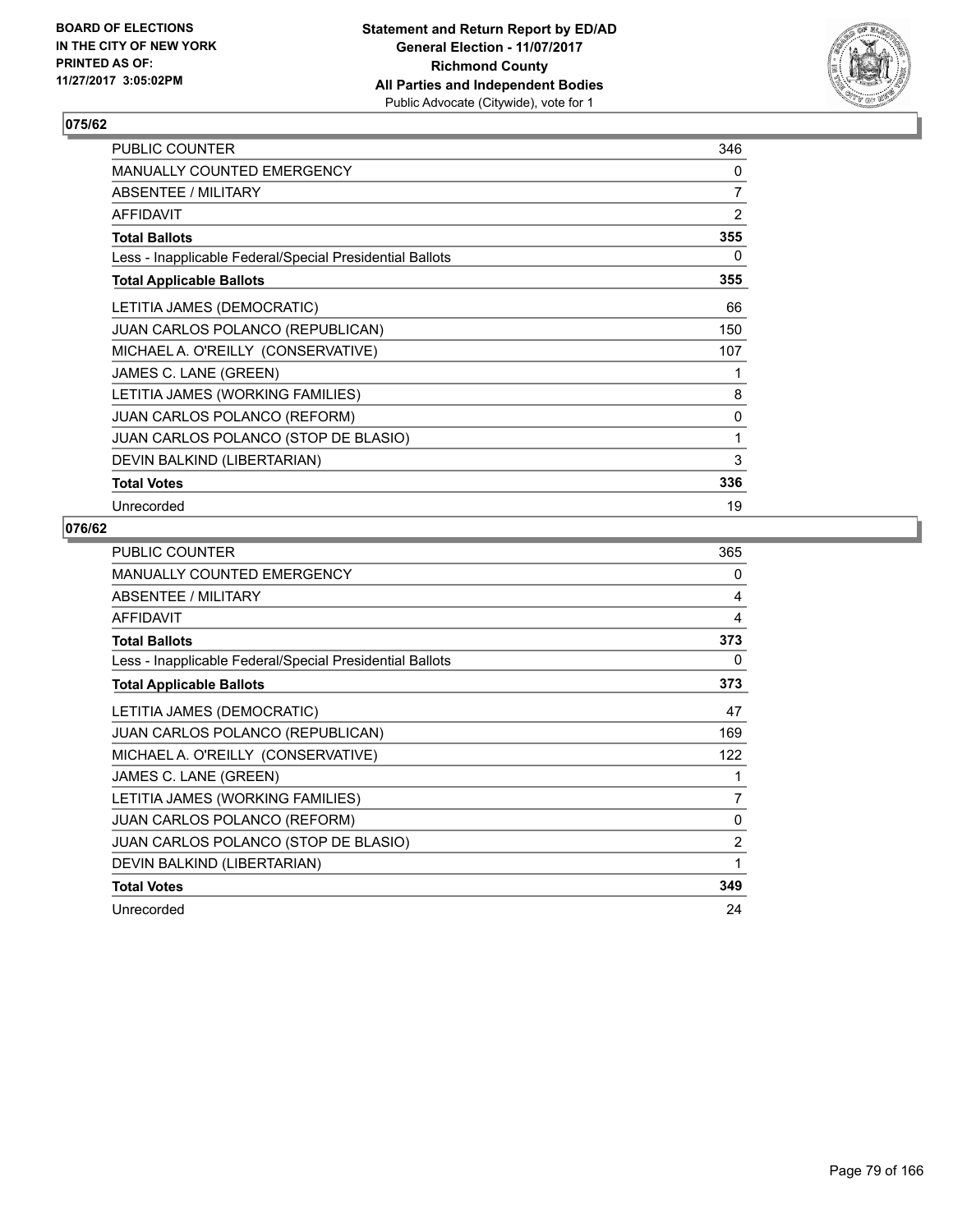**BOARD OF ELECTIONS IN THE CITY OF NEW YORK PRINTED AS OF: 11/27/2017 3:05:02PM**

**Statement and Return Report by ED/AD General Election - 11/07/2017 Richmond County All Parties and Independent Bodies**
Public Advocate (Citywide), vote for 1

## 075/62

| | |
|---|---|
| PUBLIC COUNTER | 346 |
| MANUALLY COUNTED EMERGENCY | 0 |
| ABSENTEE / MILITARY | 7 |
| AFFIDAVIT | 2 |
| **Total Ballots** | **355** |
| Less - Inapplicable Federal/Special Presidential Ballots | 0 |
| **Total Applicable Ballots** | **355** |
| LETITIA JAMES (DEMOCRATIC) | 66 |
| JUAN CARLOS POLANCO (REPUBLICAN) | 150 |
| MICHAEL A. O'REILLY (CONSERVATIVE) | 107 |
| JAMES C. LANE (GREEN) | 1 |
| LETITIA JAMES (WORKING FAMILIES) | 8 |
| JUAN CARLOS POLANCO (REFORM) | 0 |
| JUAN CARLOS POLANCO (STOP DE BLASIO) | 1 |
| DEVIN BALKIND (LIBERTARIAN) | 3 |
| **Total Votes** | **336** |
| Unrecorded | 19 |

## 076/62

| | |
|---|---|
| PUBLIC COUNTER | 365 |
| MANUALLY COUNTED EMERGENCY | 0 |
| ABSENTEE / MILITARY | 4 |
| AFFIDAVIT | 4 |
| **Total Ballots** | **373** |
| Less - Inapplicable Federal/Special Presidential Ballots | 0 |
| **Total Applicable Ballots** | **373** |
| LETITIA JAMES (DEMOCRATIC) | 47 |
| JUAN CARLOS POLANCO (REPUBLICAN) | 169 |
| MICHAEL A. O'REILLY (CONSERVATIVE) | 122 |
| JAMES C. LANE (GREEN) | 1 |
| LETITIA JAMES (WORKING FAMILIES) | 7 |
| JUAN CARLOS POLANCO (REFORM) | 0 |
| JUAN CARLOS POLANCO (STOP DE BLASIO) | 2 |
| DEVIN BALKIND (LIBERTARIAN) | 1 |
| **Total Votes** | **349** |
| Unrecorded | 24 |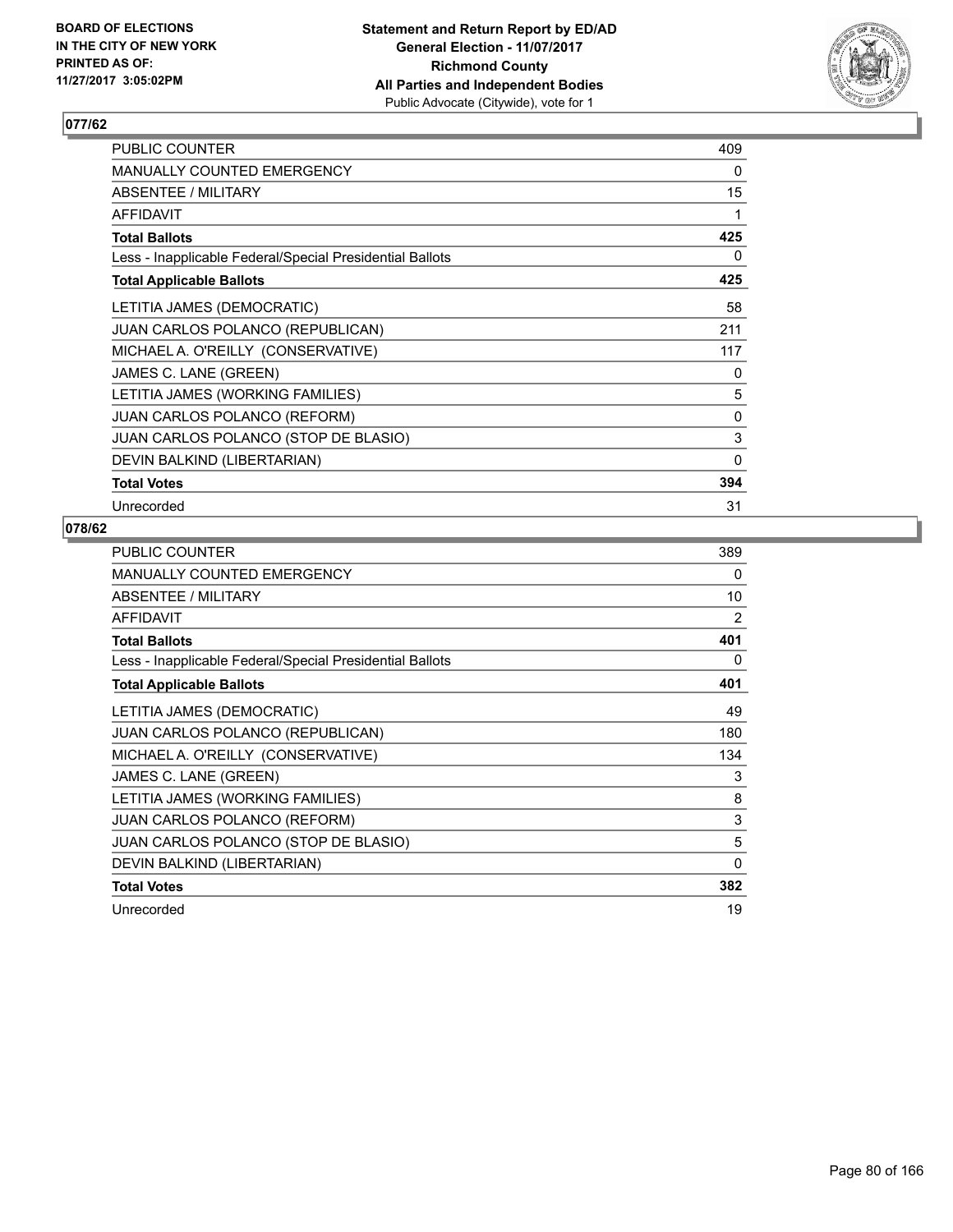**BOARD OF ELECTIONS IN THE CITY OF NEW YORK PRINTED AS OF: 11/27/2017 3:05:02PM**

**Statement and Return Report by ED/AD**
**General Election - 11/07/2017**
**Richmond County**
**All Parties and Independent Bodies**
Public Advocate (Citywide), vote for 1

### 077/62

| | |
|---|---|
| PUBLIC COUNTER | 409 |
| MANUALLY COUNTED EMERGENCY | 0 |
| ABSENTEE / MILITARY | 15 |
| AFFIDAVIT | 1 |
| **Total Ballots** | **425** |
| Less - Inapplicable Federal/Special Presidential Ballots | 0 |
| **Total Applicable Ballots** | **425** |
| LETITIA JAMES (DEMOCRATIC) | 58 |
| JUAN CARLOS POLANCO (REPUBLICAN) | 211 |
| MICHAEL A. O'REILLY (CONSERVATIVE) | 117 |
| JAMES C. LANE (GREEN) | 0 |
| LETITIA JAMES (WORKING FAMILIES) | 5 |
| JUAN CARLOS POLANCO (REFORM) | 0 |
| JUAN CARLOS POLANCO (STOP DE BLASIO) | 3 |
| DEVIN BALKIND (LIBERTARIAN) | 0 |
| **Total Votes** | **394** |
| Unrecorded | 31 |

### 078/62

| | |
|---|---|
| PUBLIC COUNTER | 389 |
| MANUALLY COUNTED EMERGENCY | 0 |
| ABSENTEE / MILITARY | 10 |
| AFFIDAVIT | 2 |
| **Total Ballots** | **401** |
| Less - Inapplicable Federal/Special Presidential Ballots | 0 |
| **Total Applicable Ballots** | **401** |
| LETITIA JAMES (DEMOCRATIC) | 49 |
| JUAN CARLOS POLANCO (REPUBLICAN) | 180 |
| MICHAEL A. O'REILLY (CONSERVATIVE) | 134 |
| JAMES C. LANE (GREEN) | 3 |
| LETITIA JAMES (WORKING FAMILIES) | 8 |
| JUAN CARLOS POLANCO (REFORM) | 3 |
| JUAN CARLOS POLANCO (STOP DE BLASIO) | 5 |
| DEVIN BALKIND (LIBERTARIAN) | 0 |
| **Total Votes** | **382** |
| Unrecorded | 19 |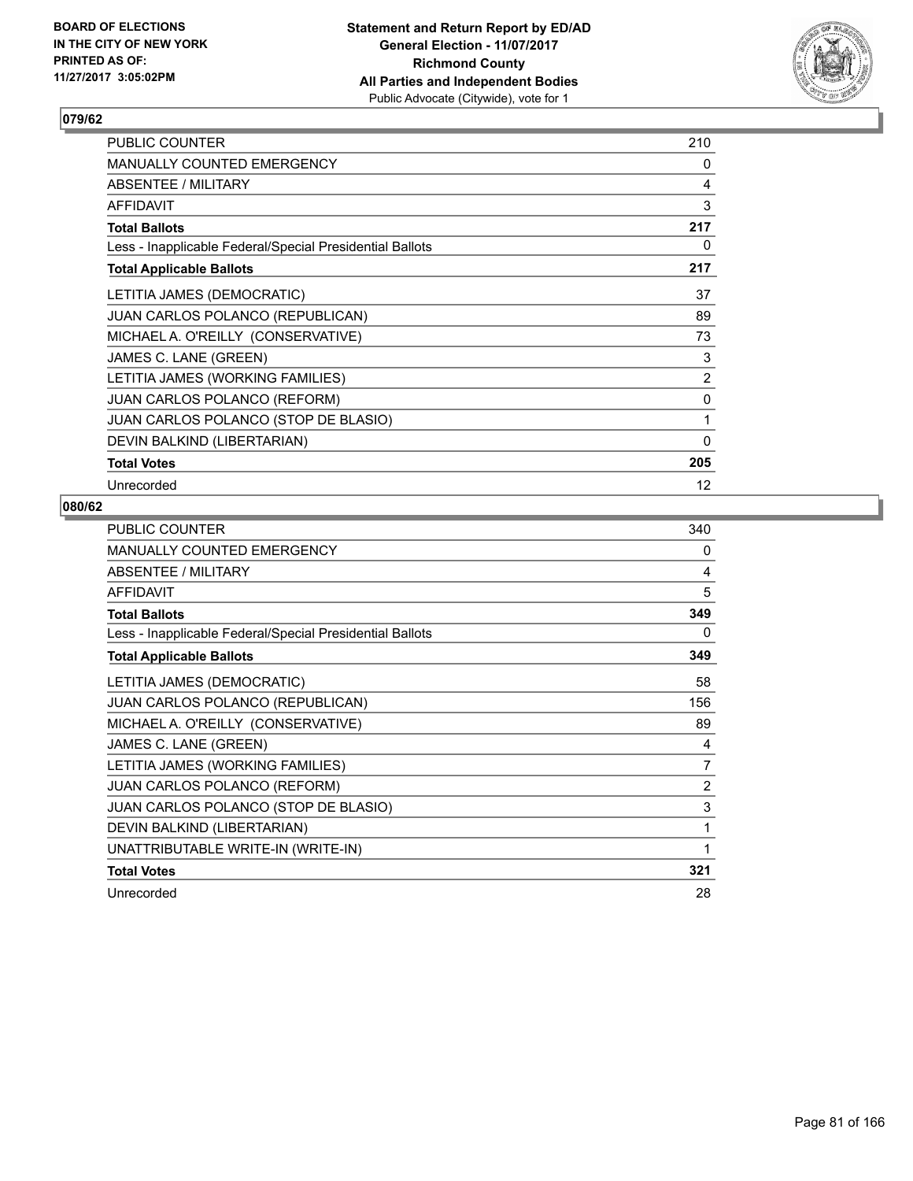BOARD OF ELECTIONS
IN THE CITY OF NEW YORK
PRINTED AS OF:
11/27/2017 3:05:02PM

**Statement and Return Report by ED/AD**
**General Election - 11/07/2017**
**Richmond County**
**All Parties and Independent Bodies**
Public Advocate (Citywide), vote for 1

## 079/62

| | |
|---|---|
| PUBLIC COUNTER | 210 |
| MANUALLY COUNTED EMERGENCY | 0 |
| ABSENTEE / MILITARY | 4 |
| AFFIDAVIT | 3 |
| **Total Ballots** | **217** |
| Less - Inapplicable Federal/Special Presidential Ballots | 0 |
| **Total Applicable Ballots** | **217** |
| LETITIA JAMES (DEMOCRATIC) | 37 |
| JUAN CARLOS POLANCO (REPUBLICAN) | 89 |
| MICHAEL A. O'REILLY (CONSERVATIVE) | 73 |
| JAMES C. LANE (GREEN) | 3 |
| LETITIA JAMES (WORKING FAMILIES) | 2 |
| JUAN CARLOS POLANCO (REFORM) | 0 |
| JUAN CARLOS POLANCO (STOP DE BLASIO) | 1 |
| DEVIN BALKIND (LIBERTARIAN) | 0 |
| **Total Votes** | **205** |
| Unrecorded | 12 |

## 080/62

| | |
|---|---|
| PUBLIC COUNTER | 340 |
| MANUALLY COUNTED EMERGENCY | 0 |
| ABSENTEE / MILITARY | 4 |
| AFFIDAVIT | 5 |
| **Total Ballots** | **349** |
| Less - Inapplicable Federal/Special Presidential Ballots | 0 |
| **Total Applicable Ballots** | **349** |
| LETITIA JAMES (DEMOCRATIC) | 58 |
| JUAN CARLOS POLANCO (REPUBLICAN) | 156 |
| MICHAEL A. O'REILLY (CONSERVATIVE) | 89 |
| JAMES C. LANE (GREEN) | 4 |
| LETITIA JAMES (WORKING FAMILIES) | 7 |
| JUAN CARLOS POLANCO (REFORM) | 2 |
| JUAN CARLOS POLANCO (STOP DE BLASIO) | 3 |
| DEVIN BALKIND (LIBERTARIAN) | 1 |
| UNATTRIBUTABLE WRITE-IN (WRITE-IN) | 1 |
| **Total Votes** | **321** |
| Unrecorded | 28 |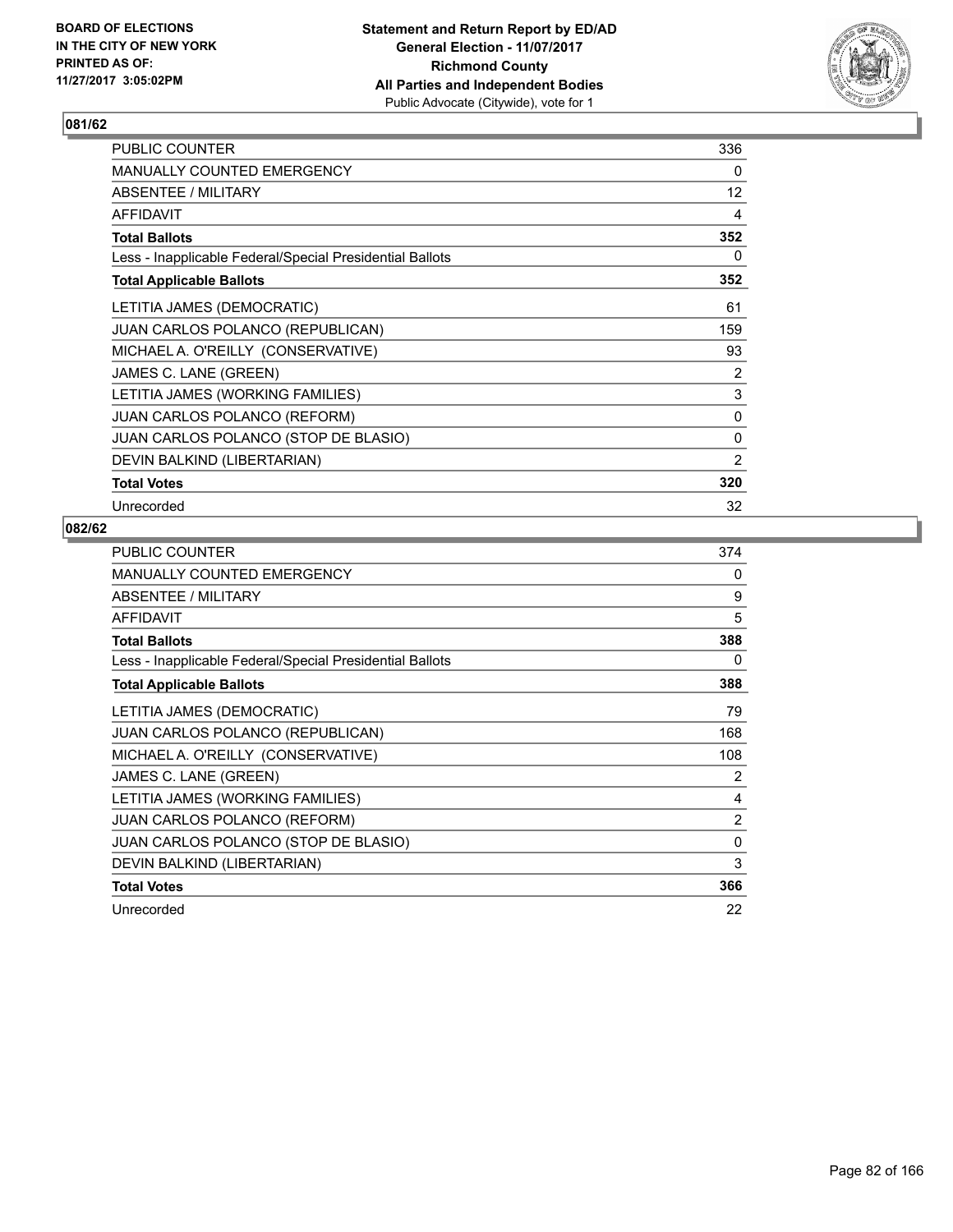BOARD OF ELECTIONS
IN THE CITY OF NEW YORK
PRINTED AS OF:
11/27/2017 3:05:02PM

**Statement and Return Report by ED/AD**
**General Election - 11/07/2017**
**Richmond County**
**All Parties and Independent Bodies**
Public Advocate (Citywide), vote for 1

## 081/62

| | |
|---|---|
| PUBLIC COUNTER | 336 |
| MANUALLY COUNTED EMERGENCY | 0 |
| ABSENTEE / MILITARY | 12 |
| AFFIDAVIT | 4 |
| **Total Ballots** | **352** |
| Less - Inapplicable Federal/Special Presidential Ballots | 0 |
| **Total Applicable Ballots** | **352** |
| LETITIA JAMES (DEMOCRATIC) | 61 |
| JUAN CARLOS POLANCO (REPUBLICAN) | 159 |
| MICHAEL A. O'REILLY (CONSERVATIVE) | 93 |
| JAMES C. LANE (GREEN) | 2 |
| LETITIA JAMES (WORKING FAMILIES) | 3 |
| JUAN CARLOS POLANCO (REFORM) | 0 |
| JUAN CARLOS POLANCO (STOP DE BLASIO) | 0 |
| DEVIN BALKIND (LIBERTARIAN) | 2 |
| **Total Votes** | **320** |
| Unrecorded | 32 |

## 082/62

| | |
|---|---|
| PUBLIC COUNTER | 374 |
| MANUALLY COUNTED EMERGENCY | 0 |
| ABSENTEE / MILITARY | 9 |
| AFFIDAVIT | 5 |
| **Total Ballots** | **388** |
| Less - Inapplicable Federal/Special Presidential Ballots | 0 |
| **Total Applicable Ballots** | **388** |
| LETITIA JAMES (DEMOCRATIC) | 79 |
| JUAN CARLOS POLANCO (REPUBLICAN) | 168 |
| MICHAEL A. O'REILLY (CONSERVATIVE) | 108 |
| JAMES C. LANE (GREEN) | 2 |
| LETITIA JAMES (WORKING FAMILIES) | 4 |
| JUAN CARLOS POLANCO (REFORM) | 2 |
| JUAN CARLOS POLANCO (STOP DE BLASIO) | 0 |
| DEVIN BALKIND (LIBERTARIAN) | 3 |
| **Total Votes** | **366** |
| Unrecorded | 22 |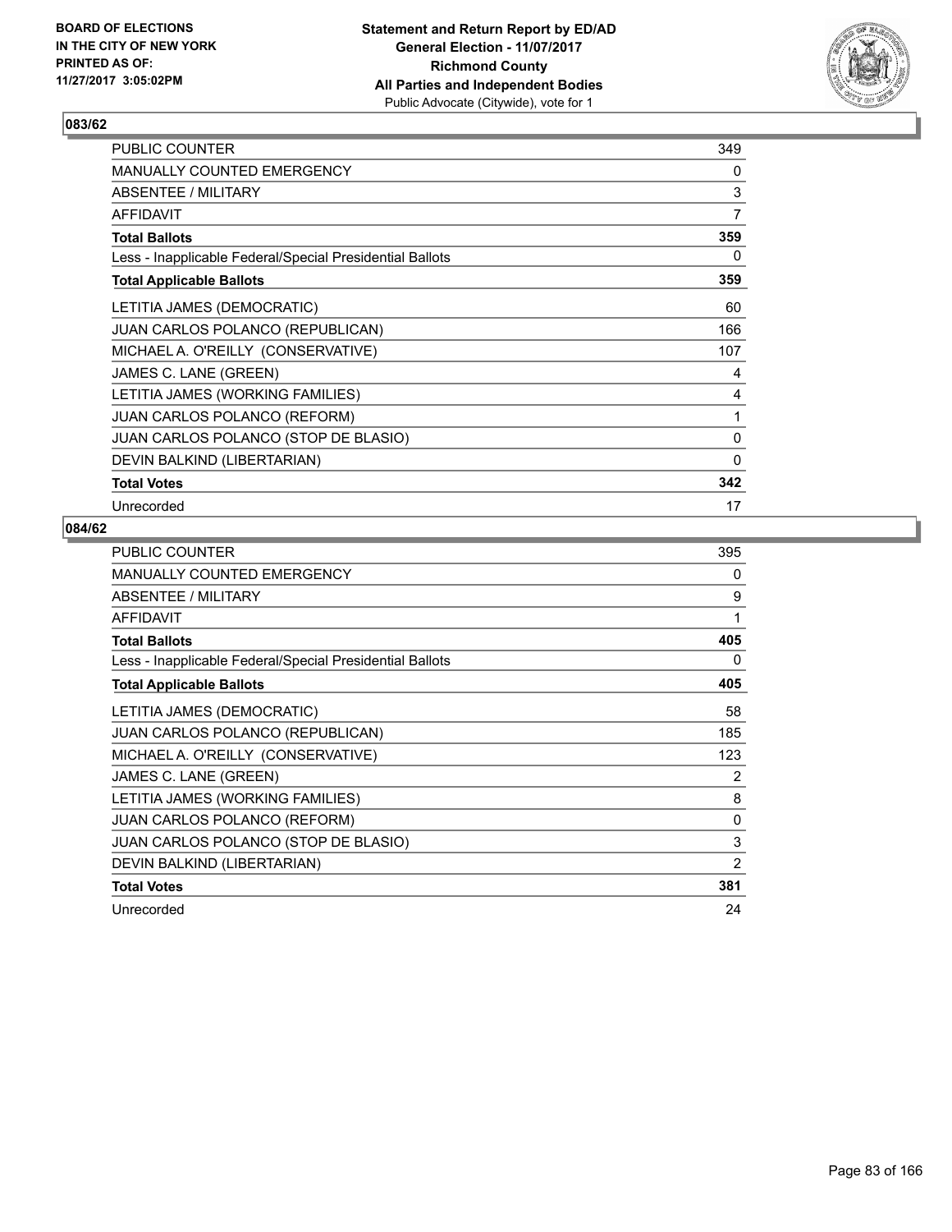BOARD OF ELECTIONS
IN THE CITY OF NEW YORK
PRINTED AS OF:
11/27/2017 3:05:02PM

**Statement and Return Report by ED/AD**
**General Election - 11/07/2017**
**Richmond County**
**All Parties and Independent Bodies**
Public Advocate (Citywide), vote for 1

## 083/62

| | |
|---|---|
| PUBLIC COUNTER | 349 |
| MANUALLY COUNTED EMERGENCY | 0 |
| ABSENTEE / MILITARY | 3 |
| AFFIDAVIT | 7 |
| **Total Ballots** | **359** |
| Less - Inapplicable Federal/Special Presidential Ballots | 0 |
| **Total Applicable Ballots** | **359** |
| LETITIA JAMES (DEMOCRATIC) | 60 |
| JUAN CARLOS POLANCO (REPUBLICAN) | 166 |
| MICHAEL A. O'REILLY (CONSERVATIVE) | 107 |
| JAMES C. LANE (GREEN) | 4 |
| LETITIA JAMES (WORKING FAMILIES) | 4 |
| JUAN CARLOS POLANCO (REFORM) | 1 |
| JUAN CARLOS POLANCO (STOP DE BLASIO) | 0 |
| DEVIN BALKIND (LIBERTARIAN) | 0 |
| **Total Votes** | **342** |
| Unrecorded | 17 |

## 084/62

| | |
|---|---|
| PUBLIC COUNTER | 395 |
| MANUALLY COUNTED EMERGENCY | 0 |
| ABSENTEE / MILITARY | 9 |
| AFFIDAVIT | 1 |
| **Total Ballots** | **405** |
| Less - Inapplicable Federal/Special Presidential Ballots | 0 |
| **Total Applicable Ballots** | **405** |
| LETITIA JAMES (DEMOCRATIC) | 58 |
| JUAN CARLOS POLANCO (REPUBLICAN) | 185 |
| MICHAEL A. O'REILLY (CONSERVATIVE) | 123 |
| JAMES C. LANE (GREEN) | 2 |
| LETITIA JAMES (WORKING FAMILIES) | 8 |
| JUAN CARLOS POLANCO (REFORM) | 0 |
| JUAN CARLOS POLANCO (STOP DE BLASIO) | 3 |
| DEVIN BALKIND (LIBERTARIAN) | 2 |
| **Total Votes** | **381** |
| Unrecorded | 24 |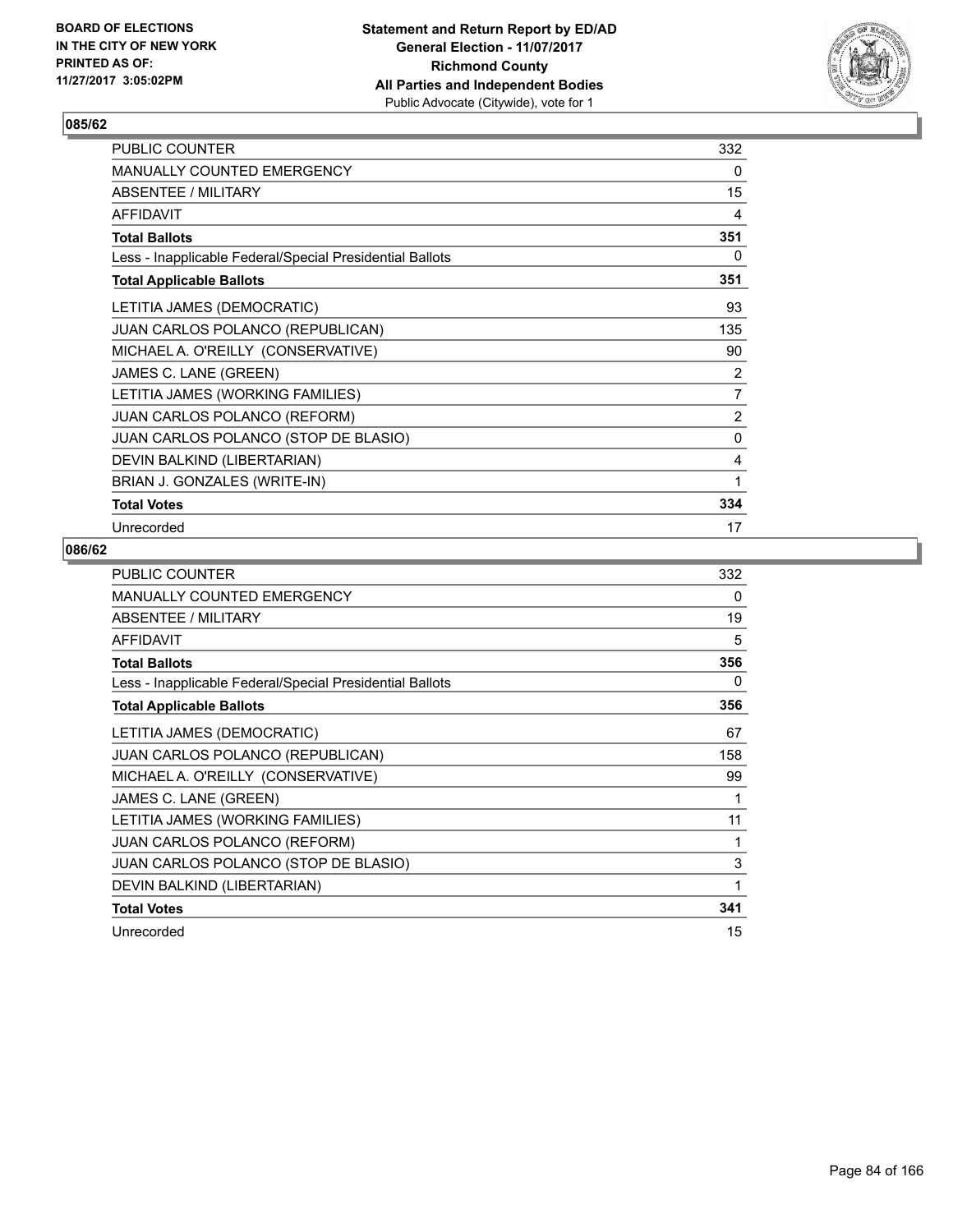BOARD OF ELECTIONS
IN THE CITY OF NEW YORK
PRINTED AS OF:
11/27/2017 3:05:02PM

**Statement and Return Report by ED/AD**
**General Election - 11/07/2017**
**Richmond County**
**All Parties and Independent Bodies**
Public Advocate (Citywide), vote for 1

### 085/62

| | |
|---|---|
| PUBLIC COUNTER | 332 |
| MANUALLY COUNTED EMERGENCY | 0 |
| ABSENTEE / MILITARY | 15 |
| AFFIDAVIT | 4 |
| **Total Ballots** | **351** |
| Less - Inapplicable Federal/Special Presidential Ballots | 0 |
| **Total Applicable Ballots** | **351** |
| LETITIA JAMES (DEMOCRATIC) | 93 |
| JUAN CARLOS POLANCO (REPUBLICAN) | 135 |
| MICHAEL A. O'REILLY (CONSERVATIVE) | 90 |
| JAMES C. LANE (GREEN) | 2 |
| LETITIA JAMES (WORKING FAMILIES) | 7 |
| JUAN CARLOS POLANCO (REFORM) | 2 |
| JUAN CARLOS POLANCO (STOP DE BLASIO) | 0 |
| DEVIN BALKIND (LIBERTARIAN) | 4 |
| BRIAN J. GONZALES (WRITE-IN) | 1 |
| **Total Votes** | **334** |
| Unrecorded | 17 |

### 086/62

| | |
|---|---|
| PUBLIC COUNTER | 332 |
| MANUALLY COUNTED EMERGENCY | 0 |
| ABSENTEE / MILITARY | 19 |
| AFFIDAVIT | 5 |
| **Total Ballots** | **356** |
| Less - Inapplicable Federal/Special Presidential Ballots | 0 |
| **Total Applicable Ballots** | **356** |
| LETITIA JAMES (DEMOCRATIC) | 67 |
| JUAN CARLOS POLANCO (REPUBLICAN) | 158 |
| MICHAEL A. O'REILLY (CONSERVATIVE) | 99 |
| JAMES C. LANE (GREEN) | 1 |
| LETITIA JAMES (WORKING FAMILIES) | 11 |
| JUAN CARLOS POLANCO (REFORM) | 1 |
| JUAN CARLOS POLANCO (STOP DE BLASIO) | 3 |
| DEVIN BALKIND (LIBERTARIAN) | 1 |
| **Total Votes** | **341** |
| Unrecorded | 15 |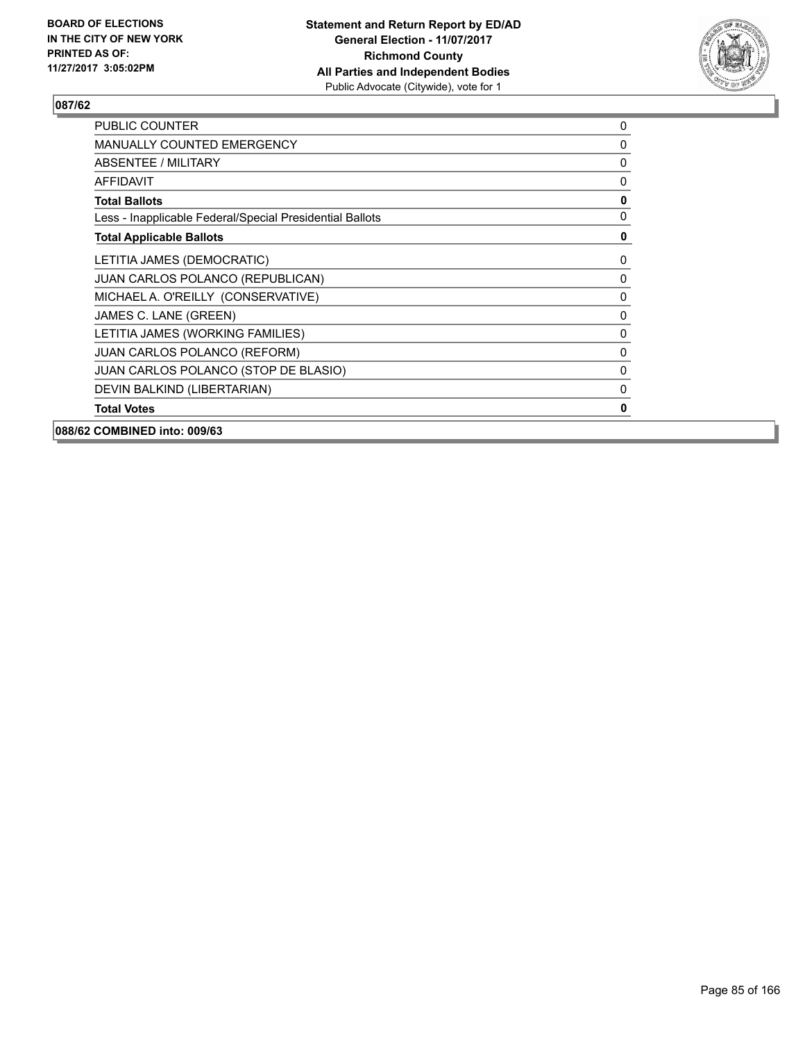## 087/62

| | |
|---|---|
| PUBLIC COUNTER | 0 |
| MANUALLY COUNTED EMERGENCY | 0 |
| ABSENTEE / MILITARY | 0 |
| AFFIDAVIT | 0 |
| **Total Ballots** | **0** |
| Less - Inapplicable Federal/Special Presidential Ballots | 0 |
| **Total Applicable Ballots** | **0** |
| LETITIA JAMES (DEMOCRATIC) | 0 |
| JUAN CARLOS POLANCO (REPUBLICAN) | 0 |
| MICHAEL A. O'REILLY (CONSERVATIVE) | 0 |
| JAMES C. LANE (GREEN) | 0 |
| LETITIA JAMES (WORKING FAMILIES) | 0 |
| JUAN CARLOS POLANCO (REFORM) | 0 |
| JUAN CARLOS POLANCO (STOP DE BLASIO) | 0 |
| DEVIN BALKIND (LIBERTARIAN) | 0 |
| **Total Votes** | **0** |

**088/62 COMBINED into: 009/63**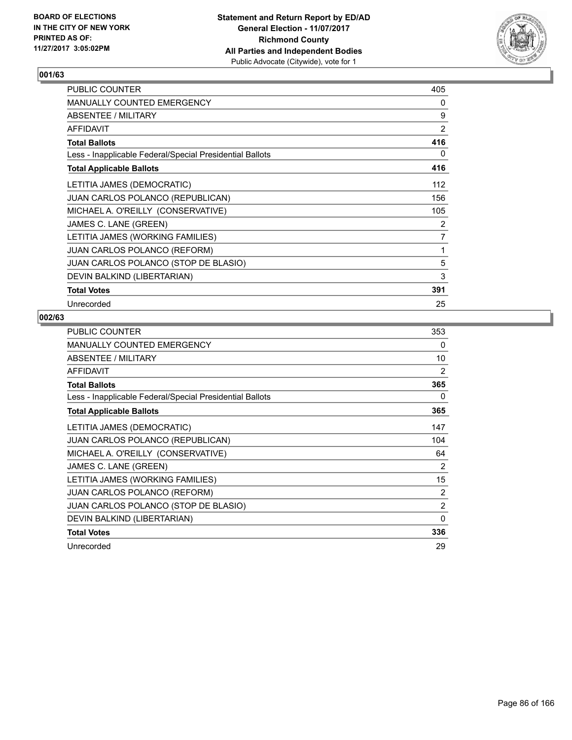BOARD OF ELECTIONS
IN THE CITY OF NEW YORK
PRINTED AS OF:
11/27/2017 3:05:02PM

**Statement and Return Report by ED/AD**
**General Election - 11/07/2017**
**Richmond County**
**All Parties and Independent Bodies**
Public Advocate (Citywide), vote for 1

### 001/63

| | |
|---|---|
| PUBLIC COUNTER | 405 |
| MANUALLY COUNTED EMERGENCY | 0 |
| ABSENTEE / MILITARY | 9 |
| AFFIDAVIT | 2 |
| **Total Ballots** | **416** |
| Less - Inapplicable Federal/Special Presidential Ballots | 0 |
| **Total Applicable Ballots** | **416** |
| LETITIA JAMES (DEMOCRATIC) | 112 |
| JUAN CARLOS POLANCO (REPUBLICAN) | 156 |
| MICHAEL A. O'REILLY (CONSERVATIVE) | 105 |
| JAMES C. LANE (GREEN) | 2 |
| LETITIA JAMES (WORKING FAMILIES) | 7 |
| JUAN CARLOS POLANCO (REFORM) | 1 |
| JUAN CARLOS POLANCO (STOP DE BLASIO) | 5 |
| DEVIN BALKIND (LIBERTARIAN) | 3 |
| **Total Votes** | **391** |
| Unrecorded | 25 |

### 002/63

| | |
|---|---|
| PUBLIC COUNTER | 353 |
| MANUALLY COUNTED EMERGENCY | 0 |
| ABSENTEE / MILITARY | 10 |
| AFFIDAVIT | 2 |
| **Total Ballots** | **365** |
| Less - Inapplicable Federal/Special Presidential Ballots | 0 |
| **Total Applicable Ballots** | **365** |
| LETITIA JAMES (DEMOCRATIC) | 147 |
| JUAN CARLOS POLANCO (REPUBLICAN) | 104 |
| MICHAEL A. O'REILLY (CONSERVATIVE) | 64 |
| JAMES C. LANE (GREEN) | 2 |
| LETITIA JAMES (WORKING FAMILIES) | 15 |
| JUAN CARLOS POLANCO (REFORM) | 2 |
| JUAN CARLOS POLANCO (STOP DE BLASIO) | 2 |
| DEVIN BALKIND (LIBERTARIAN) | 0 |
| **Total Votes** | **336** |
| Unrecorded | 29 |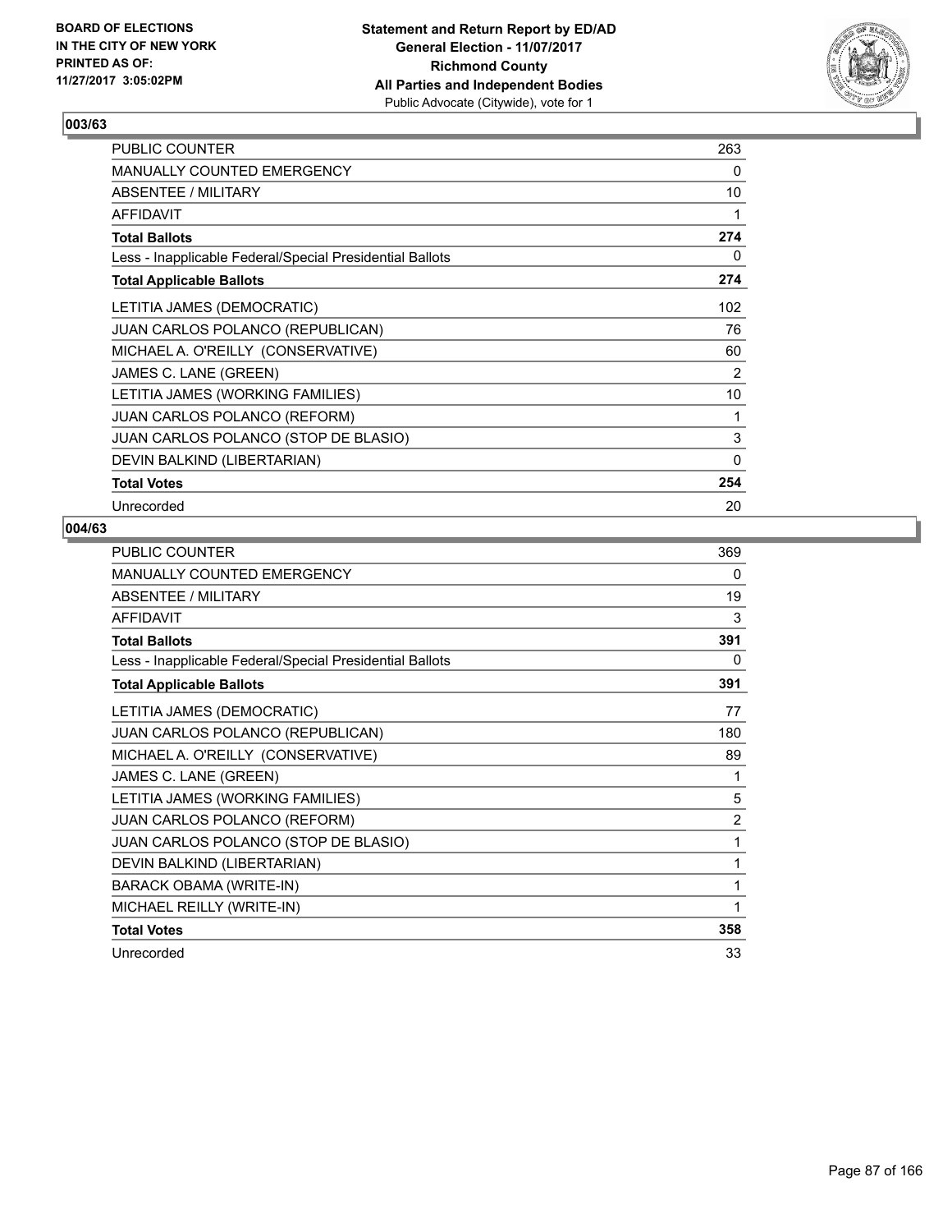BOARD OF ELECTIONS
IN THE CITY OF NEW YORK
PRINTED AS OF:
11/27/2017 3:05:02PM

**Statement and Return Report by ED/AD**
**General Election - 11/07/2017**
**Richmond County**
**All Parties and Independent Bodies**
Public Advocate (Citywide), vote for 1

## 003/63

| | |
|---|---|
| PUBLIC COUNTER | 263 |
| MANUALLY COUNTED EMERGENCY | 0 |
| ABSENTEE / MILITARY | 10 |
| AFFIDAVIT | 1 |
| **Total Ballots** | **274** |
| Less - Inapplicable Federal/Special Presidential Ballots | 0 |
| **Total Applicable Ballots** | **274** |
| LETITIA JAMES (DEMOCRATIC) | 102 |
| JUAN CARLOS POLANCO (REPUBLICAN) | 76 |
| MICHAEL A. O'REILLY (CONSERVATIVE) | 60 |
| JAMES C. LANE (GREEN) | 2 |
| LETITIA JAMES (WORKING FAMILIES) | 10 |
| JUAN CARLOS POLANCO (REFORM) | 1 |
| JUAN CARLOS POLANCO (STOP DE BLASIO) | 3 |
| DEVIN BALKIND (LIBERTARIAN) | 0 |
| **Total Votes** | **254** |
| Unrecorded | 20 |

## 004/63

| | |
|---|---|
| PUBLIC COUNTER | 369 |
| MANUALLY COUNTED EMERGENCY | 0 |
| ABSENTEE / MILITARY | 19 |
| AFFIDAVIT | 3 |
| **Total Ballots** | **391** |
| Less - Inapplicable Federal/Special Presidential Ballots | 0 |
| **Total Applicable Ballots** | **391** |
| LETITIA JAMES (DEMOCRATIC) | 77 |
| JUAN CARLOS POLANCO (REPUBLICAN) | 180 |
| MICHAEL A. O'REILLY (CONSERVATIVE) | 89 |
| JAMES C. LANE (GREEN) | 1 |
| LETITIA JAMES (WORKING FAMILIES) | 5 |
| JUAN CARLOS POLANCO (REFORM) | 2 |
| JUAN CARLOS POLANCO (STOP DE BLASIO) | 1 |
| DEVIN BALKIND (LIBERTARIAN) | 1 |
| BARACK OBAMA (WRITE-IN) | 1 |
| MICHAEL REILLY (WRITE-IN) | 1 |
| **Total Votes** | **358** |
| Unrecorded | 33 |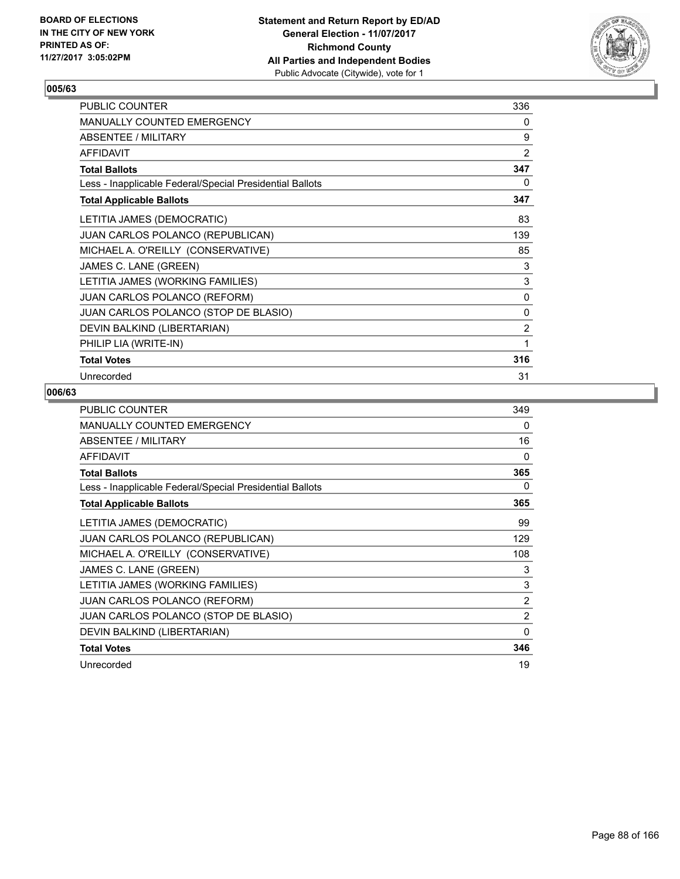BOARD OF ELECTIONS
IN THE CITY OF NEW YORK
PRINTED AS OF:
11/27/2017 3:05:02PM

**Statement and Return Report by ED/AD**
**General Election - 11/07/2017**
**Richmond County**
**All Parties and Independent Bodies**
Public Advocate (Citywide), vote for 1

## 005/63

| | |
|---|---|
| PUBLIC COUNTER | 336 |
| MANUALLY COUNTED EMERGENCY | 0 |
| ABSENTEE / MILITARY | 9 |
| AFFIDAVIT | 2 |
| **Total Ballots** | **347** |
| Less - Inapplicable Federal/Special Presidential Ballots | 0 |
| **Total Applicable Ballots** | **347** |
| LETITIA JAMES (DEMOCRATIC) | 83 |
| JUAN CARLOS POLANCO (REPUBLICAN) | 139 |
| MICHAEL A. O'REILLY (CONSERVATIVE) | 85 |
| JAMES C. LANE (GREEN) | 3 |
| LETITIA JAMES (WORKING FAMILIES) | 3 |
| JUAN CARLOS POLANCO (REFORM) | 0 |
| JUAN CARLOS POLANCO (STOP DE BLASIO) | 0 |
| DEVIN BALKIND (LIBERTARIAN) | 2 |
| PHILIP LIA (WRITE-IN) | 1 |
| **Total Votes** | **316** |
| Unrecorded | 31 |

## 006/63

| | |
|---|---|
| PUBLIC COUNTER | 349 |
| MANUALLY COUNTED EMERGENCY | 0 |
| ABSENTEE / MILITARY | 16 |
| AFFIDAVIT | 0 |
| **Total Ballots** | **365** |
| Less - Inapplicable Federal/Special Presidential Ballots | 0 |
| **Total Applicable Ballots** | **365** |
| LETITIA JAMES (DEMOCRATIC) | 99 |
| JUAN CARLOS POLANCO (REPUBLICAN) | 129 |
| MICHAEL A. O'REILLY (CONSERVATIVE) | 108 |
| JAMES C. LANE (GREEN) | 3 |
| LETITIA JAMES (WORKING FAMILIES) | 3 |
| JUAN CARLOS POLANCO (REFORM) | 2 |
| JUAN CARLOS POLANCO (STOP DE BLASIO) | 2 |
| DEVIN BALKIND (LIBERTARIAN) | 0 |
| **Total Votes** | **346** |
| Unrecorded | 19 |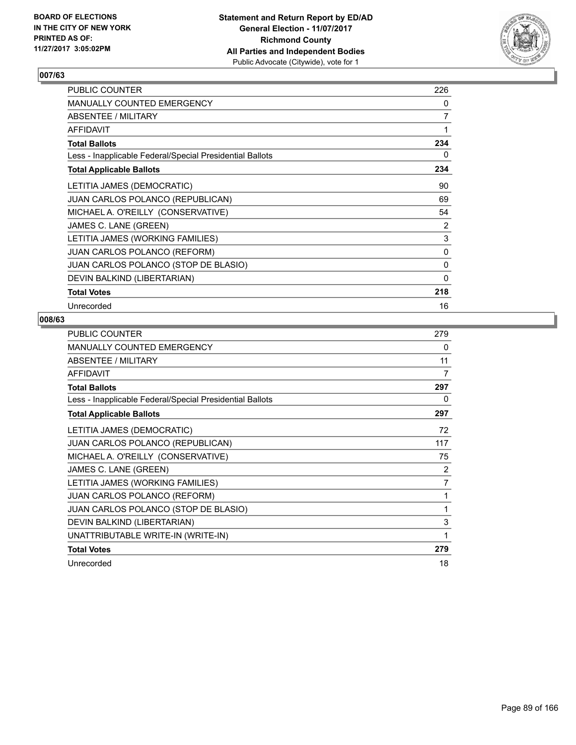BOARD OF ELECTIONS
IN THE CITY OF NEW YORK
PRINTED AS OF:
11/27/2017 3:05:02PM

**Statement and Return Report by ED/AD**
**General Election - 11/07/2017**
**Richmond County**
**All Parties and Independent Bodies**
Public Advocate (Citywide), vote for 1

### 007/63

| | |
|---|---|
| PUBLIC COUNTER | 226 |
| MANUALLY COUNTED EMERGENCY | 0 |
| ABSENTEE / MILITARY | 7 |
| AFFIDAVIT | 1 |
| **Total Ballots** | **234** |
| Less - Inapplicable Federal/Special Presidential Ballots | 0 |
| **Total Applicable Ballots** | **234** |
| LETITIA JAMES (DEMOCRATIC) | 90 |
| JUAN CARLOS POLANCO (REPUBLICAN) | 69 |
| MICHAEL A. O'REILLY (CONSERVATIVE) | 54 |
| JAMES C. LANE (GREEN) | 2 |
| LETITIA JAMES (WORKING FAMILIES) | 3 |
| JUAN CARLOS POLANCO (REFORM) | 0 |
| JUAN CARLOS POLANCO (STOP DE BLASIO) | 0 |
| DEVIN BALKIND (LIBERTARIAN) | 0 |
| **Total Votes** | **218** |
| Unrecorded | 16 |

### 008/63

| | |
|---|---|
| PUBLIC COUNTER | 279 |
| MANUALLY COUNTED EMERGENCY | 0 |
| ABSENTEE / MILITARY | 11 |
| AFFIDAVIT | 7 |
| **Total Ballots** | **297** |
| Less - Inapplicable Federal/Special Presidential Ballots | 0 |
| **Total Applicable Ballots** | **297** |
| LETITIA JAMES (DEMOCRATIC) | 72 |
| JUAN CARLOS POLANCO (REPUBLICAN) | 117 |
| MICHAEL A. O'REILLY (CONSERVATIVE) | 75 |
| JAMES C. LANE (GREEN) | 2 |
| LETITIA JAMES (WORKING FAMILIES) | 7 |
| JUAN CARLOS POLANCO (REFORM) | 1 |
| JUAN CARLOS POLANCO (STOP DE BLASIO) | 1 |
| DEVIN BALKIND (LIBERTARIAN) | 3 |
| UNATTRIBUTABLE WRITE-IN (WRITE-IN) | 1 |
| **Total Votes** | **279** |
| Unrecorded | 18 |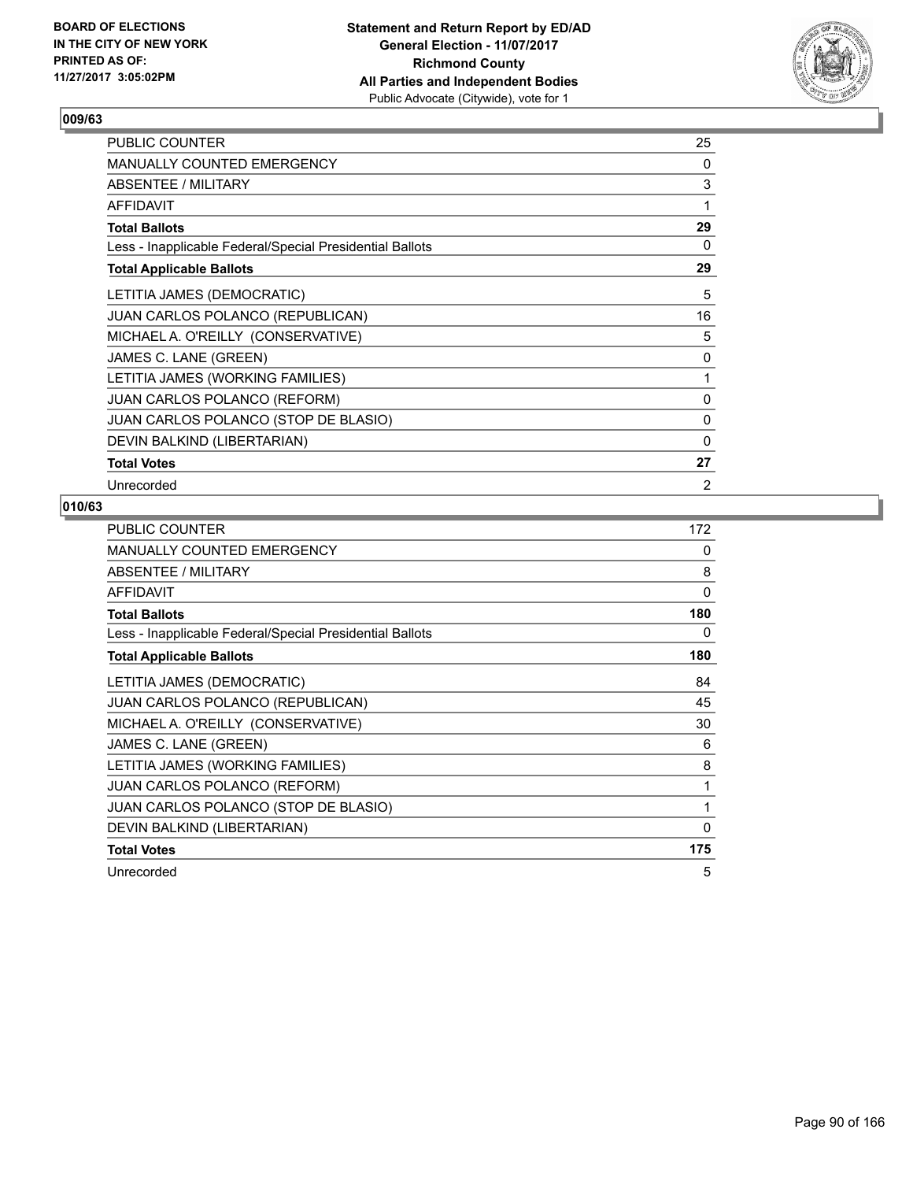BOARD OF ELECTIONS
IN THE CITY OF NEW YORK
PRINTED AS OF:
11/27/2017 3:05:02PM

**Statement and Return Report by ED/AD**
**General Election - 11/07/2017**
**Richmond County**
**All Parties and Independent Bodies**
Public Advocate (Citywide), vote for 1

### 009/63

| | |
|---|---|
| PUBLIC COUNTER | 25 |
| MANUALLY COUNTED EMERGENCY | 0 |
| ABSENTEE / MILITARY | 3 |
| AFFIDAVIT | 1 |
| **Total Ballots** | **29** |
| Less - Inapplicable Federal/Special Presidential Ballots | 0 |
| **Total Applicable Ballots** | **29** |
| LETITIA JAMES (DEMOCRATIC) | 5 |
| JUAN CARLOS POLANCO (REPUBLICAN) | 16 |
| MICHAEL A. O'REILLY (CONSERVATIVE) | 5 |
| JAMES C. LANE (GREEN) | 0 |
| LETITIA JAMES (WORKING FAMILIES) | 1 |
| JUAN CARLOS POLANCO (REFORM) | 0 |
| JUAN CARLOS POLANCO (STOP DE BLASIO) | 0 |
| DEVIN BALKIND (LIBERTARIAN) | 0 |
| **Total Votes** | **27** |
| Unrecorded | 2 |

### 010/63

| | |
|---|---|
| PUBLIC COUNTER | 172 |
| MANUALLY COUNTED EMERGENCY | 0 |
| ABSENTEE / MILITARY | 8 |
| AFFIDAVIT | 0 |
| **Total Ballots** | **180** |
| Less - Inapplicable Federal/Special Presidential Ballots | 0 |
| **Total Applicable Ballots** | **180** |
| LETITIA JAMES (DEMOCRATIC) | 84 |
| JUAN CARLOS POLANCO (REPUBLICAN) | 45 |
| MICHAEL A. O'REILLY (CONSERVATIVE) | 30 |
| JAMES C. LANE (GREEN) | 6 |
| LETITIA JAMES (WORKING FAMILIES) | 8 |
| JUAN CARLOS POLANCO (REFORM) | 1 |
| JUAN CARLOS POLANCO (STOP DE BLASIO) | 1 |
| DEVIN BALKIND (LIBERTARIAN) | 0 |
| **Total Votes** | **175** |
| Unrecorded | 5 |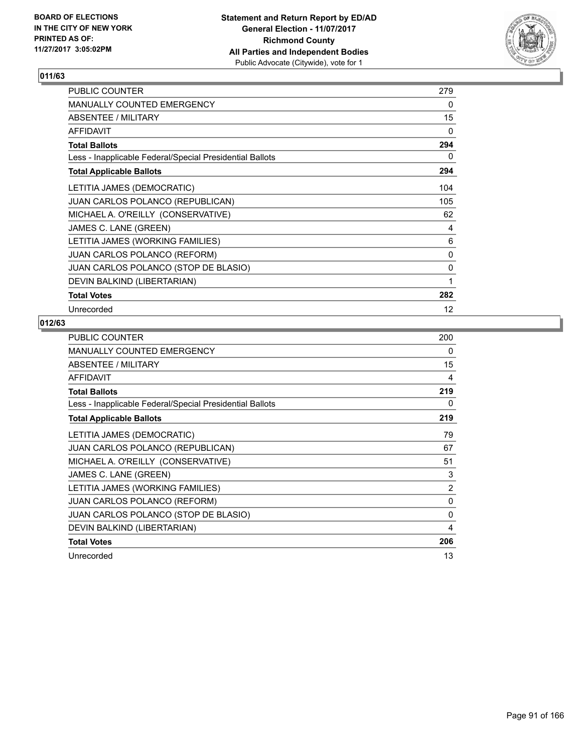**Statement and Return Report by ED/AD**
**General Election - 11/07/2017**
**Richmond County**
**All Parties and Independent Bodies**
Public Advocate (Citywide), vote for 1

BOARD OF ELECTIONS IN THE CITY OF NEW YORK PRINTED AS OF: 11/27/2017 3:05:02PM

### 011/63

| | |
|---|---|
| PUBLIC COUNTER | 279 |
| MANUALLY COUNTED EMERGENCY | 0 |
| ABSENTEE / MILITARY | 15 |
| AFFIDAVIT | 0 |
| **Total Ballots** | **294** |
| Less - Inapplicable Federal/Special Presidential Ballots | 0 |
| **Total Applicable Ballots** | **294** |
| LETITIA JAMES (DEMOCRATIC) | 104 |
| JUAN CARLOS POLANCO (REPUBLICAN) | 105 |
| MICHAEL A. O'REILLY (CONSERVATIVE) | 62 |
| JAMES C. LANE (GREEN) | 4 |
| LETITIA JAMES (WORKING FAMILIES) | 6 |
| JUAN CARLOS POLANCO (REFORM) | 0 |
| JUAN CARLOS POLANCO (STOP DE BLASIO) | 0 |
| DEVIN BALKIND (LIBERTARIAN) | 1 |
| **Total Votes** | **282** |
| Unrecorded | 12 |

### 012/63

| | |
|---|---|
| PUBLIC COUNTER | 200 |
| MANUALLY COUNTED EMERGENCY | 0 |
| ABSENTEE / MILITARY | 15 |
| AFFIDAVIT | 4 |
| **Total Ballots** | **219** |
| Less - Inapplicable Federal/Special Presidential Ballots | 0 |
| **Total Applicable Ballots** | **219** |
| LETITIA JAMES (DEMOCRATIC) | 79 |
| JUAN CARLOS POLANCO (REPUBLICAN) | 67 |
| MICHAEL A. O'REILLY (CONSERVATIVE) | 51 |
| JAMES C. LANE (GREEN) | 3 |
| LETITIA JAMES (WORKING FAMILIES) | 2 |
| JUAN CARLOS POLANCO (REFORM) | 0 |
| JUAN CARLOS POLANCO (STOP DE BLASIO) | 0 |
| DEVIN BALKIND (LIBERTARIAN) | 4 |
| **Total Votes** | **206** |
| Unrecorded | 13 |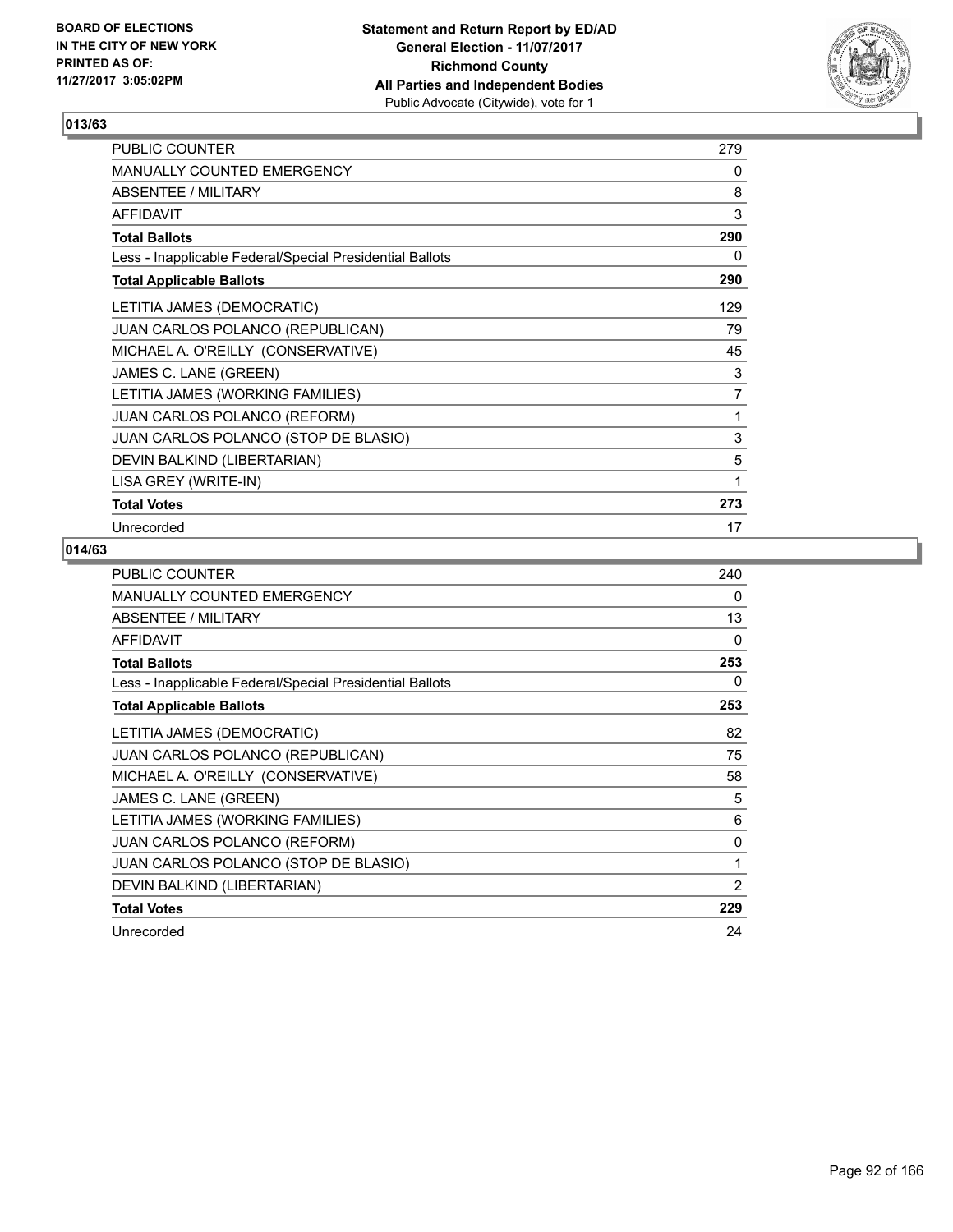BOARD OF ELECTIONS
IN THE CITY OF NEW YORK
PRINTED AS OF:
11/27/2017 3:05:02PM

**Statement and Return Report by ED/AD**
**General Election - 11/07/2017**
**Richmond County**
**All Parties and Independent Bodies**
Public Advocate (Citywide), vote for 1

## 013/63

| | |
|---|---|
| PUBLIC COUNTER | 279 |
| MANUALLY COUNTED EMERGENCY | 0 |
| ABSENTEE / MILITARY | 8 |
| AFFIDAVIT | 3 |
| **Total Ballots** | **290** |
| Less - Inapplicable Federal/Special Presidential Ballots | 0 |
| **Total Applicable Ballots** | **290** |
| LETITIA JAMES (DEMOCRATIC) | 129 |
| JUAN CARLOS POLANCO (REPUBLICAN) | 79 |
| MICHAEL A. O'REILLY (CONSERVATIVE) | 45 |
| JAMES C. LANE (GREEN) | 3 |
| LETITIA JAMES (WORKING FAMILIES) | 7 |
| JUAN CARLOS POLANCO (REFORM) | 1 |
| JUAN CARLOS POLANCO (STOP DE BLASIO) | 3 |
| DEVIN BALKIND (LIBERTARIAN) | 5 |
| LISA GREY (WRITE-IN) | 1 |
| **Total Votes** | **273** |
| Unrecorded | 17 |

## 014/63

| | |
|---|---|
| PUBLIC COUNTER | 240 |
| MANUALLY COUNTED EMERGENCY | 0 |
| ABSENTEE / MILITARY | 13 |
| AFFIDAVIT | 0 |
| **Total Ballots** | **253** |
| Less - Inapplicable Federal/Special Presidential Ballots | 0 |
| **Total Applicable Ballots** | **253** |
| LETITIA JAMES (DEMOCRATIC) | 82 |
| JUAN CARLOS POLANCO (REPUBLICAN) | 75 |
| MICHAEL A. O'REILLY (CONSERVATIVE) | 58 |
| JAMES C. LANE (GREEN) | 5 |
| LETITIA JAMES (WORKING FAMILIES) | 6 |
| JUAN CARLOS POLANCO (REFORM) | 0 |
| JUAN CARLOS POLANCO (STOP DE BLASIO) | 1 |
| DEVIN BALKIND (LIBERTARIAN) | 2 |
| **Total Votes** | **229** |
| Unrecorded | 24 |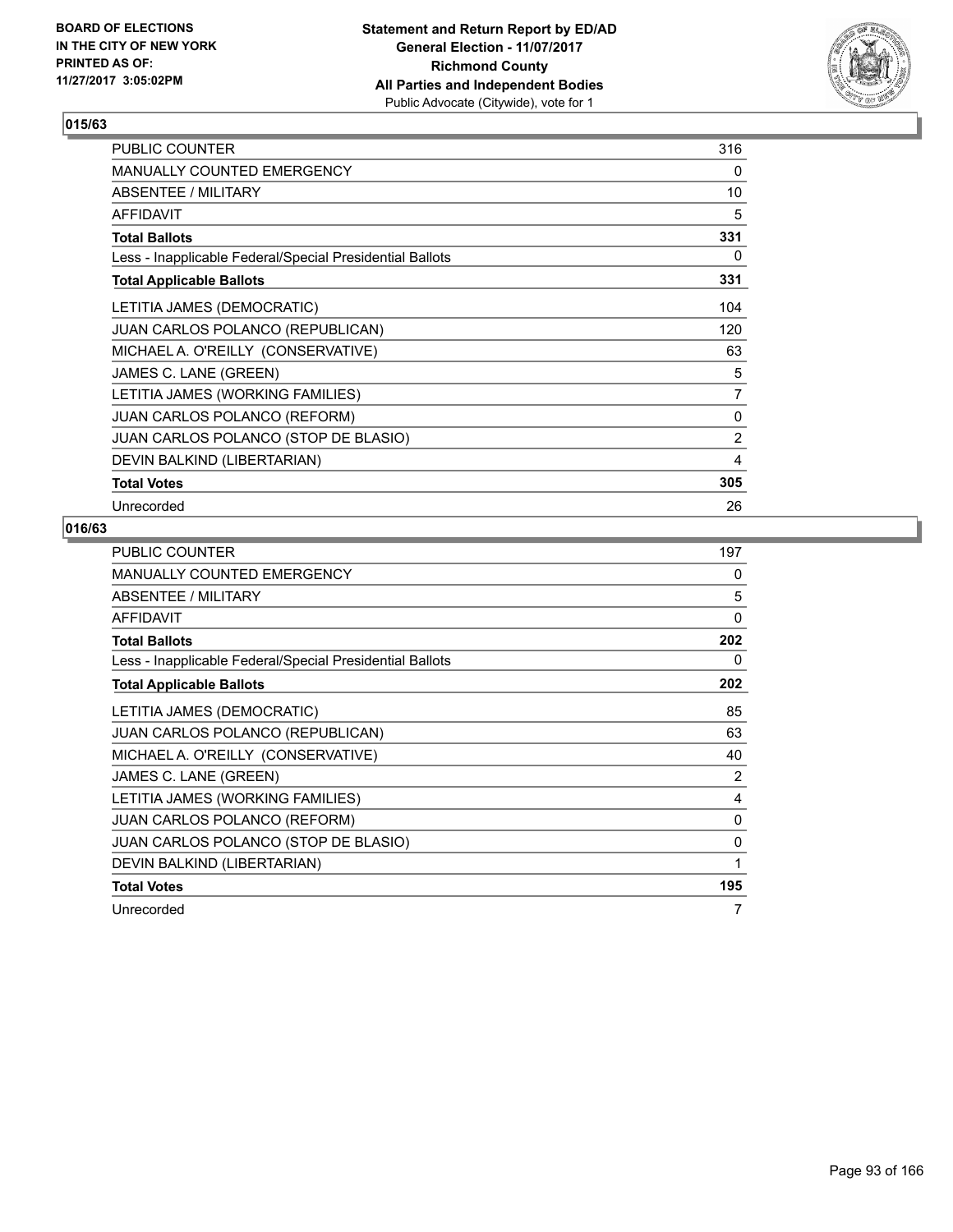BOARD OF ELECTIONS
IN THE CITY OF NEW YORK
PRINTED AS OF:
11/27/2017 3:05:02PM

**Statement and Return Report by ED/AD**
**General Election - 11/07/2017**
**Richmond County**
**All Parties and Independent Bodies**
Public Advocate (Citywide), vote for 1

### 015/63

| | |
|---|---|
| PUBLIC COUNTER | 316 |
| MANUALLY COUNTED EMERGENCY | 0 |
| ABSENTEE / MILITARY | 10 |
| AFFIDAVIT | 5 |
| **Total Ballots** | **331** |
| Less - Inapplicable Federal/Special Presidential Ballots | 0 |
| **Total Applicable Ballots** | **331** |
| LETITIA JAMES (DEMOCRATIC) | 104 |
| JUAN CARLOS POLANCO (REPUBLICAN) | 120 |
| MICHAEL A. O'REILLY (CONSERVATIVE) | 63 |
| JAMES C. LANE (GREEN) | 5 |
| LETITIA JAMES (WORKING FAMILIES) | 7 |
| JUAN CARLOS POLANCO (REFORM) | 0 |
| JUAN CARLOS POLANCO (STOP DE BLASIO) | 2 |
| DEVIN BALKIND (LIBERTARIAN) | 4 |
| **Total Votes** | **305** |
| Unrecorded | 26 |

### 016/63

| | |
|---|---|
| PUBLIC COUNTER | 197 |
| MANUALLY COUNTED EMERGENCY | 0 |
| ABSENTEE / MILITARY | 5 |
| AFFIDAVIT | 0 |
| **Total Ballots** | **202** |
| Less - Inapplicable Federal/Special Presidential Ballots | 0 |
| **Total Applicable Ballots** | **202** |
| LETITIA JAMES (DEMOCRATIC) | 85 |
| JUAN CARLOS POLANCO (REPUBLICAN) | 63 |
| MICHAEL A. O'REILLY (CONSERVATIVE) | 40 |
| JAMES C. LANE (GREEN) | 2 |
| LETITIA JAMES (WORKING FAMILIES) | 4 |
| JUAN CARLOS POLANCO (REFORM) | 0 |
| JUAN CARLOS POLANCO (STOP DE BLASIO) | 0 |
| DEVIN BALKIND (LIBERTARIAN) | 1 |
| **Total Votes** | **195** |
| Unrecorded | 7 |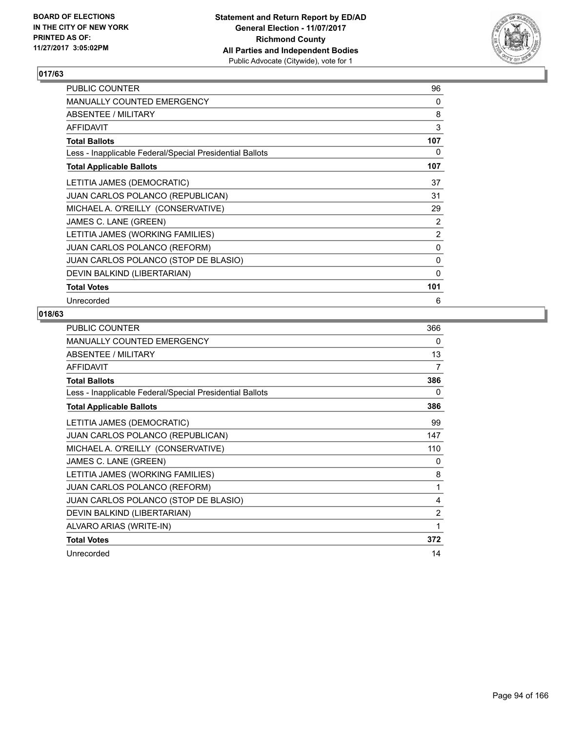## 017/63

| | |
|---|---|
| PUBLIC COUNTER | 96 |
| MANUALLY COUNTED EMERGENCY | 0 |
| ABSENTEE / MILITARY | 8 |
| AFFIDAVIT | 3 |
| **Total Ballots** | **107** |
| Less - Inapplicable Federal/Special Presidential Ballots | 0 |
| **Total Applicable Ballots** | **107** |
| LETITIA JAMES (DEMOCRATIC) | 37 |
| JUAN CARLOS POLANCO (REPUBLICAN) | 31 |
| MICHAEL A. O'REILLY (CONSERVATIVE) | 29 |
| JAMES C. LANE (GREEN) | 2 |
| LETITIA JAMES (WORKING FAMILIES) | 2 |
| JUAN CARLOS POLANCO (REFORM) | 0 |
| JUAN CARLOS POLANCO (STOP DE BLASIO) | 0 |
| DEVIN BALKIND (LIBERTARIAN) | 0 |
| **Total Votes** | **101** |
| Unrecorded | 6 |

## 018/63

| | |
|---|---|
| PUBLIC COUNTER | 366 |
| MANUALLY COUNTED EMERGENCY | 0 |
| ABSENTEE / MILITARY | 13 |
| AFFIDAVIT | 7 |
| **Total Ballots** | **386** |
| Less - Inapplicable Federal/Special Presidential Ballots | 0 |
| **Total Applicable Ballots** | **386** |
| LETITIA JAMES (DEMOCRATIC) | 99 |
| JUAN CARLOS POLANCO (REPUBLICAN) | 147 |
| MICHAEL A. O'REILLY (CONSERVATIVE) | 110 |
| JAMES C. LANE (GREEN) | 0 |
| LETITIA JAMES (WORKING FAMILIES) | 8 |
| JUAN CARLOS POLANCO (REFORM) | 1 |
| JUAN CARLOS POLANCO (STOP DE BLASIO) | 4 |
| DEVIN BALKIND (LIBERTARIAN) | 2 |
| ALVARO ARIAS (WRITE-IN) | 1 |
| **Total Votes** | **372** |
| Unrecorded | 14 |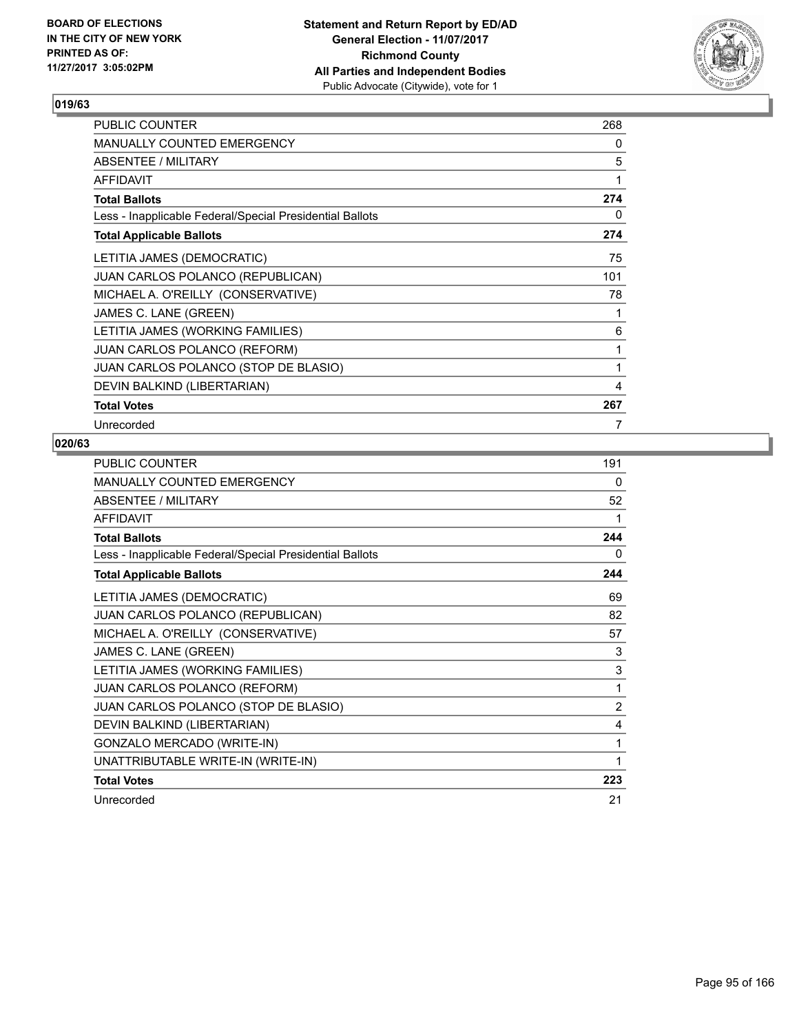BOARD OF ELECTIONS
IN THE CITY OF NEW YORK
PRINTED AS OF:
11/27/2017 3:05:02PM

**Statement and Return Report by ED/AD**
**General Election - 11/07/2017**
**Richmond County**
**All Parties and Independent Bodies**
Public Advocate (Citywide), vote for 1

### 019/63

| | |
|---|---|
| PUBLIC COUNTER | 268 |
| MANUALLY COUNTED EMERGENCY | 0 |
| ABSENTEE / MILITARY | 5 |
| AFFIDAVIT | 1 |
| **Total Ballots** | **274** |
| Less - Inapplicable Federal/Special Presidential Ballots | 0 |
| **Total Applicable Ballots** | **274** |
| LETITIA JAMES (DEMOCRATIC) | 75 |
| JUAN CARLOS POLANCO (REPUBLICAN) | 101 |
| MICHAEL A. O'REILLY (CONSERVATIVE) | 78 |
| JAMES C. LANE (GREEN) | 1 |
| LETITIA JAMES (WORKING FAMILIES) | 6 |
| JUAN CARLOS POLANCO (REFORM) | 1 |
| JUAN CARLOS POLANCO (STOP DE BLASIO) | 1 |
| DEVIN BALKIND (LIBERTARIAN) | 4 |
| **Total Votes** | **267** |
| Unrecorded | 7 |

### 020/63

| | |
|---|---|
| PUBLIC COUNTER | 191 |
| MANUALLY COUNTED EMERGENCY | 0 |
| ABSENTEE / MILITARY | 52 |
| AFFIDAVIT | 1 |
| **Total Ballots** | **244** |
| Less - Inapplicable Federal/Special Presidential Ballots | 0 |
| **Total Applicable Ballots** | **244** |
| LETITIA JAMES (DEMOCRATIC) | 69 |
| JUAN CARLOS POLANCO (REPUBLICAN) | 82 |
| MICHAEL A. O'REILLY (CONSERVATIVE) | 57 |
| JAMES C. LANE (GREEN) | 3 |
| LETITIA JAMES (WORKING FAMILIES) | 3 |
| JUAN CARLOS POLANCO (REFORM) | 1 |
| JUAN CARLOS POLANCO (STOP DE BLASIO) | 2 |
| DEVIN BALKIND (LIBERTARIAN) | 4 |
| GONZALO MERCADO (WRITE-IN) | 1 |
| UNATTRIBUTABLE WRITE-IN (WRITE-IN) | 1 |
| **Total Votes** | **223** |
| Unrecorded | 21 |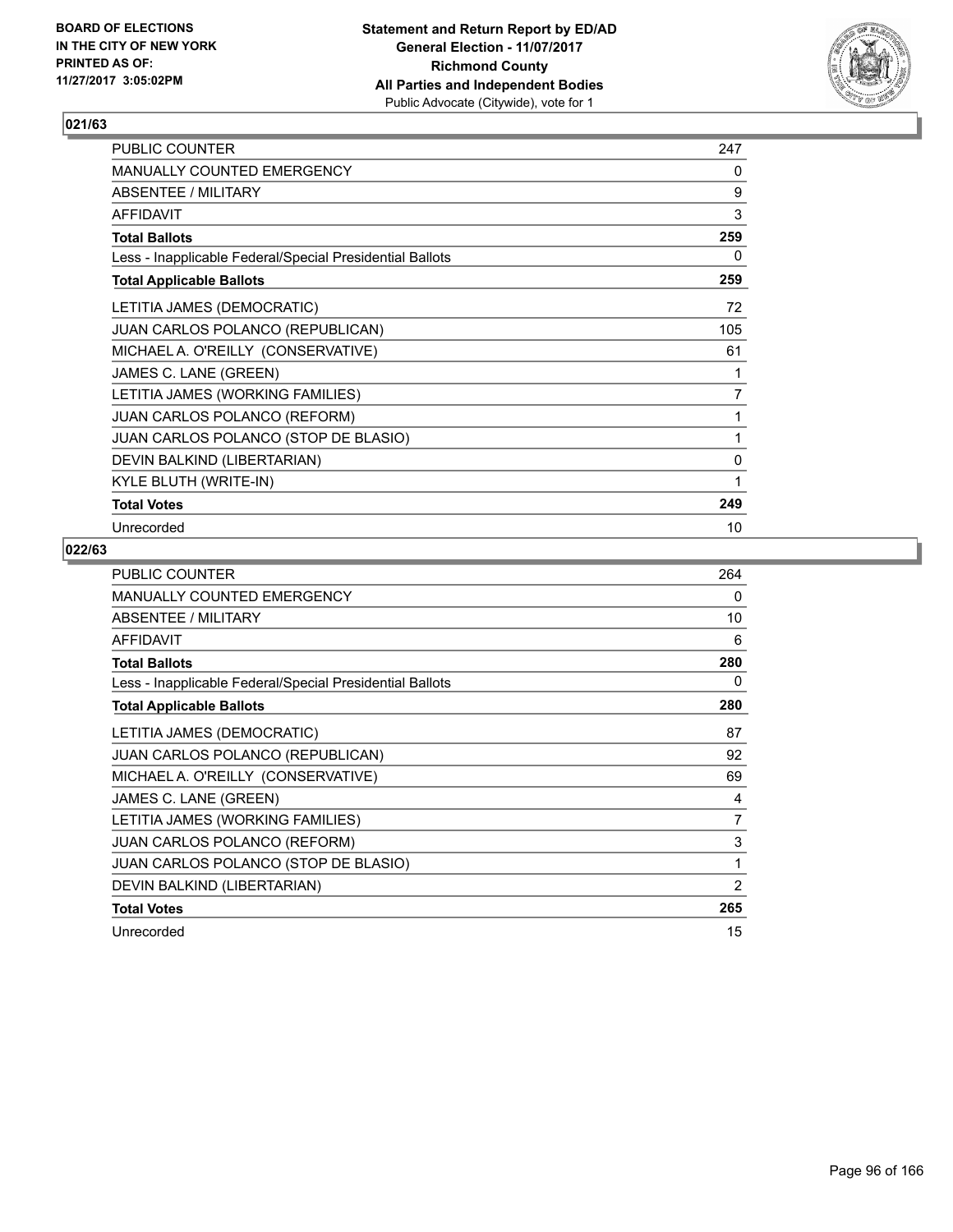**BOARD OF ELECTIONS IN THE CITY OF NEW YORK PRINTED AS OF: 11/27/2017 3:05:02PM**

**Statement and Return Report by ED/AD General Election - 11/07/2017 Richmond County All Parties and Independent Bodies** Public Advocate (Citywide), vote for 1

## 021/63

| | |
|---|---|
| PUBLIC COUNTER | 247 |
| MANUALLY COUNTED EMERGENCY | 0 |
| ABSENTEE / MILITARY | 9 |
| AFFIDAVIT | 3 |
| **Total Ballots** | **259** |
| Less - Inapplicable Federal/Special Presidential Ballots | 0 |
| **Total Applicable Ballots** | **259** |
| LETITIA JAMES (DEMOCRATIC) | 72 |
| JUAN CARLOS POLANCO (REPUBLICAN) | 105 |
| MICHAEL A. O'REILLY (CONSERVATIVE) | 61 |
| JAMES C. LANE (GREEN) | 1 |
| LETITIA JAMES (WORKING FAMILIES) | 7 |
| JUAN CARLOS POLANCO (REFORM) | 1 |
| JUAN CARLOS POLANCO (STOP DE BLASIO) | 1 |
| DEVIN BALKIND (LIBERTARIAN) | 0 |
| KYLE BLUTH (WRITE-IN) | 1 |
| **Total Votes** | **249** |
| Unrecorded | 10 |

## 022/63

| | |
|---|---|
| PUBLIC COUNTER | 264 |
| MANUALLY COUNTED EMERGENCY | 0 |
| ABSENTEE / MILITARY | 10 |
| AFFIDAVIT | 6 |
| **Total Ballots** | **280** |
| Less - Inapplicable Federal/Special Presidential Ballots | 0 |
| **Total Applicable Ballots** | **280** |
| LETITIA JAMES (DEMOCRATIC) | 87 |
| JUAN CARLOS POLANCO (REPUBLICAN) | 92 |
| MICHAEL A. O'REILLY (CONSERVATIVE) | 69 |
| JAMES C. LANE (GREEN) | 4 |
| LETITIA JAMES (WORKING FAMILIES) | 7 |
| JUAN CARLOS POLANCO (REFORM) | 3 |
| JUAN CARLOS POLANCO (STOP DE BLASIO) | 1 |
| DEVIN BALKIND (LIBERTARIAN) | 2 |
| **Total Votes** | **265** |
| Unrecorded | 15 |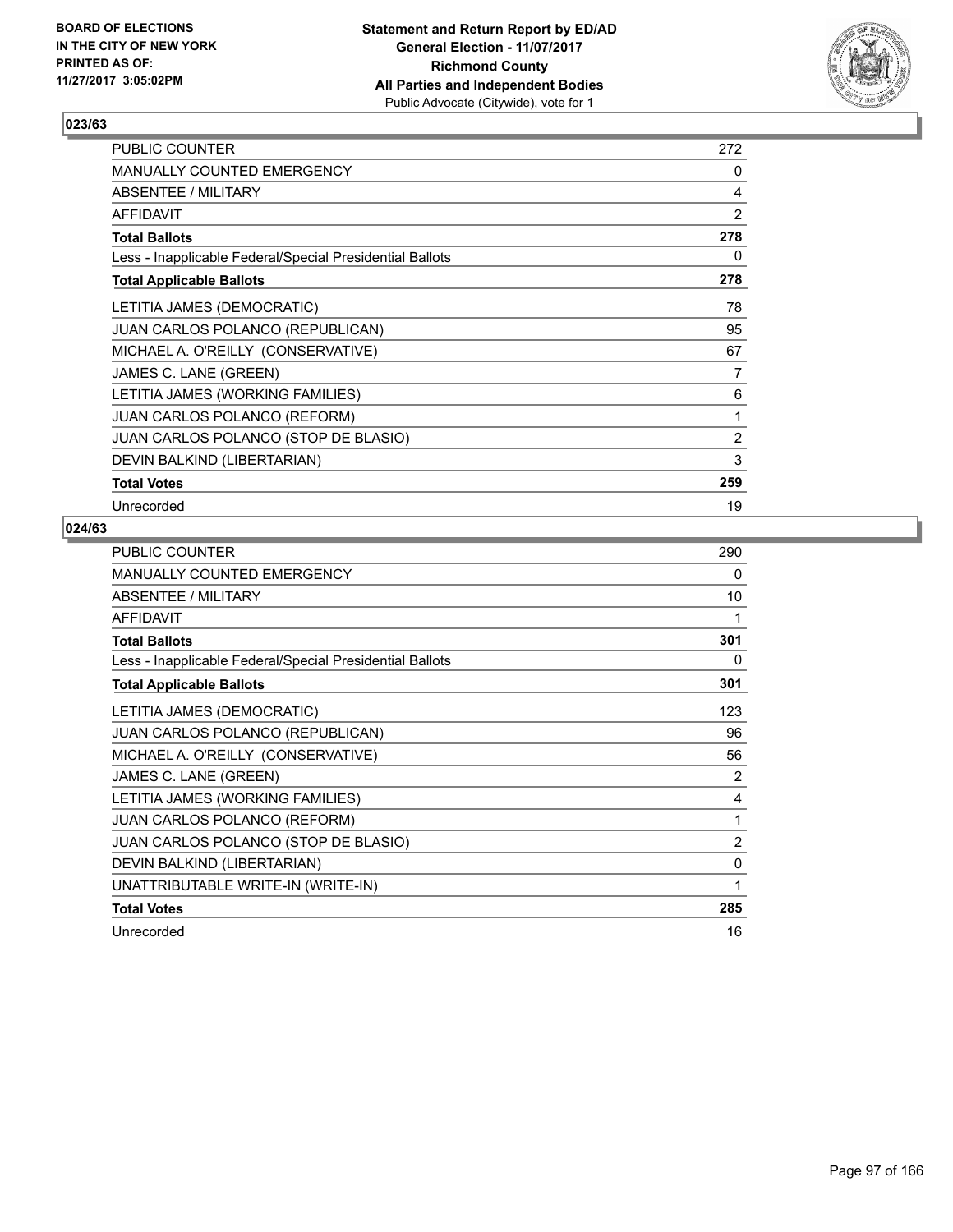**BOARD OF ELECTIONS IN THE CITY OF NEW YORK PRINTED AS OF: 11/27/2017 3:05:02PM**

**Statement and Return Report by ED/AD**
**General Election - 11/07/2017**
**Richmond County**
**All Parties and Independent Bodies**
Public Advocate (Citywide), vote for 1

### 023/63

| | |
|---|---|
| PUBLIC COUNTER | 272 |
| MANUALLY COUNTED EMERGENCY | 0 |
| ABSENTEE / MILITARY | 4 |
| AFFIDAVIT | 2 |
| **Total Ballots** | **278** |
| Less - Inapplicable Federal/Special Presidential Ballots | 0 |
| **Total Applicable Ballots** | **278** |
| LETITIA JAMES (DEMOCRATIC) | 78 |
| JUAN CARLOS POLANCO (REPUBLICAN) | 95 |
| MICHAEL A. O'REILLY (CONSERVATIVE) | 67 |
| JAMES C. LANE (GREEN) | 7 |
| LETITIA JAMES (WORKING FAMILIES) | 6 |
| JUAN CARLOS POLANCO (REFORM) | 1 |
| JUAN CARLOS POLANCO (STOP DE BLASIO) | 2 |
| DEVIN BALKIND (LIBERTARIAN) | 3 |
| **Total Votes** | **259** |
| Unrecorded | 19 |

### 024/63

| | |
|---|---|
| PUBLIC COUNTER | 290 |
| MANUALLY COUNTED EMERGENCY | 0 |
| ABSENTEE / MILITARY | 10 |
| AFFIDAVIT | 1 |
| **Total Ballots** | **301** |
| Less - Inapplicable Federal/Special Presidential Ballots | 0 |
| **Total Applicable Ballots** | **301** |
| LETITIA JAMES (DEMOCRATIC) | 123 |
| JUAN CARLOS POLANCO (REPUBLICAN) | 96 |
| MICHAEL A. O'REILLY (CONSERVATIVE) | 56 |
| JAMES C. LANE (GREEN) | 2 |
| LETITIA JAMES (WORKING FAMILIES) | 4 |
| JUAN CARLOS POLANCO (REFORM) | 1 |
| JUAN CARLOS POLANCO (STOP DE BLASIO) | 2 |
| DEVIN BALKIND (LIBERTARIAN) | 0 |
| UNATTRIBUTABLE WRITE-IN (WRITE-IN) | 1 |
| **Total Votes** | **285** |
| Unrecorded | 16 |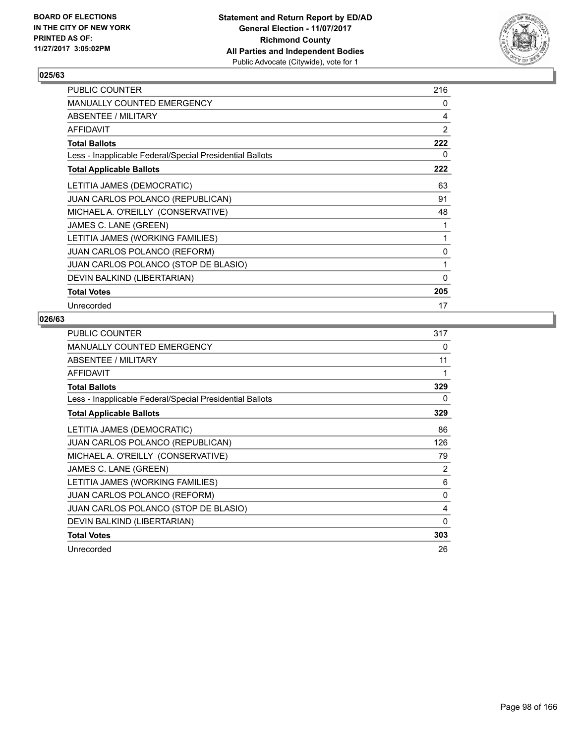BOARD OF ELECTIONS
IN THE CITY OF NEW YORK
PRINTED AS OF:
11/27/2017 3:05:02PM

**Statement and Return Report by ED/AD**
**General Election - 11/07/2017**
**Richmond County**
**All Parties and Independent Bodies**
Public Advocate (Citywide), vote for 1

### 025/63

| | |
|---|---|
| PUBLIC COUNTER | 216 |
| MANUALLY COUNTED EMERGENCY | 0 |
| ABSENTEE / MILITARY | 4 |
| AFFIDAVIT | 2 |
| **Total Ballots** | **222** |
| Less - Inapplicable Federal/Special Presidential Ballots | 0 |
| **Total Applicable Ballots** | **222** |
| LETITIA JAMES (DEMOCRATIC) | 63 |
| JUAN CARLOS POLANCO (REPUBLICAN) | 91 |
| MICHAEL A. O'REILLY (CONSERVATIVE) | 48 |
| JAMES C. LANE (GREEN) | 1 |
| LETITIA JAMES (WORKING FAMILIES) | 1 |
| JUAN CARLOS POLANCO (REFORM) | 0 |
| JUAN CARLOS POLANCO (STOP DE BLASIO) | 1 |
| DEVIN BALKIND (LIBERTARIAN) | 0 |
| **Total Votes** | **205** |
| Unrecorded | 17 |

### 026/63

| | |
|---|---|
| PUBLIC COUNTER | 317 |
| MANUALLY COUNTED EMERGENCY | 0 |
| ABSENTEE / MILITARY | 11 |
| AFFIDAVIT | 1 |
| **Total Ballots** | **329** |
| Less - Inapplicable Federal/Special Presidential Ballots | 0 |
| **Total Applicable Ballots** | **329** |
| LETITIA JAMES (DEMOCRATIC) | 86 |
| JUAN CARLOS POLANCO (REPUBLICAN) | 126 |
| MICHAEL A. O'REILLY (CONSERVATIVE) | 79 |
| JAMES C. LANE (GREEN) | 2 |
| LETITIA JAMES (WORKING FAMILIES) | 6 |
| JUAN CARLOS POLANCO (REFORM) | 0 |
| JUAN CARLOS POLANCO (STOP DE BLASIO) | 4 |
| DEVIN BALKIND (LIBERTARIAN) | 0 |
| **Total Votes** | **303** |
| Unrecorded | 26 |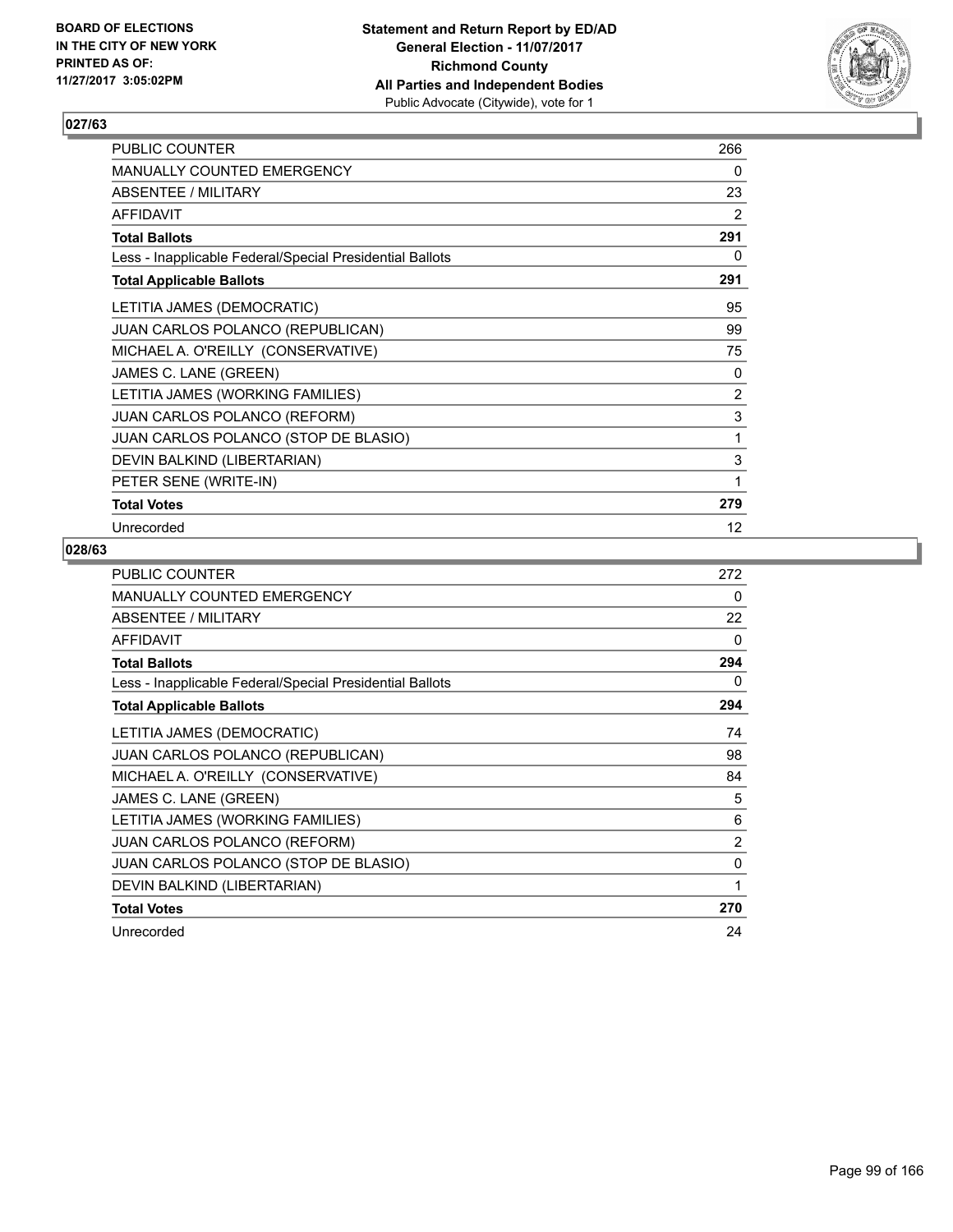BOARD OF ELECTIONS
IN THE CITY OF NEW YORK
PRINTED AS OF:
11/27/2017 3:05:02PM

**Statement and Return Report by ED/AD**
**General Election - 11/07/2017**
**Richmond County**
**All Parties and Independent Bodies**
Public Advocate (Citywide), vote for 1

## 027/63

| | |
|---|---|
| PUBLIC COUNTER | 266 |
| MANUALLY COUNTED EMERGENCY | 0 |
| ABSENTEE / MILITARY | 23 |
| AFFIDAVIT | 2 |
| **Total Ballots** | **291** |
| Less - Inapplicable Federal/Special Presidential Ballots | 0 |
| **Total Applicable Ballots** | **291** |
| LETITIA JAMES (DEMOCRATIC) | 95 |
| JUAN CARLOS POLANCO (REPUBLICAN) | 99 |
| MICHAEL A. O'REILLY (CONSERVATIVE) | 75 |
| JAMES C. LANE (GREEN) | 0 |
| LETITIA JAMES (WORKING FAMILIES) | 2 |
| JUAN CARLOS POLANCO (REFORM) | 3 |
| JUAN CARLOS POLANCO (STOP DE BLASIO) | 1 |
| DEVIN BALKIND (LIBERTARIAN) | 3 |
| PETER SENE (WRITE-IN) | 1 |
| **Total Votes** | **279** |
| Unrecorded | 12 |

## 028/63

| | |
|---|---|
| PUBLIC COUNTER | 272 |
| MANUALLY COUNTED EMERGENCY | 0 |
| ABSENTEE / MILITARY | 22 |
| AFFIDAVIT | 0 |
| **Total Ballots** | **294** |
| Less - Inapplicable Federal/Special Presidential Ballots | 0 |
| **Total Applicable Ballots** | **294** |
| LETITIA JAMES (DEMOCRATIC) | 74 |
| JUAN CARLOS POLANCO (REPUBLICAN) | 98 |
| MICHAEL A. O'REILLY (CONSERVATIVE) | 84 |
| JAMES C. LANE (GREEN) | 5 |
| LETITIA JAMES (WORKING FAMILIES) | 6 |
| JUAN CARLOS POLANCO (REFORM) | 2 |
| JUAN CARLOS POLANCO (STOP DE BLASIO) | 0 |
| DEVIN BALKIND (LIBERTARIAN) | 1 |
| **Total Votes** | **270** |
| Unrecorded | 24 |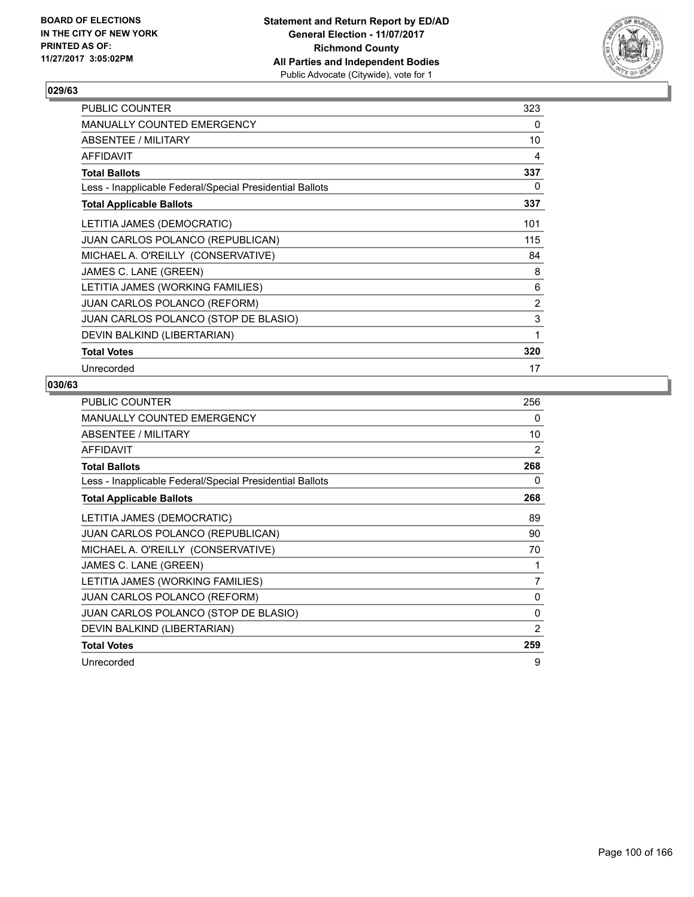BOARD OF ELECTIONS
IN THE CITY OF NEW YORK
PRINTED AS OF:
11/27/2017 3:05:02PM

**Statement and Return Report by ED/AD**
**General Election - 11/07/2017**
**Richmond County**
**All Parties and Independent Bodies**
Public Advocate (Citywide), vote for 1

## 029/63

| | |
|---|---|
| PUBLIC COUNTER | 323 |
| MANUALLY COUNTED EMERGENCY | 0 |
| ABSENTEE / MILITARY | 10 |
| AFFIDAVIT | 4 |
| **Total Ballots** | **337** |
| Less - Inapplicable Federal/Special Presidential Ballots | 0 |
| **Total Applicable Ballots** | **337** |
| LETITIA JAMES (DEMOCRATIC) | 101 |
| JUAN CARLOS POLANCO (REPUBLICAN) | 115 |
| MICHAEL A. O'REILLY (CONSERVATIVE) | 84 |
| JAMES C. LANE (GREEN) | 8 |
| LETITIA JAMES (WORKING FAMILIES) | 6 |
| JUAN CARLOS POLANCO (REFORM) | 2 |
| JUAN CARLOS POLANCO (STOP DE BLASIO) | 3 |
| DEVIN BALKIND (LIBERTARIAN) | 1 |
| **Total Votes** | **320** |
| Unrecorded | 17 |

## 030/63

| | |
|---|---|
| PUBLIC COUNTER | 256 |
| MANUALLY COUNTED EMERGENCY | 0 |
| ABSENTEE / MILITARY | 10 |
| AFFIDAVIT | 2 |
| **Total Ballots** | **268** |
| Less - Inapplicable Federal/Special Presidential Ballots | 0 |
| **Total Applicable Ballots** | **268** |
| LETITIA JAMES (DEMOCRATIC) | 89 |
| JUAN CARLOS POLANCO (REPUBLICAN) | 90 |
| MICHAEL A. O'REILLY (CONSERVATIVE) | 70 |
| JAMES C. LANE (GREEN) | 1 |
| LETITIA JAMES (WORKING FAMILIES) | 7 |
| JUAN CARLOS POLANCO (REFORM) | 0 |
| JUAN CARLOS POLANCO (STOP DE BLASIO) | 0 |
| DEVIN BALKIND (LIBERTARIAN) | 2 |
| **Total Votes** | **259** |
| Unrecorded | 9 |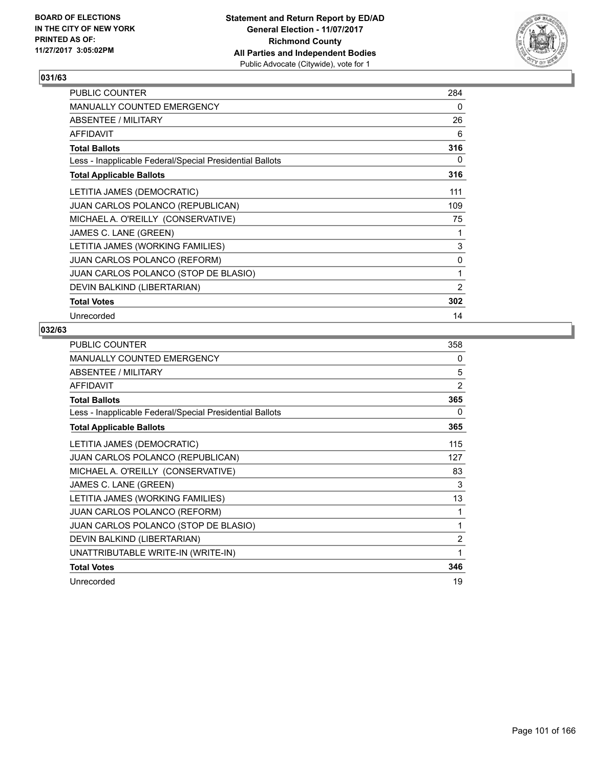**Statement and Return Report by ED/AD**
**General Election - 11/07/2017**
**Richmond County**
**All Parties and Independent Bodies**
Public Advocate (Citywide), vote for 1

BOARD OF ELECTIONS
IN THE CITY OF NEW YORK
PRINTED AS OF:
11/27/2017 3:05:02PM

### 031/63

| | |
|---|---|
| PUBLIC COUNTER | 284 |
| MANUALLY COUNTED EMERGENCY | 0 |
| ABSENTEE / MILITARY | 26 |
| AFFIDAVIT | 6 |
| **Total Ballots** | **316** |
| Less - Inapplicable Federal/Special Presidential Ballots | 0 |
| **Total Applicable Ballots** | **316** |
| LETITIA JAMES (DEMOCRATIC) | 111 |
| JUAN CARLOS POLANCO (REPUBLICAN) | 109 |
| MICHAEL A. O'REILLY (CONSERVATIVE) | 75 |
| JAMES C. LANE (GREEN) | 1 |
| LETITIA JAMES (WORKING FAMILIES) | 3 |
| JUAN CARLOS POLANCO (REFORM) | 0 |
| JUAN CARLOS POLANCO (STOP DE BLASIO) | 1 |
| DEVIN BALKIND (LIBERTARIAN) | 2 |
| **Total Votes** | **302** |
| Unrecorded | 14 |

### 032/63

| | |
|---|---|
| PUBLIC COUNTER | 358 |
| MANUALLY COUNTED EMERGENCY | 0 |
| ABSENTEE / MILITARY | 5 |
| AFFIDAVIT | 2 |
| **Total Ballots** | **365** |
| Less - Inapplicable Federal/Special Presidential Ballots | 0 |
| **Total Applicable Ballots** | **365** |
| LETITIA JAMES (DEMOCRATIC) | 115 |
| JUAN CARLOS POLANCO (REPUBLICAN) | 127 |
| MICHAEL A. O'REILLY (CONSERVATIVE) | 83 |
| JAMES C. LANE (GREEN) | 3 |
| LETITIA JAMES (WORKING FAMILIES) | 13 |
| JUAN CARLOS POLANCO (REFORM) | 1 |
| JUAN CARLOS POLANCO (STOP DE BLASIO) | 1 |
| DEVIN BALKIND (LIBERTARIAN) | 2 |
| UNATTRIBUTABLE WRITE-IN (WRITE-IN) | 1 |
| **Total Votes** | **346** |
| Unrecorded | 19 |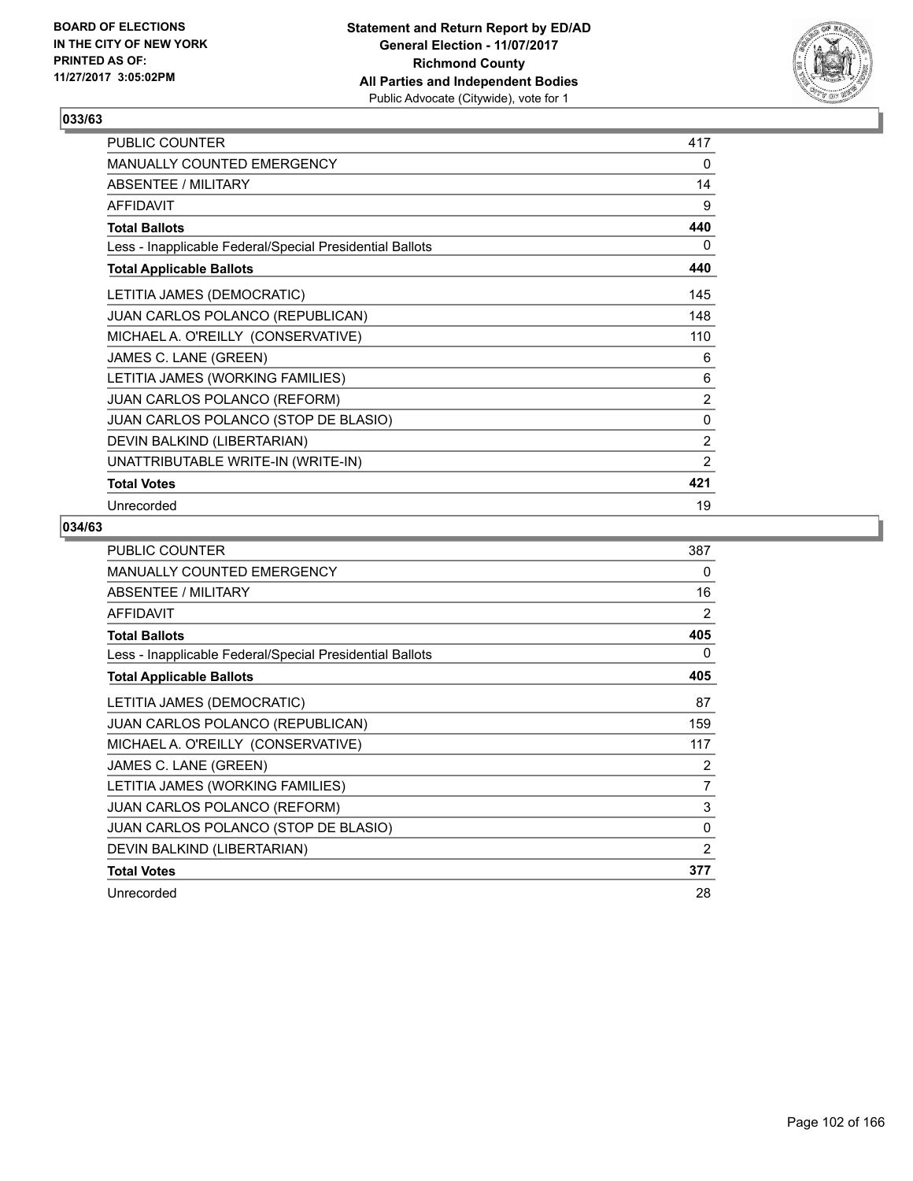BOARD OF ELECTIONS
IN THE CITY OF NEW YORK
PRINTED AS OF:
11/27/2017 3:05:02PM

**Statement and Return Report by ED/AD**
**General Election - 11/07/2017**
**Richmond County**
**All Parties and Independent Bodies**
Public Advocate (Citywide), vote for 1

### 033/63

| | |
|---|---|
| PUBLIC COUNTER | 417 |
| MANUALLY COUNTED EMERGENCY | 0 |
| ABSENTEE / MILITARY | 14 |
| AFFIDAVIT | 9 |
| **Total Ballots** | **440** |
| Less - Inapplicable Federal/Special Presidential Ballots | 0 |
| **Total Applicable Ballots** | **440** |
| LETITIA JAMES (DEMOCRATIC) | 145 |
| JUAN CARLOS POLANCO (REPUBLICAN) | 148 |
| MICHAEL A. O'REILLY (CONSERVATIVE) | 110 |
| JAMES C. LANE (GREEN) | 6 |
| LETITIA JAMES (WORKING FAMILIES) | 6 |
| JUAN CARLOS POLANCO (REFORM) | 2 |
| JUAN CARLOS POLANCO (STOP DE BLASIO) | 0 |
| DEVIN BALKIND (LIBERTARIAN) | 2 |
| UNATTRIBUTABLE WRITE-IN (WRITE-IN) | 2 |
| **Total Votes** | **421** |
| Unrecorded | 19 |

### 034/63

| | |
|---|---|
| PUBLIC COUNTER | 387 |
| MANUALLY COUNTED EMERGENCY | 0 |
| ABSENTEE / MILITARY | 16 |
| AFFIDAVIT | 2 |
| **Total Ballots** | **405** |
| Less - Inapplicable Federal/Special Presidential Ballots | 0 |
| **Total Applicable Ballots** | **405** |
| LETITIA JAMES (DEMOCRATIC) | 87 |
| JUAN CARLOS POLANCO (REPUBLICAN) | 159 |
| MICHAEL A. O'REILLY (CONSERVATIVE) | 117 |
| JAMES C. LANE (GREEN) | 2 |
| LETITIA JAMES (WORKING FAMILIES) | 7 |
| JUAN CARLOS POLANCO (REFORM) | 3 |
| JUAN CARLOS POLANCO (STOP DE BLASIO) | 0 |
| DEVIN BALKIND (LIBERTARIAN) | 2 |
| **Total Votes** | **377** |
| Unrecorded | 28 |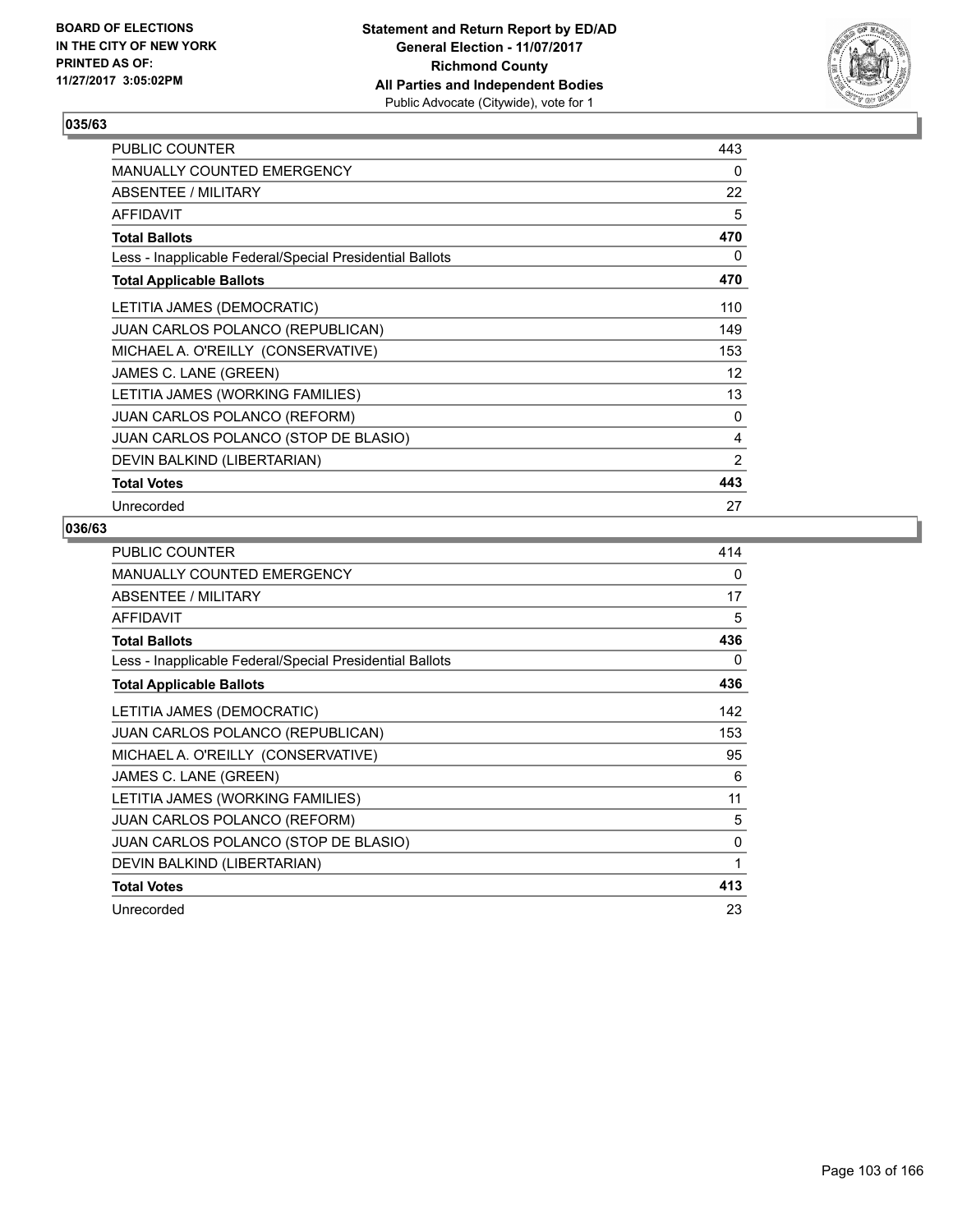BOARD OF ELECTIONS
IN THE CITY OF NEW YORK
PRINTED AS OF:
11/27/2017 3:05:02PM

**Statement and Return Report by ED/AD**
**General Election - 11/07/2017**
**Richmond County**
**All Parties and Independent Bodies**
Public Advocate (Citywide), vote for 1

### 035/63

| | |
|---|---|
| PUBLIC COUNTER | 443 |
| MANUALLY COUNTED EMERGENCY | 0 |
| ABSENTEE / MILITARY | 22 |
| AFFIDAVIT | 5 |
| **Total Ballots** | **470** |
| Less - Inapplicable Federal/Special Presidential Ballots | 0 |
| **Total Applicable Ballots** | **470** |
| LETITIA JAMES (DEMOCRATIC) | 110 |
| JUAN CARLOS POLANCO (REPUBLICAN) | 149 |
| MICHAEL A. O'REILLY (CONSERVATIVE) | 153 |
| JAMES C. LANE (GREEN) | 12 |
| LETITIA JAMES (WORKING FAMILIES) | 13 |
| JUAN CARLOS POLANCO (REFORM) | 0 |
| JUAN CARLOS POLANCO (STOP DE BLASIO) | 4 |
| DEVIN BALKIND (LIBERTARIAN) | 2 |
| **Total Votes** | **443** |
| Unrecorded | 27 |

### 036/63

| | |
|---|---|
| PUBLIC COUNTER | 414 |
| MANUALLY COUNTED EMERGENCY | 0 |
| ABSENTEE / MILITARY | 17 |
| AFFIDAVIT | 5 |
| **Total Ballots** | **436** |
| Less - Inapplicable Federal/Special Presidential Ballots | 0 |
| **Total Applicable Ballots** | **436** |
| LETITIA JAMES (DEMOCRATIC) | 142 |
| JUAN CARLOS POLANCO (REPUBLICAN) | 153 |
| MICHAEL A. O'REILLY (CONSERVATIVE) | 95 |
| JAMES C. LANE (GREEN) | 6 |
| LETITIA JAMES (WORKING FAMILIES) | 11 |
| JUAN CARLOS POLANCO (REFORM) | 5 |
| JUAN CARLOS POLANCO (STOP DE BLASIO) | 0 |
| DEVIN BALKIND (LIBERTARIAN) | 1 |
| **Total Votes** | **413** |
| Unrecorded | 23 |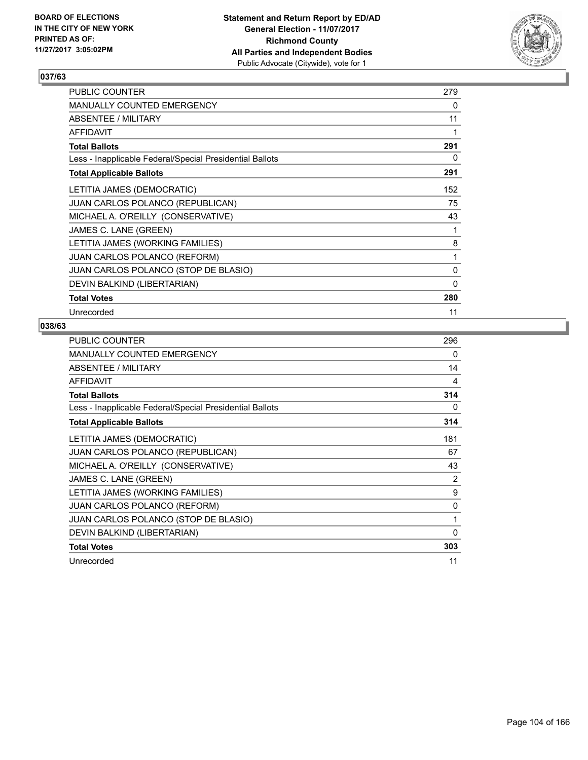BOARD OF ELECTIONS
IN THE CITY OF NEW YORK
PRINTED AS OF:
11/27/2017 3:05:02PM

**Statement and Return Report by ED/AD**
**General Election - 11/07/2017**
**Richmond County**
**All Parties and Independent Bodies**
Public Advocate (Citywide), vote for 1

## 037/63

| | |
|---|---|
| PUBLIC COUNTER | 279 |
| MANUALLY COUNTED EMERGENCY | 0 |
| ABSENTEE / MILITARY | 11 |
| AFFIDAVIT | 1 |
| **Total Ballots** | **291** |
| Less - Inapplicable Federal/Special Presidential Ballots | 0 |
| **Total Applicable Ballots** | **291** |
| LETITIA JAMES (DEMOCRATIC) | 152 |
| JUAN CARLOS POLANCO (REPUBLICAN) | 75 |
| MICHAEL A. O'REILLY (CONSERVATIVE) | 43 |
| JAMES C. LANE (GREEN) | 1 |
| LETITIA JAMES (WORKING FAMILIES) | 8 |
| JUAN CARLOS POLANCO (REFORM) | 1 |
| JUAN CARLOS POLANCO (STOP DE BLASIO) | 0 |
| DEVIN BALKIND (LIBERTARIAN) | 0 |
| **Total Votes** | **280** |
| Unrecorded | 11 |

## 038/63

| | |
|---|---|
| PUBLIC COUNTER | 296 |
| MANUALLY COUNTED EMERGENCY | 0 |
| ABSENTEE / MILITARY | 14 |
| AFFIDAVIT | 4 |
| **Total Ballots** | **314** |
| Less - Inapplicable Federal/Special Presidential Ballots | 0 |
| **Total Applicable Ballots** | **314** |
| LETITIA JAMES (DEMOCRATIC) | 181 |
| JUAN CARLOS POLANCO (REPUBLICAN) | 67 |
| MICHAEL A. O'REILLY (CONSERVATIVE) | 43 |
| JAMES C. LANE (GREEN) | 2 |
| LETITIA JAMES (WORKING FAMILIES) | 9 |
| JUAN CARLOS POLANCO (REFORM) | 0 |
| JUAN CARLOS POLANCO (STOP DE BLASIO) | 1 |
| DEVIN BALKIND (LIBERTARIAN) | 0 |
| **Total Votes** | **303** |
| Unrecorded | 11 |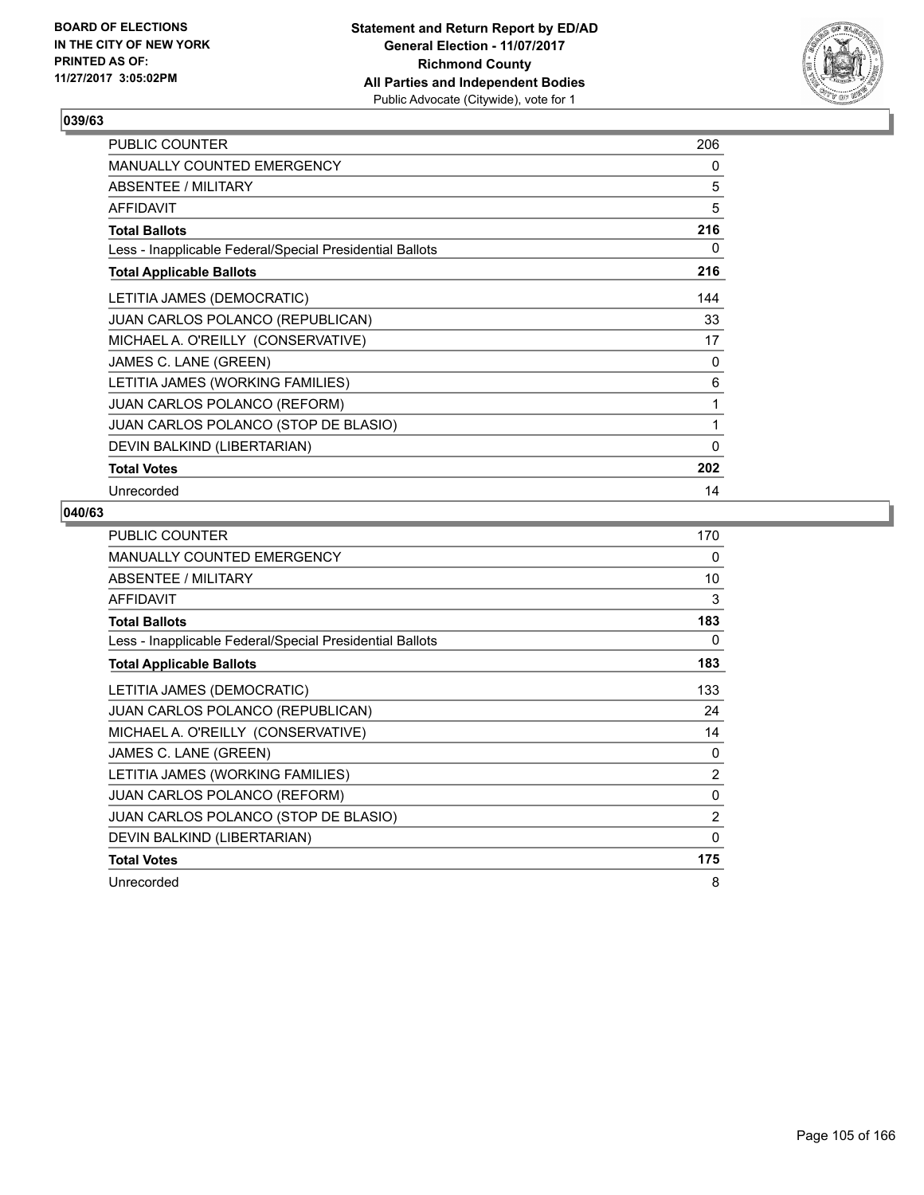BOARD OF ELECTIONS
IN THE CITY OF NEW YORK
PRINTED AS OF:
11/27/2017 3:05:02PM

**Statement and Return Report by ED/AD**
**General Election - 11/07/2017**
**Richmond County**
**All Parties and Independent Bodies**
Public Advocate (Citywide), vote for 1

## 039/63

| | |
|---|---|
| PUBLIC COUNTER | 206 |
| MANUALLY COUNTED EMERGENCY | 0 |
| ABSENTEE / MILITARY | 5 |
| AFFIDAVIT | 5 |
| **Total Ballots** | **216** |
| Less - Inapplicable Federal/Special Presidential Ballots | 0 |
| **Total Applicable Ballots** | **216** |
| LETITIA JAMES (DEMOCRATIC) | 144 |
| JUAN CARLOS POLANCO (REPUBLICAN) | 33 |
| MICHAEL A. O'REILLY (CONSERVATIVE) | 17 |
| JAMES C. LANE (GREEN) | 0 |
| LETITIA JAMES (WORKING FAMILIES) | 6 |
| JUAN CARLOS POLANCO (REFORM) | 1 |
| JUAN CARLOS POLANCO (STOP DE BLASIO) | 1 |
| DEVIN BALKIND (LIBERTARIAN) | 0 |
| **Total Votes** | **202** |
| Unrecorded | 14 |

## 040/63

| | |
|---|---|
| PUBLIC COUNTER | 170 |
| MANUALLY COUNTED EMERGENCY | 0 |
| ABSENTEE / MILITARY | 10 |
| AFFIDAVIT | 3 |
| **Total Ballots** | **183** |
| Less - Inapplicable Federal/Special Presidential Ballots | 0 |
| **Total Applicable Ballots** | **183** |
| LETITIA JAMES (DEMOCRATIC) | 133 |
| JUAN CARLOS POLANCO (REPUBLICAN) | 24 |
| MICHAEL A. O'REILLY (CONSERVATIVE) | 14 |
| JAMES C. LANE (GREEN) | 0 |
| LETITIA JAMES (WORKING FAMILIES) | 2 |
| JUAN CARLOS POLANCO (REFORM) | 0 |
| JUAN CARLOS POLANCO (STOP DE BLASIO) | 2 |
| DEVIN BALKIND (LIBERTARIAN) | 0 |
| **Total Votes** | **175** |
| Unrecorded | 8 |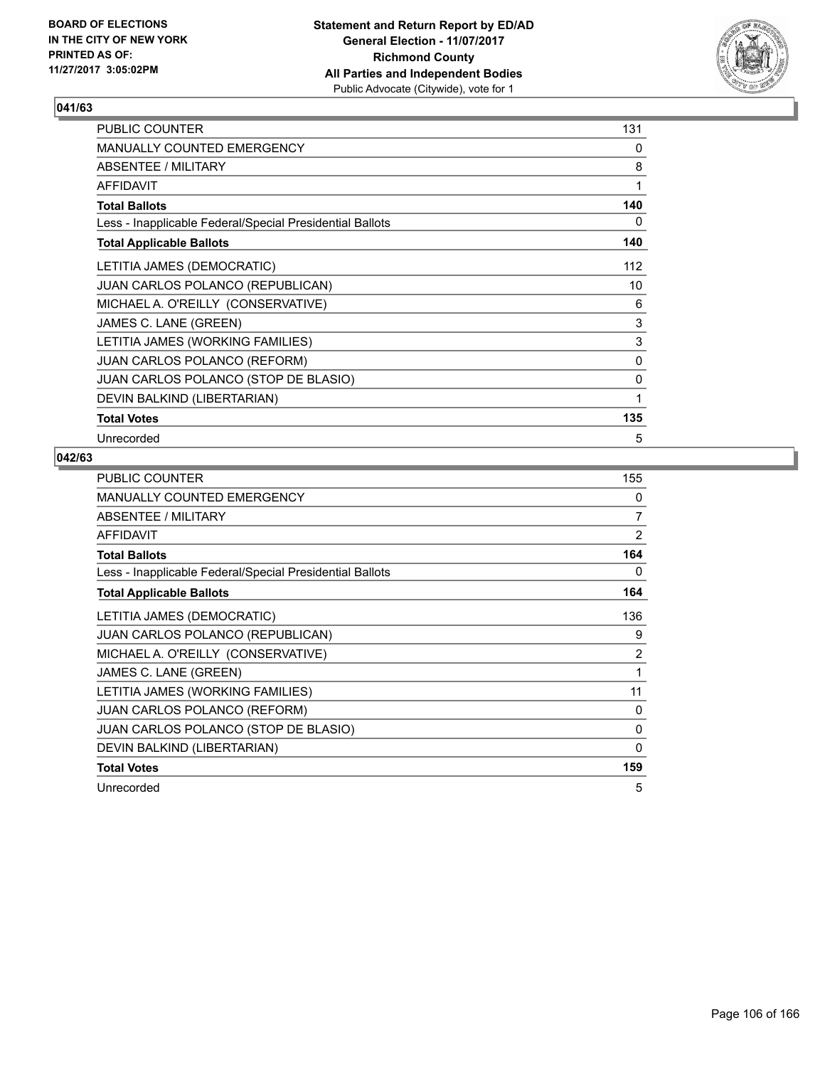BOARD OF ELECTIONS
IN THE CITY OF NEW YORK
PRINTED AS OF:
11/27/2017 3:05:02PM

**Statement and Return Report by ED/AD**
**General Election - 11/07/2017**
**Richmond County**
**All Parties and Independent Bodies**
Public Advocate (Citywide), vote for 1

## 041/63

| | |
|---|---|
| PUBLIC COUNTER | 131 |
| MANUALLY COUNTED EMERGENCY | 0 |
| ABSENTEE / MILITARY | 8 |
| AFFIDAVIT | 1 |
| **Total Ballots** | **140** |
| Less - Inapplicable Federal/Special Presidential Ballots | 0 |
| **Total Applicable Ballots** | **140** |
| LETITIA JAMES (DEMOCRATIC) | 112 |
| JUAN CARLOS POLANCO (REPUBLICAN) | 10 |
| MICHAEL A. O'REILLY (CONSERVATIVE) | 6 |
| JAMES C. LANE (GREEN) | 3 |
| LETITIA JAMES (WORKING FAMILIES) | 3 |
| JUAN CARLOS POLANCO (REFORM) | 0 |
| JUAN CARLOS POLANCO (STOP DE BLASIO) | 0 |
| DEVIN BALKIND (LIBERTARIAN) | 1 |
| **Total Votes** | **135** |
| Unrecorded | 5 |

## 042/63

| | |
|---|---|
| PUBLIC COUNTER | 155 |
| MANUALLY COUNTED EMERGENCY | 0 |
| ABSENTEE / MILITARY | 7 |
| AFFIDAVIT | 2 |
| **Total Ballots** | **164** |
| Less - Inapplicable Federal/Special Presidential Ballots | 0 |
| **Total Applicable Ballots** | **164** |
| LETITIA JAMES (DEMOCRATIC) | 136 |
| JUAN CARLOS POLANCO (REPUBLICAN) | 9 |
| MICHAEL A. O'REILLY (CONSERVATIVE) | 2 |
| JAMES C. LANE (GREEN) | 1 |
| LETITIA JAMES (WORKING FAMILIES) | 11 |
| JUAN CARLOS POLANCO (REFORM) | 0 |
| JUAN CARLOS POLANCO (STOP DE BLASIO) | 0 |
| DEVIN BALKIND (LIBERTARIAN) | 0 |
| **Total Votes** | **159** |
| Unrecorded | 5 |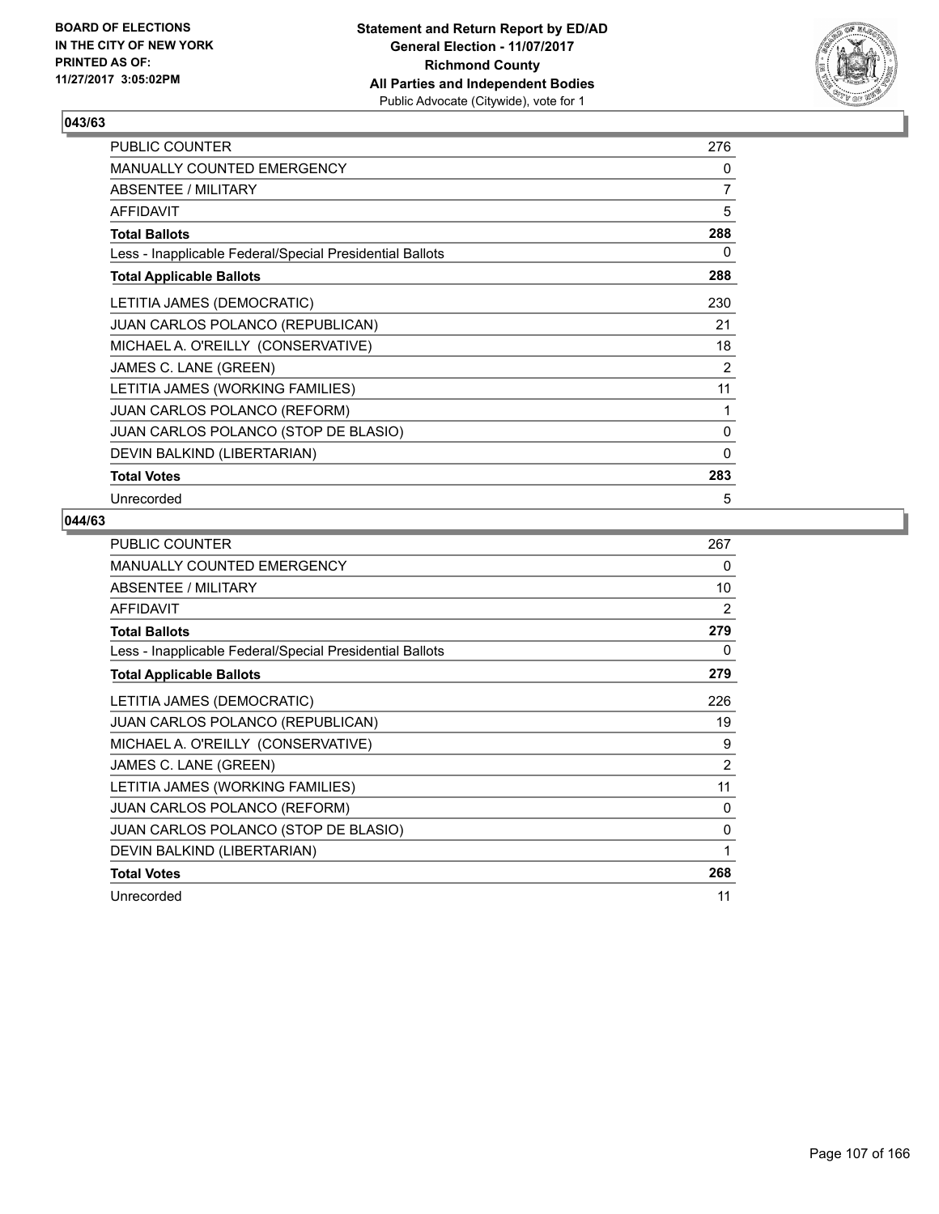BOARD OF ELECTIONS
IN THE CITY OF NEW YORK
PRINTED AS OF:
11/27/2017 3:05:02PM

**Statement and Return Report by ED/AD**
**General Election - 11/07/2017**
**Richmond County**
**All Parties and Independent Bodies**
Public Advocate (Citywide), vote for 1

### 043/63

| | |
|---|---|
| PUBLIC COUNTER | 276 |
| MANUALLY COUNTED EMERGENCY | 0 |
| ABSENTEE / MILITARY | 7 |
| AFFIDAVIT | 5 |
| **Total Ballots** | **288** |
| Less - Inapplicable Federal/Special Presidential Ballots | 0 |
| **Total Applicable Ballots** | **288** |
| LETITIA JAMES (DEMOCRATIC) | 230 |
| JUAN CARLOS POLANCO (REPUBLICAN) | 21 |
| MICHAEL A. O'REILLY (CONSERVATIVE) | 18 |
| JAMES C. LANE (GREEN) | 2 |
| LETITIA JAMES (WORKING FAMILIES) | 11 |
| JUAN CARLOS POLANCO (REFORM) | 1 |
| JUAN CARLOS POLANCO (STOP DE BLASIO) | 0 |
| DEVIN BALKIND (LIBERTARIAN) | 0 |
| **Total Votes** | **283** |
| Unrecorded | 5 |

### 044/63

| | |
|---|---|
| PUBLIC COUNTER | 267 |
| MANUALLY COUNTED EMERGENCY | 0 |
| ABSENTEE / MILITARY | 10 |
| AFFIDAVIT | 2 |
| **Total Ballots** | **279** |
| Less - Inapplicable Federal/Special Presidential Ballots | 0 |
| **Total Applicable Ballots** | **279** |
| LETITIA JAMES (DEMOCRATIC) | 226 |
| JUAN CARLOS POLANCO (REPUBLICAN) | 19 |
| MICHAEL A. O'REILLY (CONSERVATIVE) | 9 |
| JAMES C. LANE (GREEN) | 2 |
| LETITIA JAMES (WORKING FAMILIES) | 11 |
| JUAN CARLOS POLANCO (REFORM) | 0 |
| JUAN CARLOS POLANCO (STOP DE BLASIO) | 0 |
| DEVIN BALKIND (LIBERTARIAN) | 1 |
| **Total Votes** | **268** |
| Unrecorded | 11 |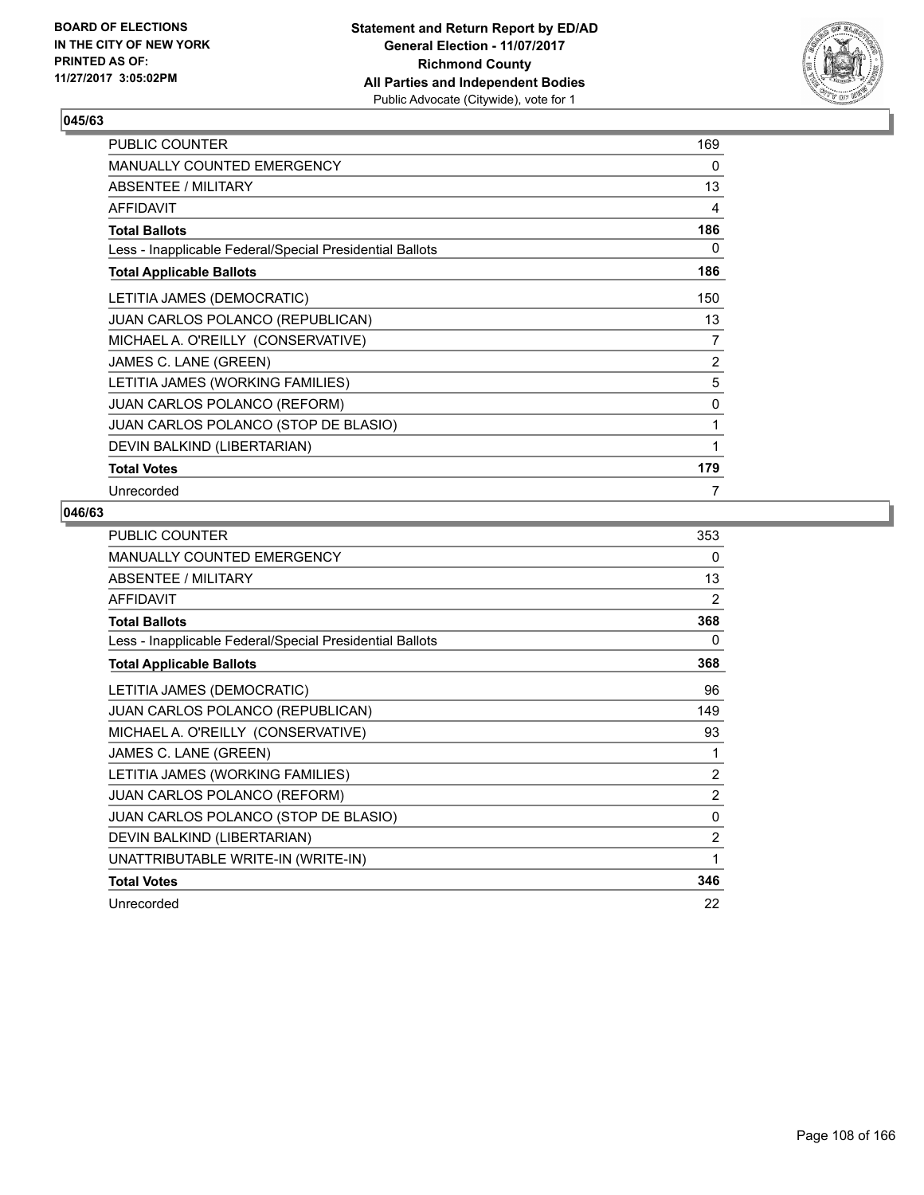BOARD OF ELECTIONS
IN THE CITY OF NEW YORK
PRINTED AS OF:
11/27/2017 3:05:02PM

**Statement and Return Report by ED/AD**
**General Election - 11/07/2017**
**Richmond County**
**All Parties and Independent Bodies**
Public Advocate (Citywide), vote for 1

### 045/63

| | |
|---|---|
| PUBLIC COUNTER | 169 |
| MANUALLY COUNTED EMERGENCY | 0 |
| ABSENTEE / MILITARY | 13 |
| AFFIDAVIT | 4 |
| **Total Ballots** | **186** |
| Less - Inapplicable Federal/Special Presidential Ballots | 0 |
| **Total Applicable Ballots** | **186** |
| LETITIA JAMES (DEMOCRATIC) | 150 |
| JUAN CARLOS POLANCO (REPUBLICAN) | 13 |
| MICHAEL A. O'REILLY (CONSERVATIVE) | 7 |
| JAMES C. LANE (GREEN) | 2 |
| LETITIA JAMES (WORKING FAMILIES) | 5 |
| JUAN CARLOS POLANCO (REFORM) | 0 |
| JUAN CARLOS POLANCO (STOP DE BLASIO) | 1 |
| DEVIN BALKIND (LIBERTARIAN) | 1 |
| **Total Votes** | **179** |
| Unrecorded | 7 |

### 046/63

| | |
|---|---|
| PUBLIC COUNTER | 353 |
| MANUALLY COUNTED EMERGENCY | 0 |
| ABSENTEE / MILITARY | 13 |
| AFFIDAVIT | 2 |
| **Total Ballots** | **368** |
| Less - Inapplicable Federal/Special Presidential Ballots | 0 |
| **Total Applicable Ballots** | **368** |
| LETITIA JAMES (DEMOCRATIC) | 96 |
| JUAN CARLOS POLANCO (REPUBLICAN) | 149 |
| MICHAEL A. O'REILLY (CONSERVATIVE) | 93 |
| JAMES C. LANE (GREEN) | 1 |
| LETITIA JAMES (WORKING FAMILIES) | 2 |
| JUAN CARLOS POLANCO (REFORM) | 2 |
| JUAN CARLOS POLANCO (STOP DE BLASIO) | 0 |
| DEVIN BALKIND (LIBERTARIAN) | 2 |
| UNATTRIBUTABLE WRITE-IN (WRITE-IN) | 1 |
| **Total Votes** | **346** |
| Unrecorded | 22 |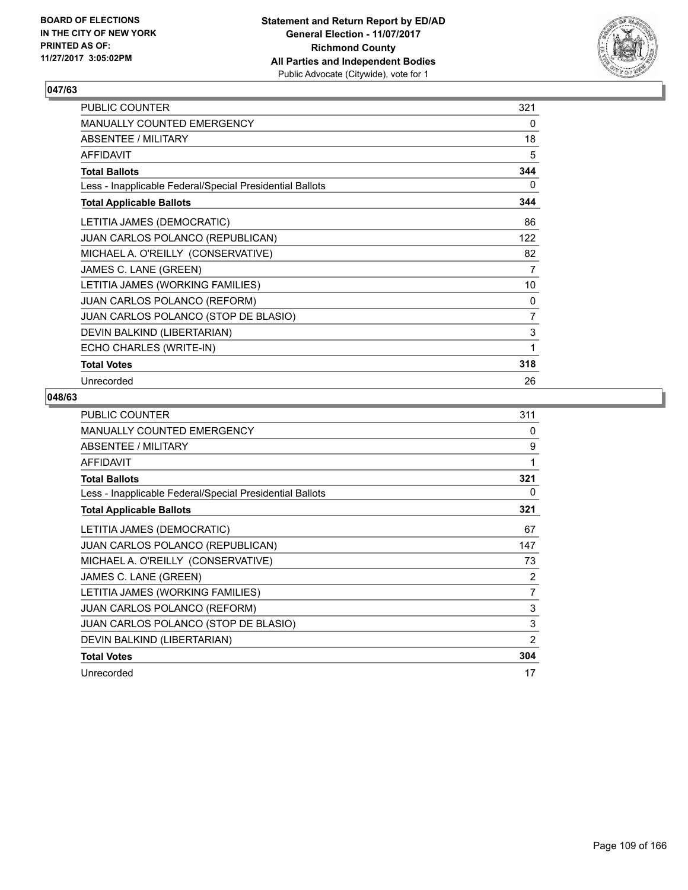**BOARD OF ELECTIONS IN THE CITY OF NEW YORK PRINTED AS OF: 11/27/2017 3:05:02PM**

**Statement and Return Report by ED/AD**
**General Election - 11/07/2017**
**Richmond County**
**All Parties and Independent Bodies**
Public Advocate (Citywide), vote for 1

## 047/63

| | |
|---|---|
| PUBLIC COUNTER | 321 |
| MANUALLY COUNTED EMERGENCY | 0 |
| ABSENTEE / MILITARY | 18 |
| AFFIDAVIT | 5 |
| **Total Ballots** | **344** |
| Less - Inapplicable Federal/Special Presidential Ballots | 0 |
| **Total Applicable Ballots** | **344** |
| LETITIA JAMES (DEMOCRATIC) | 86 |
| JUAN CARLOS POLANCO (REPUBLICAN) | 122 |
| MICHAEL A. O'REILLY (CONSERVATIVE) | 82 |
| JAMES C. LANE (GREEN) | 7 |
| LETITIA JAMES (WORKING FAMILIES) | 10 |
| JUAN CARLOS POLANCO (REFORM) | 0 |
| JUAN CARLOS POLANCO (STOP DE BLASIO) | 7 |
| DEVIN BALKIND (LIBERTARIAN) | 3 |
| ECHO CHARLES (WRITE-IN) | 1 |
| **Total Votes** | **318** |
| Unrecorded | 26 |

## 048/63

| | |
|---|---|
| PUBLIC COUNTER | 311 |
| MANUALLY COUNTED EMERGENCY | 0 |
| ABSENTEE / MILITARY | 9 |
| AFFIDAVIT | 1 |
| **Total Ballots** | **321** |
| Less - Inapplicable Federal/Special Presidential Ballots | 0 |
| **Total Applicable Ballots** | **321** |
| LETITIA JAMES (DEMOCRATIC) | 67 |
| JUAN CARLOS POLANCO (REPUBLICAN) | 147 |
| MICHAEL A. O'REILLY (CONSERVATIVE) | 73 |
| JAMES C. LANE (GREEN) | 2 |
| LETITIA JAMES (WORKING FAMILIES) | 7 |
| JUAN CARLOS POLANCO (REFORM) | 3 |
| JUAN CARLOS POLANCO (STOP DE BLASIO) | 3 |
| DEVIN BALKIND (LIBERTARIAN) | 2 |
| **Total Votes** | **304** |
| Unrecorded | 17 |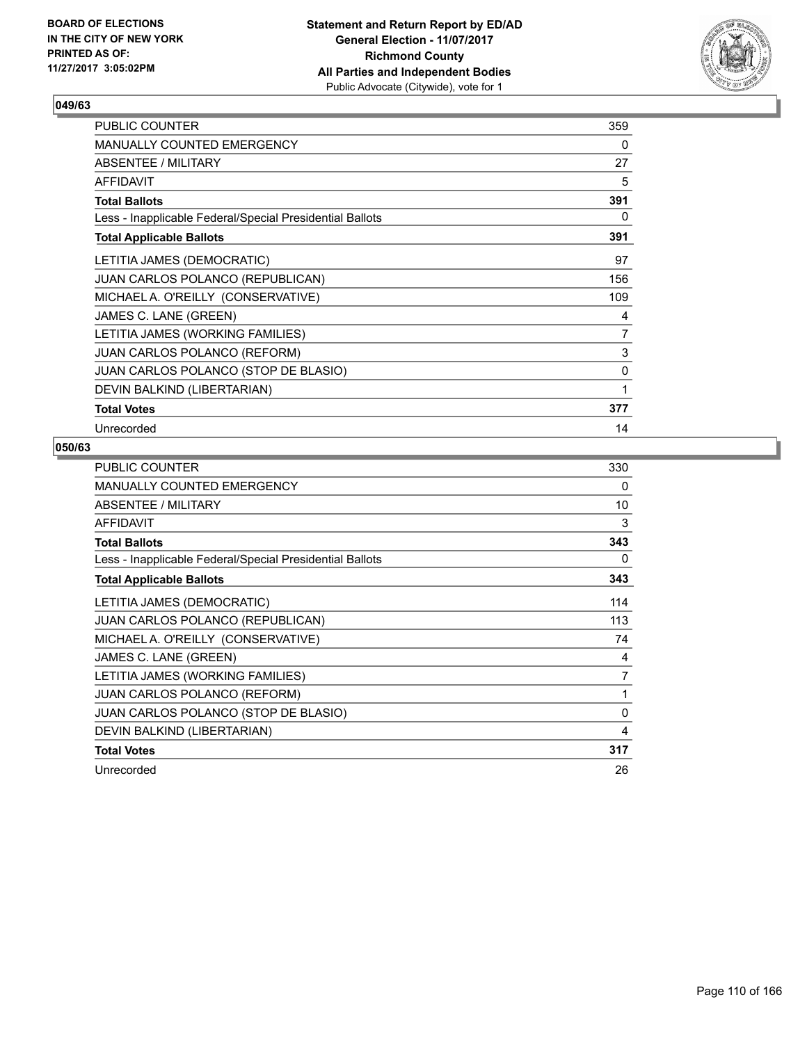**BOARD OF ELECTIONS IN THE CITY OF NEW YORK PRINTED AS OF: 11/27/2017 3:05:02PM**

**Statement and Return Report by ED/AD General Election - 11/07/2017 Richmond County All Parties and Independent Bodies**
Public Advocate (Citywide), vote for 1

## 049/63

| | |
|---|---|
| PUBLIC COUNTER | 359 |
| MANUALLY COUNTED EMERGENCY | 0 |
| ABSENTEE / MILITARY | 27 |
| AFFIDAVIT | 5 |
| **Total Ballots** | **391** |
| Less - Inapplicable Federal/Special Presidential Ballots | 0 |
| **Total Applicable Ballots** | **391** |
| LETITIA JAMES (DEMOCRATIC) | 97 |
| JUAN CARLOS POLANCO (REPUBLICAN) | 156 |
| MICHAEL A. O'REILLY (CONSERVATIVE) | 109 |
| JAMES C. LANE (GREEN) | 4 |
| LETITIA JAMES (WORKING FAMILIES) | 7 |
| JUAN CARLOS POLANCO (REFORM) | 3 |
| JUAN CARLOS POLANCO (STOP DE BLASIO) | 0 |
| DEVIN BALKIND (LIBERTARIAN) | 1 |
| **Total Votes** | **377** |
| Unrecorded | 14 |

## 050/63

| | |
|---|---|
| PUBLIC COUNTER | 330 |
| MANUALLY COUNTED EMERGENCY | 0 |
| ABSENTEE / MILITARY | 10 |
| AFFIDAVIT | 3 |
| **Total Ballots** | **343** |
| Less - Inapplicable Federal/Special Presidential Ballots | 0 |
| **Total Applicable Ballots** | **343** |
| LETITIA JAMES (DEMOCRATIC) | 114 |
| JUAN CARLOS POLANCO (REPUBLICAN) | 113 |
| MICHAEL A. O'REILLY (CONSERVATIVE) | 74 |
| JAMES C. LANE (GREEN) | 4 |
| LETITIA JAMES (WORKING FAMILIES) | 7 |
| JUAN CARLOS POLANCO (REFORM) | 1 |
| JUAN CARLOS POLANCO (STOP DE BLASIO) | 0 |
| DEVIN BALKIND (LIBERTARIAN) | 4 |
| **Total Votes** | **317** |
| Unrecorded | 26 |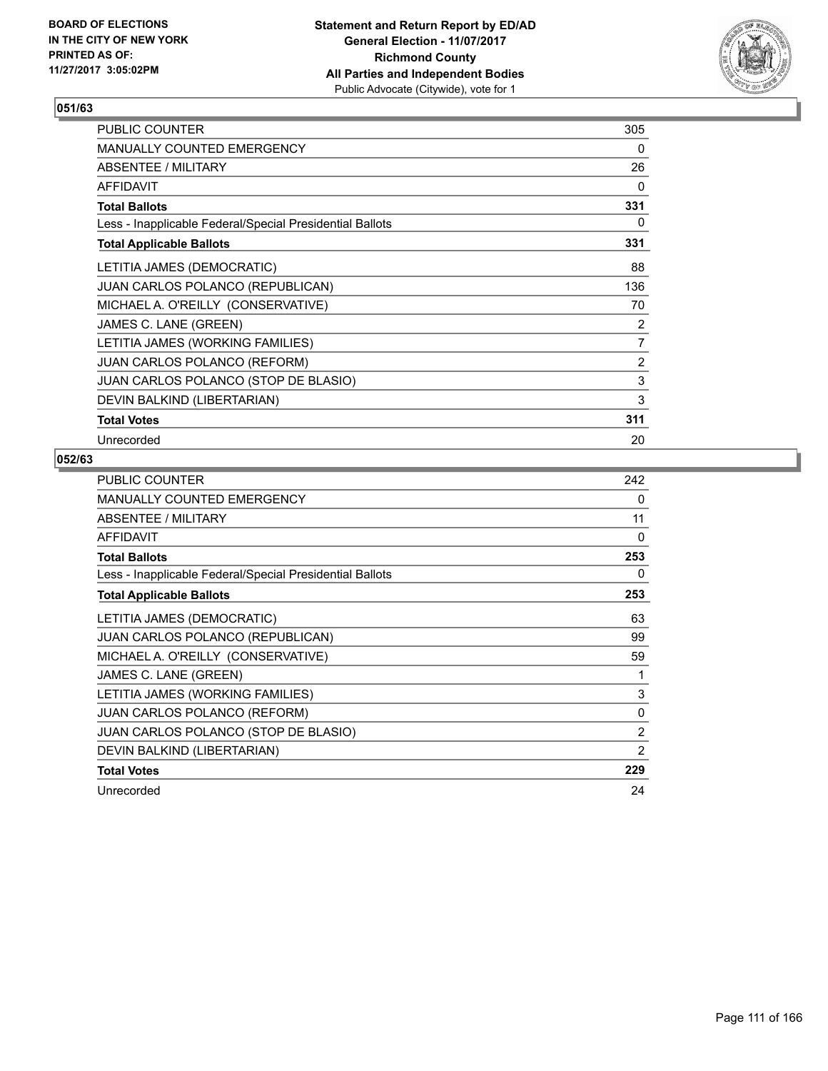BOARD OF ELECTIONS
IN THE CITY OF NEW YORK
PRINTED AS OF:
11/27/2017 3:05:02PM

**Statement and Return Report by ED/AD**
**General Election - 11/07/2017**
**Richmond County**
**All Parties and Independent Bodies**
Public Advocate (Citywide), vote for 1

## 051/63

| | |
|---|---|
| PUBLIC COUNTER | 305 |
| MANUALLY COUNTED EMERGENCY | 0 |
| ABSENTEE / MILITARY | 26 |
| AFFIDAVIT | 0 |
| **Total Ballots** | **331** |
| Less - Inapplicable Federal/Special Presidential Ballots | 0 |
| **Total Applicable Ballots** | **331** |
| LETITIA JAMES (DEMOCRATIC) | 88 |
| JUAN CARLOS POLANCO (REPUBLICAN) | 136 |
| MICHAEL A. O'REILLY (CONSERVATIVE) | 70 |
| JAMES C. LANE (GREEN) | 2 |
| LETITIA JAMES (WORKING FAMILIES) | 7 |
| JUAN CARLOS POLANCO (REFORM) | 2 |
| JUAN CARLOS POLANCO (STOP DE BLASIO) | 3 |
| DEVIN BALKIND (LIBERTARIAN) | 3 |
| **Total Votes** | **311** |
| Unrecorded | 20 |

## 052/63

| | |
|---|---|
| PUBLIC COUNTER | 242 |
| MANUALLY COUNTED EMERGENCY | 0 |
| ABSENTEE / MILITARY | 11 |
| AFFIDAVIT | 0 |
| **Total Ballots** | **253** |
| Less - Inapplicable Federal/Special Presidential Ballots | 0 |
| **Total Applicable Ballots** | **253** |
| LETITIA JAMES (DEMOCRATIC) | 63 |
| JUAN CARLOS POLANCO (REPUBLICAN) | 99 |
| MICHAEL A. O'REILLY (CONSERVATIVE) | 59 |
| JAMES C. LANE (GREEN) | 1 |
| LETITIA JAMES (WORKING FAMILIES) | 3 |
| JUAN CARLOS POLANCO (REFORM) | 0 |
| JUAN CARLOS POLANCO (STOP DE BLASIO) | 2 |
| DEVIN BALKIND (LIBERTARIAN) | 2 |
| **Total Votes** | **229** |
| Unrecorded | 24 |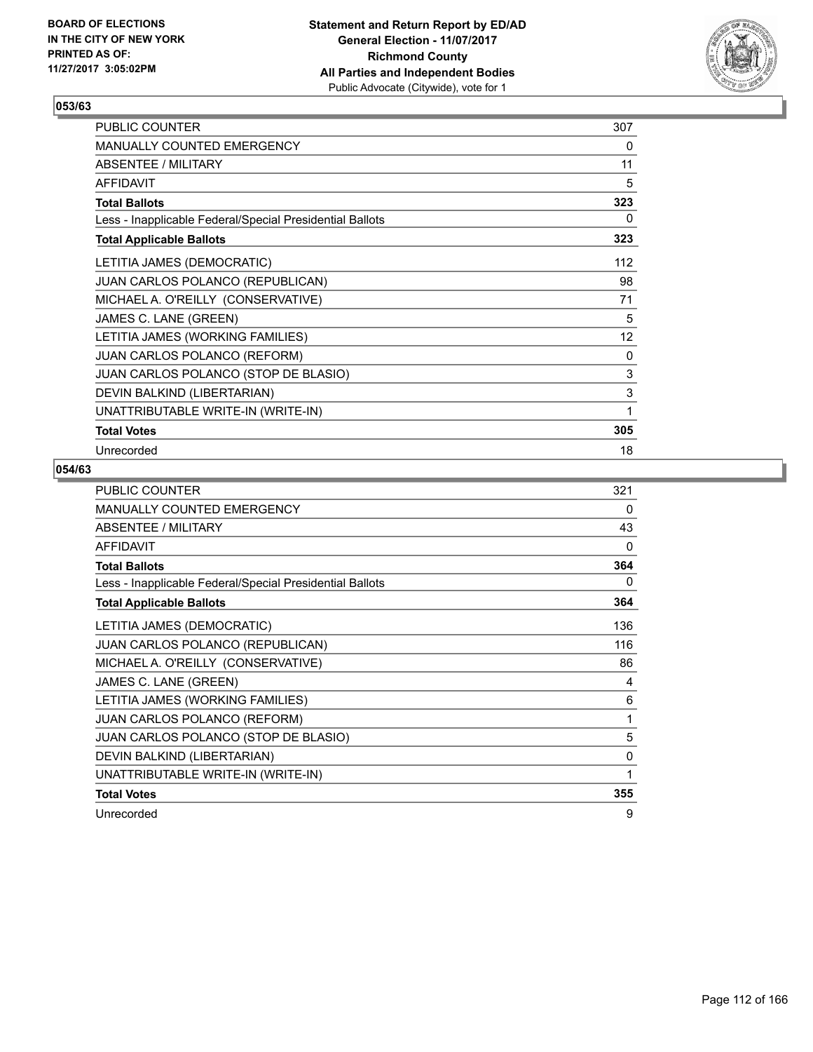BOARD OF ELECTIONS
IN THE CITY OF NEW YORK
PRINTED AS OF:
11/27/2017 3:05:02PM

**Statement and Return Report by ED/AD**
**General Election - 11/07/2017**
**Richmond County**
**All Parties and Independent Bodies**
Public Advocate (Citywide), vote for 1

### 053/63

| | |
|---|---|
| PUBLIC COUNTER | 307 |
| MANUALLY COUNTED EMERGENCY | 0 |
| ABSENTEE / MILITARY | 11 |
| AFFIDAVIT | 5 |
| **Total Ballots** | **323** |
| Less - Inapplicable Federal/Special Presidential Ballots | 0 |
| **Total Applicable Ballots** | **323** |
| LETITIA JAMES (DEMOCRATIC) | 112 |
| JUAN CARLOS POLANCO (REPUBLICAN) | 98 |
| MICHAEL A. O'REILLY (CONSERVATIVE) | 71 |
| JAMES C. LANE (GREEN) | 5 |
| LETITIA JAMES (WORKING FAMILIES) | 12 |
| JUAN CARLOS POLANCO (REFORM) | 0 |
| JUAN CARLOS POLANCO (STOP DE BLASIO) | 3 |
| DEVIN BALKIND (LIBERTARIAN) | 3 |
| UNATTRIBUTABLE WRITE-IN (WRITE-IN) | 1 |
| **Total Votes** | **305** |
| Unrecorded | 18 |

### 054/63

| | |
|---|---|
| PUBLIC COUNTER | 321 |
| MANUALLY COUNTED EMERGENCY | 0 |
| ABSENTEE / MILITARY | 43 |
| AFFIDAVIT | 0 |
| **Total Ballots** | **364** |
| Less - Inapplicable Federal/Special Presidential Ballots | 0 |
| **Total Applicable Ballots** | **364** |
| LETITIA JAMES (DEMOCRATIC) | 136 |
| JUAN CARLOS POLANCO (REPUBLICAN) | 116 |
| MICHAEL A. O'REILLY (CONSERVATIVE) | 86 |
| JAMES C. LANE (GREEN) | 4 |
| LETITIA JAMES (WORKING FAMILIES) | 6 |
| JUAN CARLOS POLANCO (REFORM) | 1 |
| JUAN CARLOS POLANCO (STOP DE BLASIO) | 5 |
| DEVIN BALKIND (LIBERTARIAN) | 0 |
| UNATTRIBUTABLE WRITE-IN (WRITE-IN) | 1 |
| **Total Votes** | **355** |
| Unrecorded | 9 |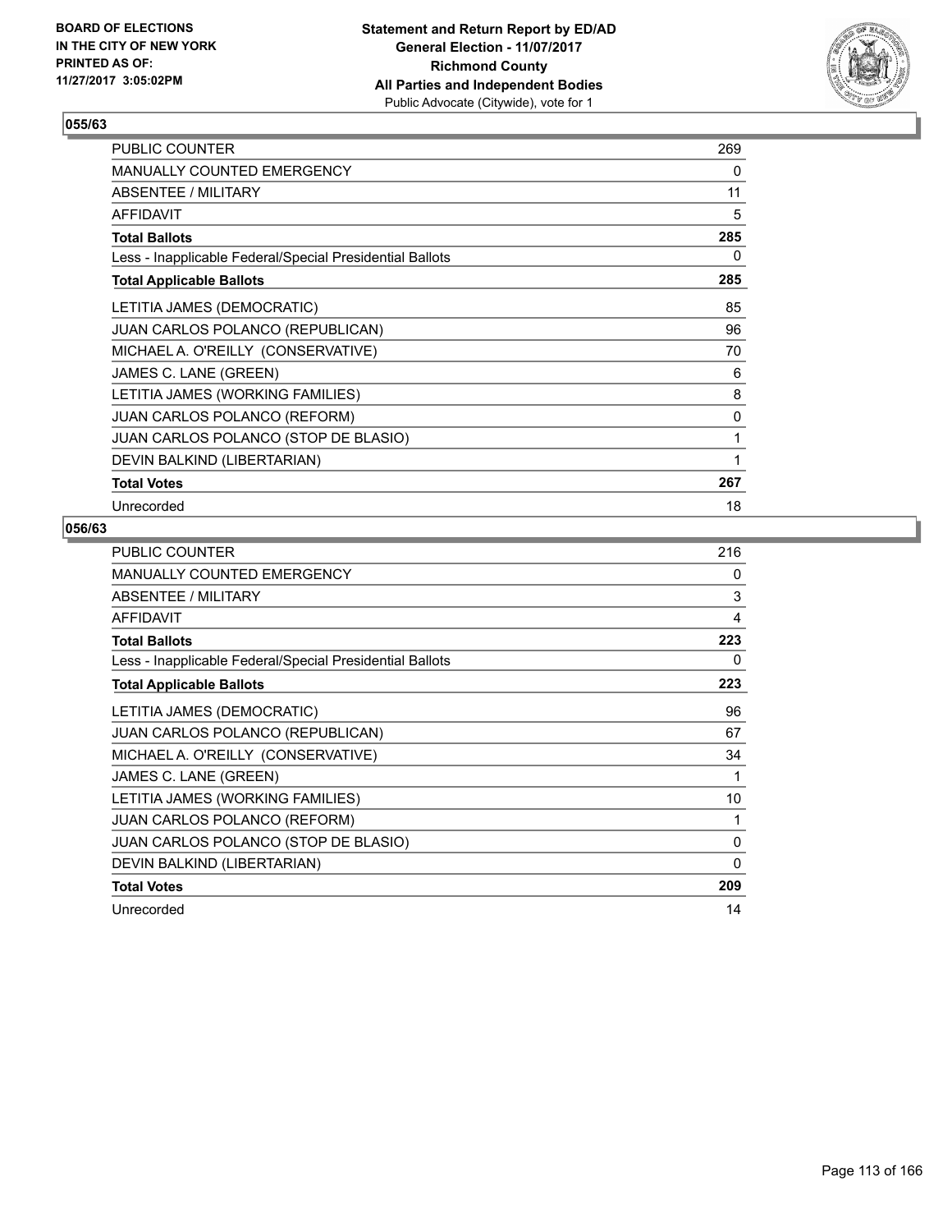BOARD OF ELECTIONS
IN THE CITY OF NEW YORK
PRINTED AS OF:
11/27/2017 3:05:02PM

**Statement and Return Report by ED/AD**
**General Election - 11/07/2017**
**Richmond County**
**All Parties and Independent Bodies**
Public Advocate (Citywide), vote for 1

## 055/63

| | |
|---|---|
| PUBLIC COUNTER | 269 |
| MANUALLY COUNTED EMERGENCY | 0 |
| ABSENTEE / MILITARY | 11 |
| AFFIDAVIT | 5 |
| **Total Ballots** | **285** |
| Less - Inapplicable Federal/Special Presidential Ballots | 0 |
| **Total Applicable Ballots** | **285** |
| LETITIA JAMES (DEMOCRATIC) | 85 |
| JUAN CARLOS POLANCO (REPUBLICAN) | 96 |
| MICHAEL A. O'REILLY (CONSERVATIVE) | 70 |
| JAMES C. LANE (GREEN) | 6 |
| LETITIA JAMES (WORKING FAMILIES) | 8 |
| JUAN CARLOS POLANCO (REFORM) | 0 |
| JUAN CARLOS POLANCO (STOP DE BLASIO) | 1 |
| DEVIN BALKIND (LIBERTARIAN) | 1 |
| **Total Votes** | **267** |
| Unrecorded | 18 |

## 056/63

| | |
|---|---|
| PUBLIC COUNTER | 216 |
| MANUALLY COUNTED EMERGENCY | 0 |
| ABSENTEE / MILITARY | 3 |
| AFFIDAVIT | 4 |
| **Total Ballots** | **223** |
| Less - Inapplicable Federal/Special Presidential Ballots | 0 |
| **Total Applicable Ballots** | **223** |
| LETITIA JAMES (DEMOCRATIC) | 96 |
| JUAN CARLOS POLANCO (REPUBLICAN) | 67 |
| MICHAEL A. O'REILLY (CONSERVATIVE) | 34 |
| JAMES C. LANE (GREEN) | 1 |
| LETITIA JAMES (WORKING FAMILIES) | 10 |
| JUAN CARLOS POLANCO (REFORM) | 1 |
| JUAN CARLOS POLANCO (STOP DE BLASIO) | 0 |
| DEVIN BALKIND (LIBERTARIAN) | 0 |
| **Total Votes** | **209** |
| Unrecorded | 14 |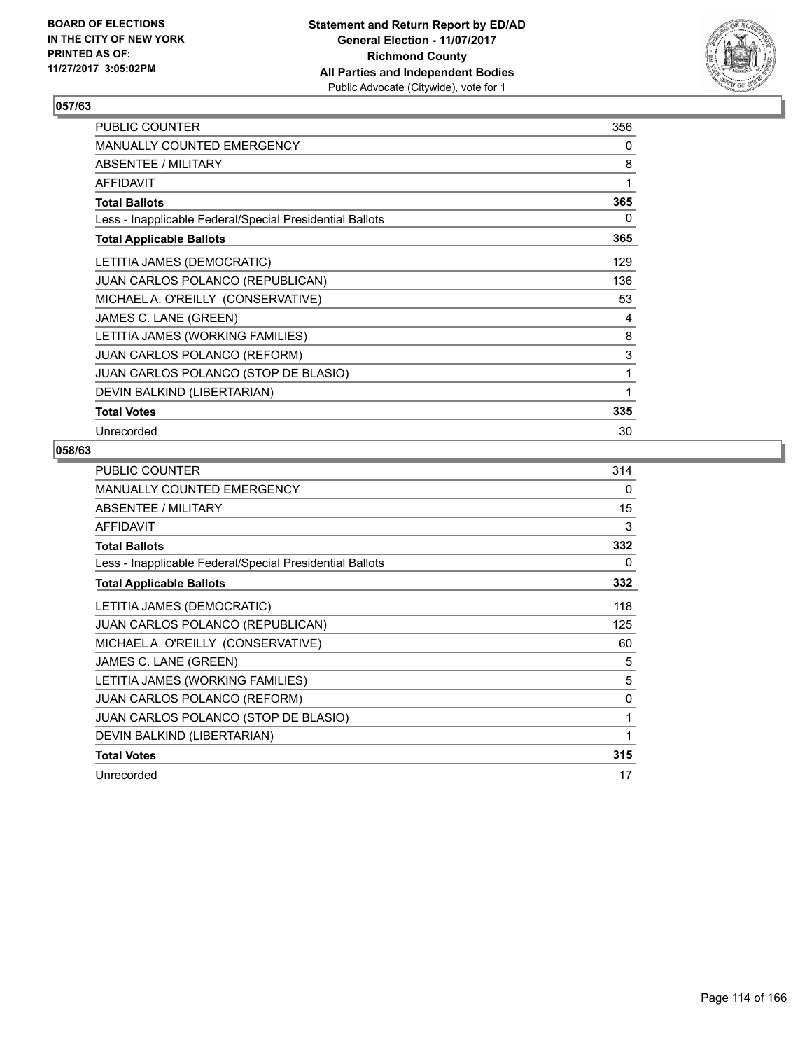**BOARD OF ELECTIONS IN THE CITY OF NEW YORK PRINTED AS OF: 11/27/2017 3:05:02PM**

**Statement and Return Report by ED/AD**
**General Election - 11/07/2017**
**Richmond County**
**All Parties and Independent Bodies**
Public Advocate (Citywide), vote for 1

## 057/63

| | |
|---|---|
| PUBLIC COUNTER | 356 |
| MANUALLY COUNTED EMERGENCY | 0 |
| ABSENTEE / MILITARY | 8 |
| AFFIDAVIT | 1 |
| **Total Ballots** | **365** |
| Less - Inapplicable Federal/Special Presidential Ballots | 0 |
| **Total Applicable Ballots** | **365** |
| LETITIA JAMES (DEMOCRATIC) | 129 |
| JUAN CARLOS POLANCO (REPUBLICAN) | 136 |
| MICHAEL A. O'REILLY (CONSERVATIVE) | 53 |
| JAMES C. LANE (GREEN) | 4 |
| LETITIA JAMES (WORKING FAMILIES) | 8 |
| JUAN CARLOS POLANCO (REFORM) | 3 |
| JUAN CARLOS POLANCO (STOP DE BLASIO) | 1 |
| DEVIN BALKIND (LIBERTARIAN) | 1 |
| **Total Votes** | **335** |
| Unrecorded | 30 |

## 058/63

| | |
|---|---|
| PUBLIC COUNTER | 314 |
| MANUALLY COUNTED EMERGENCY | 0 |
| ABSENTEE / MILITARY | 15 |
| AFFIDAVIT | 3 |
| **Total Ballots** | **332** |
| Less - Inapplicable Federal/Special Presidential Ballots | 0 |
| **Total Applicable Ballots** | **332** |
| LETITIA JAMES (DEMOCRATIC) | 118 |
| JUAN CARLOS POLANCO (REPUBLICAN) | 125 |
| MICHAEL A. O'REILLY (CONSERVATIVE) | 60 |
| JAMES C. LANE (GREEN) | 5 |
| LETITIA JAMES (WORKING FAMILIES) | 5 |
| JUAN CARLOS POLANCO (REFORM) | 0 |
| JUAN CARLOS POLANCO (STOP DE BLASIO) | 1 |
| DEVIN BALKIND (LIBERTARIAN) | 1 |
| **Total Votes** | **315** |
| Unrecorded | 17 |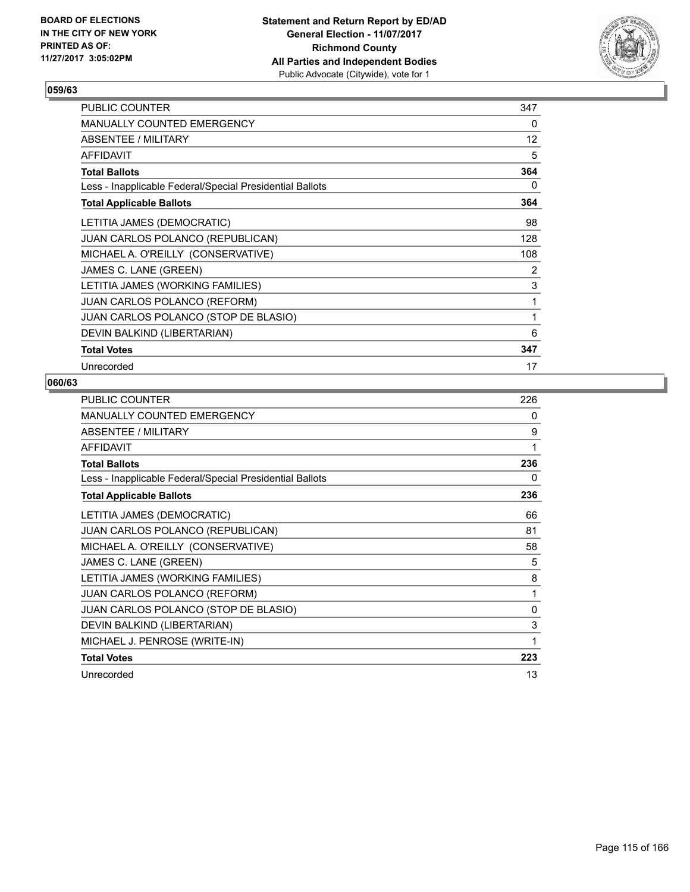BOARD OF ELECTIONS
IN THE CITY OF NEW YORK
PRINTED AS OF:
11/27/2017 3:05:02PM

**Statement and Return Report by ED/AD**
**General Election - 11/07/2017**
**Richmond County**
**All Parties and Independent Bodies**
Public Advocate (Citywide), vote for 1

### 059/63

| | |
|---|---|
| PUBLIC COUNTER | 347 |
| MANUALLY COUNTED EMERGENCY | 0 |
| ABSENTEE / MILITARY | 12 |
| AFFIDAVIT | 5 |
| **Total Ballots** | **364** |
| Less - Inapplicable Federal/Special Presidential Ballots | 0 |
| **Total Applicable Ballots** | **364** |
| LETITIA JAMES (DEMOCRATIC) | 98 |
| JUAN CARLOS POLANCO (REPUBLICAN) | 128 |
| MICHAEL A. O'REILLY (CONSERVATIVE) | 108 |
| JAMES C. LANE (GREEN) | 2 |
| LETITIA JAMES (WORKING FAMILIES) | 3 |
| JUAN CARLOS POLANCO (REFORM) | 1 |
| JUAN CARLOS POLANCO (STOP DE BLASIO) | 1 |
| DEVIN BALKIND (LIBERTARIAN) | 6 |
| **Total Votes** | **347** |
| Unrecorded | 17 |

### 060/63

| | |
|---|---|
| PUBLIC COUNTER | 226 |
| MANUALLY COUNTED EMERGENCY | 0 |
| ABSENTEE / MILITARY | 9 |
| AFFIDAVIT | 1 |
| **Total Ballots** | **236** |
| Less - Inapplicable Federal/Special Presidential Ballots | 0 |
| **Total Applicable Ballots** | **236** |
| LETITIA JAMES (DEMOCRATIC) | 66 |
| JUAN CARLOS POLANCO (REPUBLICAN) | 81 |
| MICHAEL A. O'REILLY (CONSERVATIVE) | 58 |
| JAMES C. LANE (GREEN) | 5 |
| LETITIA JAMES (WORKING FAMILIES) | 8 |
| JUAN CARLOS POLANCO (REFORM) | 1 |
| JUAN CARLOS POLANCO (STOP DE BLASIO) | 0 |
| DEVIN BALKIND (LIBERTARIAN) | 3 |
| MICHAEL J. PENROSE (WRITE-IN) | 1 |
| **Total Votes** | **223** |
| Unrecorded | 13 |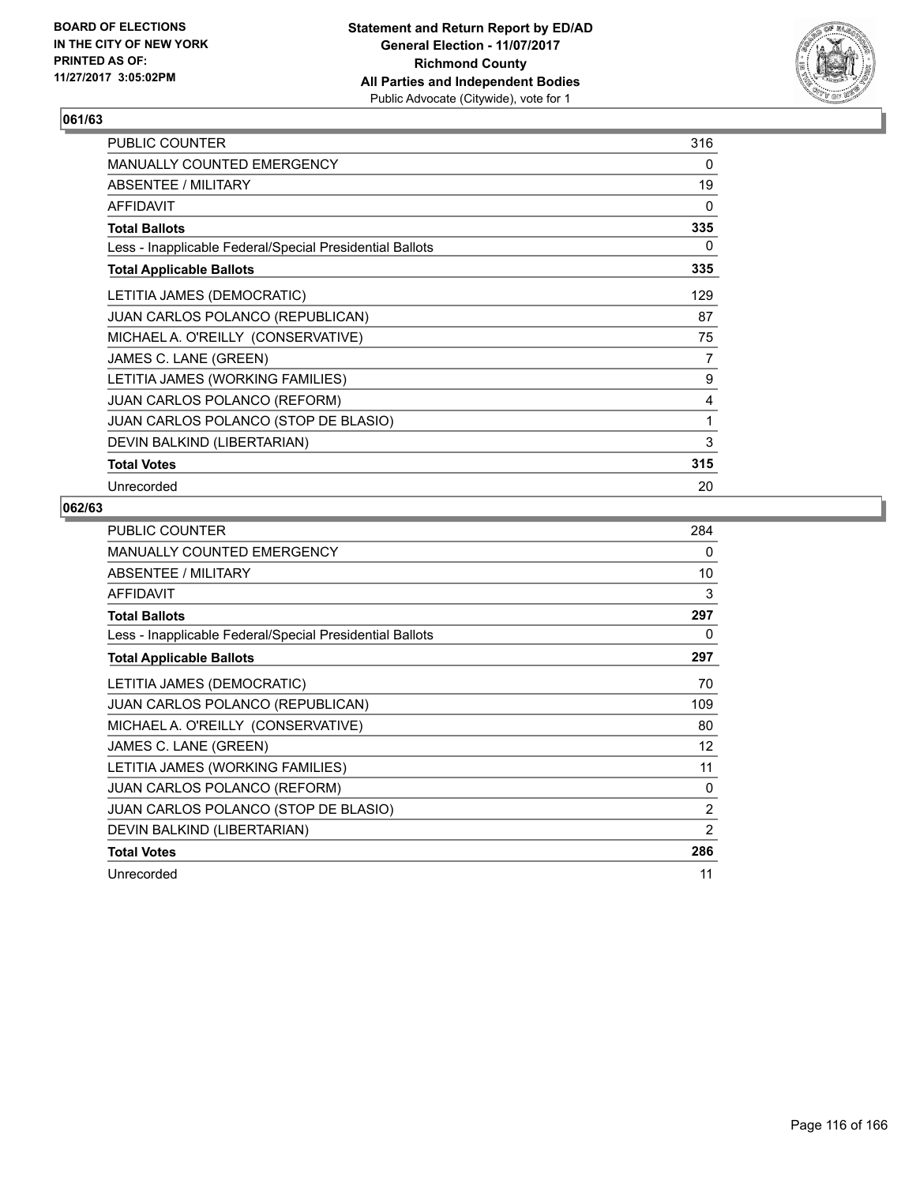BOARD OF ELECTIONS
IN THE CITY OF NEW YORK
PRINTED AS OF:
11/27/2017 3:05:02PM

**Statement and Return Report by ED/AD**
**General Election - 11/07/2017**
**Richmond County**
**All Parties and Independent Bodies**
Public Advocate (Citywide), vote for 1

## 061/63

| | |
|---|---|
| PUBLIC COUNTER | 316 |
| MANUALLY COUNTED EMERGENCY | 0 |
| ABSENTEE / MILITARY | 19 |
| AFFIDAVIT | 0 |
| **Total Ballots** | **335** |
| Less - Inapplicable Federal/Special Presidential Ballots | 0 |
| **Total Applicable Ballots** | **335** |
| LETITIA JAMES (DEMOCRATIC) | 129 |
| JUAN CARLOS POLANCO (REPUBLICAN) | 87 |
| MICHAEL A. O'REILLY (CONSERVATIVE) | 75 |
| JAMES C. LANE (GREEN) | 7 |
| LETITIA JAMES (WORKING FAMILIES) | 9 |
| JUAN CARLOS POLANCO (REFORM) | 4 |
| JUAN CARLOS POLANCO (STOP DE BLASIO) | 1 |
| DEVIN BALKIND (LIBERTARIAN) | 3 |
| **Total Votes** | **315** |
| Unrecorded | 20 |

## 062/63

| | |
|---|---|
| PUBLIC COUNTER | 284 |
| MANUALLY COUNTED EMERGENCY | 0 |
| ABSENTEE / MILITARY | 10 |
| AFFIDAVIT | 3 |
| **Total Ballots** | **297** |
| Less - Inapplicable Federal/Special Presidential Ballots | 0 |
| **Total Applicable Ballots** | **297** |
| LETITIA JAMES (DEMOCRATIC) | 70 |
| JUAN CARLOS POLANCO (REPUBLICAN) | 109 |
| MICHAEL A. O'REILLY (CONSERVATIVE) | 80 |
| JAMES C. LANE (GREEN) | 12 |
| LETITIA JAMES (WORKING FAMILIES) | 11 |
| JUAN CARLOS POLANCO (REFORM) | 0 |
| JUAN CARLOS POLANCO (STOP DE BLASIO) | 2 |
| DEVIN BALKIND (LIBERTARIAN) | 2 |
| **Total Votes** | **286** |
| Unrecorded | 11 |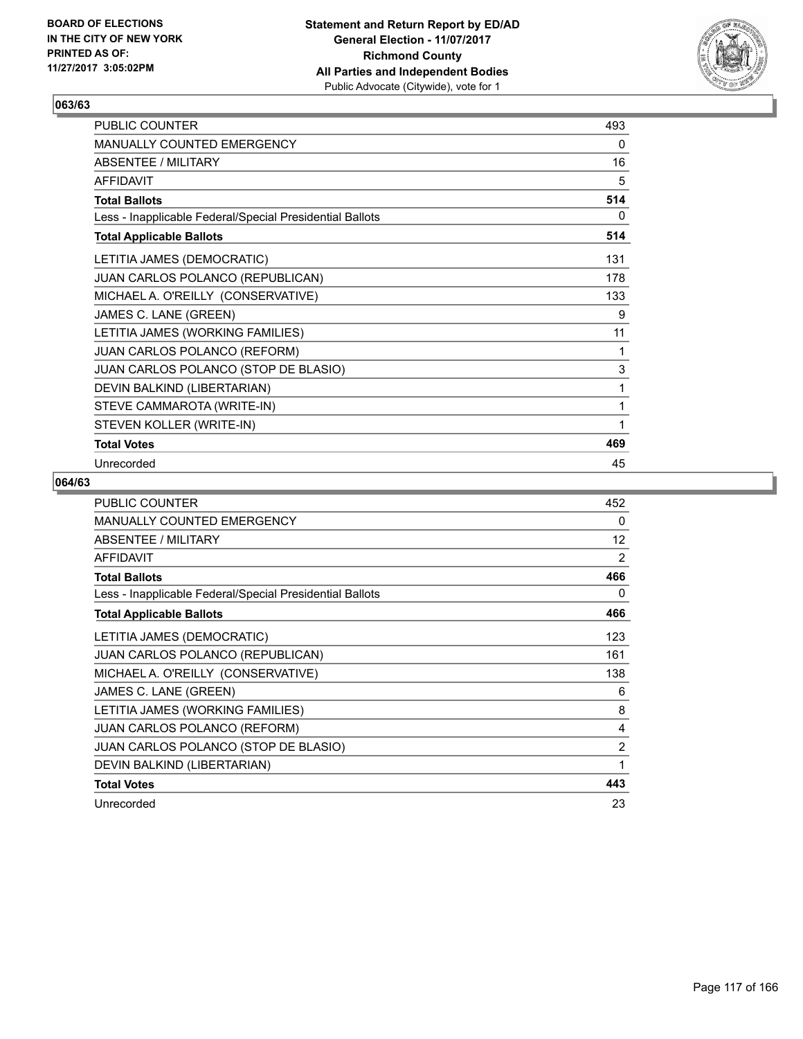BOARD OF ELECTIONS
IN THE CITY OF NEW YORK
PRINTED AS OF:
11/27/2017 3:05:02PM

**Statement and Return Report by ED/AD**
**General Election - 11/07/2017**
**Richmond County**
**All Parties and Independent Bodies**
Public Advocate (Citywide), vote for 1

### 063/63

| | |
|---|---|
| PUBLIC COUNTER | 493 |
| MANUALLY COUNTED EMERGENCY | 0 |
| ABSENTEE / MILITARY | 16 |
| AFFIDAVIT | 5 |
| **Total Ballots** | **514** |
| Less - Inapplicable Federal/Special Presidential Ballots | 0 |
| **Total Applicable Ballots** | **514** |
| LETITIA JAMES (DEMOCRATIC) | 131 |
| JUAN CARLOS POLANCO (REPUBLICAN) | 178 |
| MICHAEL A. O'REILLY (CONSERVATIVE) | 133 |
| JAMES C. LANE (GREEN) | 9 |
| LETITIA JAMES (WORKING FAMILIES) | 11 |
| JUAN CARLOS POLANCO (REFORM) | 1 |
| JUAN CARLOS POLANCO (STOP DE BLASIO) | 3 |
| DEVIN BALKIND (LIBERTARIAN) | 1 |
| STEVE CAMMAROTA (WRITE-IN) | 1 |
| STEVEN KOLLER (WRITE-IN) | 1 |
| **Total Votes** | **469** |
| Unrecorded | 45 |

### 064/63

| | |
|---|---|
| PUBLIC COUNTER | 452 |
| MANUALLY COUNTED EMERGENCY | 0 |
| ABSENTEE / MILITARY | 12 |
| AFFIDAVIT | 2 |
| **Total Ballots** | **466** |
| Less - Inapplicable Federal/Special Presidential Ballots | 0 |
| **Total Applicable Ballots** | **466** |
| LETITIA JAMES (DEMOCRATIC) | 123 |
| JUAN CARLOS POLANCO (REPUBLICAN) | 161 |
| MICHAEL A. O'REILLY (CONSERVATIVE) | 138 |
| JAMES C. LANE (GREEN) | 6 |
| LETITIA JAMES (WORKING FAMILIES) | 8 |
| JUAN CARLOS POLANCO (REFORM) | 4 |
| JUAN CARLOS POLANCO (STOP DE BLASIO) | 2 |
| DEVIN BALKIND (LIBERTARIAN) | 1 |
| **Total Votes** | **443** |
| Unrecorded | 23 |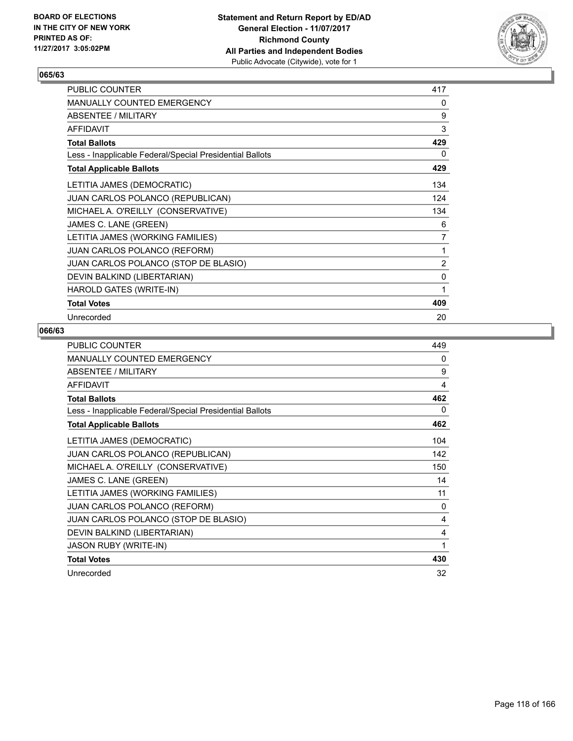BOARD OF ELECTIONS
IN THE CITY OF NEW YORK
PRINTED AS OF:
11/27/2017 3:05:02PM

**Statement and Return Report by ED/AD**
**General Election - 11/07/2017**
**Richmond County**
**All Parties and Independent Bodies**
Public Advocate (Citywide), vote for 1

## 065/63

| | |
|---|---|
| PUBLIC COUNTER | 417 |
| MANUALLY COUNTED EMERGENCY | 0 |
| ABSENTEE / MILITARY | 9 |
| AFFIDAVIT | 3 |
| **Total Ballots** | **429** |
| Less - Inapplicable Federal/Special Presidential Ballots | 0 |
| **Total Applicable Ballots** | **429** |
| LETITIA JAMES (DEMOCRATIC) | 134 |
| JUAN CARLOS POLANCO (REPUBLICAN) | 124 |
| MICHAEL A. O'REILLY (CONSERVATIVE) | 134 |
| JAMES C. LANE (GREEN) | 6 |
| LETITIA JAMES (WORKING FAMILIES) | 7 |
| JUAN CARLOS POLANCO (REFORM) | 1 |
| JUAN CARLOS POLANCO (STOP DE BLASIO) | 2 |
| DEVIN BALKIND (LIBERTARIAN) | 0 |
| HAROLD GATES (WRITE-IN) | 1 |
| **Total Votes** | **409** |
| Unrecorded | 20 |

## 066/63

| | |
|---|---|
| PUBLIC COUNTER | 449 |
| MANUALLY COUNTED EMERGENCY | 0 |
| ABSENTEE / MILITARY | 9 |
| AFFIDAVIT | 4 |
| **Total Ballots** | **462** |
| Less - Inapplicable Federal/Special Presidential Ballots | 0 |
| **Total Applicable Ballots** | **462** |
| LETITIA JAMES (DEMOCRATIC) | 104 |
| JUAN CARLOS POLANCO (REPUBLICAN) | 142 |
| MICHAEL A. O'REILLY (CONSERVATIVE) | 150 |
| JAMES C. LANE (GREEN) | 14 |
| LETITIA JAMES (WORKING FAMILIES) | 11 |
| JUAN CARLOS POLANCO (REFORM) | 0 |
| JUAN CARLOS POLANCO (STOP DE BLASIO) | 4 |
| DEVIN BALKIND (LIBERTARIAN) | 4 |
| JASON RUBY (WRITE-IN) | 1 |
| **Total Votes** | **430** |
| Unrecorded | 32 |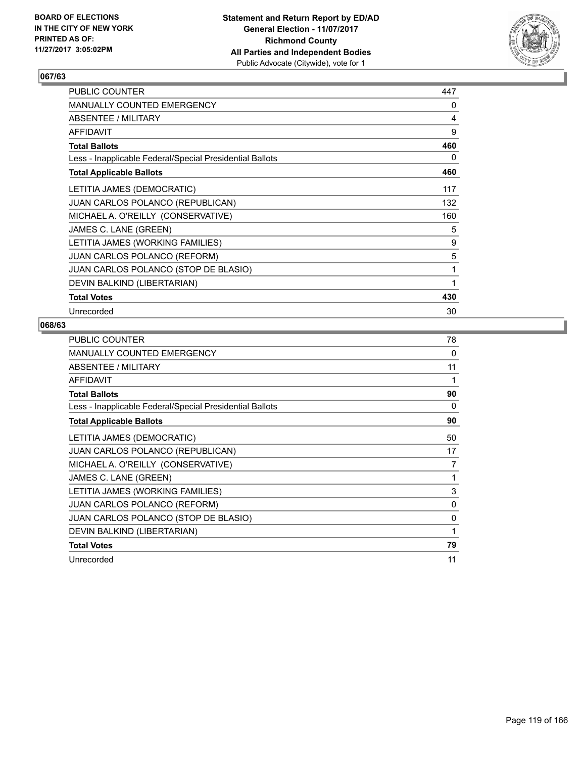BOARD OF ELECTIONS
IN THE CITY OF NEW YORK
PRINTED AS OF:
11/27/2017 3:05:02PM

**Statement and Return Report by ED/AD**
**General Election - 11/07/2017**
**Richmond County**
**All Parties and Independent Bodies**
Public Advocate (Citywide), vote for 1

## 067/63

| | |
|---|---|
| PUBLIC COUNTER | 447 |
| MANUALLY COUNTED EMERGENCY | 0 |
| ABSENTEE / MILITARY | 4 |
| AFFIDAVIT | 9 |
| **Total Ballots** | **460** |
| Less - Inapplicable Federal/Special Presidential Ballots | 0 |
| **Total Applicable Ballots** | **460** |
| LETITIA JAMES (DEMOCRATIC) | 117 |
| JUAN CARLOS POLANCO (REPUBLICAN) | 132 |
| MICHAEL A. O'REILLY (CONSERVATIVE) | 160 |
| JAMES C. LANE (GREEN) | 5 |
| LETITIA JAMES (WORKING FAMILIES) | 9 |
| JUAN CARLOS POLANCO (REFORM) | 5 |
| JUAN CARLOS POLANCO (STOP DE BLASIO) | 1 |
| DEVIN BALKIND (LIBERTARIAN) | 1 |
| **Total Votes** | **430** |
| Unrecorded | 30 |

## 068/63

| | |
|---|---|
| PUBLIC COUNTER | 78 |
| MANUALLY COUNTED EMERGENCY | 0 |
| ABSENTEE / MILITARY | 11 |
| AFFIDAVIT | 1 |
| **Total Ballots** | **90** |
| Less - Inapplicable Federal/Special Presidential Ballots | 0 |
| **Total Applicable Ballots** | **90** |
| LETITIA JAMES (DEMOCRATIC) | 50 |
| JUAN CARLOS POLANCO (REPUBLICAN) | 17 |
| MICHAEL A. O'REILLY (CONSERVATIVE) | 7 |
| JAMES C. LANE (GREEN) | 1 |
| LETITIA JAMES (WORKING FAMILIES) | 3 |
| JUAN CARLOS POLANCO (REFORM) | 0 |
| JUAN CARLOS POLANCO (STOP DE BLASIO) | 0 |
| DEVIN BALKIND (LIBERTARIAN) | 1 |
| **Total Votes** | **79** |
| Unrecorded | 11 |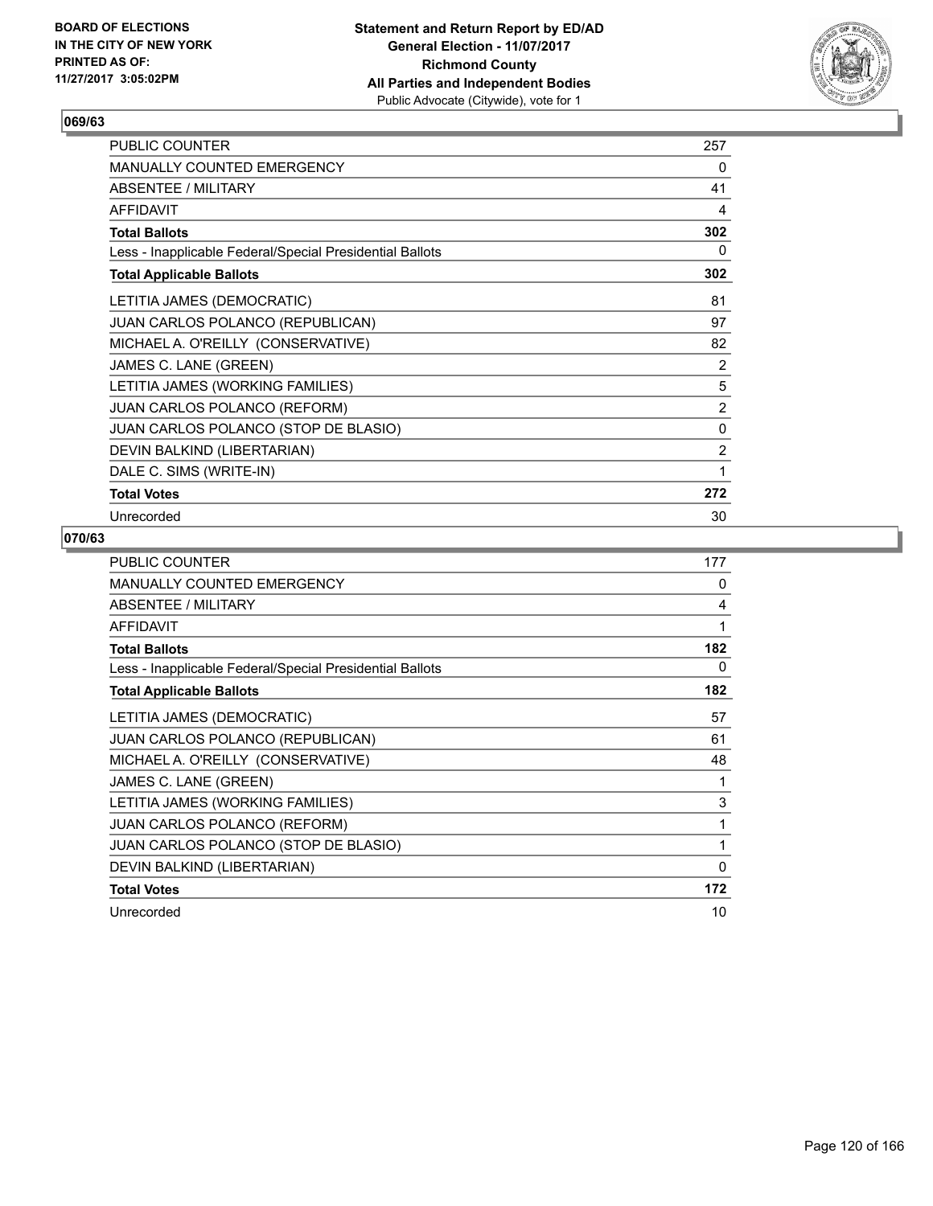BOARD OF ELECTIONS
IN THE CITY OF NEW YORK
PRINTED AS OF:
11/27/2017 3:05:02PM

**Statement and Return Report by ED/AD**
**General Election - 11/07/2017**
**Richmond County**
**All Parties and Independent Bodies**
Public Advocate (Citywide), vote for 1

## 069/63

| | |
|---|---|
| PUBLIC COUNTER | 257 |
| MANUALLY COUNTED EMERGENCY | 0 |
| ABSENTEE / MILITARY | 41 |
| AFFIDAVIT | 4 |
| **Total Ballots** | **302** |
| Less - Inapplicable Federal/Special Presidential Ballots | 0 |
| **Total Applicable Ballots** | **302** |
| LETITIA JAMES (DEMOCRATIC) | 81 |
| JUAN CARLOS POLANCO (REPUBLICAN) | 97 |
| MICHAEL A. O'REILLY (CONSERVATIVE) | 82 |
| JAMES C. LANE (GREEN) | 2 |
| LETITIA JAMES (WORKING FAMILIES) | 5 |
| JUAN CARLOS POLANCO (REFORM) | 2 |
| JUAN CARLOS POLANCO (STOP DE BLASIO) | 0 |
| DEVIN BALKIND (LIBERTARIAN) | 2 |
| DALE C. SIMS (WRITE-IN) | 1 |
| **Total Votes** | **272** |
| Unrecorded | 30 |

## 070/63

| | |
|---|---|
| PUBLIC COUNTER | 177 |
| MANUALLY COUNTED EMERGENCY | 0 |
| ABSENTEE / MILITARY | 4 |
| AFFIDAVIT | 1 |
| **Total Ballots** | **182** |
| Less - Inapplicable Federal/Special Presidential Ballots | 0 |
| **Total Applicable Ballots** | **182** |
| LETITIA JAMES (DEMOCRATIC) | 57 |
| JUAN CARLOS POLANCO (REPUBLICAN) | 61 |
| MICHAEL A. O'REILLY (CONSERVATIVE) | 48 |
| JAMES C. LANE (GREEN) | 1 |
| LETITIA JAMES (WORKING FAMILIES) | 3 |
| JUAN CARLOS POLANCO (REFORM) | 1 |
| JUAN CARLOS POLANCO (STOP DE BLASIO) | 1 |
| DEVIN BALKIND (LIBERTARIAN) | 0 |
| **Total Votes** | **172** |
| Unrecorded | 10 |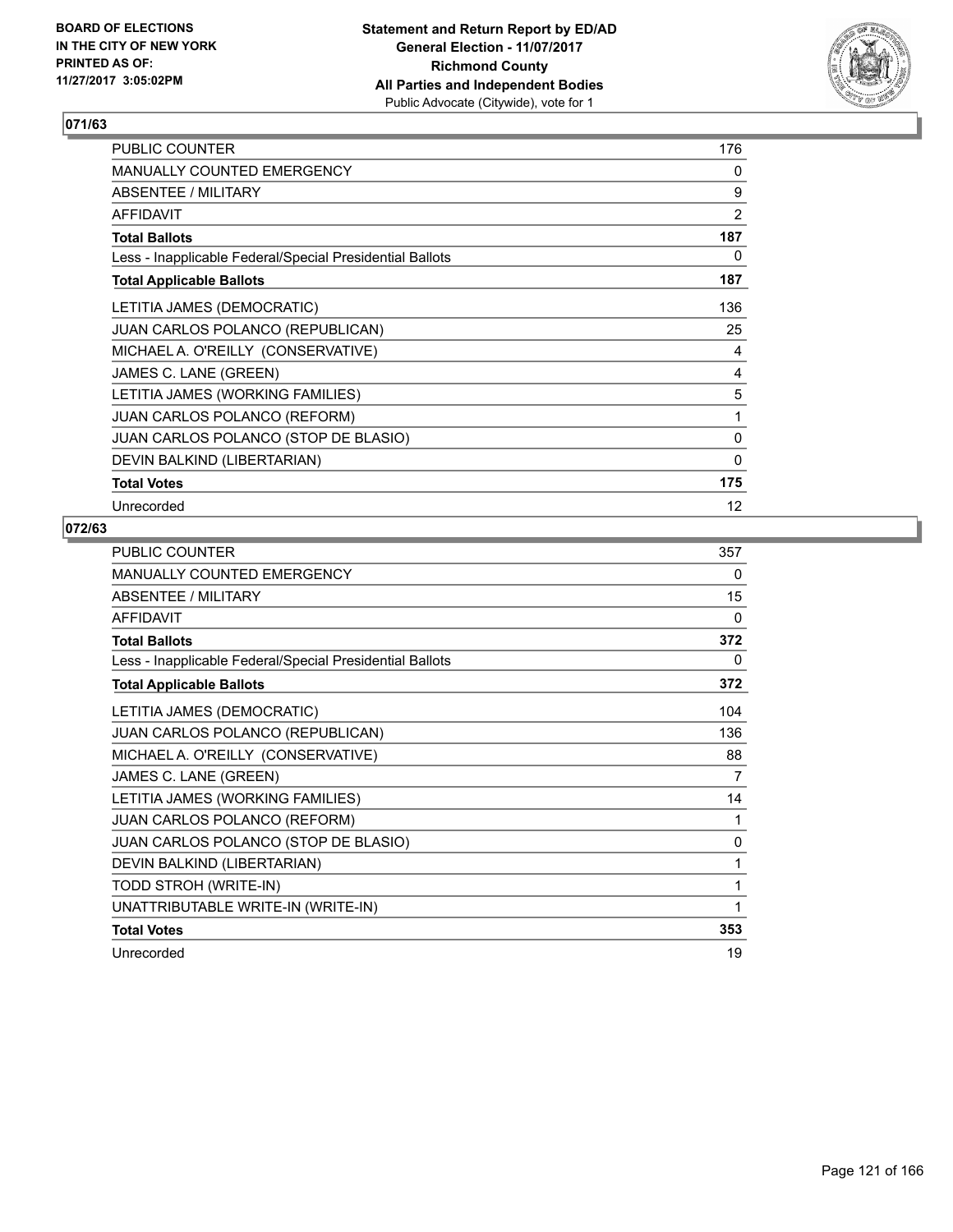BOARD OF ELECTIONS
IN THE CITY OF NEW YORK
PRINTED AS OF:
11/27/2017 3:05:02PM

**Statement and Return Report by ED/AD**
**General Election - 11/07/2017**
**Richmond County**
**All Parties and Independent Bodies**
Public Advocate (Citywide), vote for 1

## 071/63

| | |
|---|---|
| PUBLIC COUNTER | 176 |
| MANUALLY COUNTED EMERGENCY | 0 |
| ABSENTEE / MILITARY | 9 |
| AFFIDAVIT | 2 |
| **Total Ballots** | **187** |
| Less - Inapplicable Federal/Special Presidential Ballots | 0 |
| **Total Applicable Ballots** | **187** |
| LETITIA JAMES (DEMOCRATIC) | 136 |
| JUAN CARLOS POLANCO (REPUBLICAN) | 25 |
| MICHAEL A. O'REILLY (CONSERVATIVE) | 4 |
| JAMES C. LANE (GREEN) | 4 |
| LETITIA JAMES (WORKING FAMILIES) | 5 |
| JUAN CARLOS POLANCO (REFORM) | 1 |
| JUAN CARLOS POLANCO (STOP DE BLASIO) | 0 |
| DEVIN BALKIND (LIBERTARIAN) | 0 |
| **Total Votes** | **175** |
| Unrecorded | 12 |

## 072/63

| | |
|---|---|
| PUBLIC COUNTER | 357 |
| MANUALLY COUNTED EMERGENCY | 0 |
| ABSENTEE / MILITARY | 15 |
| AFFIDAVIT | 0 |
| **Total Ballots** | **372** |
| Less - Inapplicable Federal/Special Presidential Ballots | 0 |
| **Total Applicable Ballots** | **372** |
| LETITIA JAMES (DEMOCRATIC) | 104 |
| JUAN CARLOS POLANCO (REPUBLICAN) | 136 |
| MICHAEL A. O'REILLY (CONSERVATIVE) | 88 |
| JAMES C. LANE (GREEN) | 7 |
| LETITIA JAMES (WORKING FAMILIES) | 14 |
| JUAN CARLOS POLANCO (REFORM) | 1 |
| JUAN CARLOS POLANCO (STOP DE BLASIO) | 0 |
| DEVIN BALKIND (LIBERTARIAN) | 1 |
| TODD STROH (WRITE-IN) | 1 |
| UNATTRIBUTABLE WRITE-IN (WRITE-IN) | 1 |
| **Total Votes** | **353** |
| Unrecorded | 19 |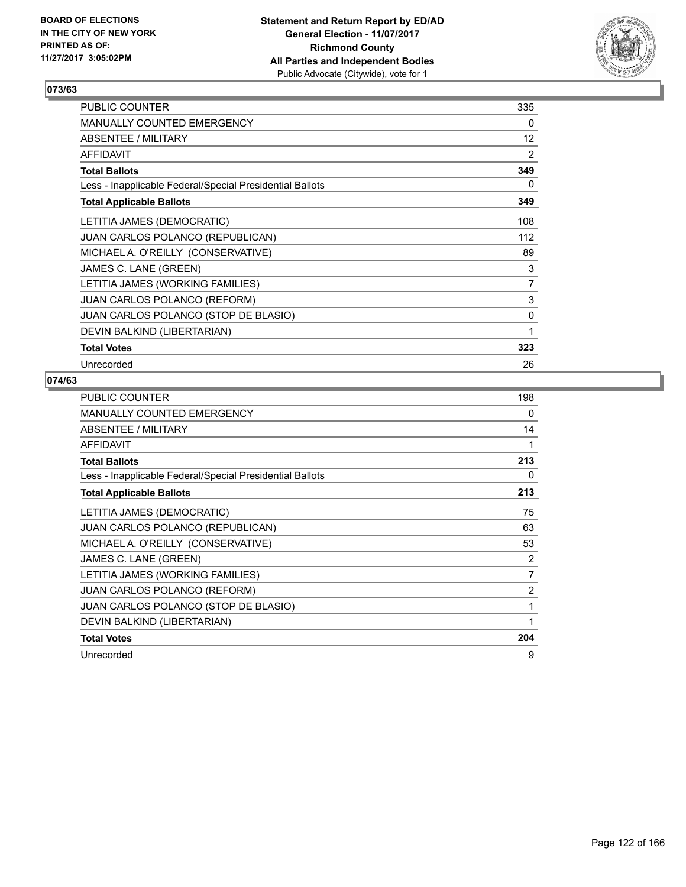BOARD OF ELECTIONS
IN THE CITY OF NEW YORK
PRINTED AS OF:
11/27/2017 3:05:02PM

**Statement and Return Report by ED/AD**
**General Election - 11/07/2017**
**Richmond County**
**All Parties and Independent Bodies**
Public Advocate (Citywide), vote for 1

### 073/63

| | |
|---|---|
| PUBLIC COUNTER | 335 |
| MANUALLY COUNTED EMERGENCY | 0 |
| ABSENTEE / MILITARY | 12 |
| AFFIDAVIT | 2 |
| **Total Ballots** | **349** |
| Less - Inapplicable Federal/Special Presidential Ballots | 0 |
| **Total Applicable Ballots** | **349** |
| LETITIA JAMES (DEMOCRATIC) | 108 |
| JUAN CARLOS POLANCO (REPUBLICAN) | 112 |
| MICHAEL A. O'REILLY (CONSERVATIVE) | 89 |
| JAMES C. LANE (GREEN) | 3 |
| LETITIA JAMES (WORKING FAMILIES) | 7 |
| JUAN CARLOS POLANCO (REFORM) | 3 |
| JUAN CARLOS POLANCO (STOP DE BLASIO) | 0 |
| DEVIN BALKIND (LIBERTARIAN) | 1 |
| **Total Votes** | **323** |
| Unrecorded | 26 |

### 074/63

| | |
|---|---|
| PUBLIC COUNTER | 198 |
| MANUALLY COUNTED EMERGENCY | 0 |
| ABSENTEE / MILITARY | 14 |
| AFFIDAVIT | 1 |
| **Total Ballots** | **213** |
| Less - Inapplicable Federal/Special Presidential Ballots | 0 |
| **Total Applicable Ballots** | **213** |
| LETITIA JAMES (DEMOCRATIC) | 75 |
| JUAN CARLOS POLANCO (REPUBLICAN) | 63 |
| MICHAEL A. O'REILLY (CONSERVATIVE) | 53 |
| JAMES C. LANE (GREEN) | 2 |
| LETITIA JAMES (WORKING FAMILIES) | 7 |
| JUAN CARLOS POLANCO (REFORM) | 2 |
| JUAN CARLOS POLANCO (STOP DE BLASIO) | 1 |
| DEVIN BALKIND (LIBERTARIAN) | 1 |
| **Total Votes** | **204** |
| Unrecorded | 9 |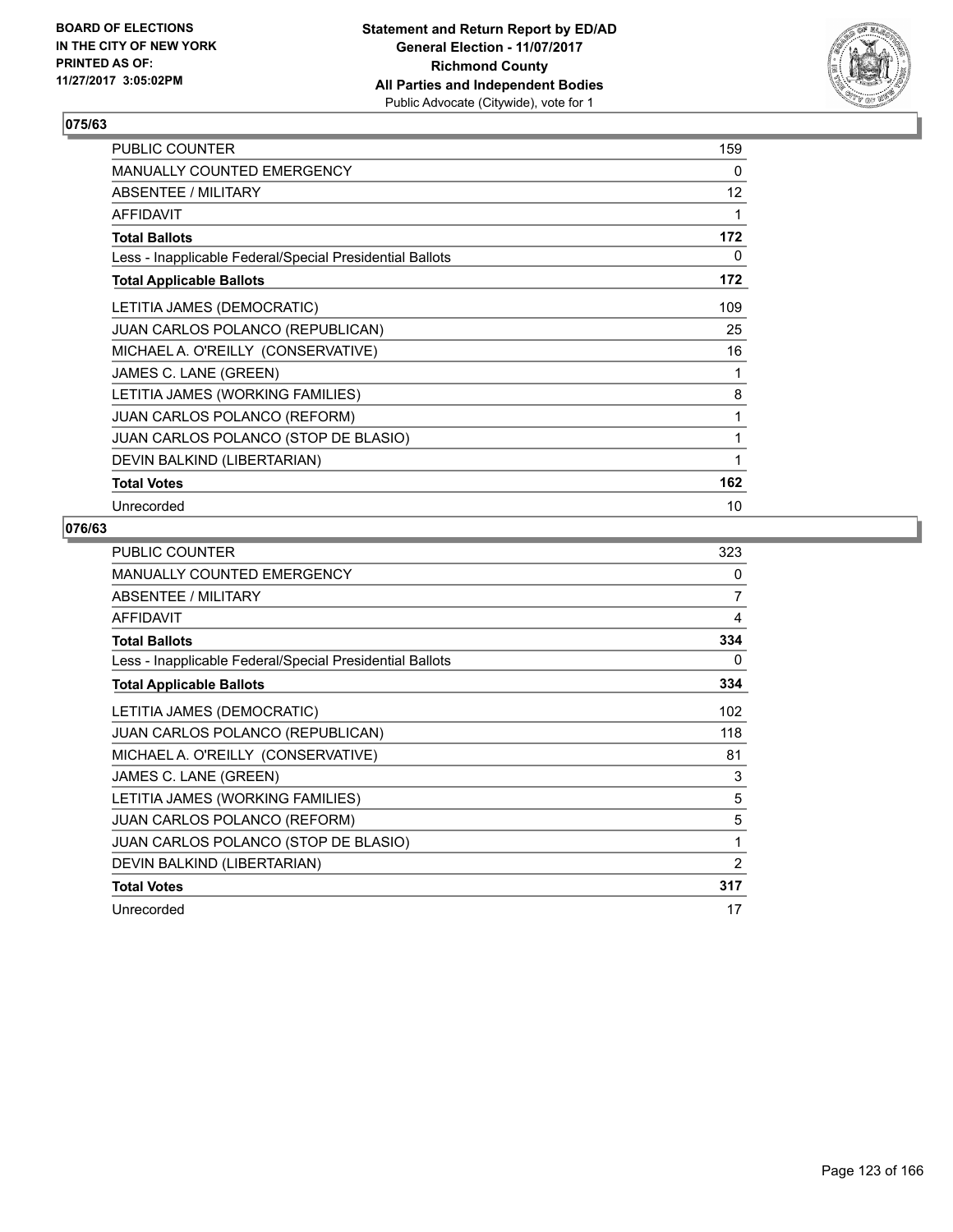BOARD OF ELECTIONS
IN THE CITY OF NEW YORK
PRINTED AS OF:
11/27/2017 3:05:02PM

**Statement and Return Report by ED/AD**
**General Election - 11/07/2017**
**Richmond County**
**All Parties and Independent Bodies**
Public Advocate (Citywide), vote for 1

## 075/63

| | |
|---|---|
| PUBLIC COUNTER | 159 |
| MANUALLY COUNTED EMERGENCY | 0 |
| ABSENTEE / MILITARY | 12 |
| AFFIDAVIT | 1 |
| **Total Ballots** | **172** |
| Less - Inapplicable Federal/Special Presidential Ballots | 0 |
| **Total Applicable Ballots** | **172** |
| LETITIA JAMES (DEMOCRATIC) | 109 |
| JUAN CARLOS POLANCO (REPUBLICAN) | 25 |
| MICHAEL A. O'REILLY (CONSERVATIVE) | 16 |
| JAMES C. LANE (GREEN) | 1 |
| LETITIA JAMES (WORKING FAMILIES) | 8 |
| JUAN CARLOS POLANCO (REFORM) | 1 |
| JUAN CARLOS POLANCO (STOP DE BLASIO) | 1 |
| DEVIN BALKIND (LIBERTARIAN) | 1 |
| **Total Votes** | **162** |
| Unrecorded | 10 |

## 076/63

| | |
|---|---|
| PUBLIC COUNTER | 323 |
| MANUALLY COUNTED EMERGENCY | 0 |
| ABSENTEE / MILITARY | 7 |
| AFFIDAVIT | 4 |
| **Total Ballots** | **334** |
| Less - Inapplicable Federal/Special Presidential Ballots | 0 |
| **Total Applicable Ballots** | **334** |
| LETITIA JAMES (DEMOCRATIC) | 102 |
| JUAN CARLOS POLANCO (REPUBLICAN) | 118 |
| MICHAEL A. O'REILLY (CONSERVATIVE) | 81 |
| JAMES C. LANE (GREEN) | 3 |
| LETITIA JAMES (WORKING FAMILIES) | 5 |
| JUAN CARLOS POLANCO (REFORM) | 5 |
| JUAN CARLOS POLANCO (STOP DE BLASIO) | 1 |
| DEVIN BALKIND (LIBERTARIAN) | 2 |
| **Total Votes** | **317** |
| Unrecorded | 17 |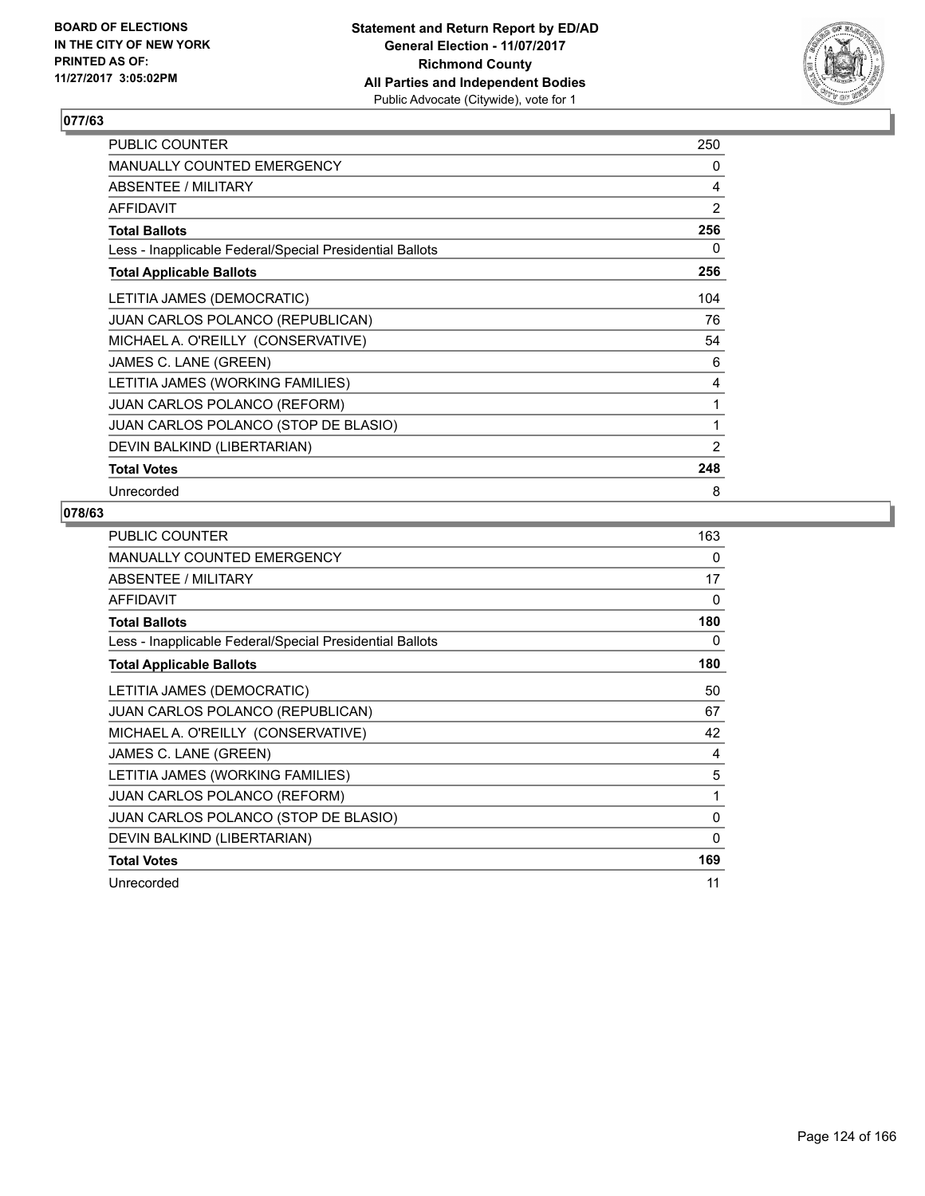**BOARD OF ELECTIONS IN THE CITY OF NEW YORK PRINTED AS OF: 11/27/2017 3:05:02PM**

**Statement and Return Report by ED/AD**
**General Election - 11/07/2017**
**Richmond County**
**All Parties and Independent Bodies**
Public Advocate (Citywide), vote for 1

## 077/63

| | |
|---|---|
| PUBLIC COUNTER | 250 |
| MANUALLY COUNTED EMERGENCY | 0 |
| ABSENTEE / MILITARY | 4 |
| AFFIDAVIT | 2 |
| **Total Ballots** | **256** |
| Less - Inapplicable Federal/Special Presidential Ballots | 0 |
| **Total Applicable Ballots** | **256** |
| LETITIA JAMES (DEMOCRATIC) | 104 |
| JUAN CARLOS POLANCO (REPUBLICAN) | 76 |
| MICHAEL A. O'REILLY (CONSERVATIVE) | 54 |
| JAMES C. LANE (GREEN) | 6 |
| LETITIA JAMES (WORKING FAMILIES) | 4 |
| JUAN CARLOS POLANCO (REFORM) | 1 |
| JUAN CARLOS POLANCO (STOP DE BLASIO) | 1 |
| DEVIN BALKIND (LIBERTARIAN) | 2 |
| **Total Votes** | **248** |
| Unrecorded | 8 |

## 078/63

| | |
|---|---|
| PUBLIC COUNTER | 163 |
| MANUALLY COUNTED EMERGENCY | 0 |
| ABSENTEE / MILITARY | 17 |
| AFFIDAVIT | 0 |
| **Total Ballots** | **180** |
| Less - Inapplicable Federal/Special Presidential Ballots | 0 |
| **Total Applicable Ballots** | **180** |
| LETITIA JAMES (DEMOCRATIC) | 50 |
| JUAN CARLOS POLANCO (REPUBLICAN) | 67 |
| MICHAEL A. O'REILLY (CONSERVATIVE) | 42 |
| JAMES C. LANE (GREEN) | 4 |
| LETITIA JAMES (WORKING FAMILIES) | 5 |
| JUAN CARLOS POLANCO (REFORM) | 1 |
| JUAN CARLOS POLANCO (STOP DE BLASIO) | 0 |
| DEVIN BALKIND (LIBERTARIAN) | 0 |
| **Total Votes** | **169** |
| Unrecorded | 11 |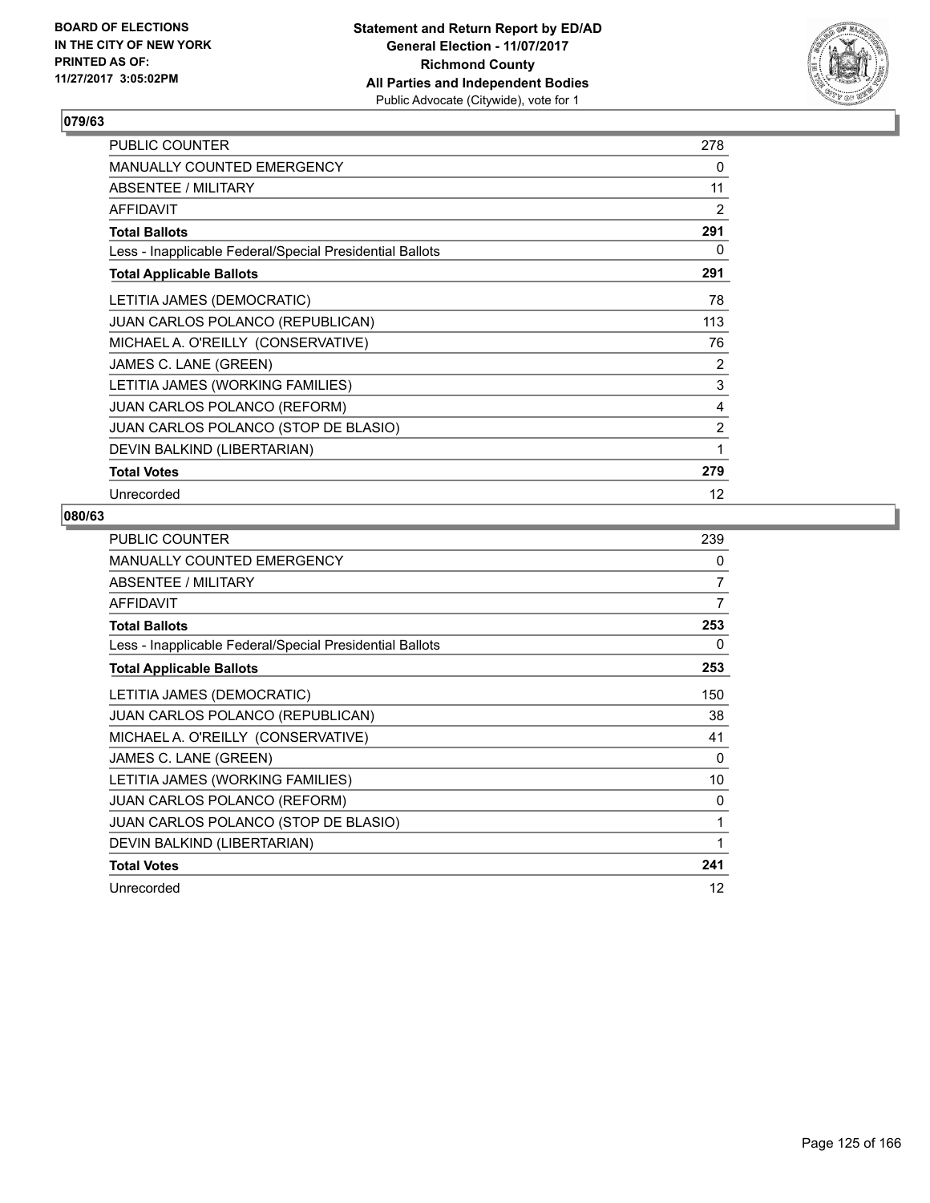**BOARD OF ELECTIONS IN THE CITY OF NEW YORK PRINTED AS OF: 11/27/2017 3:05:02PM**

**Statement and Return Report by ED/AD**
**General Election - 11/07/2017**
**Richmond County**
**All Parties and Independent Bodies**
Public Advocate (Citywide), vote for 1

## 079/63

| | |
|---|---|
| PUBLIC COUNTER | 278 |
| MANUALLY COUNTED EMERGENCY | 0 |
| ABSENTEE / MILITARY | 11 |
| AFFIDAVIT | 2 |
| **Total Ballots** | **291** |
| Less - Inapplicable Federal/Special Presidential Ballots | 0 |
| **Total Applicable Ballots** | **291** |
| LETITIA JAMES (DEMOCRATIC) | 78 |
| JUAN CARLOS POLANCO (REPUBLICAN) | 113 |
| MICHAEL A. O'REILLY (CONSERVATIVE) | 76 |
| JAMES C. LANE (GREEN) | 2 |
| LETITIA JAMES (WORKING FAMILIES) | 3 |
| JUAN CARLOS POLANCO (REFORM) | 4 |
| JUAN CARLOS POLANCO (STOP DE BLASIO) | 2 |
| DEVIN BALKIND (LIBERTARIAN) | 1 |
| **Total Votes** | **279** |
| Unrecorded | 12 |

## 080/63

| | |
|---|---|
| PUBLIC COUNTER | 239 |
| MANUALLY COUNTED EMERGENCY | 0 |
| ABSENTEE / MILITARY | 7 |
| AFFIDAVIT | 7 |
| **Total Ballots** | **253** |
| Less - Inapplicable Federal/Special Presidential Ballots | 0 |
| **Total Applicable Ballots** | **253** |
| LETITIA JAMES (DEMOCRATIC) | 150 |
| JUAN CARLOS POLANCO (REPUBLICAN) | 38 |
| MICHAEL A. O'REILLY (CONSERVATIVE) | 41 |
| JAMES C. LANE (GREEN) | 0 |
| LETITIA JAMES (WORKING FAMILIES) | 10 |
| JUAN CARLOS POLANCO (REFORM) | 0 |
| JUAN CARLOS POLANCO (STOP DE BLASIO) | 1 |
| DEVIN BALKIND (LIBERTARIAN) | 1 |
| **Total Votes** | **241** |
| Unrecorded | 12 |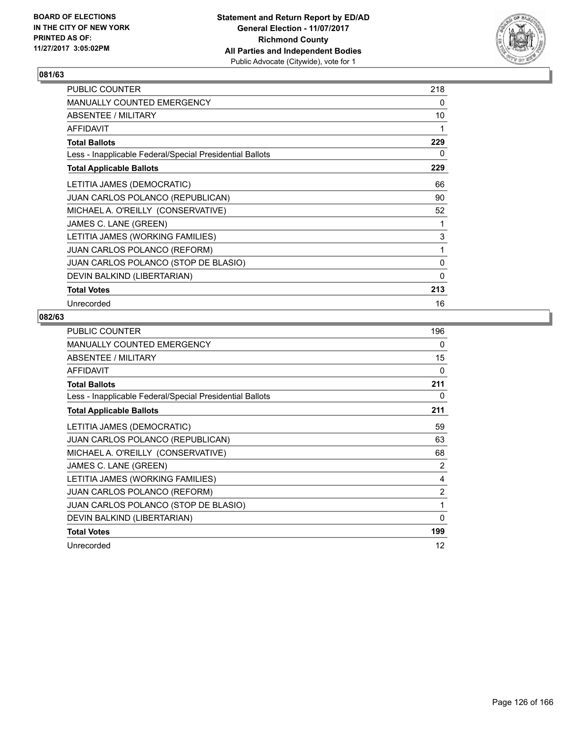BOARD OF ELECTIONS
IN THE CITY OF NEW YORK
PRINTED AS OF:
11/27/2017 3:05:02PM

**Statement and Return Report by ED/AD**
**General Election - 11/07/2017**
**Richmond County**
**All Parties and Independent Bodies**
Public Advocate (Citywide), vote for 1

### 081/63

| | |
|---|---|
| PUBLIC COUNTER | 218 |
| MANUALLY COUNTED EMERGENCY | 0 |
| ABSENTEE / MILITARY | 10 |
| AFFIDAVIT | 1 |
| **Total Ballots** | **229** |
| Less - Inapplicable Federal/Special Presidential Ballots | 0 |
| **Total Applicable Ballots** | **229** |
| LETITIA JAMES (DEMOCRATIC) | 66 |
| JUAN CARLOS POLANCO (REPUBLICAN) | 90 |
| MICHAEL A. O'REILLY (CONSERVATIVE) | 52 |
| JAMES C. LANE (GREEN) | 1 |
| LETITIA JAMES (WORKING FAMILIES) | 3 |
| JUAN CARLOS POLANCO (REFORM) | 1 |
| JUAN CARLOS POLANCO (STOP DE BLASIO) | 0 |
| DEVIN BALKIND (LIBERTARIAN) | 0 |
| **Total Votes** | **213** |
| Unrecorded | 16 |

### 082/63

| | |
|---|---|
| PUBLIC COUNTER | 196 |
| MANUALLY COUNTED EMERGENCY | 0 |
| ABSENTEE / MILITARY | 15 |
| AFFIDAVIT | 0 |
| **Total Ballots** | **211** |
| Less - Inapplicable Federal/Special Presidential Ballots | 0 |
| **Total Applicable Ballots** | **211** |
| LETITIA JAMES (DEMOCRATIC) | 59 |
| JUAN CARLOS POLANCO (REPUBLICAN) | 63 |
| MICHAEL A. O'REILLY (CONSERVATIVE) | 68 |
| JAMES C. LANE (GREEN) | 2 |
| LETITIA JAMES (WORKING FAMILIES) | 4 |
| JUAN CARLOS POLANCO (REFORM) | 2 |
| JUAN CARLOS POLANCO (STOP DE BLASIO) | 1 |
| DEVIN BALKIND (LIBERTARIAN) | 0 |
| **Total Votes** | **199** |
| Unrecorded | 12 |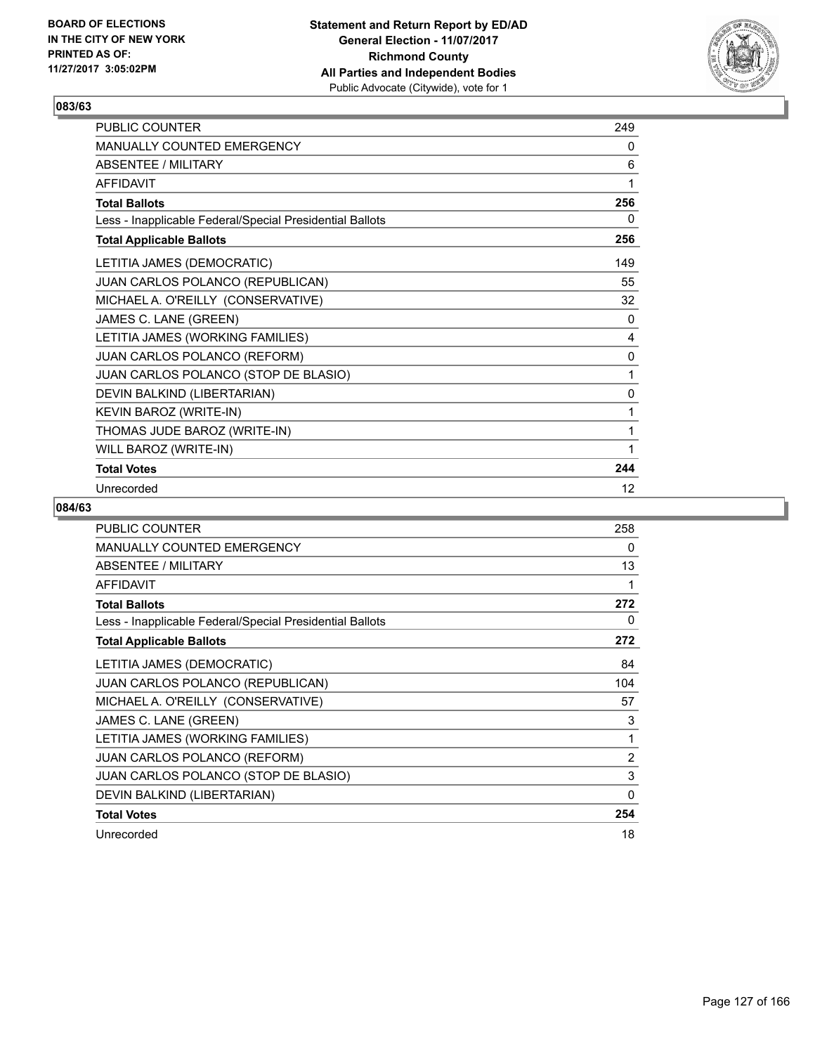**BOARD OF ELECTIONS IN THE CITY OF NEW YORK PRINTED AS OF: 11/27/2017 3:05:02PM**

**Statement and Return Report by ED/AD**
**General Election - 11/07/2017**
**Richmond County**
**All Parties and Independent Bodies**
Public Advocate (Citywide), vote for 1

### 083/63

| | |
|---|---|
| PUBLIC COUNTER | 249 |
| MANUALLY COUNTED EMERGENCY | 0 |
| ABSENTEE / MILITARY | 6 |
| AFFIDAVIT | 1 |
| **Total Ballots** | **256** |
| Less - Inapplicable Federal/Special Presidential Ballots | 0 |
| **Total Applicable Ballots** | **256** |
| LETITIA JAMES (DEMOCRATIC) | 149 |
| JUAN CARLOS POLANCO (REPUBLICAN) | 55 |
| MICHAEL A. O'REILLY (CONSERVATIVE) | 32 |
| JAMES C. LANE (GREEN) | 0 |
| LETITIA JAMES (WORKING FAMILIES) | 4 |
| JUAN CARLOS POLANCO (REFORM) | 0 |
| JUAN CARLOS POLANCO (STOP DE BLASIO) | 1 |
| DEVIN BALKIND (LIBERTARIAN) | 0 |
| KEVIN BAROZ (WRITE-IN) | 1 |
| THOMAS JUDE BAROZ (WRITE-IN) | 1 |
| WILL BAROZ (WRITE-IN) | 1 |
| **Total Votes** | **244** |
| Unrecorded | 12 |

### 084/63

| | |
|---|---|
| PUBLIC COUNTER | 258 |
| MANUALLY COUNTED EMERGENCY | 0 |
| ABSENTEE / MILITARY | 13 |
| AFFIDAVIT | 1 |
| **Total Ballots** | **272** |
| Less - Inapplicable Federal/Special Presidential Ballots | 0 |
| **Total Applicable Ballots** | **272** |
| LETITIA JAMES (DEMOCRATIC) | 84 |
| JUAN CARLOS POLANCO (REPUBLICAN) | 104 |
| MICHAEL A. O'REILLY (CONSERVATIVE) | 57 |
| JAMES C. LANE (GREEN) | 3 |
| LETITIA JAMES (WORKING FAMILIES) | 1 |
| JUAN CARLOS POLANCO (REFORM) | 2 |
| JUAN CARLOS POLANCO (STOP DE BLASIO) | 3 |
| DEVIN BALKIND (LIBERTARIAN) | 0 |
| **Total Votes** | **254** |
| Unrecorded | 18 |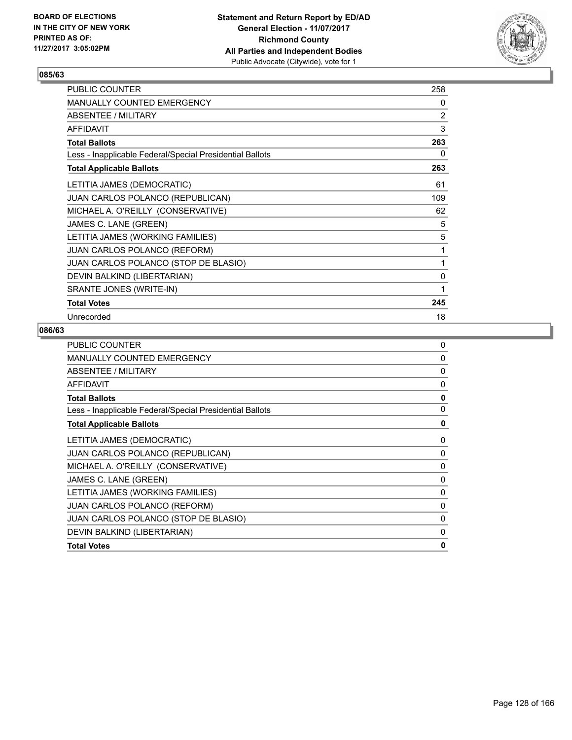BOARD OF ELECTIONS
IN THE CITY OF NEW YORK
PRINTED AS OF:
11/27/2017 3:05:02PM

**Statement and Return Report by ED/AD**
**General Election - 11/07/2017**
**Richmond County**
**All Parties and Independent Bodies**
Public Advocate (Citywide), vote for 1

### 085/63

| | |
|---|---|
| PUBLIC COUNTER | 258 |
| MANUALLY COUNTED EMERGENCY | 0 |
| ABSENTEE / MILITARY | 2 |
| AFFIDAVIT | 3 |
| **Total Ballots** | **263** |
| Less - Inapplicable Federal/Special Presidential Ballots | 0 |
| **Total Applicable Ballots** | **263** |
| LETITIA JAMES (DEMOCRATIC) | 61 |
| JUAN CARLOS POLANCO (REPUBLICAN) | 109 |
| MICHAEL A. O'REILLY (CONSERVATIVE) | 62 |
| JAMES C. LANE (GREEN) | 5 |
| LETITIA JAMES (WORKING FAMILIES) | 5 |
| JUAN CARLOS POLANCO (REFORM) | 1 |
| JUAN CARLOS POLANCO (STOP DE BLASIO) | 1 |
| DEVIN BALKIND (LIBERTARIAN) | 0 |
| SRANTE JONES (WRITE-IN) | 1 |
| **Total Votes** | **245** |
| Unrecorded | 18 |

### 086/63

| | |
|---|---|
| PUBLIC COUNTER | 0 |
| MANUALLY COUNTED EMERGENCY | 0 |
| ABSENTEE / MILITARY | 0 |
| AFFIDAVIT | 0 |
| **Total Ballots** | **0** |
| Less - Inapplicable Federal/Special Presidential Ballots | 0 |
| **Total Applicable Ballots** | **0** |
| LETITIA JAMES (DEMOCRATIC) | 0 |
| JUAN CARLOS POLANCO (REPUBLICAN) | 0 |
| MICHAEL A. O'REILLY (CONSERVATIVE) | 0 |
| JAMES C. LANE (GREEN) | 0 |
| LETITIA JAMES (WORKING FAMILIES) | 0 |
| JUAN CARLOS POLANCO (REFORM) | 0 |
| JUAN CARLOS POLANCO (STOP DE BLASIO) | 0 |
| DEVIN BALKIND (LIBERTARIAN) | 0 |
| **Total Votes** | **0** |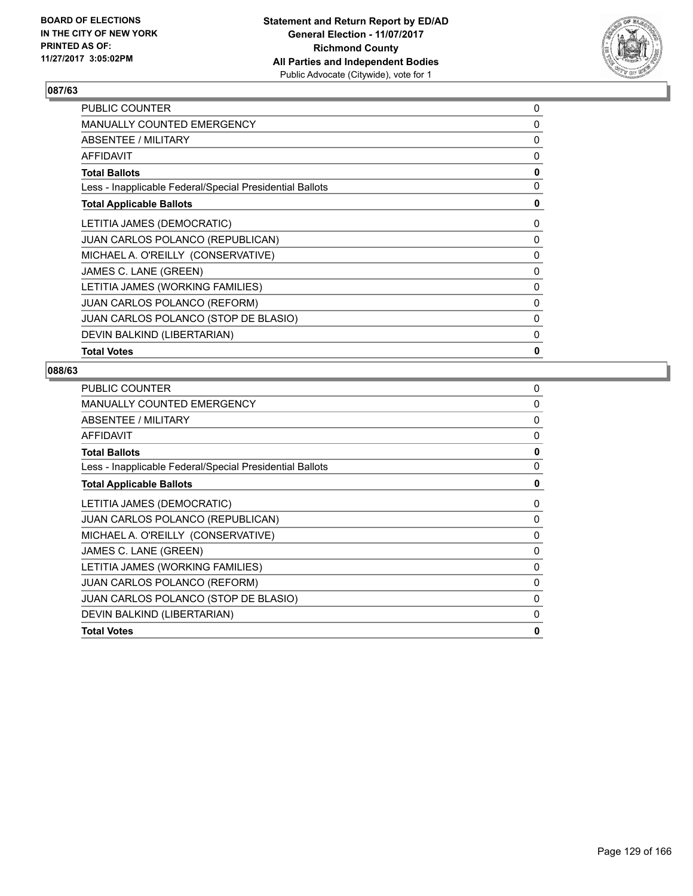### 087/63

| | |
|---|---|
| PUBLIC COUNTER | 0 |
| MANUALLY COUNTED EMERGENCY | 0 |
| ABSENTEE / MILITARY | 0 |
| AFFIDAVIT | 0 |
| **Total Ballots** | **0** |
| Less - Inapplicable Federal/Special Presidential Ballots | 0 |
| **Total Applicable Ballots** | **0** |
| LETITIA JAMES (DEMOCRATIC) | 0 |
| JUAN CARLOS POLANCO (REPUBLICAN) | 0 |
| MICHAEL A. O'REILLY (CONSERVATIVE) | 0 |
| JAMES C. LANE (GREEN) | 0 |
| LETITIA JAMES (WORKING FAMILIES) | 0 |
| JUAN CARLOS POLANCO (REFORM) | 0 |
| JUAN CARLOS POLANCO (STOP DE BLASIO) | 0 |
| DEVIN BALKIND (LIBERTARIAN) | 0 |
| **Total Votes** | **0** |

### 088/63

| | |
|---|---|
| PUBLIC COUNTER | 0 |
| MANUALLY COUNTED EMERGENCY | 0 |
| ABSENTEE / MILITARY | 0 |
| AFFIDAVIT | 0 |
| **Total Ballots** | **0** |
| Less - Inapplicable Federal/Special Presidential Ballots | 0 |
| **Total Applicable Ballots** | **0** |
| LETITIA JAMES (DEMOCRATIC) | 0 |
| JUAN CARLOS POLANCO (REPUBLICAN) | 0 |
| MICHAEL A. O'REILLY (CONSERVATIVE) | 0 |
| JAMES C. LANE (GREEN) | 0 |
| LETITIA JAMES (WORKING FAMILIES) | 0 |
| JUAN CARLOS POLANCO (REFORM) | 0 |
| JUAN CARLOS POLANCO (STOP DE BLASIO) | 0 |
| DEVIN BALKIND (LIBERTARIAN) | 0 |
| **Total Votes** | **0** |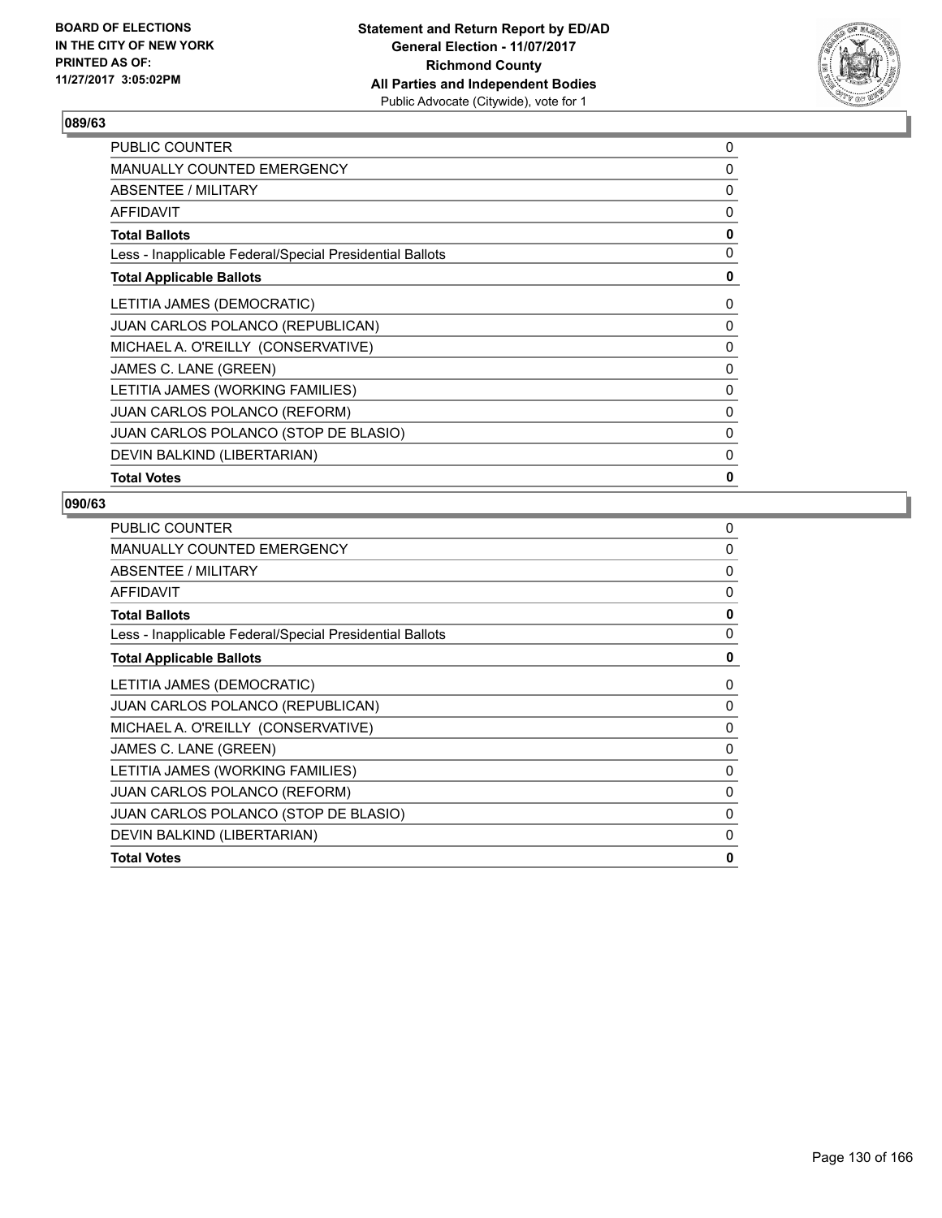BOARD OF ELECTIONS
IN THE CITY OF NEW YORK
PRINTED AS OF:
11/27/2017 3:05:02PM

**Statement and Return Report by ED/AD**
**General Election - 11/07/2017**
**Richmond County**
**All Parties and Independent Bodies**
Public Advocate (Citywide), vote for 1

### 089/63

| | |
|---|---|
| PUBLIC COUNTER | 0 |
| MANUALLY COUNTED EMERGENCY | 0 |
| ABSENTEE / MILITARY | 0 |
| AFFIDAVIT | 0 |
| **Total Ballots** | **0** |
| Less - Inapplicable Federal/Special Presidential Ballots | 0 |
| **Total Applicable Ballots** | **0** |
| LETITIA JAMES (DEMOCRATIC) | 0 |
| JUAN CARLOS POLANCO (REPUBLICAN) | 0 |
| MICHAEL A. O'REILLY (CONSERVATIVE) | 0 |
| JAMES C. LANE (GREEN) | 0 |
| LETITIA JAMES (WORKING FAMILIES) | 0 |
| JUAN CARLOS POLANCO (REFORM) | 0 |
| JUAN CARLOS POLANCO (STOP DE BLASIO) | 0 |
| DEVIN BALKIND (LIBERTARIAN) | 0 |
| **Total Votes** | **0** |

### 090/63

| | |
|---|---|
| PUBLIC COUNTER | 0 |
| MANUALLY COUNTED EMERGENCY | 0 |
| ABSENTEE / MILITARY | 0 |
| AFFIDAVIT | 0 |
| **Total Ballots** | **0** |
| Less - Inapplicable Federal/Special Presidential Ballots | 0 |
| **Total Applicable Ballots** | **0** |
| LETITIA JAMES (DEMOCRATIC) | 0 |
| JUAN CARLOS POLANCO (REPUBLICAN) | 0 |
| MICHAEL A. O'REILLY (CONSERVATIVE) | 0 |
| JAMES C. LANE (GREEN) | 0 |
| LETITIA JAMES (WORKING FAMILIES) | 0 |
| JUAN CARLOS POLANCO (REFORM) | 0 |
| JUAN CARLOS POLANCO (STOP DE BLASIO) | 0 |
| DEVIN BALKIND (LIBERTARIAN) | 0 |
| **Total Votes** | **0** |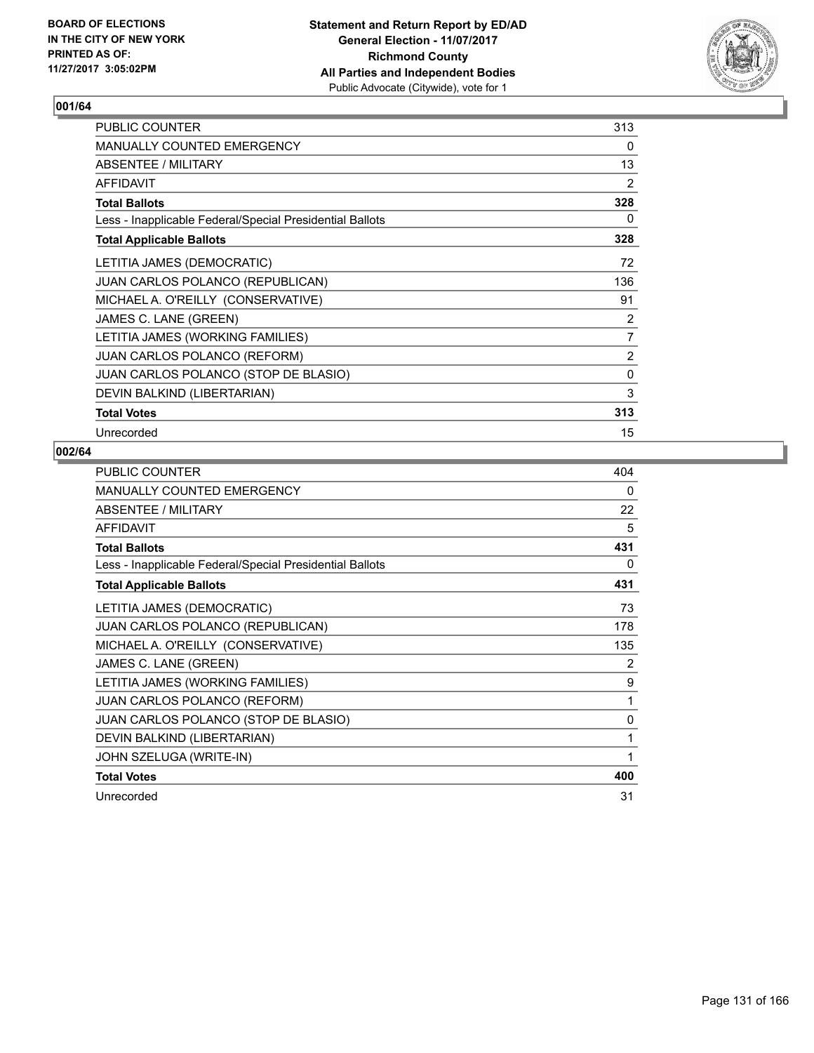BOARD OF ELECTIONS
IN THE CITY OF NEW YORK
PRINTED AS OF:
11/27/2017 3:05:02PM

**Statement and Return Report by ED/AD**
**General Election - 11/07/2017**
**Richmond County**
**All Parties and Independent Bodies**
Public Advocate (Citywide), vote for 1

### 001/64

| | |
|---|---|
| PUBLIC COUNTER | 313 |
| MANUALLY COUNTED EMERGENCY | 0 |
| ABSENTEE / MILITARY | 13 |
| AFFIDAVIT | 2 |
| **Total Ballots** | **328** |
| Less - Inapplicable Federal/Special Presidential Ballots | 0 |
| **Total Applicable Ballots** | **328** |
| LETITIA JAMES (DEMOCRATIC) | 72 |
| JUAN CARLOS POLANCO (REPUBLICAN) | 136 |
| MICHAEL A. O'REILLY (CONSERVATIVE) | 91 |
| JAMES C. LANE (GREEN) | 2 |
| LETITIA JAMES (WORKING FAMILIES) | 7 |
| JUAN CARLOS POLANCO (REFORM) | 2 |
| JUAN CARLOS POLANCO (STOP DE BLASIO) | 0 |
| DEVIN BALKIND (LIBERTARIAN) | 3 |
| **Total Votes** | **313** |
| Unrecorded | 15 |

### 002/64

| | |
|---|---|
| PUBLIC COUNTER | 404 |
| MANUALLY COUNTED EMERGENCY | 0 |
| ABSENTEE / MILITARY | 22 |
| AFFIDAVIT | 5 |
| **Total Ballots** | **431** |
| Less - Inapplicable Federal/Special Presidential Ballots | 0 |
| **Total Applicable Ballots** | **431** |
| LETITIA JAMES (DEMOCRATIC) | 73 |
| JUAN CARLOS POLANCO (REPUBLICAN) | 178 |
| MICHAEL A. O'REILLY (CONSERVATIVE) | 135 |
| JAMES C. LANE (GREEN) | 2 |
| LETITIA JAMES (WORKING FAMILIES) | 9 |
| JUAN CARLOS POLANCO (REFORM) | 1 |
| JUAN CARLOS POLANCO (STOP DE BLASIO) | 0 |
| DEVIN BALKIND (LIBERTARIAN) | 1 |
| JOHN SZELUGA (WRITE-IN) | 1 |
| **Total Votes** | **400** |
| Unrecorded | 31 |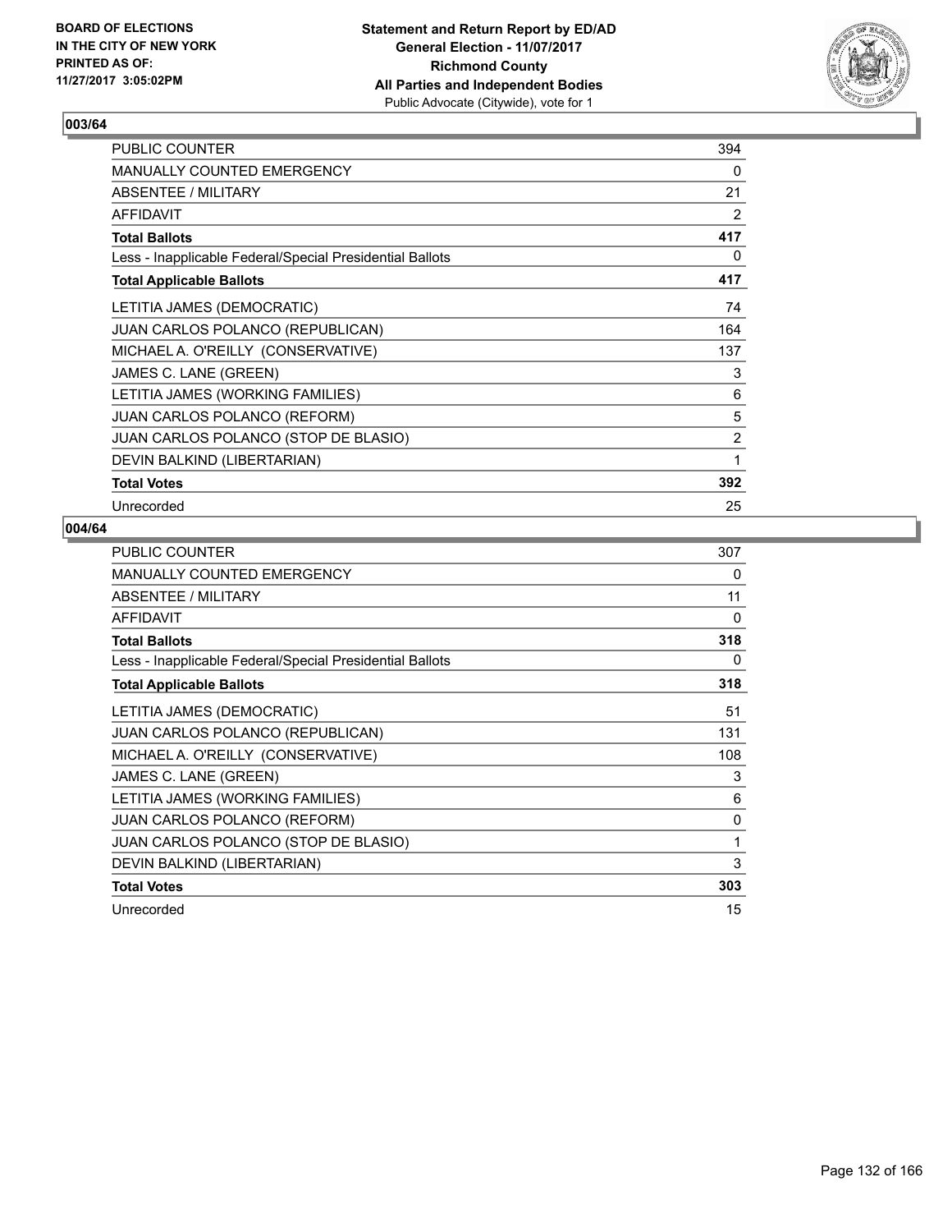**BOARD OF ELECTIONS IN THE CITY OF NEW YORK PRINTED AS OF: 11/27/2017 3:05:02PM**

**Statement and Return Report by ED/AD**
**General Election - 11/07/2017**
**Richmond County**
**All Parties and Independent Bodies**
Public Advocate (Citywide), vote for 1

### 003/64

| | |
|---|---|
| PUBLIC COUNTER | 394 |
| MANUALLY COUNTED EMERGENCY | 0 |
| ABSENTEE / MILITARY | 21 |
| AFFIDAVIT | 2 |
| **Total Ballots** | **417** |
| Less - Inapplicable Federal/Special Presidential Ballots | 0 |
| **Total Applicable Ballots** | **417** |
| LETITIA JAMES (DEMOCRATIC) | 74 |
| JUAN CARLOS POLANCO (REPUBLICAN) | 164 |
| MICHAEL A. O'REILLY (CONSERVATIVE) | 137 |
| JAMES C. LANE (GREEN) | 3 |
| LETITIA JAMES (WORKING FAMILIES) | 6 |
| JUAN CARLOS POLANCO (REFORM) | 5 |
| JUAN CARLOS POLANCO (STOP DE BLASIO) | 2 |
| DEVIN BALKIND (LIBERTARIAN) | 1 |
| **Total Votes** | **392** |
| Unrecorded | 25 |

### 004/64

| | |
|---|---|
| PUBLIC COUNTER | 307 |
| MANUALLY COUNTED EMERGENCY | 0 |
| ABSENTEE / MILITARY | 11 |
| AFFIDAVIT | 0 |
| **Total Ballots** | **318** |
| Less - Inapplicable Federal/Special Presidential Ballots | 0 |
| **Total Applicable Ballots** | **318** |
| LETITIA JAMES (DEMOCRATIC) | 51 |
| JUAN CARLOS POLANCO (REPUBLICAN) | 131 |
| MICHAEL A. O'REILLY (CONSERVATIVE) | 108 |
| JAMES C. LANE (GREEN) | 3 |
| LETITIA JAMES (WORKING FAMILIES) | 6 |
| JUAN CARLOS POLANCO (REFORM) | 0 |
| JUAN CARLOS POLANCO (STOP DE BLASIO) | 1 |
| DEVIN BALKIND (LIBERTARIAN) | 3 |
| **Total Votes** | **303** |
| Unrecorded | 15 |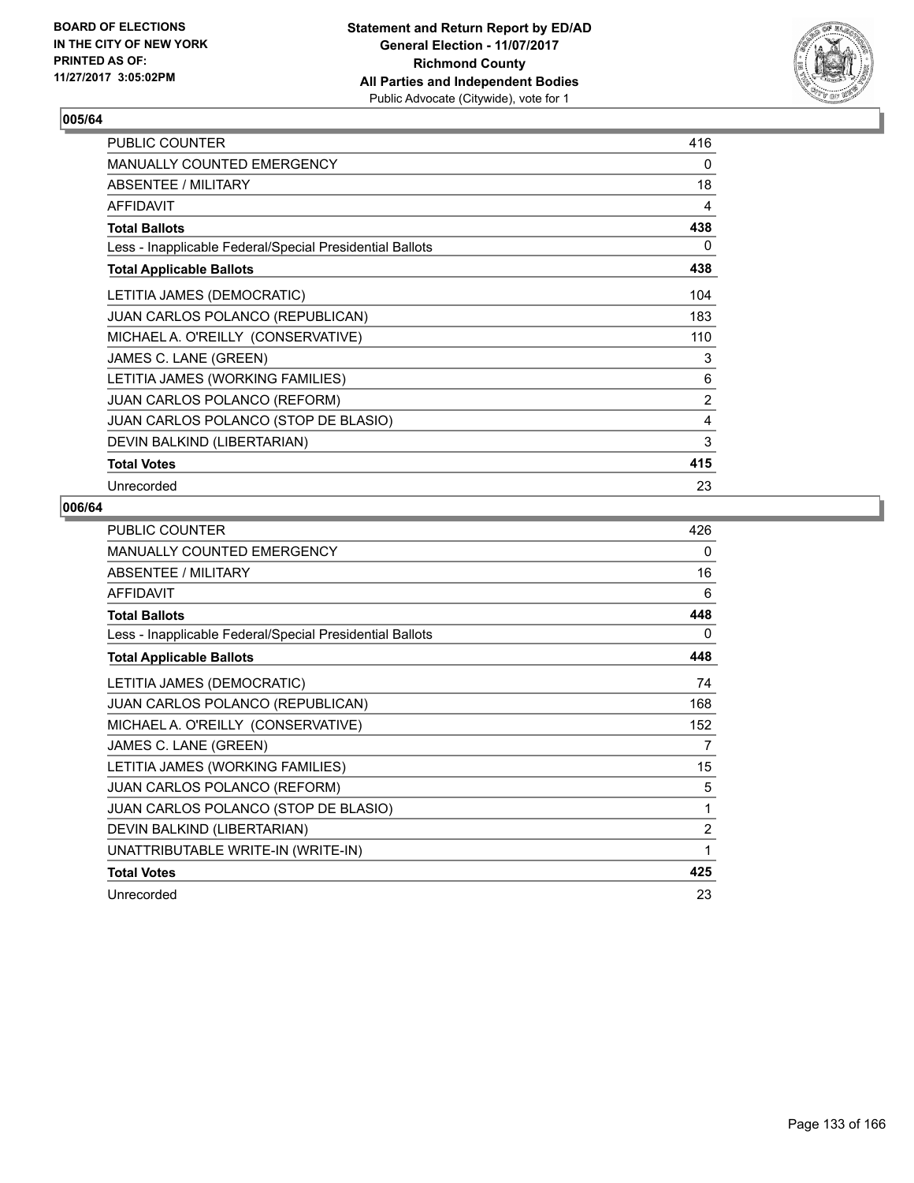BOARD OF ELECTIONS
IN THE CITY OF NEW YORK
PRINTED AS OF:
11/27/2017 3:05:02PM

**Statement and Return Report by ED/AD**
**General Election - 11/07/2017**
**Richmond County**
**All Parties and Independent Bodies**
Public Advocate (Citywide), vote for 1

### 005/64

| | |
|---|---|
| PUBLIC COUNTER | 416 |
| MANUALLY COUNTED EMERGENCY | 0 |
| ABSENTEE / MILITARY | 18 |
| AFFIDAVIT | 4 |
| **Total Ballots** | **438** |
| Less - Inapplicable Federal/Special Presidential Ballots | 0 |
| **Total Applicable Ballots** | **438** |
| LETITIA JAMES (DEMOCRATIC) | 104 |
| JUAN CARLOS POLANCO (REPUBLICAN) | 183 |
| MICHAEL A. O'REILLY (CONSERVATIVE) | 110 |
| JAMES C. LANE (GREEN) | 3 |
| LETITIA JAMES (WORKING FAMILIES) | 6 |
| JUAN CARLOS POLANCO (REFORM) | 2 |
| JUAN CARLOS POLANCO (STOP DE BLASIO) | 4 |
| DEVIN BALKIND (LIBERTARIAN) | 3 |
| **Total Votes** | **415** |
| Unrecorded | 23 |

### 006/64

| | |
|---|---|
| PUBLIC COUNTER | 426 |
| MANUALLY COUNTED EMERGENCY | 0 |
| ABSENTEE / MILITARY | 16 |
| AFFIDAVIT | 6 |
| **Total Ballots** | **448** |
| Less - Inapplicable Federal/Special Presidential Ballots | 0 |
| **Total Applicable Ballots** | **448** |
| LETITIA JAMES (DEMOCRATIC) | 74 |
| JUAN CARLOS POLANCO (REPUBLICAN) | 168 |
| MICHAEL A. O'REILLY (CONSERVATIVE) | 152 |
| JAMES C. LANE (GREEN) | 7 |
| LETITIA JAMES (WORKING FAMILIES) | 15 |
| JUAN CARLOS POLANCO (REFORM) | 5 |
| JUAN CARLOS POLANCO (STOP DE BLASIO) | 1 |
| DEVIN BALKIND (LIBERTARIAN) | 2 |
| UNATTRIBUTABLE WRITE-IN (WRITE-IN) | 1 |
| **Total Votes** | **425** |
| Unrecorded | 23 |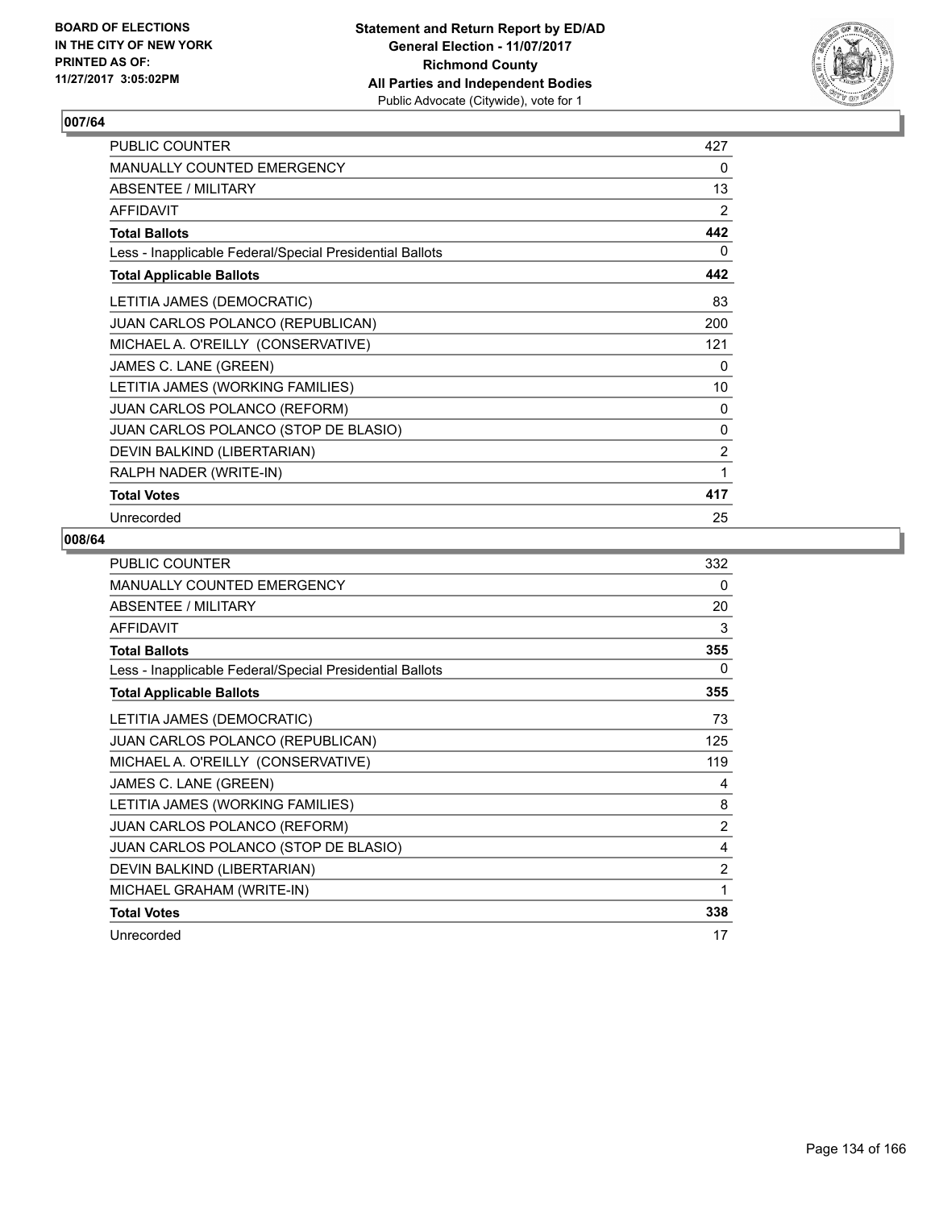BOARD OF ELECTIONS
IN THE CITY OF NEW YORK
PRINTED AS OF:
11/27/2017 3:05:02PM

**Statement and Return Report by ED/AD**
**General Election - 11/07/2017**
**Richmond County**
**All Parties and Independent Bodies**
Public Advocate (Citywide), vote for 1

## 007/64

| | |
|---|---|
| PUBLIC COUNTER | 427 |
| MANUALLY COUNTED EMERGENCY | 0 |
| ABSENTEE / MILITARY | 13 |
| AFFIDAVIT | 2 |
| **Total Ballots** | **442** |
| Less - Inapplicable Federal/Special Presidential Ballots | 0 |
| **Total Applicable Ballots** | **442** |
| LETITIA JAMES (DEMOCRATIC) | 83 |
| JUAN CARLOS POLANCO (REPUBLICAN) | 200 |
| MICHAEL A. O'REILLY (CONSERVATIVE) | 121 |
| JAMES C. LANE (GREEN) | 0 |
| LETITIA JAMES (WORKING FAMILIES) | 10 |
| JUAN CARLOS POLANCO (REFORM) | 0 |
| JUAN CARLOS POLANCO (STOP DE BLASIO) | 0 |
| DEVIN BALKIND (LIBERTARIAN) | 2 |
| RALPH NADER (WRITE-IN) | 1 |
| **Total Votes** | **417** |
| Unrecorded | 25 |

## 008/64

| | |
|---|---|
| PUBLIC COUNTER | 332 |
| MANUALLY COUNTED EMERGENCY | 0 |
| ABSENTEE / MILITARY | 20 |
| AFFIDAVIT | 3 |
| **Total Ballots** | **355** |
| Less - Inapplicable Federal/Special Presidential Ballots | 0 |
| **Total Applicable Ballots** | **355** |
| LETITIA JAMES (DEMOCRATIC) | 73 |
| JUAN CARLOS POLANCO (REPUBLICAN) | 125 |
| MICHAEL A. O'REILLY (CONSERVATIVE) | 119 |
| JAMES C. LANE (GREEN) | 4 |
| LETITIA JAMES (WORKING FAMILIES) | 8 |
| JUAN CARLOS POLANCO (REFORM) | 2 |
| JUAN CARLOS POLANCO (STOP DE BLASIO) | 4 |
| DEVIN BALKIND (LIBERTARIAN) | 2 |
| MICHAEL GRAHAM (WRITE-IN) | 1 |
| **Total Votes** | **338** |
| Unrecorded | 17 |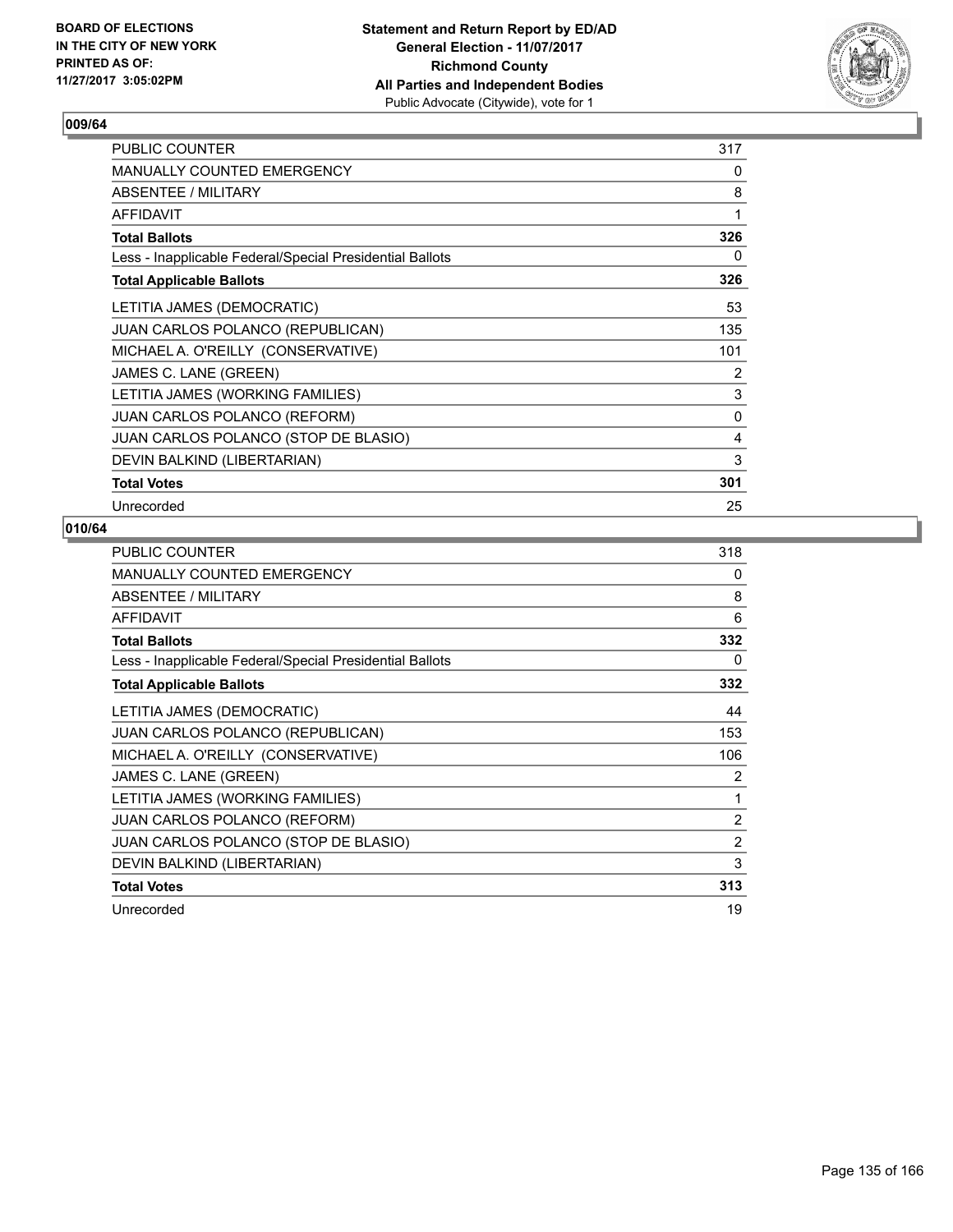BOARD OF ELECTIONS
IN THE CITY OF NEW YORK
PRINTED AS OF:
11/27/2017 3:05:02PM

**Statement and Return Report by ED/AD**
**General Election - 11/07/2017**
**Richmond County**
**All Parties and Independent Bodies**
Public Advocate (Citywide), vote for 1

## 009/64

| | |
|---|---|
| PUBLIC COUNTER | 317 |
| MANUALLY COUNTED EMERGENCY | 0 |
| ABSENTEE / MILITARY | 8 |
| AFFIDAVIT | 1 |
| **Total Ballots** | **326** |
| Less - Inapplicable Federal/Special Presidential Ballots | 0 |
| **Total Applicable Ballots** | **326** |
| LETITIA JAMES (DEMOCRATIC) | 53 |
| JUAN CARLOS POLANCO (REPUBLICAN) | 135 |
| MICHAEL A. O'REILLY (CONSERVATIVE) | 101 |
| JAMES C. LANE (GREEN) | 2 |
| LETITIA JAMES (WORKING FAMILIES) | 3 |
| JUAN CARLOS POLANCO (REFORM) | 0 |
| JUAN CARLOS POLANCO (STOP DE BLASIO) | 4 |
| DEVIN BALKIND (LIBERTARIAN) | 3 |
| **Total Votes** | **301** |
| Unrecorded | 25 |

## 010/64

| | |
|---|---|
| PUBLIC COUNTER | 318 |
| MANUALLY COUNTED EMERGENCY | 0 |
| ABSENTEE / MILITARY | 8 |
| AFFIDAVIT | 6 |
| **Total Ballots** | **332** |
| Less - Inapplicable Federal/Special Presidential Ballots | 0 |
| **Total Applicable Ballots** | **332** |
| LETITIA JAMES (DEMOCRATIC) | 44 |
| JUAN CARLOS POLANCO (REPUBLICAN) | 153 |
| MICHAEL A. O'REILLY (CONSERVATIVE) | 106 |
| JAMES C. LANE (GREEN) | 2 |
| LETITIA JAMES (WORKING FAMILIES) | 1 |
| JUAN CARLOS POLANCO (REFORM) | 2 |
| JUAN CARLOS POLANCO (STOP DE BLASIO) | 2 |
| DEVIN BALKIND (LIBERTARIAN) | 3 |
| **Total Votes** | **313** |
| Unrecorded | 19 |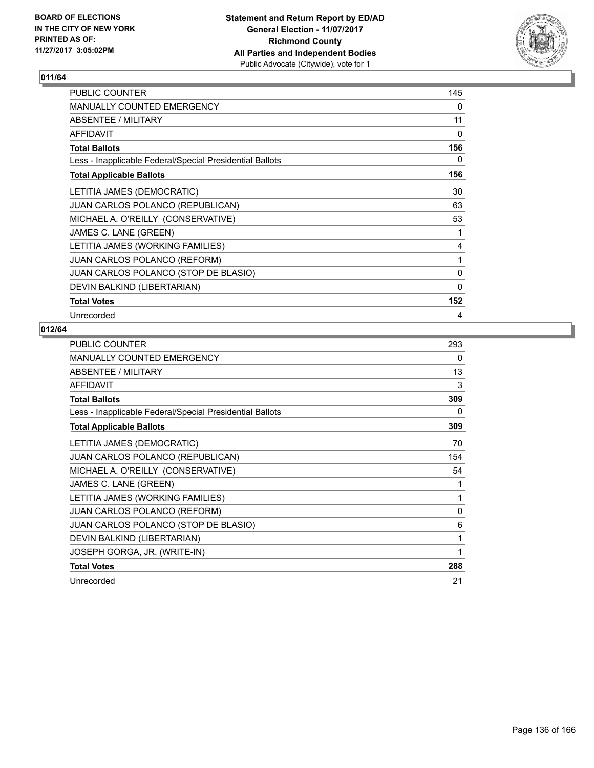BOARD OF ELECTIONS
IN THE CITY OF NEW YORK
PRINTED AS OF:
11/27/2017 3:05:02PM

**Statement and Return Report by ED/AD**
**General Election - 11/07/2017**
**Richmond County**
**All Parties and Independent Bodies**
Public Advocate (Citywide), vote for 1

## 011/64

| | |
|---|---|
| PUBLIC COUNTER | 145 |
| MANUALLY COUNTED EMERGENCY | 0 |
| ABSENTEE / MILITARY | 11 |
| AFFIDAVIT | 0 |
| **Total Ballots** | **156** |
| Less - Inapplicable Federal/Special Presidential Ballots | 0 |
| **Total Applicable Ballots** | **156** |
| LETITIA JAMES (DEMOCRATIC) | 30 |
| JUAN CARLOS POLANCO (REPUBLICAN) | 63 |
| MICHAEL A. O'REILLY (CONSERVATIVE) | 53 |
| JAMES C. LANE (GREEN) | 1 |
| LETITIA JAMES (WORKING FAMILIES) | 4 |
| JUAN CARLOS POLANCO (REFORM) | 1 |
| JUAN CARLOS POLANCO (STOP DE BLASIO) | 0 |
| DEVIN BALKIND (LIBERTARIAN) | 0 |
| **Total Votes** | **152** |
| Unrecorded | 4 |

## 012/64

| | |
|---|---|
| PUBLIC COUNTER | 293 |
| MANUALLY COUNTED EMERGENCY | 0 |
| ABSENTEE / MILITARY | 13 |
| AFFIDAVIT | 3 |
| **Total Ballots** | **309** |
| Less - Inapplicable Federal/Special Presidential Ballots | 0 |
| **Total Applicable Ballots** | **309** |
| LETITIA JAMES (DEMOCRATIC) | 70 |
| JUAN CARLOS POLANCO (REPUBLICAN) | 154 |
| MICHAEL A. O'REILLY (CONSERVATIVE) | 54 |
| JAMES C. LANE (GREEN) | 1 |
| LETITIA JAMES (WORKING FAMILIES) | 1 |
| JUAN CARLOS POLANCO (REFORM) | 0 |
| JUAN CARLOS POLANCO (STOP DE BLASIO) | 6 |
| DEVIN BALKIND (LIBERTARIAN) | 1 |
| JOSEPH GORGA, JR. (WRITE-IN) | 1 |
| **Total Votes** | **288** |
| Unrecorded | 21 |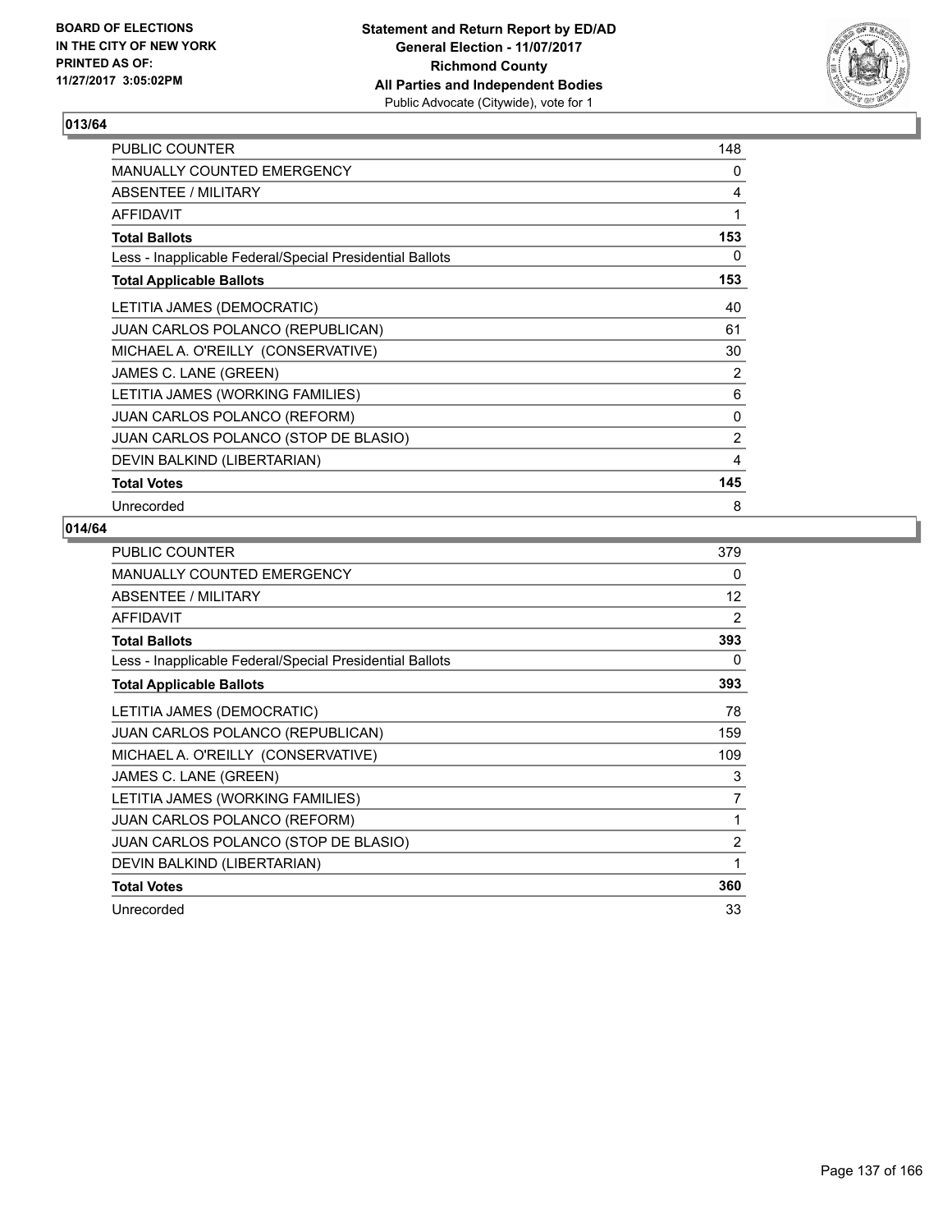BOARD OF ELECTIONS
IN THE CITY OF NEW YORK
PRINTED AS OF:
11/27/2017 3:05:02PM

**Statement and Return Report by ED/AD**
**General Election - 11/07/2017**
**Richmond County**
**All Parties and Independent Bodies**
Public Advocate (Citywide), vote for 1

## 013/64

| | |
|---|---|
| PUBLIC COUNTER | 148 |
| MANUALLY COUNTED EMERGENCY | 0 |
| ABSENTEE / MILITARY | 4 |
| AFFIDAVIT | 1 |
| **Total Ballots** | **153** |
| Less - Inapplicable Federal/Special Presidential Ballots | 0 |
| **Total Applicable Ballots** | **153** |
| LETITIA JAMES (DEMOCRATIC) | 40 |
| JUAN CARLOS POLANCO (REPUBLICAN) | 61 |
| MICHAEL A. O'REILLY (CONSERVATIVE) | 30 |
| JAMES C. LANE (GREEN) | 2 |
| LETITIA JAMES (WORKING FAMILIES) | 6 |
| JUAN CARLOS POLANCO (REFORM) | 0 |
| JUAN CARLOS POLANCO (STOP DE BLASIO) | 2 |
| DEVIN BALKIND (LIBERTARIAN) | 4 |
| **Total Votes** | **145** |
| Unrecorded | 8 |

## 014/64

| | |
|---|---|
| PUBLIC COUNTER | 379 |
| MANUALLY COUNTED EMERGENCY | 0 |
| ABSENTEE / MILITARY | 12 |
| AFFIDAVIT | 2 |
| **Total Ballots** | **393** |
| Less - Inapplicable Federal/Special Presidential Ballots | 0 |
| **Total Applicable Ballots** | **393** |
| LETITIA JAMES (DEMOCRATIC) | 78 |
| JUAN CARLOS POLANCO (REPUBLICAN) | 159 |
| MICHAEL A. O'REILLY (CONSERVATIVE) | 109 |
| JAMES C. LANE (GREEN) | 3 |
| LETITIA JAMES (WORKING FAMILIES) | 7 |
| JUAN CARLOS POLANCO (REFORM) | 1 |
| JUAN CARLOS POLANCO (STOP DE BLASIO) | 2 |
| DEVIN BALKIND (LIBERTARIAN) | 1 |
| **Total Votes** | **360** |
| Unrecorded | 33 |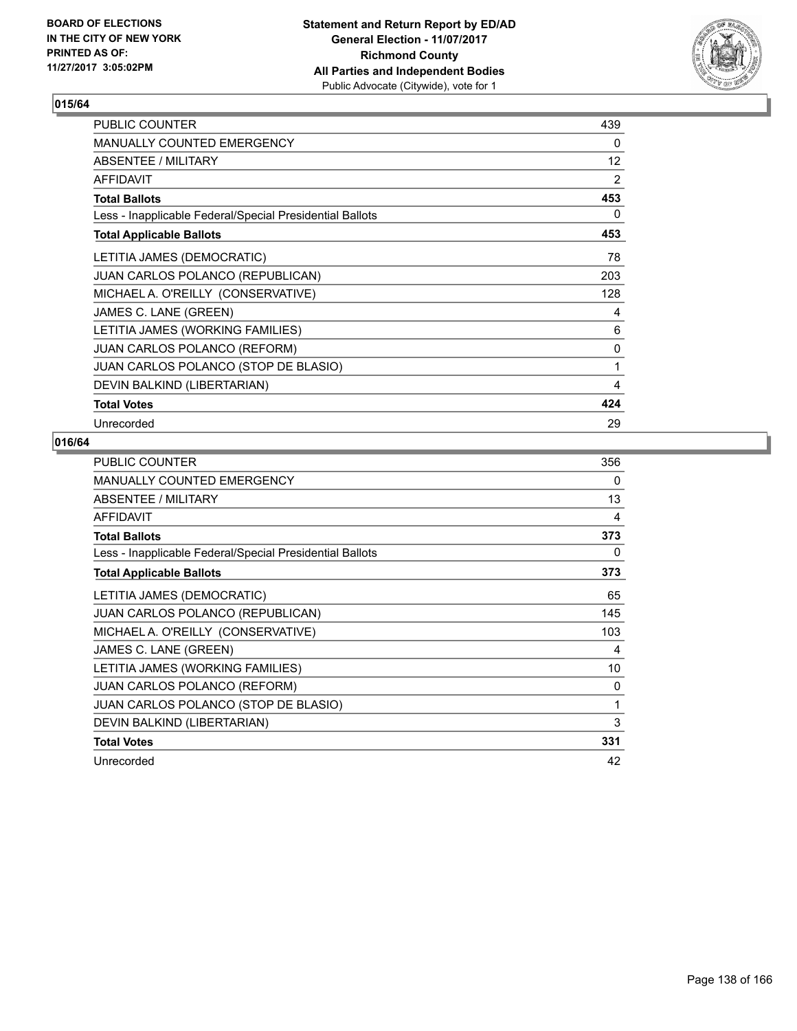BOARD OF ELECTIONS
IN THE CITY OF NEW YORK
PRINTED AS OF:
11/27/2017 3:05:02PM

**Statement and Return Report by ED/AD**
**General Election - 11/07/2017**
**Richmond County**
**All Parties and Independent Bodies**
Public Advocate (Citywide), vote for 1

## 015/64

| | |
|---|---|
| PUBLIC COUNTER | 439 |
| MANUALLY COUNTED EMERGENCY | 0 |
| ABSENTEE / MILITARY | 12 |
| AFFIDAVIT | 2 |
| **Total Ballots** | **453** |
| Less - Inapplicable Federal/Special Presidential Ballots | 0 |
| **Total Applicable Ballots** | **453** |
| LETITIA JAMES (DEMOCRATIC) | 78 |
| JUAN CARLOS POLANCO (REPUBLICAN) | 203 |
| MICHAEL A. O'REILLY (CONSERVATIVE) | 128 |
| JAMES C. LANE (GREEN) | 4 |
| LETITIA JAMES (WORKING FAMILIES) | 6 |
| JUAN CARLOS POLANCO (REFORM) | 0 |
| JUAN CARLOS POLANCO (STOP DE BLASIO) | 1 |
| DEVIN BALKIND (LIBERTARIAN) | 4 |
| **Total Votes** | **424** |
| Unrecorded | 29 |

## 016/64

| | |
|---|---|
| PUBLIC COUNTER | 356 |
| MANUALLY COUNTED EMERGENCY | 0 |
| ABSENTEE / MILITARY | 13 |
| AFFIDAVIT | 4 |
| **Total Ballots** | **373** |
| Less - Inapplicable Federal/Special Presidential Ballots | 0 |
| **Total Applicable Ballots** | **373** |
| LETITIA JAMES (DEMOCRATIC) | 65 |
| JUAN CARLOS POLANCO (REPUBLICAN) | 145 |
| MICHAEL A. O'REILLY (CONSERVATIVE) | 103 |
| JAMES C. LANE (GREEN) | 4 |
| LETITIA JAMES (WORKING FAMILIES) | 10 |
| JUAN CARLOS POLANCO (REFORM) | 0 |
| JUAN CARLOS POLANCO (STOP DE BLASIO) | 1 |
| DEVIN BALKIND (LIBERTARIAN) | 3 |
| **Total Votes** | **331** |
| Unrecorded | 42 |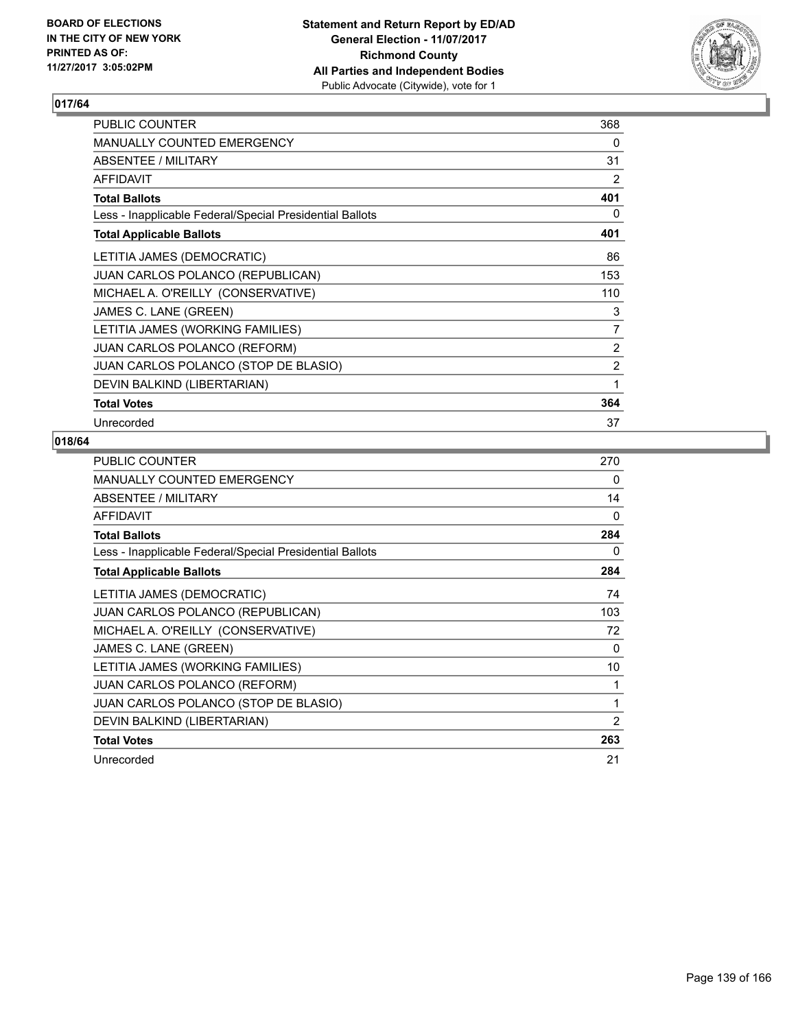BOARD OF ELECTIONS
IN THE CITY OF NEW YORK
PRINTED AS OF:
11/27/2017 3:05:02PM

**Statement and Return Report by ED/AD**
**General Election - 11/07/2017**
**Richmond County**
**All Parties and Independent Bodies**
Public Advocate (Citywide), vote for 1

## 017/64

| | |
|---|---|
| PUBLIC COUNTER | 368 |
| MANUALLY COUNTED EMERGENCY | 0 |
| ABSENTEE / MILITARY | 31 |
| AFFIDAVIT | 2 |
| **Total Ballots** | **401** |
| Less - Inapplicable Federal/Special Presidential Ballots | 0 |
| **Total Applicable Ballots** | **401** |
| LETITIA JAMES (DEMOCRATIC) | 86 |
| JUAN CARLOS POLANCO (REPUBLICAN) | 153 |
| MICHAEL A. O'REILLY (CONSERVATIVE) | 110 |
| JAMES C. LANE (GREEN) | 3 |
| LETITIA JAMES (WORKING FAMILIES) | 7 |
| JUAN CARLOS POLANCO (REFORM) | 2 |
| JUAN CARLOS POLANCO (STOP DE BLASIO) | 2 |
| DEVIN BALKIND (LIBERTARIAN) | 1 |
| **Total Votes** | **364** |
| Unrecorded | 37 |

## 018/64

| | |
|---|---|
| PUBLIC COUNTER | 270 |
| MANUALLY COUNTED EMERGENCY | 0 |
| ABSENTEE / MILITARY | 14 |
| AFFIDAVIT | 0 |
| **Total Ballots** | **284** |
| Less - Inapplicable Federal/Special Presidential Ballots | 0 |
| **Total Applicable Ballots** | **284** |
| LETITIA JAMES (DEMOCRATIC) | 74 |
| JUAN CARLOS POLANCO (REPUBLICAN) | 103 |
| MICHAEL A. O'REILLY (CONSERVATIVE) | 72 |
| JAMES C. LANE (GREEN) | 0 |
| LETITIA JAMES (WORKING FAMILIES) | 10 |
| JUAN CARLOS POLANCO (REFORM) | 1 |
| JUAN CARLOS POLANCO (STOP DE BLASIO) | 1 |
| DEVIN BALKIND (LIBERTARIAN) | 2 |
| **Total Votes** | **263** |
| Unrecorded | 21 |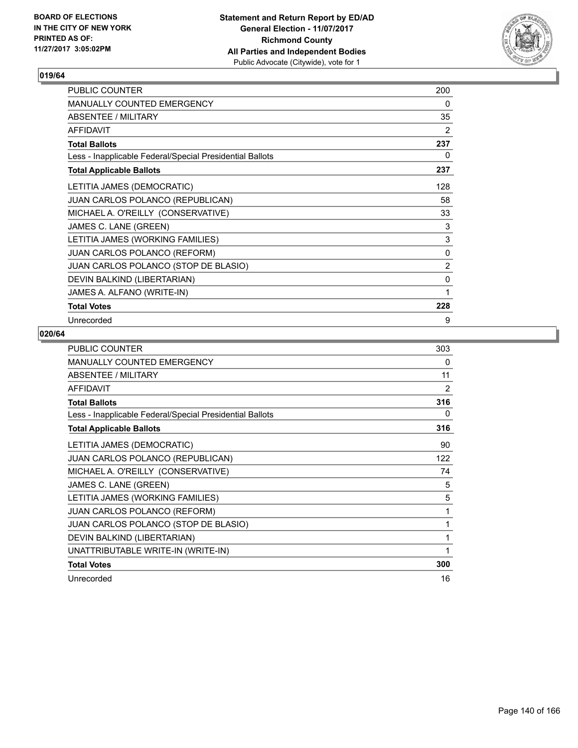BOARD OF ELECTIONS
IN THE CITY OF NEW YORK
PRINTED AS OF:
11/27/2017 3:05:02PM

**Statement and Return Report by ED/AD**
**General Election - 11/07/2017**
**Richmond County**
**All Parties and Independent Bodies**
Public Advocate (Citywide), vote for 1

## 019/64

| | |
|---|---|
| PUBLIC COUNTER | 200 |
| MANUALLY COUNTED EMERGENCY | 0 |
| ABSENTEE / MILITARY | 35 |
| AFFIDAVIT | 2 |
| **Total Ballots** | **237** |
| Less - Inapplicable Federal/Special Presidential Ballots | 0 |
| **Total Applicable Ballots** | **237** |
| LETITIA JAMES (DEMOCRATIC) | 128 |
| JUAN CARLOS POLANCO (REPUBLICAN) | 58 |
| MICHAEL A. O'REILLY (CONSERVATIVE) | 33 |
| JAMES C. LANE (GREEN) | 3 |
| LETITIA JAMES (WORKING FAMILIES) | 3 |
| JUAN CARLOS POLANCO (REFORM) | 0 |
| JUAN CARLOS POLANCO (STOP DE BLASIO) | 2 |
| DEVIN BALKIND (LIBERTARIAN) | 0 |
| JAMES A. ALFANO (WRITE-IN) | 1 |
| **Total Votes** | **228** |
| Unrecorded | 9 |

## 020/64

| | |
|---|---|
| PUBLIC COUNTER | 303 |
| MANUALLY COUNTED EMERGENCY | 0 |
| ABSENTEE / MILITARY | 11 |
| AFFIDAVIT | 2 |
| **Total Ballots** | **316** |
| Less - Inapplicable Federal/Special Presidential Ballots | 0 |
| **Total Applicable Ballots** | **316** |
| LETITIA JAMES (DEMOCRATIC) | 90 |
| JUAN CARLOS POLANCO (REPUBLICAN) | 122 |
| MICHAEL A. O'REILLY (CONSERVATIVE) | 74 |
| JAMES C. LANE (GREEN) | 5 |
| LETITIA JAMES (WORKING FAMILIES) | 5 |
| JUAN CARLOS POLANCO (REFORM) | 1 |
| JUAN CARLOS POLANCO (STOP DE BLASIO) | 1 |
| DEVIN BALKIND (LIBERTARIAN) | 1 |
| UNATTRIBUTABLE WRITE-IN (WRITE-IN) | 1 |
| **Total Votes** | **300** |
| Unrecorded | 16 |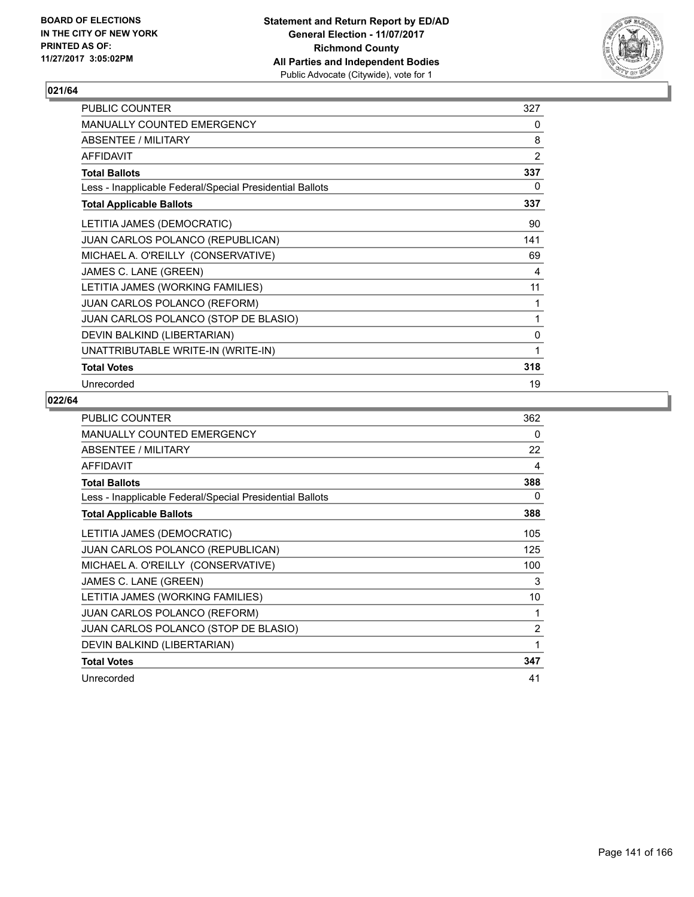BOARD OF ELECTIONS
IN THE CITY OF NEW YORK
PRINTED AS OF:
11/27/2017 3:05:02PM

**Statement and Return Report by ED/AD**
**General Election - 11/07/2017**
**Richmond County**
**All Parties and Independent Bodies**
Public Advocate (Citywide), vote for 1

## 021/64

| | |
|---|---|
| PUBLIC COUNTER | 327 |
| MANUALLY COUNTED EMERGENCY | 0 |
| ABSENTEE / MILITARY | 8 |
| AFFIDAVIT | 2 |
| **Total Ballots** | **337** |
| Less - Inapplicable Federal/Special Presidential Ballots | 0 |
| **Total Applicable Ballots** | **337** |
| LETITIA JAMES (DEMOCRATIC) | 90 |
| JUAN CARLOS POLANCO (REPUBLICAN) | 141 |
| MICHAEL A. O'REILLY (CONSERVATIVE) | 69 |
| JAMES C. LANE (GREEN) | 4 |
| LETITIA JAMES (WORKING FAMILIES) | 11 |
| JUAN CARLOS POLANCO (REFORM) | 1 |
| JUAN CARLOS POLANCO (STOP DE BLASIO) | 1 |
| DEVIN BALKIND (LIBERTARIAN) | 0 |
| UNATTRIBUTABLE WRITE-IN (WRITE-IN) | 1 |
| **Total Votes** | **318** |
| Unrecorded | 19 |

## 022/64

| | |
|---|---|
| PUBLIC COUNTER | 362 |
| MANUALLY COUNTED EMERGENCY | 0 |
| ABSENTEE / MILITARY | 22 |
| AFFIDAVIT | 4 |
| **Total Ballots** | **388** |
| Less - Inapplicable Federal/Special Presidential Ballots | 0 |
| **Total Applicable Ballots** | **388** |
| LETITIA JAMES (DEMOCRATIC) | 105 |
| JUAN CARLOS POLANCO (REPUBLICAN) | 125 |
| MICHAEL A. O'REILLY (CONSERVATIVE) | 100 |
| JAMES C. LANE (GREEN) | 3 |
| LETITIA JAMES (WORKING FAMILIES) | 10 |
| JUAN CARLOS POLANCO (REFORM) | 1 |
| JUAN CARLOS POLANCO (STOP DE BLASIO) | 2 |
| DEVIN BALKIND (LIBERTARIAN) | 1 |
| **Total Votes** | **347** |
| Unrecorded | 41 |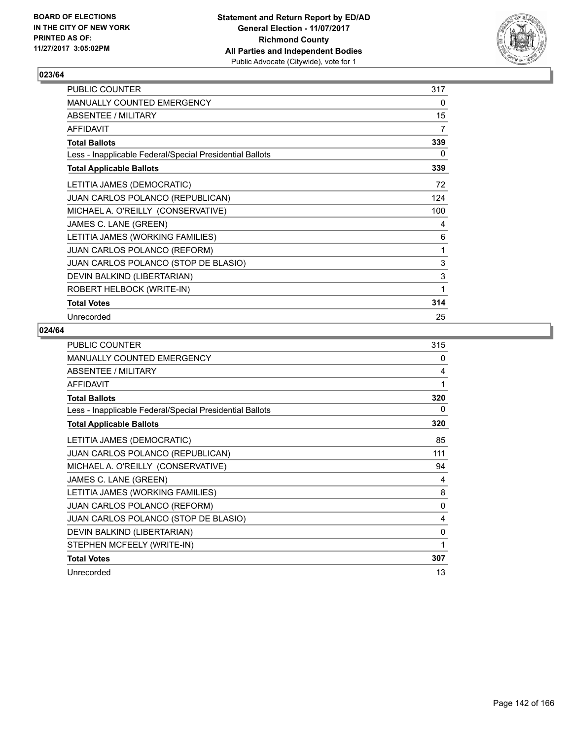## 023/64

| | |
|---|---|
| PUBLIC COUNTER | 317 |
| MANUALLY COUNTED EMERGENCY | 0 |
| ABSENTEE / MILITARY | 15 |
| AFFIDAVIT | 7 |
| **Total Ballots** | **339** |
| Less - Inapplicable Federal/Special Presidential Ballots | 0 |
| **Total Applicable Ballots** | **339** |
| LETITIA JAMES (DEMOCRATIC) | 72 |
| JUAN CARLOS POLANCO (REPUBLICAN) | 124 |
| MICHAEL A. O'REILLY (CONSERVATIVE) | 100 |
| JAMES C. LANE (GREEN) | 4 |
| LETITIA JAMES (WORKING FAMILIES) | 6 |
| JUAN CARLOS POLANCO (REFORM) | 1 |
| JUAN CARLOS POLANCO (STOP DE BLASIO) | 3 |
| DEVIN BALKIND (LIBERTARIAN) | 3 |
| ROBERT HELBOCK (WRITE-IN) | 1 |
| **Total Votes** | **314** |
| Unrecorded | 25 |

## 024/64

| | |
|---|---|
| PUBLIC COUNTER | 315 |
| MANUALLY COUNTED EMERGENCY | 0 |
| ABSENTEE / MILITARY | 4 |
| AFFIDAVIT | 1 |
| **Total Ballots** | **320** |
| Less - Inapplicable Federal/Special Presidential Ballots | 0 |
| **Total Applicable Ballots** | **320** |
| LETITIA JAMES (DEMOCRATIC) | 85 |
| JUAN CARLOS POLANCO (REPUBLICAN) | 111 |
| MICHAEL A. O'REILLY (CONSERVATIVE) | 94 |
| JAMES C. LANE (GREEN) | 4 |
| LETITIA JAMES (WORKING FAMILIES) | 8 |
| JUAN CARLOS POLANCO (REFORM) | 0 |
| JUAN CARLOS POLANCO (STOP DE BLASIO) | 4 |
| DEVIN BALKIND (LIBERTARIAN) | 0 |
| STEPHEN MCFEELY (WRITE-IN) | 1 |
| **Total Votes** | **307** |
| Unrecorded | 13 |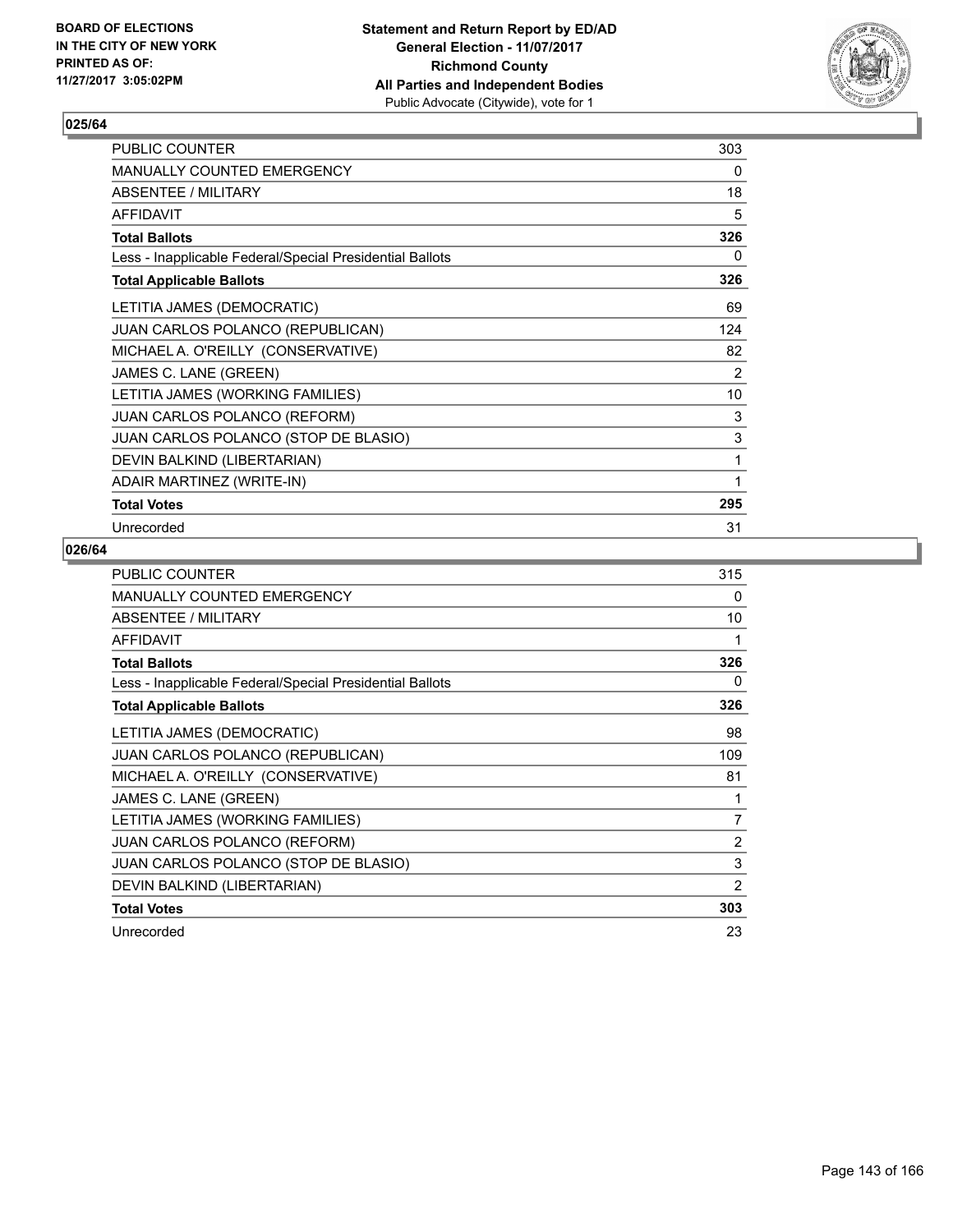BOARD OF ELECTIONS
IN THE CITY OF NEW YORK
PRINTED AS OF:
11/27/2017 3:05:02PM

**Statement and Return Report by ED/AD**
**General Election - 11/07/2017**
**Richmond County**
**All Parties and Independent Bodies**
Public Advocate (Citywide), vote for 1

## 025/64

| | |
|---|---|
| PUBLIC COUNTER | 303 |
| MANUALLY COUNTED EMERGENCY | 0 |
| ABSENTEE / MILITARY | 18 |
| AFFIDAVIT | 5 |
| **Total Ballots** | **326** |
| Less - Inapplicable Federal/Special Presidential Ballots | 0 |
| **Total Applicable Ballots** | **326** |
| LETITIA JAMES (DEMOCRATIC) | 69 |
| JUAN CARLOS POLANCO (REPUBLICAN) | 124 |
| MICHAEL A. O'REILLY (CONSERVATIVE) | 82 |
| JAMES C. LANE (GREEN) | 2 |
| LETITIA JAMES (WORKING FAMILIES) | 10 |
| JUAN CARLOS POLANCO (REFORM) | 3 |
| JUAN CARLOS POLANCO (STOP DE BLASIO) | 3 |
| DEVIN BALKIND (LIBERTARIAN) | 1 |
| ADAIR MARTINEZ (WRITE-IN) | 1 |
| **Total Votes** | **295** |
| Unrecorded | 31 |

## 026/64

| | |
|---|---|
| PUBLIC COUNTER | 315 |
| MANUALLY COUNTED EMERGENCY | 0 |
| ABSENTEE / MILITARY | 10 |
| AFFIDAVIT | 1 |
| **Total Ballots** | **326** |
| Less - Inapplicable Federal/Special Presidential Ballots | 0 |
| **Total Applicable Ballots** | **326** |
| LETITIA JAMES (DEMOCRATIC) | 98 |
| JUAN CARLOS POLANCO (REPUBLICAN) | 109 |
| MICHAEL A. O'REILLY (CONSERVATIVE) | 81 |
| JAMES C. LANE (GREEN) | 1 |
| LETITIA JAMES (WORKING FAMILIES) | 7 |
| JUAN CARLOS POLANCO (REFORM) | 2 |
| JUAN CARLOS POLANCO (STOP DE BLASIO) | 3 |
| DEVIN BALKIND (LIBERTARIAN) | 2 |
| **Total Votes** | **303** |
| Unrecorded | 23 |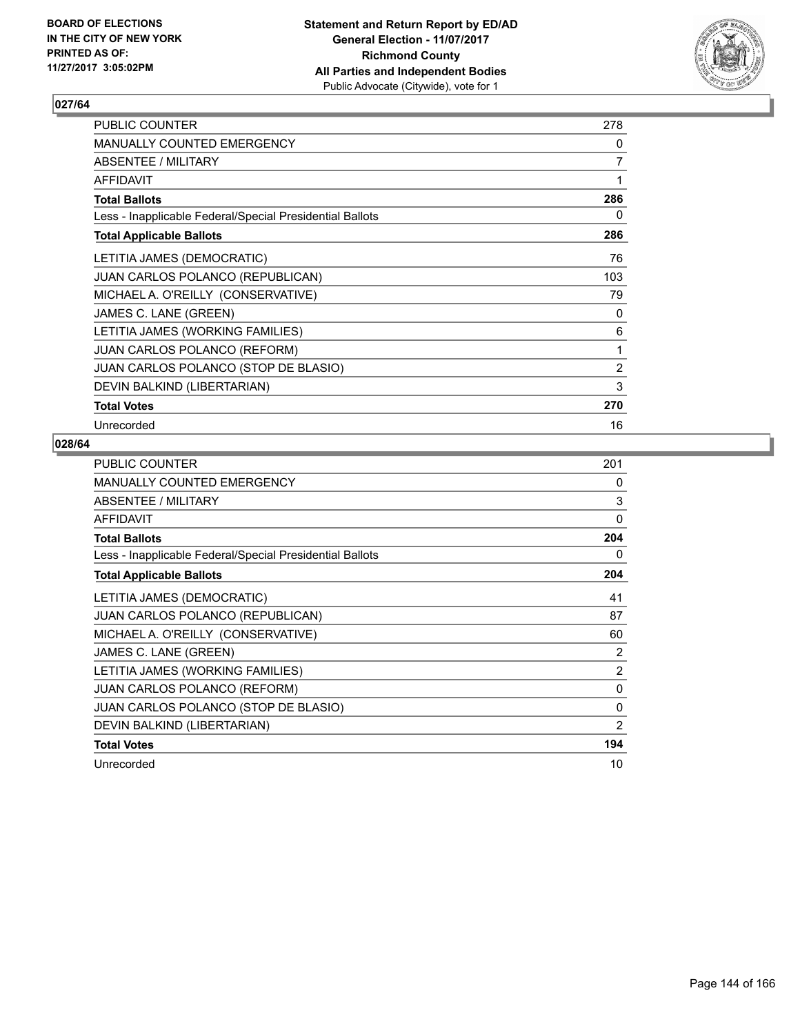BOARD OF ELECTIONS
IN THE CITY OF NEW YORK
PRINTED AS OF:
11/27/2017 3:05:02PM

**Statement and Return Report by ED/AD**
**General Election - 11/07/2017**
**Richmond County**
**All Parties and Independent Bodies**
Public Advocate (Citywide), vote for 1

### 027/64

| | |
|---|---|
| PUBLIC COUNTER | 278 |
| MANUALLY COUNTED EMERGENCY | 0 |
| ABSENTEE / MILITARY | 7 |
| AFFIDAVIT | 1 |
| **Total Ballots** | **286** |
| Less - Inapplicable Federal/Special Presidential Ballots | 0 |
| **Total Applicable Ballots** | **286** |
| LETITIA JAMES (DEMOCRATIC) | 76 |
| JUAN CARLOS POLANCO (REPUBLICAN) | 103 |
| MICHAEL A. O'REILLY (CONSERVATIVE) | 79 |
| JAMES C. LANE (GREEN) | 0 |
| LETITIA JAMES (WORKING FAMILIES) | 6 |
| JUAN CARLOS POLANCO (REFORM) | 1 |
| JUAN CARLOS POLANCO (STOP DE BLASIO) | 2 |
| DEVIN BALKIND (LIBERTARIAN) | 3 |
| **Total Votes** | **270** |
| Unrecorded | 16 |

### 028/64

| | |
|---|---|
| PUBLIC COUNTER | 201 |
| MANUALLY COUNTED EMERGENCY | 0 |
| ABSENTEE / MILITARY | 3 |
| AFFIDAVIT | 0 |
| **Total Ballots** | **204** |
| Less - Inapplicable Federal/Special Presidential Ballots | 0 |
| **Total Applicable Ballots** | **204** |
| LETITIA JAMES (DEMOCRATIC) | 41 |
| JUAN CARLOS POLANCO (REPUBLICAN) | 87 |
| MICHAEL A. O'REILLY (CONSERVATIVE) | 60 |
| JAMES C. LANE (GREEN) | 2 |
| LETITIA JAMES (WORKING FAMILIES) | 2 |
| JUAN CARLOS POLANCO (REFORM) | 0 |
| JUAN CARLOS POLANCO (STOP DE BLASIO) | 0 |
| DEVIN BALKIND (LIBERTARIAN) | 2 |
| **Total Votes** | **194** |
| Unrecorded | 10 |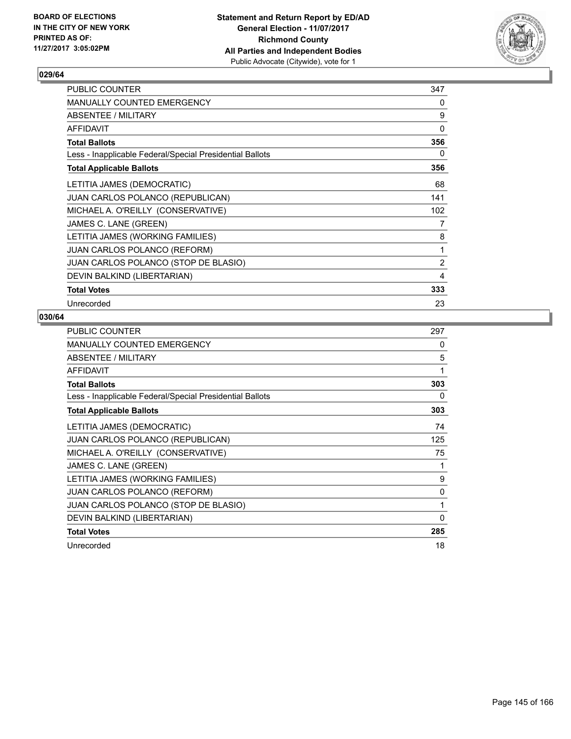BOARD OF ELECTIONS
IN THE CITY OF NEW YORK
PRINTED AS OF:
11/27/2017 3:05:02PM

**Statement and Return Report by ED/AD**
**General Election - 11/07/2017**
**Richmond County**
**All Parties and Independent Bodies**
Public Advocate (Citywide), vote for 1

### 029/64

| | |
|---|---|
| PUBLIC COUNTER | 347 |
| MANUALLY COUNTED EMERGENCY | 0 |
| ABSENTEE / MILITARY | 9 |
| AFFIDAVIT | 0 |
| **Total Ballots** | **356** |
| Less - Inapplicable Federal/Special Presidential Ballots | 0 |
| **Total Applicable Ballots** | **356** |
| LETITIA JAMES (DEMOCRATIC) | 68 |
| JUAN CARLOS POLANCO (REPUBLICAN) | 141 |
| MICHAEL A. O'REILLY (CONSERVATIVE) | 102 |
| JAMES C. LANE (GREEN) | 7 |
| LETITIA JAMES (WORKING FAMILIES) | 8 |
| JUAN CARLOS POLANCO (REFORM) | 1 |
| JUAN CARLOS POLANCO (STOP DE BLASIO) | 2 |
| DEVIN BALKIND (LIBERTARIAN) | 4 |
| **Total Votes** | **333** |
| Unrecorded | 23 |

### 030/64

| | |
|---|---|
| PUBLIC COUNTER | 297 |
| MANUALLY COUNTED EMERGENCY | 0 |
| ABSENTEE / MILITARY | 5 |
| AFFIDAVIT | 1 |
| **Total Ballots** | **303** |
| Less - Inapplicable Federal/Special Presidential Ballots | 0 |
| **Total Applicable Ballots** | **303** |
| LETITIA JAMES (DEMOCRATIC) | 74 |
| JUAN CARLOS POLANCO (REPUBLICAN) | 125 |
| MICHAEL A. O'REILLY (CONSERVATIVE) | 75 |
| JAMES C. LANE (GREEN) | 1 |
| LETITIA JAMES (WORKING FAMILIES) | 9 |
| JUAN CARLOS POLANCO (REFORM) | 0 |
| JUAN CARLOS POLANCO (STOP DE BLASIO) | 1 |
| DEVIN BALKIND (LIBERTARIAN) | 0 |
| **Total Votes** | **285** |
| Unrecorded | 18 |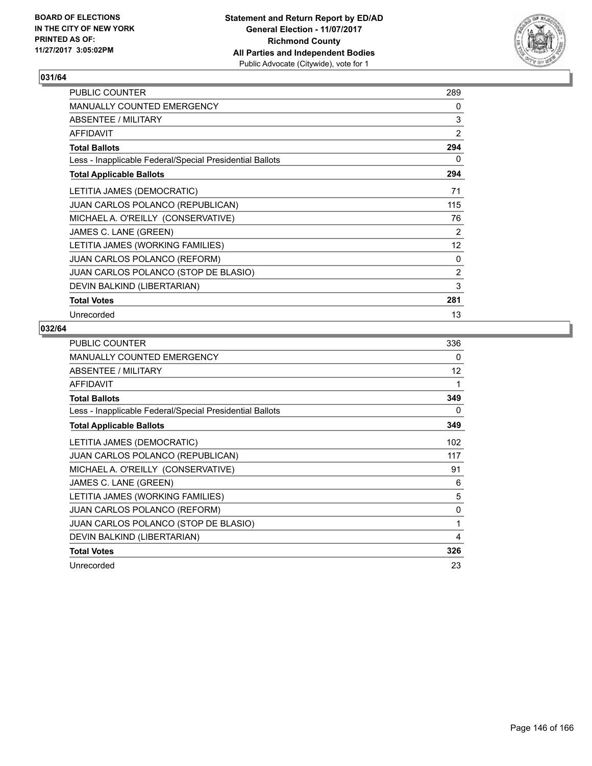BOARD OF ELECTIONS
IN THE CITY OF NEW YORK
PRINTED AS OF:
11/27/2017 3:05:02PM

**Statement and Return Report by ED/AD**
**General Election - 11/07/2017**
**Richmond County**
**All Parties and Independent Bodies**
Public Advocate (Citywide), vote for 1

### 031/64

| | |
|---|---|
| PUBLIC COUNTER | 289 |
| MANUALLY COUNTED EMERGENCY | 0 |
| ABSENTEE / MILITARY | 3 |
| AFFIDAVIT | 2 |
| **Total Ballots** | **294** |
| Less - Inapplicable Federal/Special Presidential Ballots | 0 |
| **Total Applicable Ballots** | **294** |
| LETITIA JAMES (DEMOCRATIC) | 71 |
| JUAN CARLOS POLANCO (REPUBLICAN) | 115 |
| MICHAEL A. O'REILLY (CONSERVATIVE) | 76 |
| JAMES C. LANE (GREEN) | 2 |
| LETITIA JAMES (WORKING FAMILIES) | 12 |
| JUAN CARLOS POLANCO (REFORM) | 0 |
| JUAN CARLOS POLANCO (STOP DE BLASIO) | 2 |
| DEVIN BALKIND (LIBERTARIAN) | 3 |
| **Total Votes** | **281** |
| Unrecorded | 13 |

### 032/64

| | |
|---|---|
| PUBLIC COUNTER | 336 |
| MANUALLY COUNTED EMERGENCY | 0 |
| ABSENTEE / MILITARY | 12 |
| AFFIDAVIT | 1 |
| **Total Ballots** | **349** |
| Less - Inapplicable Federal/Special Presidential Ballots | 0 |
| **Total Applicable Ballots** | **349** |
| LETITIA JAMES (DEMOCRATIC) | 102 |
| JUAN CARLOS POLANCO (REPUBLICAN) | 117 |
| MICHAEL A. O'REILLY (CONSERVATIVE) | 91 |
| JAMES C. LANE (GREEN) | 6 |
| LETITIA JAMES (WORKING FAMILIES) | 5 |
| JUAN CARLOS POLANCO (REFORM) | 0 |
| JUAN CARLOS POLANCO (STOP DE BLASIO) | 1 |
| DEVIN BALKIND (LIBERTARIAN) | 4 |
| **Total Votes** | **326** |
| Unrecorded | 23 |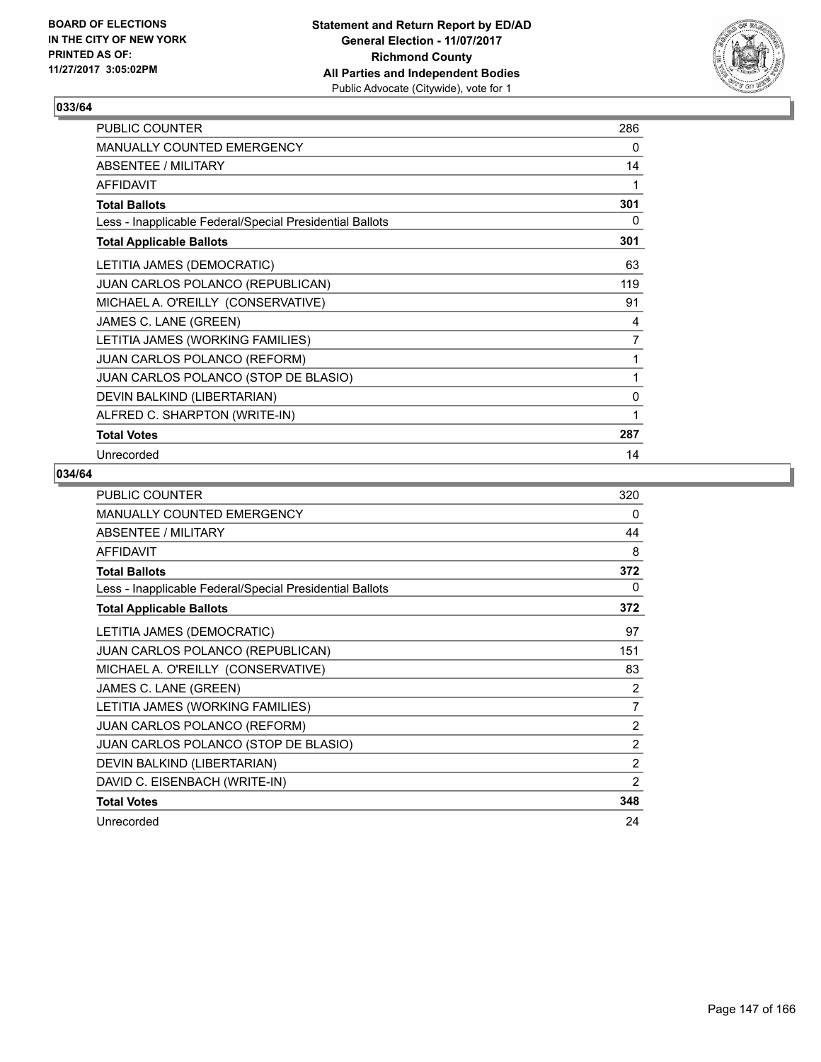BOARD OF ELECTIONS
IN THE CITY OF NEW YORK
PRINTED AS OF:
11/27/2017 3:05:02PM

**Statement and Return Report by ED/AD**
**General Election - 11/07/2017**
**Richmond County**
**All Parties and Independent Bodies**
Public Advocate (Citywide), vote for 1

## 033/64

| | |
|---|---|
| PUBLIC COUNTER | 286 |
| MANUALLY COUNTED EMERGENCY | 0 |
| ABSENTEE / MILITARY | 14 |
| AFFIDAVIT | 1 |
| **Total Ballots** | **301** |
| Less - Inapplicable Federal/Special Presidential Ballots | 0 |
| **Total Applicable Ballots** | **301** |
| LETITIA JAMES (DEMOCRATIC) | 63 |
| JUAN CARLOS POLANCO (REPUBLICAN) | 119 |
| MICHAEL A. O'REILLY (CONSERVATIVE) | 91 |
| JAMES C. LANE (GREEN) | 4 |
| LETITIA JAMES (WORKING FAMILIES) | 7 |
| JUAN CARLOS POLANCO (REFORM) | 1 |
| JUAN CARLOS POLANCO (STOP DE BLASIO) | 1 |
| DEVIN BALKIND (LIBERTARIAN) | 0 |
| ALFRED C. SHARPTON (WRITE-IN) | 1 |
| **Total Votes** | **287** |
| Unrecorded | 14 |

## 034/64

| | |
|---|---|
| PUBLIC COUNTER | 320 |
| MANUALLY COUNTED EMERGENCY | 0 |
| ABSENTEE / MILITARY | 44 |
| AFFIDAVIT | 8 |
| **Total Ballots** | **372** |
| Less - Inapplicable Federal/Special Presidential Ballots | 0 |
| **Total Applicable Ballots** | **372** |
| LETITIA JAMES (DEMOCRATIC) | 97 |
| JUAN CARLOS POLANCO (REPUBLICAN) | 151 |
| MICHAEL A. O'REILLY (CONSERVATIVE) | 83 |
| JAMES C. LANE (GREEN) | 2 |
| LETITIA JAMES (WORKING FAMILIES) | 7 |
| JUAN CARLOS POLANCO (REFORM) | 2 |
| JUAN CARLOS POLANCO (STOP DE BLASIO) | 2 |
| DEVIN BALKIND (LIBERTARIAN) | 2 |
| DAVID C. EISENBACH (WRITE-IN) | 2 |
| **Total Votes** | **348** |
| Unrecorded | 24 |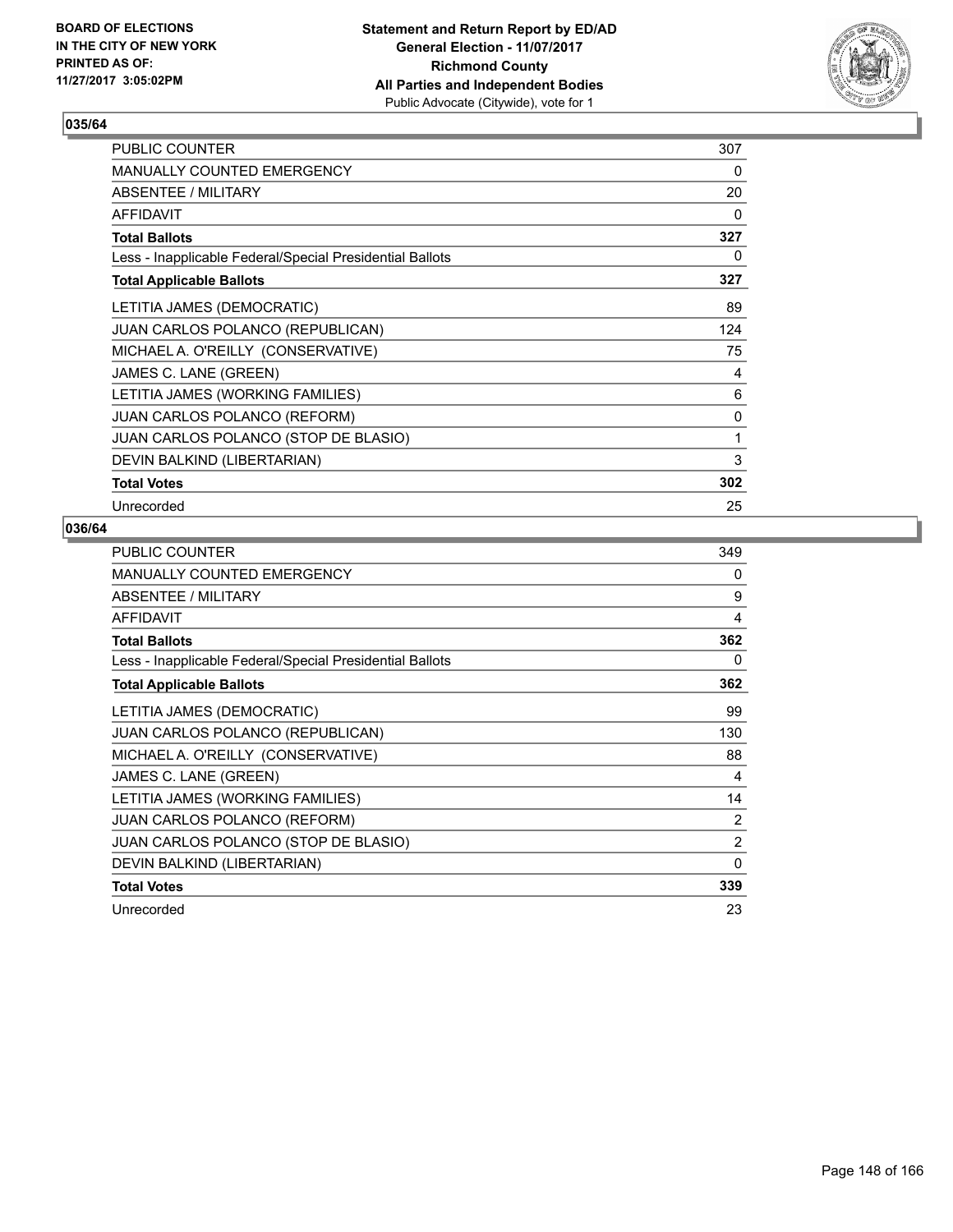BOARD OF ELECTIONS IN THE CITY OF NEW YORK PRINTED AS OF: 11/27/2017 3:05:02PM

**Statement and Return Report by ED/AD General Election - 11/07/2017 Richmond County All Parties and Independent Bodies** Public Advocate (Citywide), vote for 1

## 035/64

| | |
|---|---|
| PUBLIC COUNTER | 307 |
| MANUALLY COUNTED EMERGENCY | 0 |
| ABSENTEE / MILITARY | 20 |
| AFFIDAVIT | 0 |
| **Total Ballots** | **327** |
| Less - Inapplicable Federal/Special Presidential Ballots | 0 |
| **Total Applicable Ballots** | **327** |
| LETITIA JAMES (DEMOCRATIC) | 89 |
| JUAN CARLOS POLANCO (REPUBLICAN) | 124 |
| MICHAEL A. O'REILLY (CONSERVATIVE) | 75 |
| JAMES C. LANE (GREEN) | 4 |
| LETITIA JAMES (WORKING FAMILIES) | 6 |
| JUAN CARLOS POLANCO (REFORM) | 0 |
| JUAN CARLOS POLANCO (STOP DE BLASIO) | 1 |
| DEVIN BALKIND (LIBERTARIAN) | 3 |
| **Total Votes** | **302** |
| Unrecorded | 25 |

## 036/64

| | |
|---|---|
| PUBLIC COUNTER | 349 |
| MANUALLY COUNTED EMERGENCY | 0 |
| ABSENTEE / MILITARY | 9 |
| AFFIDAVIT | 4 |
| **Total Ballots** | **362** |
| Less - Inapplicable Federal/Special Presidential Ballots | 0 |
| **Total Applicable Ballots** | **362** |
| LETITIA JAMES (DEMOCRATIC) | 99 |
| JUAN CARLOS POLANCO (REPUBLICAN) | 130 |
| MICHAEL A. O'REILLY (CONSERVATIVE) | 88 |
| JAMES C. LANE (GREEN) | 4 |
| LETITIA JAMES (WORKING FAMILIES) | 14 |
| JUAN CARLOS POLANCO (REFORM) | 2 |
| JUAN CARLOS POLANCO (STOP DE BLASIO) | 2 |
| DEVIN BALKIND (LIBERTARIAN) | 0 |
| **Total Votes** | **339** |
| Unrecorded | 23 |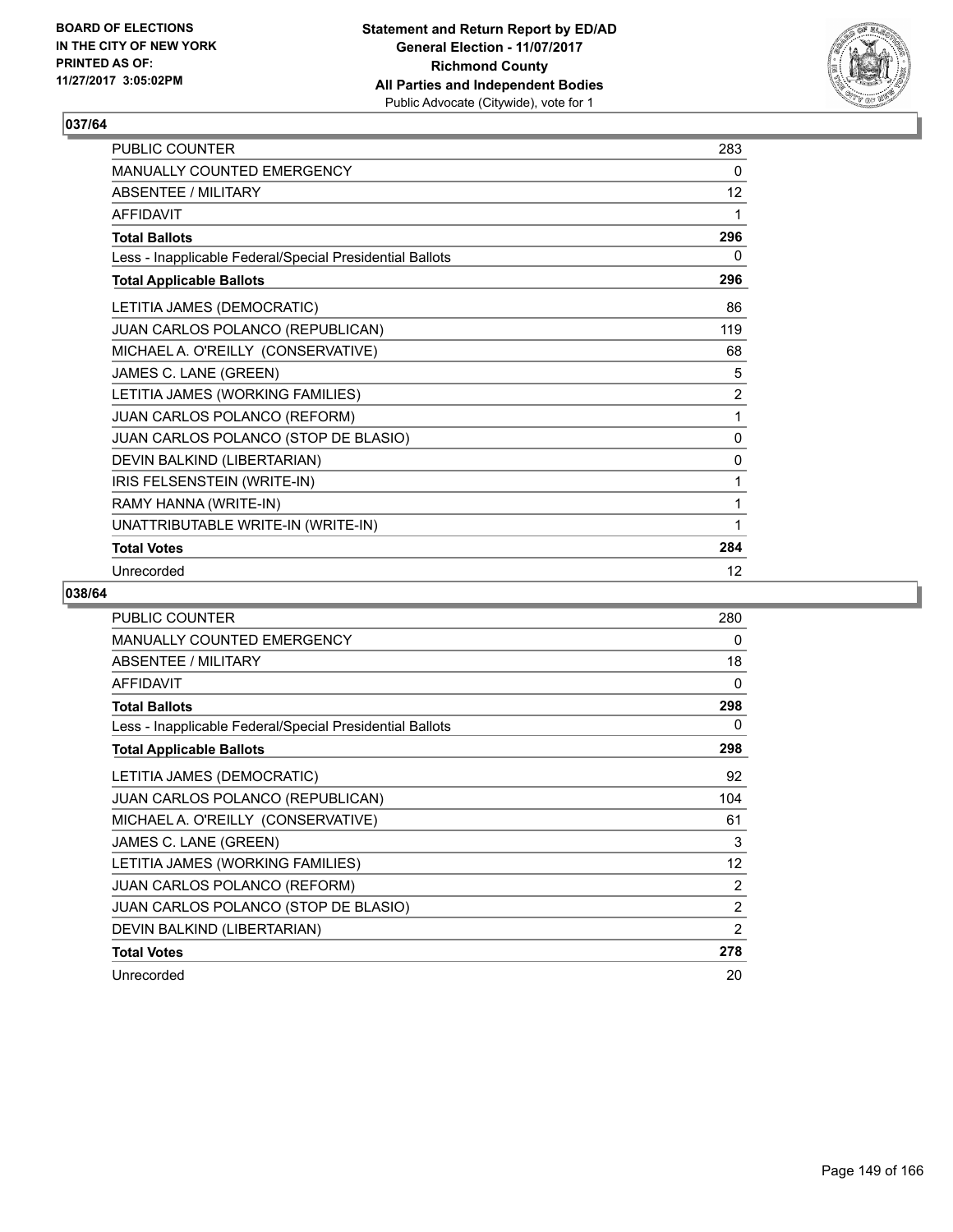**Statement and Return Report by ED/AD**
**General Election - 11/07/2017**
**Richmond County**
**All Parties and Independent Bodies**
Public Advocate (Citywide), vote for 1

BOARD OF ELECTIONS
IN THE CITY OF NEW YORK
PRINTED AS OF:
11/27/2017 3:05:02PM

## 037/64

| | |
|---|---|
| PUBLIC COUNTER | 283 |
| MANUALLY COUNTED EMERGENCY | 0 |
| ABSENTEE / MILITARY | 12 |
| AFFIDAVIT | 1 |
| **Total Ballots** | **296** |
| Less - Inapplicable Federal/Special Presidential Ballots | 0 |
| **Total Applicable Ballots** | **296** |
| LETITIA JAMES (DEMOCRATIC) | 86 |
| JUAN CARLOS POLANCO (REPUBLICAN) | 119 |
| MICHAEL A. O'REILLY (CONSERVATIVE) | 68 |
| JAMES C. LANE (GREEN) | 5 |
| LETITIA JAMES (WORKING FAMILIES) | 2 |
| JUAN CARLOS POLANCO (REFORM) | 1 |
| JUAN CARLOS POLANCO (STOP DE BLASIO) | 0 |
| DEVIN BALKIND (LIBERTARIAN) | 0 |
| IRIS FELSENSTEIN (WRITE-IN) | 1 |
| RAMY HANNA (WRITE-IN) | 1 |
| UNATTRIBUTABLE WRITE-IN (WRITE-IN) | 1 |
| **Total Votes** | **284** |
| Unrecorded | 12 |

## 038/64

| | |
|---|---|
| PUBLIC COUNTER | 280 |
| MANUALLY COUNTED EMERGENCY | 0 |
| ABSENTEE / MILITARY | 18 |
| AFFIDAVIT | 0 |
| **Total Ballots** | **298** |
| Less - Inapplicable Federal/Special Presidential Ballots | 0 |
| **Total Applicable Ballots** | **298** |
| LETITIA JAMES (DEMOCRATIC) | 92 |
| JUAN CARLOS POLANCO (REPUBLICAN) | 104 |
| MICHAEL A. O'REILLY (CONSERVATIVE) | 61 |
| JAMES C. LANE (GREEN) | 3 |
| LETITIA JAMES (WORKING FAMILIES) | 12 |
| JUAN CARLOS POLANCO (REFORM) | 2 |
| JUAN CARLOS POLANCO (STOP DE BLASIO) | 2 |
| DEVIN BALKIND (LIBERTARIAN) | 2 |
| **Total Votes** | **278** |
| Unrecorded | 20 |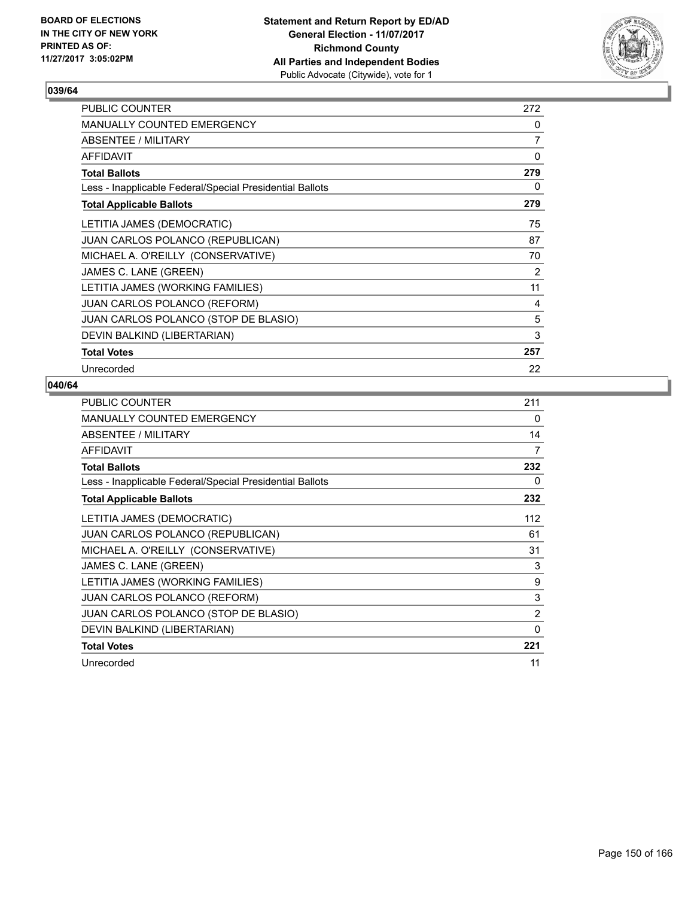**BOARD OF ELECTIONS IN THE CITY OF NEW YORK PRINTED AS OF: 11/27/2017 3:05:02PM**

**Statement and Return Report by ED/AD**
**General Election - 11/07/2017**
**Richmond County**
**All Parties and Independent Bodies**
Public Advocate (Citywide), vote for 1

### 039/64

| | |
|---|---|
| PUBLIC COUNTER | 272 |
| MANUALLY COUNTED EMERGENCY | 0 |
| ABSENTEE / MILITARY | 7 |
| AFFIDAVIT | 0 |
| **Total Ballots** | **279** |
| Less - Inapplicable Federal/Special Presidential Ballots | 0 |
| **Total Applicable Ballots** | **279** |
| LETITIA JAMES (DEMOCRATIC) | 75 |
| JUAN CARLOS POLANCO (REPUBLICAN) | 87 |
| MICHAEL A. O'REILLY (CONSERVATIVE) | 70 |
| JAMES C. LANE (GREEN) | 2 |
| LETITIA JAMES (WORKING FAMILIES) | 11 |
| JUAN CARLOS POLANCO (REFORM) | 4 |
| JUAN CARLOS POLANCO (STOP DE BLASIO) | 5 |
| DEVIN BALKIND (LIBERTARIAN) | 3 |
| **Total Votes** | **257** |
| Unrecorded | 22 |

### 040/64

| | |
|---|---|
| PUBLIC COUNTER | 211 |
| MANUALLY COUNTED EMERGENCY | 0 |
| ABSENTEE / MILITARY | 14 |
| AFFIDAVIT | 7 |
| **Total Ballots** | **232** |
| Less - Inapplicable Federal/Special Presidential Ballots | 0 |
| **Total Applicable Ballots** | **232** |
| LETITIA JAMES (DEMOCRATIC) | 112 |
| JUAN CARLOS POLANCO (REPUBLICAN) | 61 |
| MICHAEL A. O'REILLY (CONSERVATIVE) | 31 |
| JAMES C. LANE (GREEN) | 3 |
| LETITIA JAMES (WORKING FAMILIES) | 9 |
| JUAN CARLOS POLANCO (REFORM) | 3 |
| JUAN CARLOS POLANCO (STOP DE BLASIO) | 2 |
| DEVIN BALKIND (LIBERTARIAN) | 0 |
| **Total Votes** | **221** |
| Unrecorded | 11 |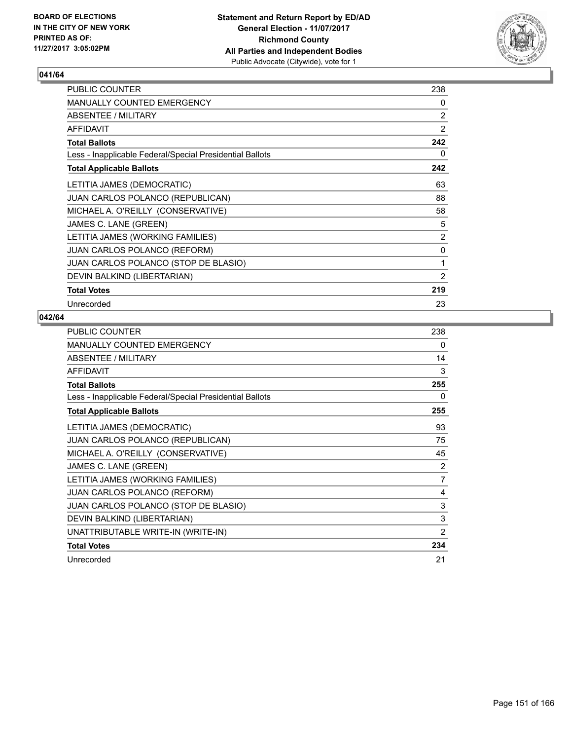BOARD OF ELECTIONS
IN THE CITY OF NEW YORK
PRINTED AS OF:
11/27/2017 3:05:02PM

**Statement and Return Report by ED/AD**
**General Election - 11/07/2017**
**Richmond County**
**All Parties and Independent Bodies**
Public Advocate (Citywide), vote for 1

### 041/64

| | |
|---|---|
| PUBLIC COUNTER | 238 |
| MANUALLY COUNTED EMERGENCY | 0 |
| ABSENTEE / MILITARY | 2 |
| AFFIDAVIT | 2 |
| **Total Ballots** | **242** |
| Less - Inapplicable Federal/Special Presidential Ballots | 0 |
| **Total Applicable Ballots** | **242** |
| LETITIA JAMES (DEMOCRATIC) | 63 |
| JUAN CARLOS POLANCO (REPUBLICAN) | 88 |
| MICHAEL A. O'REILLY (CONSERVATIVE) | 58 |
| JAMES C. LANE (GREEN) | 5 |
| LETITIA JAMES (WORKING FAMILIES) | 2 |
| JUAN CARLOS POLANCO (REFORM) | 0 |
| JUAN CARLOS POLANCO (STOP DE BLASIO) | 1 |
| DEVIN BALKIND (LIBERTARIAN) | 2 |
| **Total Votes** | **219** |
| Unrecorded | 23 |

### 042/64

| | |
|---|---|
| PUBLIC COUNTER | 238 |
| MANUALLY COUNTED EMERGENCY | 0 |
| ABSENTEE / MILITARY | 14 |
| AFFIDAVIT | 3 |
| **Total Ballots** | **255** |
| Less - Inapplicable Federal/Special Presidential Ballots | 0 |
| **Total Applicable Ballots** | **255** |
| LETITIA JAMES (DEMOCRATIC) | 93 |
| JUAN CARLOS POLANCO (REPUBLICAN) | 75 |
| MICHAEL A. O'REILLY (CONSERVATIVE) | 45 |
| JAMES C. LANE (GREEN) | 2 |
| LETITIA JAMES (WORKING FAMILIES) | 7 |
| JUAN CARLOS POLANCO (REFORM) | 4 |
| JUAN CARLOS POLANCO (STOP DE BLASIO) | 3 |
| DEVIN BALKIND (LIBERTARIAN) | 3 |
| UNATTRIBUTABLE WRITE-IN (WRITE-IN) | 2 |
| **Total Votes** | **234** |
| Unrecorded | 21 |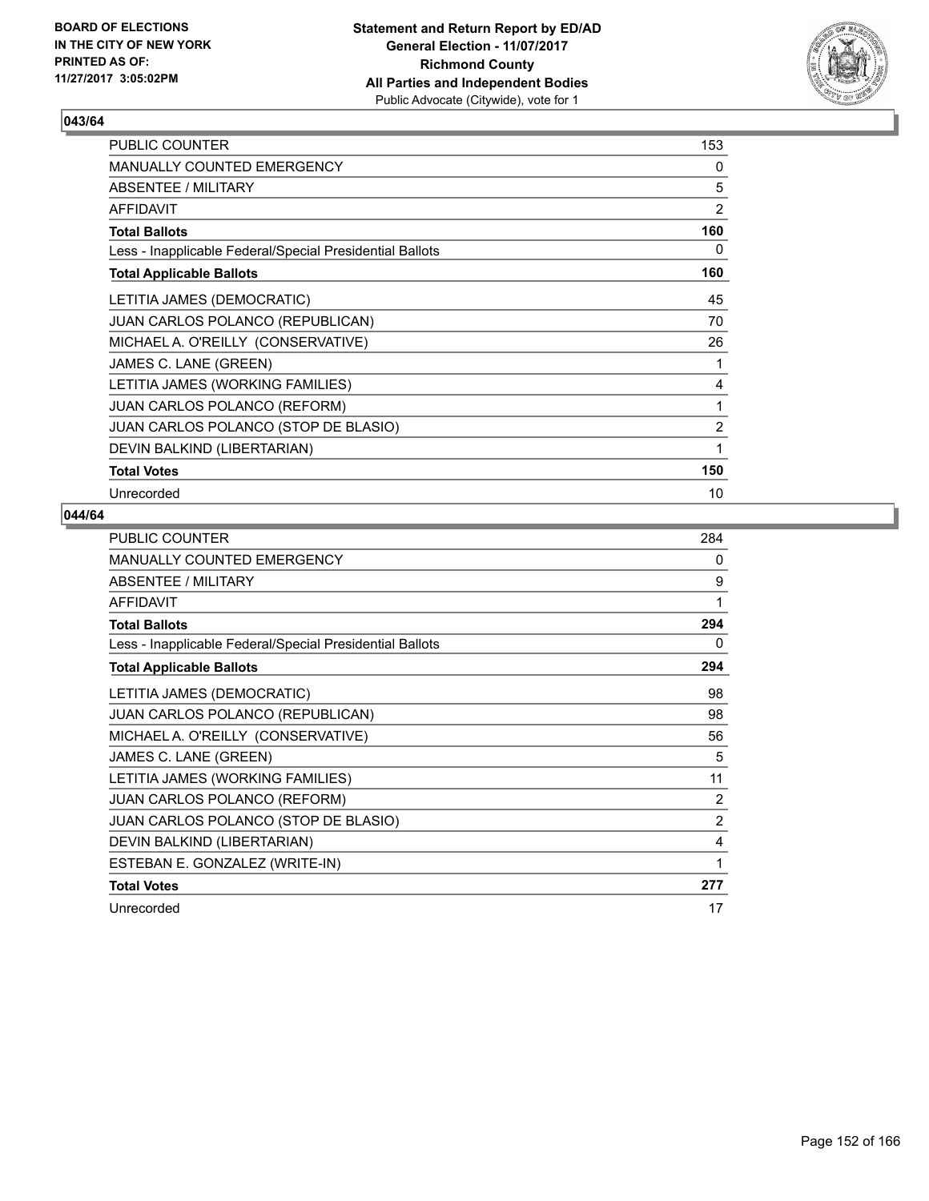BOARD OF ELECTIONS
IN THE CITY OF NEW YORK
PRINTED AS OF:
11/27/2017 3:05:02PM

**Statement and Return Report by ED/AD**
**General Election - 11/07/2017**
**Richmond County**
**All Parties and Independent Bodies**
Public Advocate (Citywide), vote for 1

## 043/64

| | |
|---|---|
| PUBLIC COUNTER | 153 |
| MANUALLY COUNTED EMERGENCY | 0 |
| ABSENTEE / MILITARY | 5 |
| AFFIDAVIT | 2 |
| **Total Ballots** | **160** |
| Less - Inapplicable Federal/Special Presidential Ballots | 0 |
| **Total Applicable Ballots** | **160** |
| LETITIA JAMES (DEMOCRATIC) | 45 |
| JUAN CARLOS POLANCO (REPUBLICAN) | 70 |
| MICHAEL A. O'REILLY (CONSERVATIVE) | 26 |
| JAMES C. LANE (GREEN) | 1 |
| LETITIA JAMES (WORKING FAMILIES) | 4 |
| JUAN CARLOS POLANCO (REFORM) | 1 |
| JUAN CARLOS POLANCO (STOP DE BLASIO) | 2 |
| DEVIN BALKIND (LIBERTARIAN) | 1 |
| **Total Votes** | **150** |
| Unrecorded | 10 |

## 044/64

| | |
|---|---|
| PUBLIC COUNTER | 284 |
| MANUALLY COUNTED EMERGENCY | 0 |
| ABSENTEE / MILITARY | 9 |
| AFFIDAVIT | 1 |
| **Total Ballots** | **294** |
| Less - Inapplicable Federal/Special Presidential Ballots | 0 |
| **Total Applicable Ballots** | **294** |
| LETITIA JAMES (DEMOCRATIC) | 98 |
| JUAN CARLOS POLANCO (REPUBLICAN) | 98 |
| MICHAEL A. O'REILLY (CONSERVATIVE) | 56 |
| JAMES C. LANE (GREEN) | 5 |
| LETITIA JAMES (WORKING FAMILIES) | 11 |
| JUAN CARLOS POLANCO (REFORM) | 2 |
| JUAN CARLOS POLANCO (STOP DE BLASIO) | 2 |
| DEVIN BALKIND (LIBERTARIAN) | 4 |
| ESTEBAN E. GONZALEZ (WRITE-IN) | 1 |
| **Total Votes** | **277** |
| Unrecorded | 17 |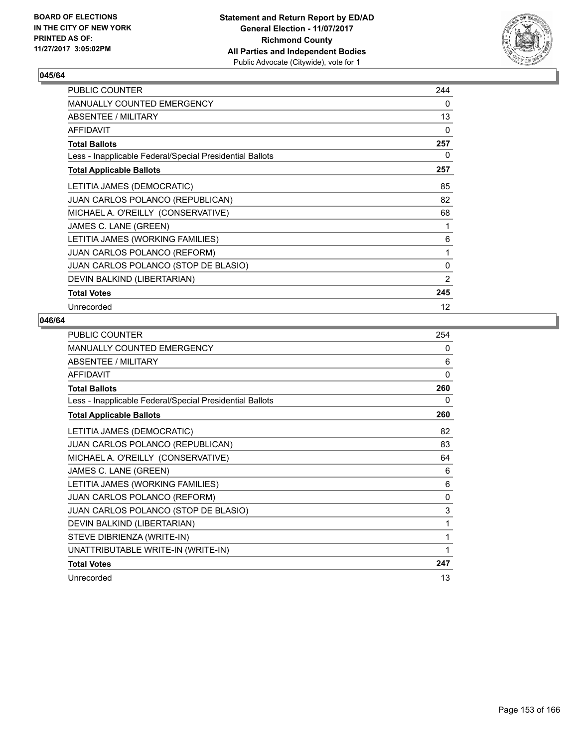**BOARD OF ELECTIONS IN THE CITY OF NEW YORK PRINTED AS OF: 11/27/2017 3:05:02PM**

**Statement and Return Report by ED/AD**
**General Election - 11/07/2017**
**Richmond County**
**All Parties and Independent Bodies**
Public Advocate (Citywide), vote for 1

### 045/64

| | |
|---|---|
| PUBLIC COUNTER | 244 |
| MANUALLY COUNTED EMERGENCY | 0 |
| ABSENTEE / MILITARY | 13 |
| AFFIDAVIT | 0 |
| **Total Ballots** | **257** |
| Less - Inapplicable Federal/Special Presidential Ballots | 0 |
| **Total Applicable Ballots** | **257** |
| LETITIA JAMES (DEMOCRATIC) | 85 |
| JUAN CARLOS POLANCO (REPUBLICAN) | 82 |
| MICHAEL A. O'REILLY (CONSERVATIVE) | 68 |
| JAMES C. LANE (GREEN) | 1 |
| LETITIA JAMES (WORKING FAMILIES) | 6 |
| JUAN CARLOS POLANCO (REFORM) | 1 |
| JUAN CARLOS POLANCO (STOP DE BLASIO) | 0 |
| DEVIN BALKIND (LIBERTARIAN) | 2 |
| **Total Votes** | **245** |
| Unrecorded | 12 |

### 046/64

| | |
|---|---|
| PUBLIC COUNTER | 254 |
| MANUALLY COUNTED EMERGENCY | 0 |
| ABSENTEE / MILITARY | 6 |
| AFFIDAVIT | 0 |
| **Total Ballots** | **260** |
| Less - Inapplicable Federal/Special Presidential Ballots | 0 |
| **Total Applicable Ballots** | **260** |
| LETITIA JAMES (DEMOCRATIC) | 82 |
| JUAN CARLOS POLANCO (REPUBLICAN) | 83 |
| MICHAEL A. O'REILLY (CONSERVATIVE) | 64 |
| JAMES C. LANE (GREEN) | 6 |
| LETITIA JAMES (WORKING FAMILIES) | 6 |
| JUAN CARLOS POLANCO (REFORM) | 0 |
| JUAN CARLOS POLANCO (STOP DE BLASIO) | 3 |
| DEVIN BALKIND (LIBERTARIAN) | 1 |
| STEVE DIBRIENZA (WRITE-IN) | 1 |
| UNATTRIBUTABLE WRITE-IN (WRITE-IN) | 1 |
| **Total Votes** | **247** |
| Unrecorded | 13 |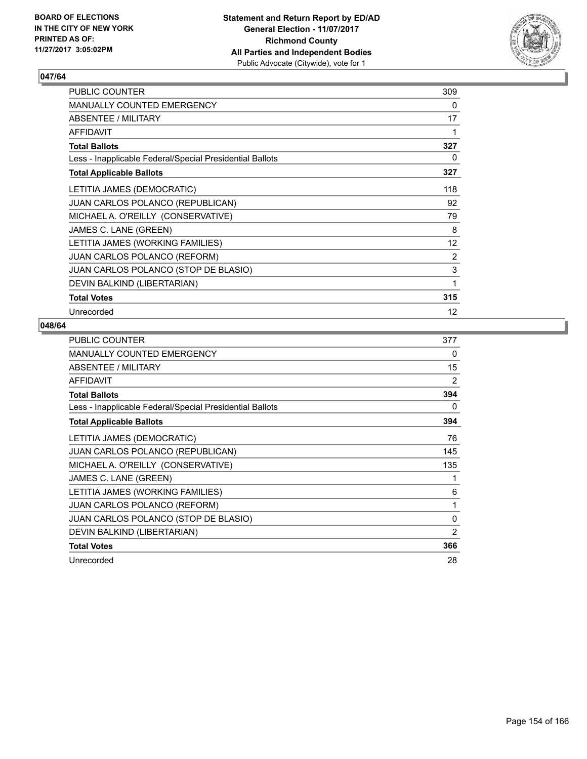BOARD OF ELECTIONS
IN THE CITY OF NEW YORK
PRINTED AS OF:
11/27/2017 3:05:02PM

**Statement and Return Report by ED/AD**
**General Election - 11/07/2017**
**Richmond County**
**All Parties and Independent Bodies**
Public Advocate (Citywide), vote for 1

### 047/64

| | |
|---|---|
| PUBLIC COUNTER | 309 |
| MANUALLY COUNTED EMERGENCY | 0 |
| ABSENTEE / MILITARY | 17 |
| AFFIDAVIT | 1 |
| **Total Ballots** | **327** |
| Less - Inapplicable Federal/Special Presidential Ballots | 0 |
| **Total Applicable Ballots** | **327** |
| LETITIA JAMES (DEMOCRATIC) | 118 |
| JUAN CARLOS POLANCO (REPUBLICAN) | 92 |
| MICHAEL A. O'REILLY (CONSERVATIVE) | 79 |
| JAMES C. LANE (GREEN) | 8 |
| LETITIA JAMES (WORKING FAMILIES) | 12 |
| JUAN CARLOS POLANCO (REFORM) | 2 |
| JUAN CARLOS POLANCO (STOP DE BLASIO) | 3 |
| DEVIN BALKIND (LIBERTARIAN) | 1 |
| **Total Votes** | **315** |
| Unrecorded | 12 |

### 048/64

| | |
|---|---|
| PUBLIC COUNTER | 377 |
| MANUALLY COUNTED EMERGENCY | 0 |
| ABSENTEE / MILITARY | 15 |
| AFFIDAVIT | 2 |
| **Total Ballots** | **394** |
| Less - Inapplicable Federal/Special Presidential Ballots | 0 |
| **Total Applicable Ballots** | **394** |
| LETITIA JAMES (DEMOCRATIC) | 76 |
| JUAN CARLOS POLANCO (REPUBLICAN) | 145 |
| MICHAEL A. O'REILLY (CONSERVATIVE) | 135 |
| JAMES C. LANE (GREEN) | 1 |
| LETITIA JAMES (WORKING FAMILIES) | 6 |
| JUAN CARLOS POLANCO (REFORM) | 1 |
| JUAN CARLOS POLANCO (STOP DE BLASIO) | 0 |
| DEVIN BALKIND (LIBERTARIAN) | 2 |
| **Total Votes** | **366** |
| Unrecorded | 28 |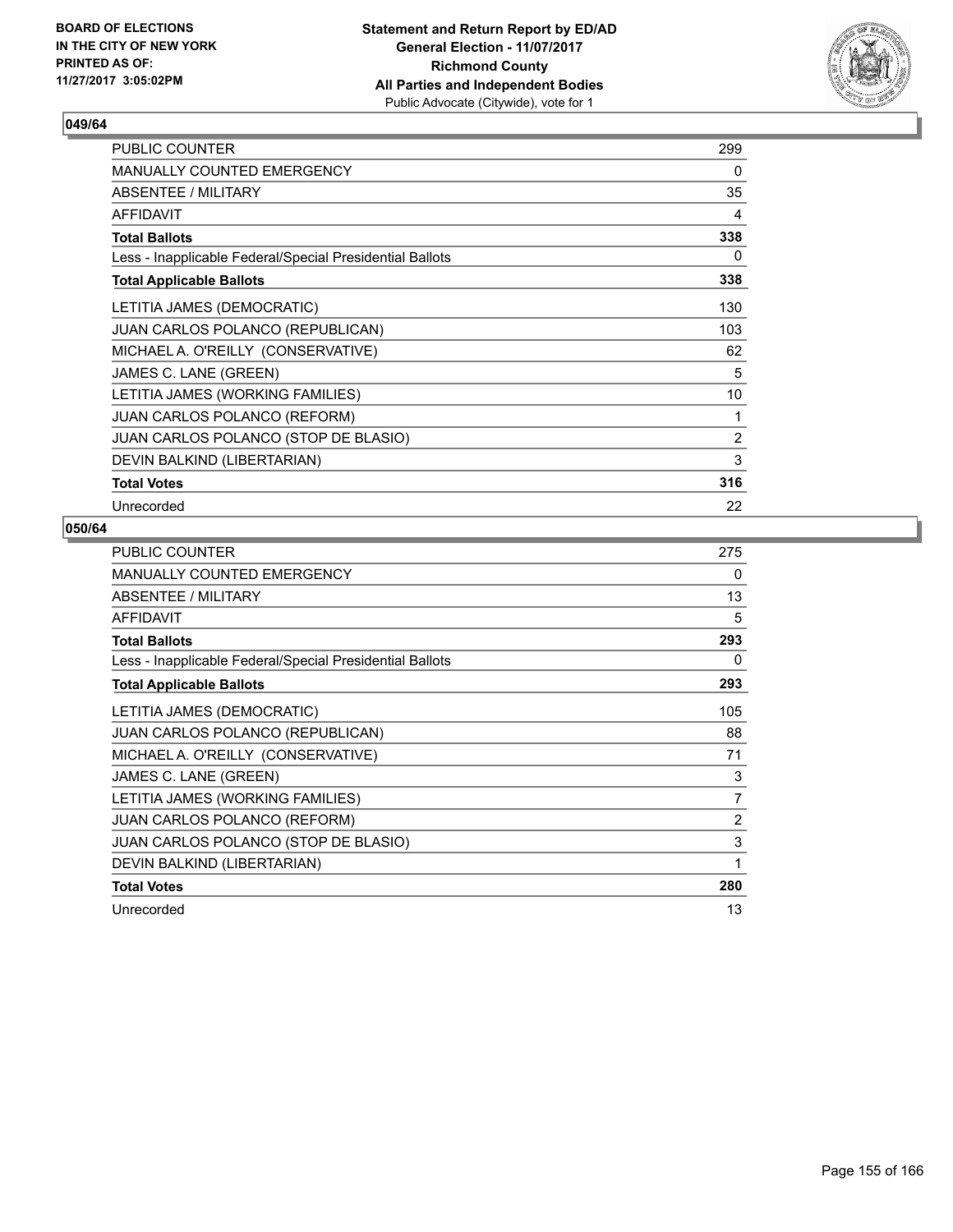BOARD OF ELECTIONS
IN THE CITY OF NEW YORK
PRINTED AS OF:
11/27/2017 3:05:02PM

**Statement and Return Report by ED/AD**
**General Election - 11/07/2017**
**Richmond County**
**All Parties and Independent Bodies**
Public Advocate (Citywide), vote for 1

### 049/64

| | |
|---|---|
| PUBLIC COUNTER | 299 |
| MANUALLY COUNTED EMERGENCY | 0 |
| ABSENTEE / MILITARY | 35 |
| AFFIDAVIT | 4 |
| **Total Ballots** | **338** |
| Less - Inapplicable Federal/Special Presidential Ballots | 0 |
| **Total Applicable Ballots** | **338** |
| LETITIA JAMES (DEMOCRATIC) | 130 |
| JUAN CARLOS POLANCO (REPUBLICAN) | 103 |
| MICHAEL A. O'REILLY (CONSERVATIVE) | 62 |
| JAMES C. LANE (GREEN) | 5 |
| LETITIA JAMES (WORKING FAMILIES) | 10 |
| JUAN CARLOS POLANCO (REFORM) | 1 |
| JUAN CARLOS POLANCO (STOP DE BLASIO) | 2 |
| DEVIN BALKIND (LIBERTARIAN) | 3 |
| **Total Votes** | **316** |
| Unrecorded | 22 |

### 050/64

| | |
|---|---|
| PUBLIC COUNTER | 275 |
| MANUALLY COUNTED EMERGENCY | 0 |
| ABSENTEE / MILITARY | 13 |
| AFFIDAVIT | 5 |
| **Total Ballots** | **293** |
| Less - Inapplicable Federal/Special Presidential Ballots | 0 |
| **Total Applicable Ballots** | **293** |
| LETITIA JAMES (DEMOCRATIC) | 105 |
| JUAN CARLOS POLANCO (REPUBLICAN) | 88 |
| MICHAEL A. O'REILLY (CONSERVATIVE) | 71 |
| JAMES C. LANE (GREEN) | 3 |
| LETITIA JAMES (WORKING FAMILIES) | 7 |
| JUAN CARLOS POLANCO (REFORM) | 2 |
| JUAN CARLOS POLANCO (STOP DE BLASIO) | 3 |
| DEVIN BALKIND (LIBERTARIAN) | 1 |
| **Total Votes** | **280** |
| Unrecorded | 13 |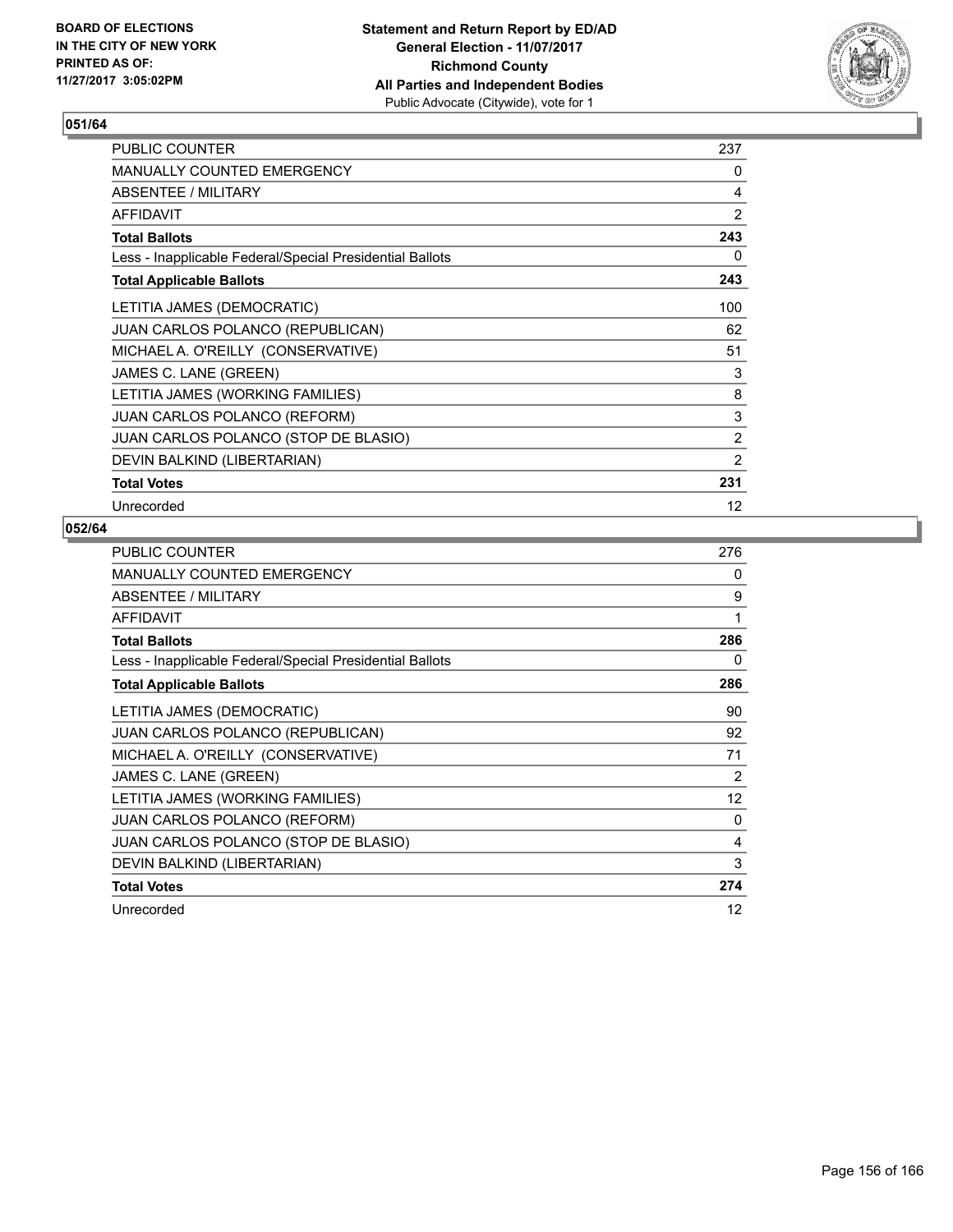BOARD OF ELECTIONS
IN THE CITY OF NEW YORK
PRINTED AS OF:
11/27/2017 3:05:02PM

**Statement and Return Report by ED/AD**
**General Election - 11/07/2017**
**Richmond County**
**All Parties and Independent Bodies**
Public Advocate (Citywide), vote for 1

## 051/64

| | |
|---|---|
| PUBLIC COUNTER | 237 |
| MANUALLY COUNTED EMERGENCY | 0 |
| ABSENTEE / MILITARY | 4 |
| AFFIDAVIT | 2 |
| **Total Ballots** | **243** |
| Less - Inapplicable Federal/Special Presidential Ballots | 0 |
| **Total Applicable Ballots** | **243** |
| LETITIA JAMES (DEMOCRATIC) | 100 |
| JUAN CARLOS POLANCO (REPUBLICAN) | 62 |
| MICHAEL A. O'REILLY (CONSERVATIVE) | 51 |
| JAMES C. LANE (GREEN) | 3 |
| LETITIA JAMES (WORKING FAMILIES) | 8 |
| JUAN CARLOS POLANCO (REFORM) | 3 |
| JUAN CARLOS POLANCO (STOP DE BLASIO) | 2 |
| DEVIN BALKIND (LIBERTARIAN) | 2 |
| **Total Votes** | **231** |
| Unrecorded | 12 |

## 052/64

| | |
|---|---|
| PUBLIC COUNTER | 276 |
| MANUALLY COUNTED EMERGENCY | 0 |
| ABSENTEE / MILITARY | 9 |
| AFFIDAVIT | 1 |
| **Total Ballots** | **286** |
| Less - Inapplicable Federal/Special Presidential Ballots | 0 |
| **Total Applicable Ballots** | **286** |
| LETITIA JAMES (DEMOCRATIC) | 90 |
| JUAN CARLOS POLANCO (REPUBLICAN) | 92 |
| MICHAEL A. O'REILLY (CONSERVATIVE) | 71 |
| JAMES C. LANE (GREEN) | 2 |
| LETITIA JAMES (WORKING FAMILIES) | 12 |
| JUAN CARLOS POLANCO (REFORM) | 0 |
| JUAN CARLOS POLANCO (STOP DE BLASIO) | 4 |
| DEVIN BALKIND (LIBERTARIAN) | 3 |
| **Total Votes** | **274** |
| Unrecorded | 12 |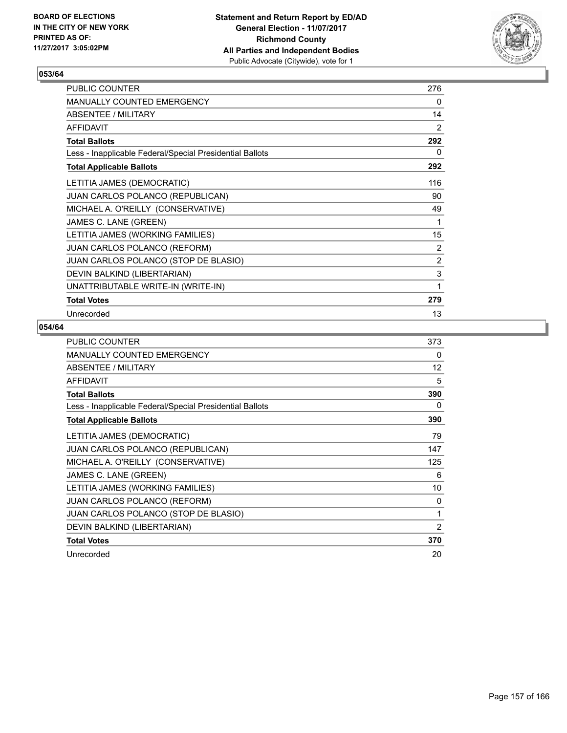BOARD OF ELECTIONS
IN THE CITY OF NEW YORK
PRINTED AS OF:
11/27/2017 3:05:02PM

**Statement and Return Report by ED/AD**
**General Election - 11/07/2017**
**Richmond County**
**All Parties and Independent Bodies**
Public Advocate (Citywide), vote for 1

## 053/64

| | |
|---|---|
| PUBLIC COUNTER | 276 |
| MANUALLY COUNTED EMERGENCY | 0 |
| ABSENTEE / MILITARY | 14 |
| AFFIDAVIT | 2 |
| **Total Ballots** | **292** |
| Less - Inapplicable Federal/Special Presidential Ballots | 0 |
| **Total Applicable Ballots** | **292** |
| LETITIA JAMES (DEMOCRATIC) | 116 |
| JUAN CARLOS POLANCO (REPUBLICAN) | 90 |
| MICHAEL A. O'REILLY (CONSERVATIVE) | 49 |
| JAMES C. LANE (GREEN) | 1 |
| LETITIA JAMES (WORKING FAMILIES) | 15 |
| JUAN CARLOS POLANCO (REFORM) | 2 |
| JUAN CARLOS POLANCO (STOP DE BLASIO) | 2 |
| DEVIN BALKIND (LIBERTARIAN) | 3 |
| UNATTRIBUTABLE WRITE-IN (WRITE-IN) | 1 |
| **Total Votes** | **279** |
| Unrecorded | 13 |

## 054/64

| | |
|---|---|
| PUBLIC COUNTER | 373 |
| MANUALLY COUNTED EMERGENCY | 0 |
| ABSENTEE / MILITARY | 12 |
| AFFIDAVIT | 5 |
| **Total Ballots** | **390** |
| Less - Inapplicable Federal/Special Presidential Ballots | 0 |
| **Total Applicable Ballots** | **390** |
| LETITIA JAMES (DEMOCRATIC) | 79 |
| JUAN CARLOS POLANCO (REPUBLICAN) | 147 |
| MICHAEL A. O'REILLY (CONSERVATIVE) | 125 |
| JAMES C. LANE (GREEN) | 6 |
| LETITIA JAMES (WORKING FAMILIES) | 10 |
| JUAN CARLOS POLANCO (REFORM) | 0 |
| JUAN CARLOS POLANCO (STOP DE BLASIO) | 1 |
| DEVIN BALKIND (LIBERTARIAN) | 2 |
| **Total Votes** | **370** |
| Unrecorded | 20 |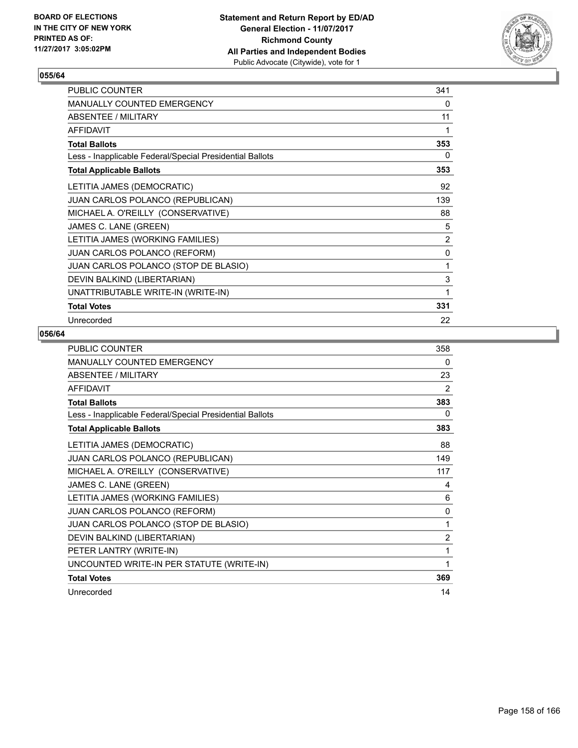**BOARD OF ELECTIONS IN THE CITY OF NEW YORK PRINTED AS OF: 11/27/2017 3:05:02PM**

**Statement and Return Report by ED/AD General Election - 11/07/2017 Richmond County All Parties and Independent Bodies**
Public Advocate (Citywide), vote for 1

### 055/64

| | |
|---|---|
| PUBLIC COUNTER | 341 |
| MANUALLY COUNTED EMERGENCY | 0 |
| ABSENTEE / MILITARY | 11 |
| AFFIDAVIT | 1 |
| **Total Ballots** | **353** |
| Less - Inapplicable Federal/Special Presidential Ballots | 0 |
| **Total Applicable Ballots** | **353** |
| LETITIA JAMES (DEMOCRATIC) | 92 |
| JUAN CARLOS POLANCO (REPUBLICAN) | 139 |
| MICHAEL A. O'REILLY (CONSERVATIVE) | 88 |
| JAMES C. LANE (GREEN) | 5 |
| LETITIA JAMES (WORKING FAMILIES) | 2 |
| JUAN CARLOS POLANCO (REFORM) | 0 |
| JUAN CARLOS POLANCO (STOP DE BLASIO) | 1 |
| DEVIN BALKIND (LIBERTARIAN) | 3 |
| UNATTRIBUTABLE WRITE-IN (WRITE-IN) | 1 |
| **Total Votes** | **331** |
| Unrecorded | 22 |

### 056/64

| | |
|---|---|
| PUBLIC COUNTER | 358 |
| MANUALLY COUNTED EMERGENCY | 0 |
| ABSENTEE / MILITARY | 23 |
| AFFIDAVIT | 2 |
| **Total Ballots** | **383** |
| Less - Inapplicable Federal/Special Presidential Ballots | 0 |
| **Total Applicable Ballots** | **383** |
| LETITIA JAMES (DEMOCRATIC) | 88 |
| JUAN CARLOS POLANCO (REPUBLICAN) | 149 |
| MICHAEL A. O'REILLY (CONSERVATIVE) | 117 |
| JAMES C. LANE (GREEN) | 4 |
| LETITIA JAMES (WORKING FAMILIES) | 6 |
| JUAN CARLOS POLANCO (REFORM) | 0 |
| JUAN CARLOS POLANCO (STOP DE BLASIO) | 1 |
| DEVIN BALKIND (LIBERTARIAN) | 2 |
| PETER LANTRY (WRITE-IN) | 1 |
| UNCOUNTED WRITE-IN PER STATUTE (WRITE-IN) | 1 |
| **Total Votes** | **369** |
| Unrecorded | 14 |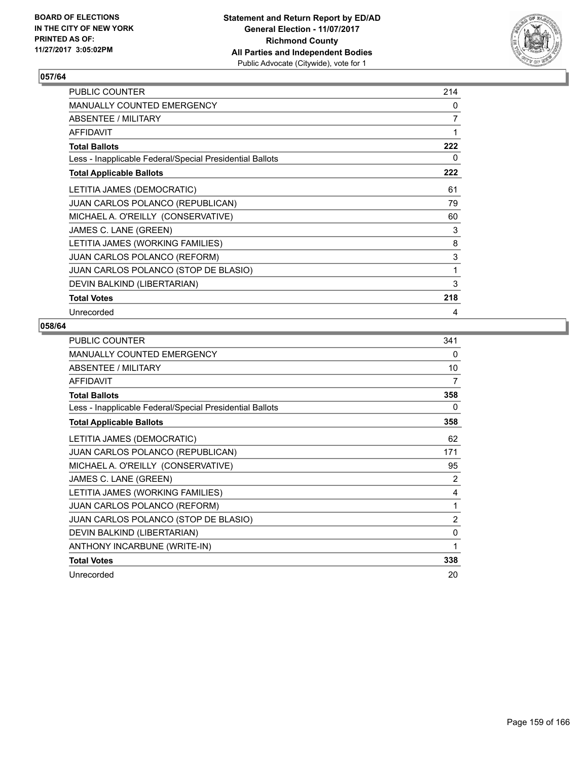BOARD OF ELECTIONS
IN THE CITY OF NEW YORK
PRINTED AS OF:
11/27/2017 3:05:02PM

**Statement and Return Report by ED/AD**
**General Election - 11/07/2017**
**Richmond County**
**All Parties and Independent Bodies**
Public Advocate (Citywide), vote for 1

## 057/64

| | |
|---|---|
| PUBLIC COUNTER | 214 |
| MANUALLY COUNTED EMERGENCY | 0 |
| ABSENTEE / MILITARY | 7 |
| AFFIDAVIT | 1 |
| **Total Ballots** | **222** |
| Less - Inapplicable Federal/Special Presidential Ballots | 0 |
| **Total Applicable Ballots** | **222** |
| LETITIA JAMES (DEMOCRATIC) | 61 |
| JUAN CARLOS POLANCO (REPUBLICAN) | 79 |
| MICHAEL A. O'REILLY (CONSERVATIVE) | 60 |
| JAMES C. LANE (GREEN) | 3 |
| LETITIA JAMES (WORKING FAMILIES) | 8 |
| JUAN CARLOS POLANCO (REFORM) | 3 |
| JUAN CARLOS POLANCO (STOP DE BLASIO) | 1 |
| DEVIN BALKIND (LIBERTARIAN) | 3 |
| **Total Votes** | **218** |
| Unrecorded | 4 |

## 058/64

| | |
|---|---|
| PUBLIC COUNTER | 341 |
| MANUALLY COUNTED EMERGENCY | 0 |
| ABSENTEE / MILITARY | 10 |
| AFFIDAVIT | 7 |
| **Total Ballots** | **358** |
| Less - Inapplicable Federal/Special Presidential Ballots | 0 |
| **Total Applicable Ballots** | **358** |
| LETITIA JAMES (DEMOCRATIC) | 62 |
| JUAN CARLOS POLANCO (REPUBLICAN) | 171 |
| MICHAEL A. O'REILLY (CONSERVATIVE) | 95 |
| JAMES C. LANE (GREEN) | 2 |
| LETITIA JAMES (WORKING FAMILIES) | 4 |
| JUAN CARLOS POLANCO (REFORM) | 1 |
| JUAN CARLOS POLANCO (STOP DE BLASIO) | 2 |
| DEVIN BALKIND (LIBERTARIAN) | 0 |
| ANTHONY INCARBUNE (WRITE-IN) | 1 |
| **Total Votes** | **338** |
| Unrecorded | 20 |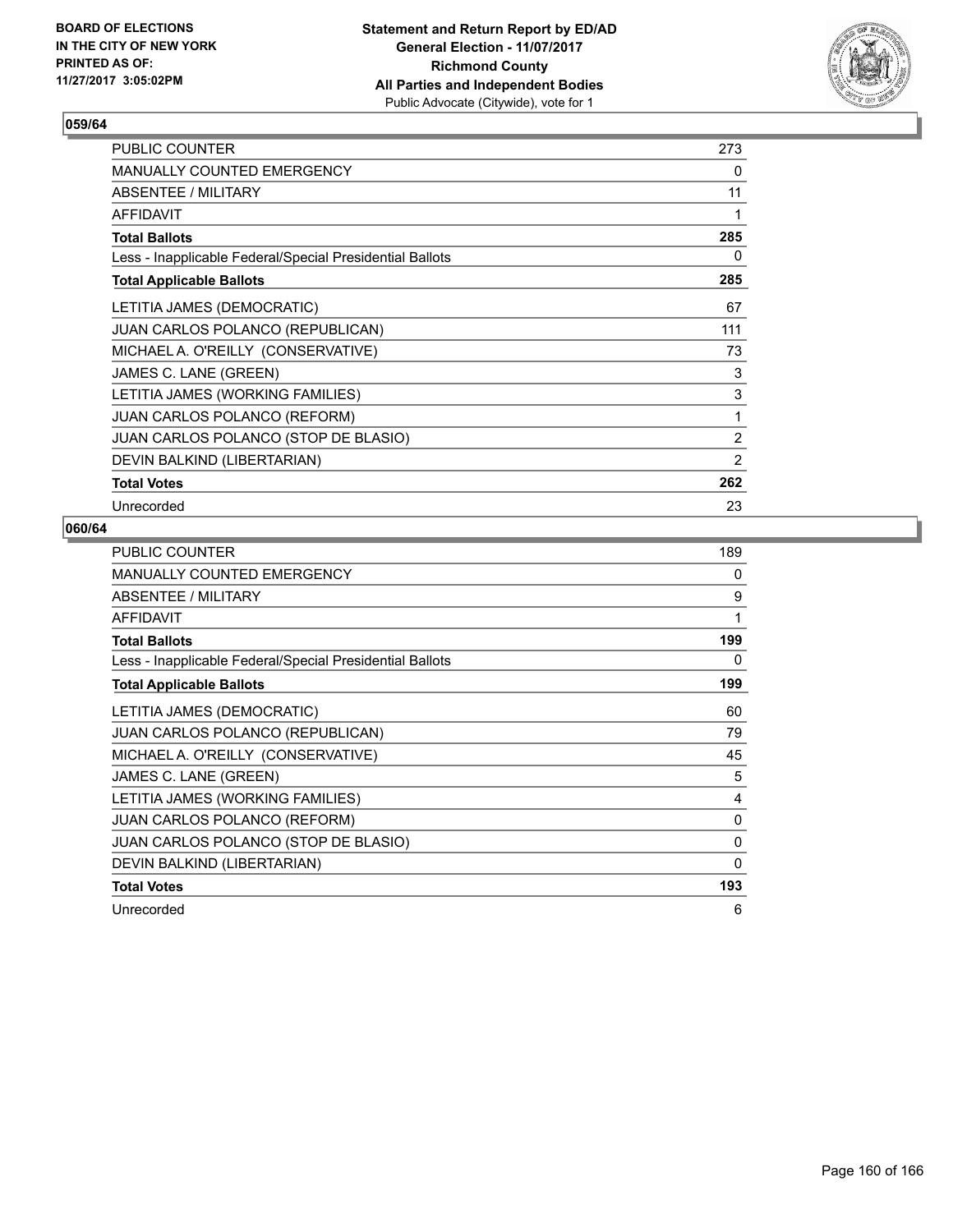BOARD OF ELECTIONS
IN THE CITY OF NEW YORK
PRINTED AS OF:
11/27/2017 3:05:02PM

**Statement and Return Report by ED/AD**
**General Election - 11/07/2017**
**Richmond County**
**All Parties and Independent Bodies**
Public Advocate (Citywide), vote for 1

## 059/64

| | |
|---|---|
| PUBLIC COUNTER | 273 |
| MANUALLY COUNTED EMERGENCY | 0 |
| ABSENTEE / MILITARY | 11 |
| AFFIDAVIT | 1 |
| **Total Ballots** | **285** |
| Less - Inapplicable Federal/Special Presidential Ballots | 0 |
| **Total Applicable Ballots** | **285** |
| LETITIA JAMES (DEMOCRATIC) | 67 |
| JUAN CARLOS POLANCO (REPUBLICAN) | 111 |
| MICHAEL A. O'REILLY (CONSERVATIVE) | 73 |
| JAMES C. LANE (GREEN) | 3 |
| LETITIA JAMES (WORKING FAMILIES) | 3 |
| JUAN CARLOS POLANCO (REFORM) | 1 |
| JUAN CARLOS POLANCO (STOP DE BLASIO) | 2 |
| DEVIN BALKIND (LIBERTARIAN) | 2 |
| **Total Votes** | **262** |
| Unrecorded | 23 |

## 060/64

| | |
|---|---|
| PUBLIC COUNTER | 189 |
| MANUALLY COUNTED EMERGENCY | 0 |
| ABSENTEE / MILITARY | 9 |
| AFFIDAVIT | 1 |
| **Total Ballots** | **199** |
| Less - Inapplicable Federal/Special Presidential Ballots | 0 |
| **Total Applicable Ballots** | **199** |
| LETITIA JAMES (DEMOCRATIC) | 60 |
| JUAN CARLOS POLANCO (REPUBLICAN) | 79 |
| MICHAEL A. O'REILLY (CONSERVATIVE) | 45 |
| JAMES C. LANE (GREEN) | 5 |
| LETITIA JAMES (WORKING FAMILIES) | 4 |
| JUAN CARLOS POLANCO (REFORM) | 0 |
| JUAN CARLOS POLANCO (STOP DE BLASIO) | 0 |
| DEVIN BALKIND (LIBERTARIAN) | 0 |
| **Total Votes** | **193** |
| Unrecorded | 6 |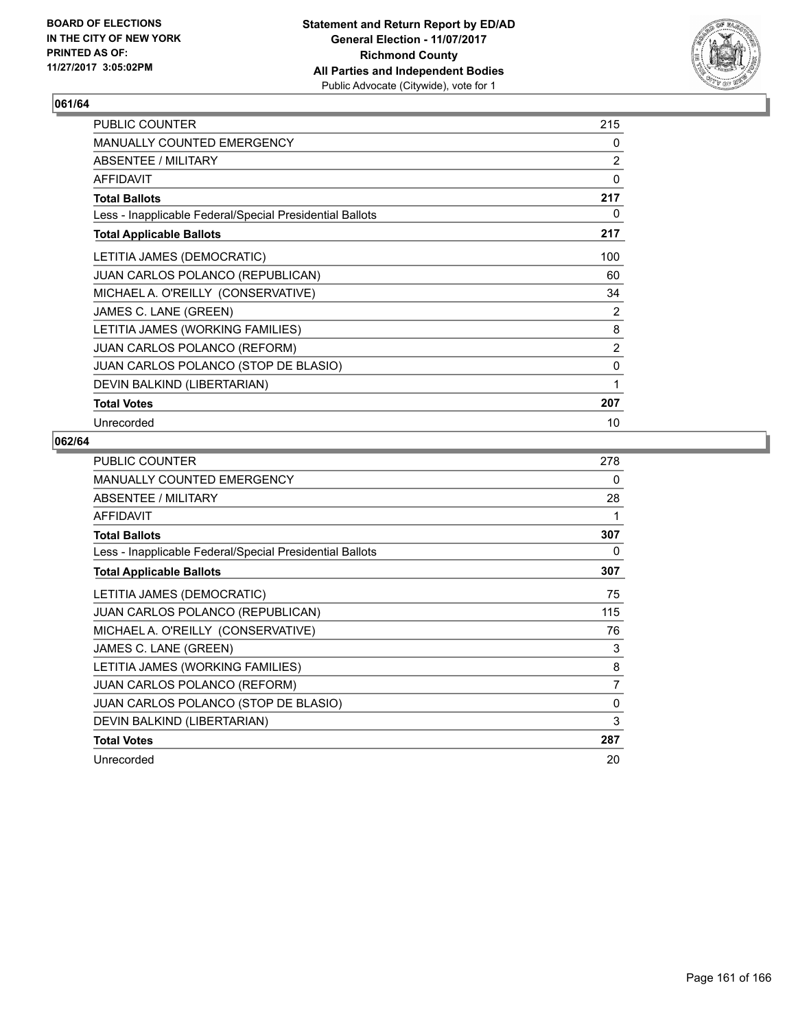BOARD OF ELECTIONS
IN THE CITY OF NEW YORK
PRINTED AS OF:
11/27/2017 3:05:02PM

**Statement and Return Report by ED/AD**
**General Election - 11/07/2017**
**Richmond County**
**All Parties and Independent Bodies**
Public Advocate (Citywide), vote for 1

## 061/64

| | |
|---|---|
| PUBLIC COUNTER | 215 |
| MANUALLY COUNTED EMERGENCY | 0 |
| ABSENTEE / MILITARY | 2 |
| AFFIDAVIT | 0 |
| **Total Ballots** | **217** |
| Less - Inapplicable Federal/Special Presidential Ballots | 0 |
| **Total Applicable Ballots** | **217** |
| LETITIA JAMES (DEMOCRATIC) | 100 |
| JUAN CARLOS POLANCO (REPUBLICAN) | 60 |
| MICHAEL A. O'REILLY (CONSERVATIVE) | 34 |
| JAMES C. LANE (GREEN) | 2 |
| LETITIA JAMES (WORKING FAMILIES) | 8 |
| JUAN CARLOS POLANCO (REFORM) | 2 |
| JUAN CARLOS POLANCO (STOP DE BLASIO) | 0 |
| DEVIN BALKIND (LIBERTARIAN) | 1 |
| **Total Votes** | **207** |
| Unrecorded | 10 |

## 062/64

| | |
|---|---|
| PUBLIC COUNTER | 278 |
| MANUALLY COUNTED EMERGENCY | 0 |
| ABSENTEE / MILITARY | 28 |
| AFFIDAVIT | 1 |
| **Total Ballots** | **307** |
| Less - Inapplicable Federal/Special Presidential Ballots | 0 |
| **Total Applicable Ballots** | **307** |
| LETITIA JAMES (DEMOCRATIC) | 75 |
| JUAN CARLOS POLANCO (REPUBLICAN) | 115 |
| MICHAEL A. O'REILLY (CONSERVATIVE) | 76 |
| JAMES C. LANE (GREEN) | 3 |
| LETITIA JAMES (WORKING FAMILIES) | 8 |
| JUAN CARLOS POLANCO (REFORM) | 7 |
| JUAN CARLOS POLANCO (STOP DE BLASIO) | 0 |
| DEVIN BALKIND (LIBERTARIAN) | 3 |
| **Total Votes** | **287** |
| Unrecorded | 20 |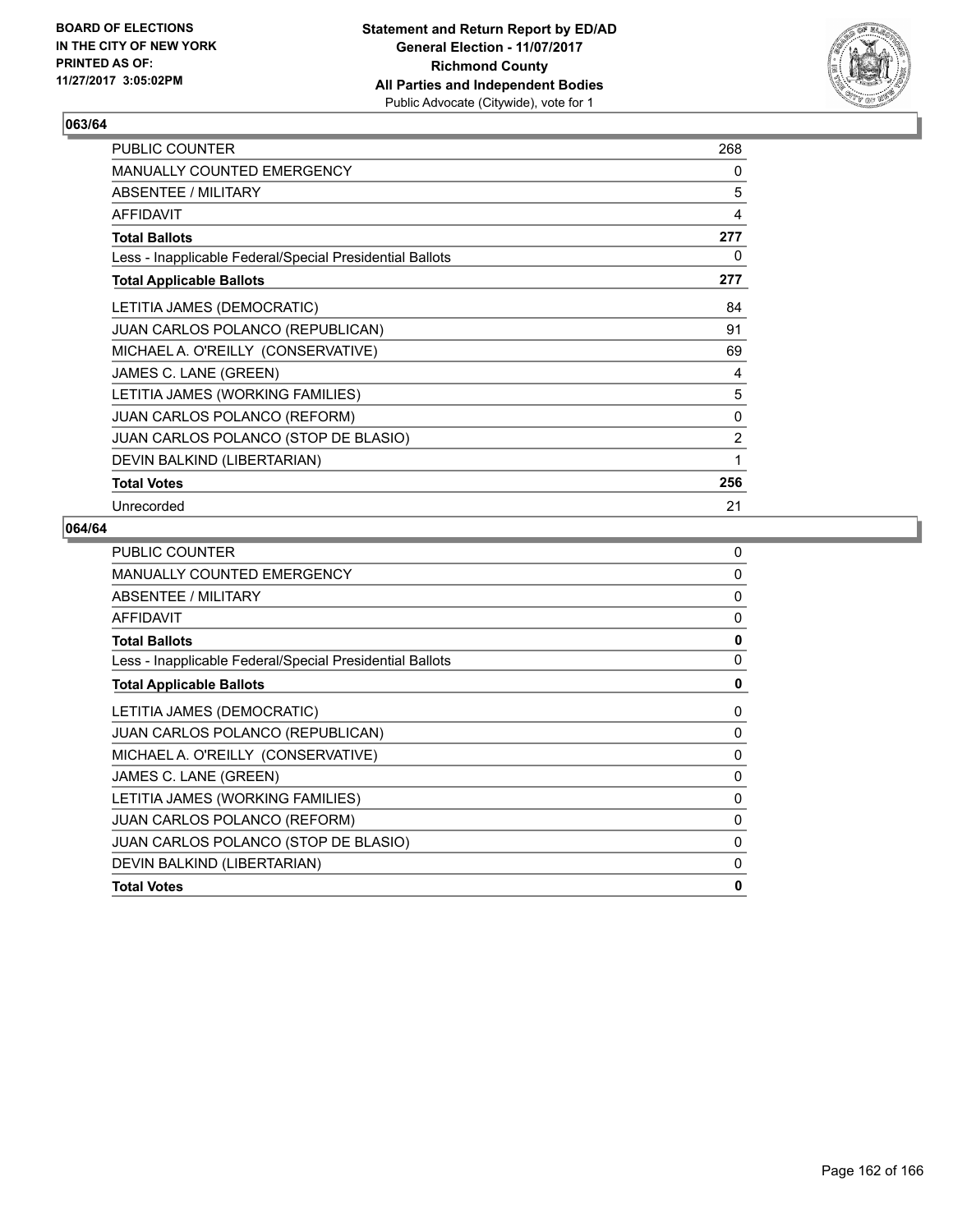BOARD OF ELECTIONS
IN THE CITY OF NEW YORK
PRINTED AS OF:
11/27/2017 3:05:02PM

**Statement and Return Report by ED/AD**
**General Election - 11/07/2017**
**Richmond County**
**All Parties and Independent Bodies**
Public Advocate (Citywide), vote for 1

## 063/64

| | |
|---|---|
| PUBLIC COUNTER | 268 |
| MANUALLY COUNTED EMERGENCY | 0 |
| ABSENTEE / MILITARY | 5 |
| AFFIDAVIT | 4 |
| **Total Ballots** | **277** |
| Less - Inapplicable Federal/Special Presidential Ballots | 0 |
| **Total Applicable Ballots** | **277** |
| LETITIA JAMES (DEMOCRATIC) | 84 |
| JUAN CARLOS POLANCO (REPUBLICAN) | 91 |
| MICHAEL A. O'REILLY (CONSERVATIVE) | 69 |
| JAMES C. LANE (GREEN) | 4 |
| LETITIA JAMES (WORKING FAMILIES) | 5 |
| JUAN CARLOS POLANCO (REFORM) | 0 |
| JUAN CARLOS POLANCO (STOP DE BLASIO) | 2 |
| DEVIN BALKIND (LIBERTARIAN) | 1 |
| **Total Votes** | **256** |
| Unrecorded | 21 |

## 064/64

| | |
|---|---|
| PUBLIC COUNTER | 0 |
| MANUALLY COUNTED EMERGENCY | 0 |
| ABSENTEE / MILITARY | 0 |
| AFFIDAVIT | 0 |
| **Total Ballots** | **0** |
| Less - Inapplicable Federal/Special Presidential Ballots | 0 |
| **Total Applicable Ballots** | **0** |
| LETITIA JAMES (DEMOCRATIC) | 0 |
| JUAN CARLOS POLANCO (REPUBLICAN) | 0 |
| MICHAEL A. O'REILLY (CONSERVATIVE) | 0 |
| JAMES C. LANE (GREEN) | 0 |
| LETITIA JAMES (WORKING FAMILIES) | 0 |
| JUAN CARLOS POLANCO (REFORM) | 0 |
| JUAN CARLOS POLANCO (STOP DE BLASIO) | 0 |
| DEVIN BALKIND (LIBERTARIAN) | 0 |
| **Total Votes** | **0** |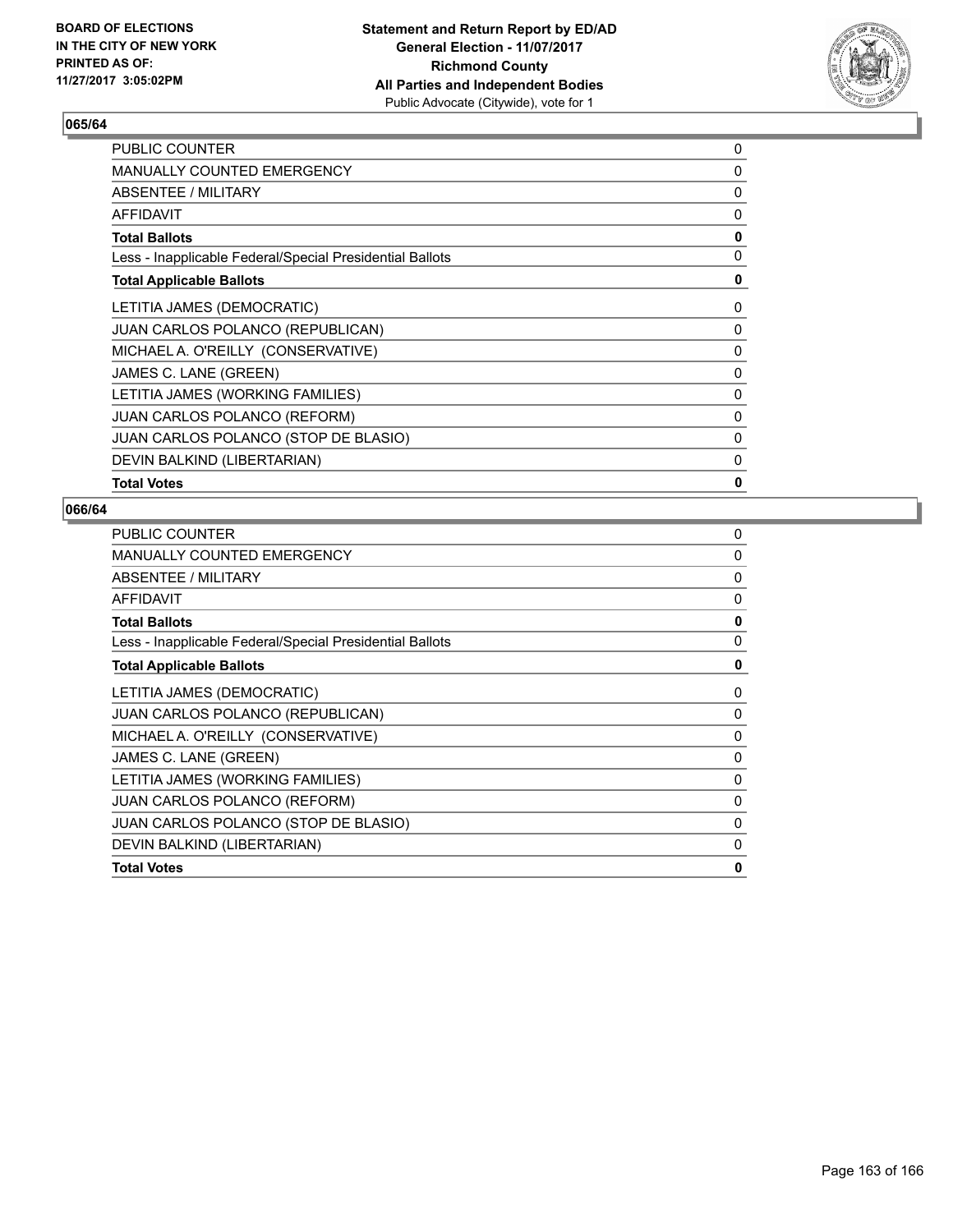**BOARD OF ELECTIONS IN THE CITY OF NEW YORK PRINTED AS OF: 11/27/2017 3:05:02PM**

**Statement and Return Report by ED/AD General Election - 11/07/2017 Richmond County All Parties and Independent Bodies**
Public Advocate (Citywide), vote for 1

## 065/64

| | |
|---|---|
| PUBLIC COUNTER | 0 |
| MANUALLY COUNTED EMERGENCY | 0 |
| ABSENTEE / MILITARY | 0 |
| AFFIDAVIT | 0 |
| **Total Ballots** | **0** |
| Less - Inapplicable Federal/Special Presidential Ballots | 0 |
| **Total Applicable Ballots** | **0** |
| LETITIA JAMES (DEMOCRATIC) | 0 |
| JUAN CARLOS POLANCO (REPUBLICAN) | 0 |
| MICHAEL A. O'REILLY (CONSERVATIVE) | 0 |
| JAMES C. LANE (GREEN) | 0 |
| LETITIA JAMES (WORKING FAMILIES) | 0 |
| JUAN CARLOS POLANCO (REFORM) | 0 |
| JUAN CARLOS POLANCO (STOP DE BLASIO) | 0 |
| DEVIN BALKIND (LIBERTARIAN) | 0 |
| **Total Votes** | **0** |

## 066/64

| | |
|---|---|
| PUBLIC COUNTER | 0 |
| MANUALLY COUNTED EMERGENCY | 0 |
| ABSENTEE / MILITARY | 0 |
| AFFIDAVIT | 0 |
| **Total Ballots** | **0** |
| Less - Inapplicable Federal/Special Presidential Ballots | 0 |
| **Total Applicable Ballots** | **0** |
| LETITIA JAMES (DEMOCRATIC) | 0 |
| JUAN CARLOS POLANCO (REPUBLICAN) | 0 |
| MICHAEL A. O'REILLY (CONSERVATIVE) | 0 |
| JAMES C. LANE (GREEN) | 0 |
| LETITIA JAMES (WORKING FAMILIES) | 0 |
| JUAN CARLOS POLANCO (REFORM) | 0 |
| JUAN CARLOS POLANCO (STOP DE BLASIO) | 0 |
| DEVIN BALKIND (LIBERTARIAN) | 0 |
| **Total Votes** | **0** |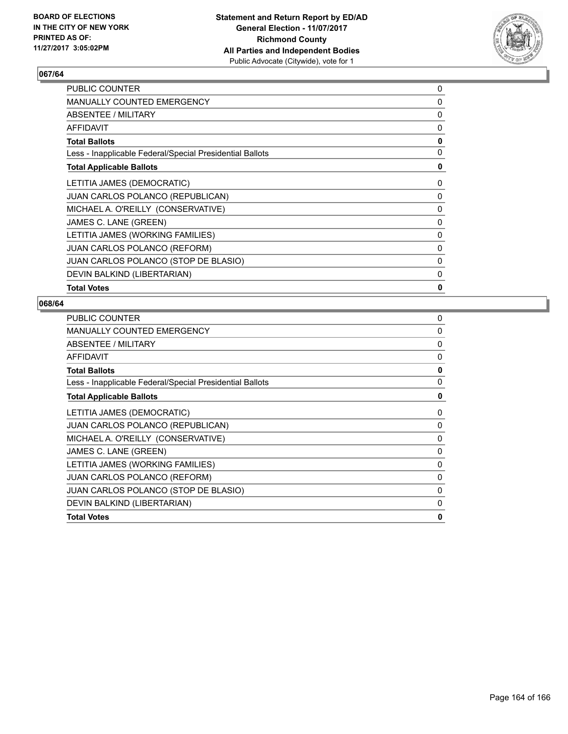## 067/64

| | |
|---|---|
| PUBLIC COUNTER | 0 |
| MANUALLY COUNTED EMERGENCY | 0 |
| ABSENTEE / MILITARY | 0 |
| AFFIDAVIT | 0 |
| **Total Ballots** | **0** |
| Less - Inapplicable Federal/Special Presidential Ballots | 0 |
| **Total Applicable Ballots** | **0** |
| LETITIA JAMES (DEMOCRATIC) | 0 |
| JUAN CARLOS POLANCO (REPUBLICAN) | 0 |
| MICHAEL A. O'REILLY (CONSERVATIVE) | 0 |
| JAMES C. LANE (GREEN) | 0 |
| LETITIA JAMES (WORKING FAMILIES) | 0 |
| JUAN CARLOS POLANCO (REFORM) | 0 |
| JUAN CARLOS POLANCO (STOP DE BLASIO) | 0 |
| DEVIN BALKIND (LIBERTARIAN) | 0 |
| **Total Votes** | **0** |

## 068/64

| | |
|---|---|
| PUBLIC COUNTER | 0 |
| MANUALLY COUNTED EMERGENCY | 0 |
| ABSENTEE / MILITARY | 0 |
| AFFIDAVIT | 0 |
| **Total Ballots** | **0** |
| Less - Inapplicable Federal/Special Presidential Ballots | 0 |
| **Total Applicable Ballots** | **0** |
| LETITIA JAMES (DEMOCRATIC) | 0 |
| JUAN CARLOS POLANCO (REPUBLICAN) | 0 |
| MICHAEL A. O'REILLY (CONSERVATIVE) | 0 |
| JAMES C. LANE (GREEN) | 0 |
| LETITIA JAMES (WORKING FAMILIES) | 0 |
| JUAN CARLOS POLANCO (REFORM) | 0 |
| JUAN CARLOS POLANCO (STOP DE BLASIO) | 0 |
| DEVIN BALKIND (LIBERTARIAN) | 0 |
| **Total Votes** | **0** |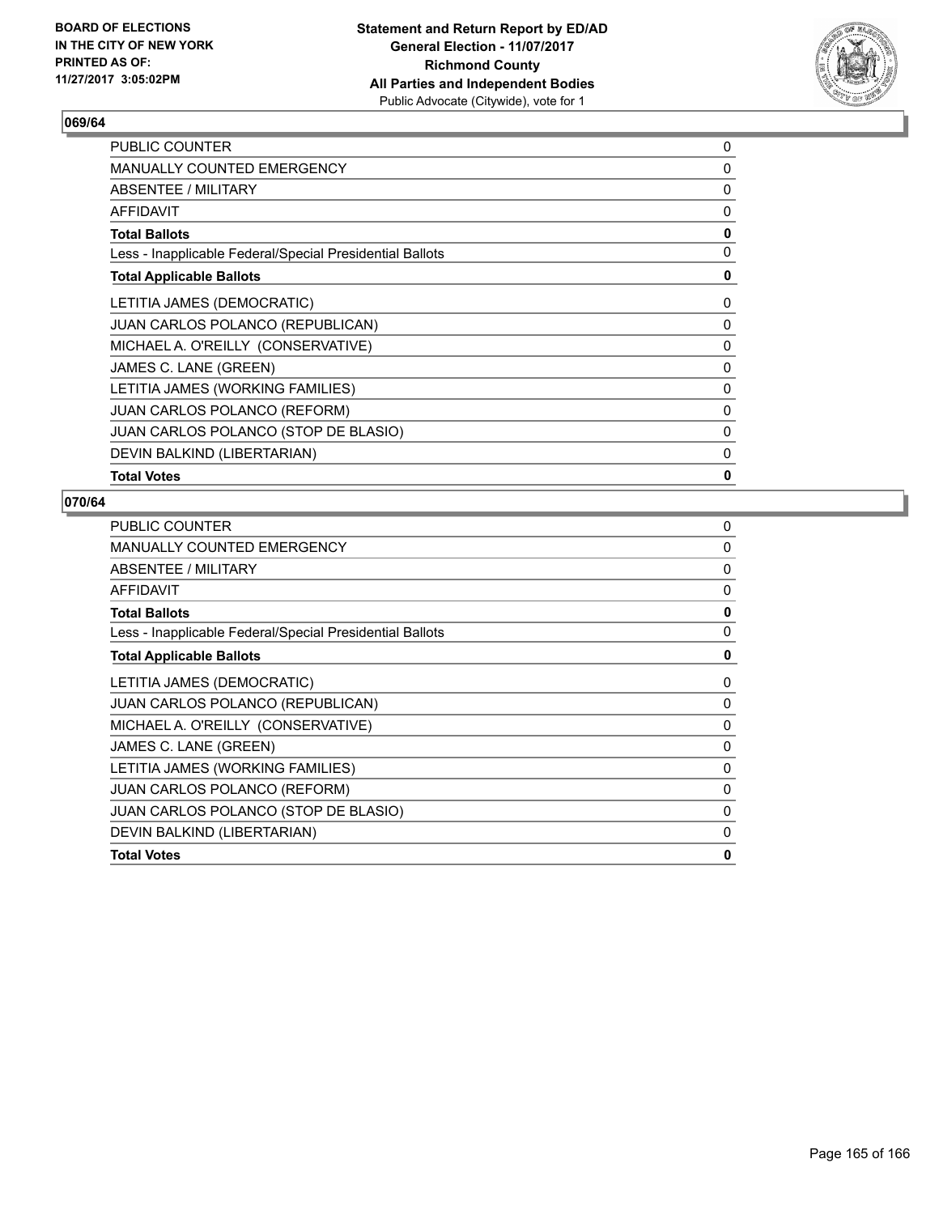**BOARD OF ELECTIONS IN THE CITY OF NEW YORK PRINTED AS OF: 11/27/2017 3:05:02PM**

**Statement and Return Report by ED/AD General Election - 11/07/2017 Richmond County All Parties and Independent Bodies**
Public Advocate (Citywide), vote for 1

## 069/64

| | |
|---|---|
| PUBLIC COUNTER | 0 |
| MANUALLY COUNTED EMERGENCY | 0 |
| ABSENTEE / MILITARY | 0 |
| AFFIDAVIT | 0 |
| **Total Ballots** | **0** |
| Less - Inapplicable Federal/Special Presidential Ballots | 0 |
| **Total Applicable Ballots** | **0** |
| LETITIA JAMES (DEMOCRATIC) | 0 |
| JUAN CARLOS POLANCO (REPUBLICAN) | 0 |
| MICHAEL A. O'REILLY (CONSERVATIVE) | 0 |
| JAMES C. LANE (GREEN) | 0 |
| LETITIA JAMES (WORKING FAMILIES) | 0 |
| JUAN CARLOS POLANCO (REFORM) | 0 |
| JUAN CARLOS POLANCO (STOP DE BLASIO) | 0 |
| DEVIN BALKIND (LIBERTARIAN) | 0 |
| **Total Votes** | **0** |

## 070/64

| | |
|---|---|
| PUBLIC COUNTER | 0 |
| MANUALLY COUNTED EMERGENCY | 0 |
| ABSENTEE / MILITARY | 0 |
| AFFIDAVIT | 0 |
| **Total Ballots** | **0** |
| Less - Inapplicable Federal/Special Presidential Ballots | 0 |
| **Total Applicable Ballots** | **0** |
| LETITIA JAMES (DEMOCRATIC) | 0 |
| JUAN CARLOS POLANCO (REPUBLICAN) | 0 |
| MICHAEL A. O'REILLY (CONSERVATIVE) | 0 |
| JAMES C. LANE (GREEN) | 0 |
| LETITIA JAMES (WORKING FAMILIES) | 0 |
| JUAN CARLOS POLANCO (REFORM) | 0 |
| JUAN CARLOS POLANCO (STOP DE BLASIO) | 0 |
| DEVIN BALKIND (LIBERTARIAN) | 0 |
| **Total Votes** | **0** |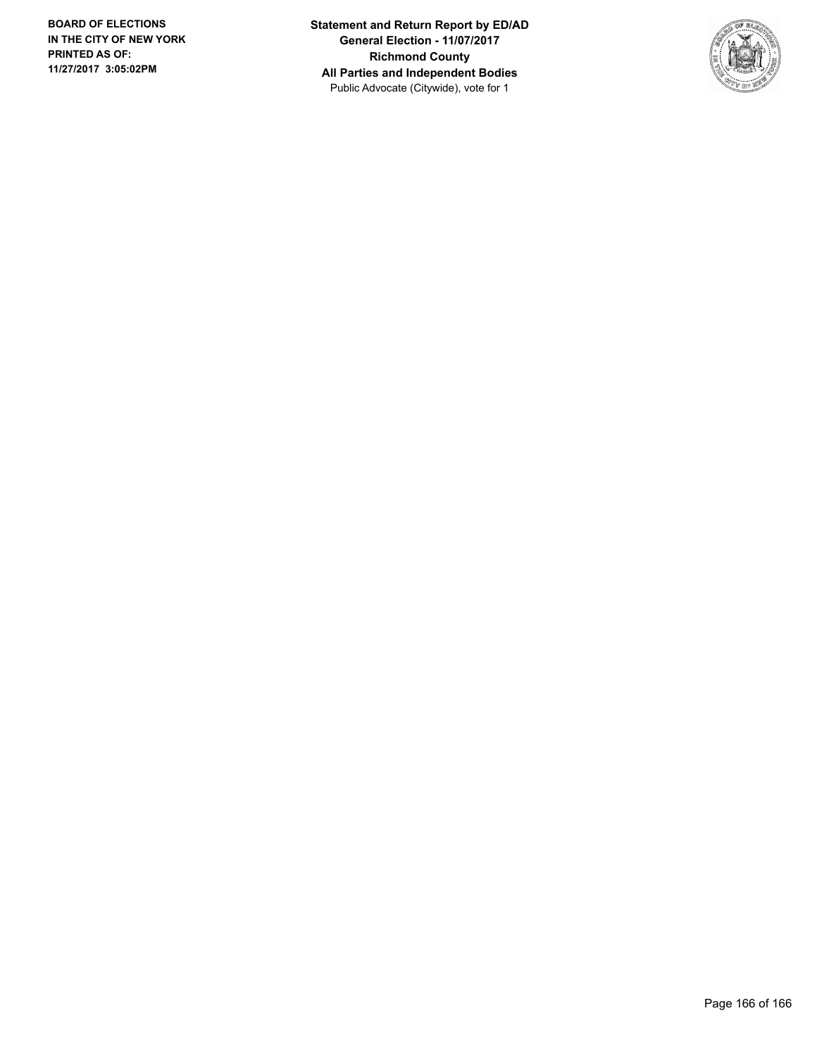**BOARD OF ELECTIONS IN THE CITY OF NEW YORK PRINTED AS OF: 11/27/2017 3:05:02PM**

**Statement and Return Report by ED/AD**
**General Election - 11/07/2017**
**Richmond County**
**All Parties and Independent Bodies**
Public Advocate (Citywide), vote for 1